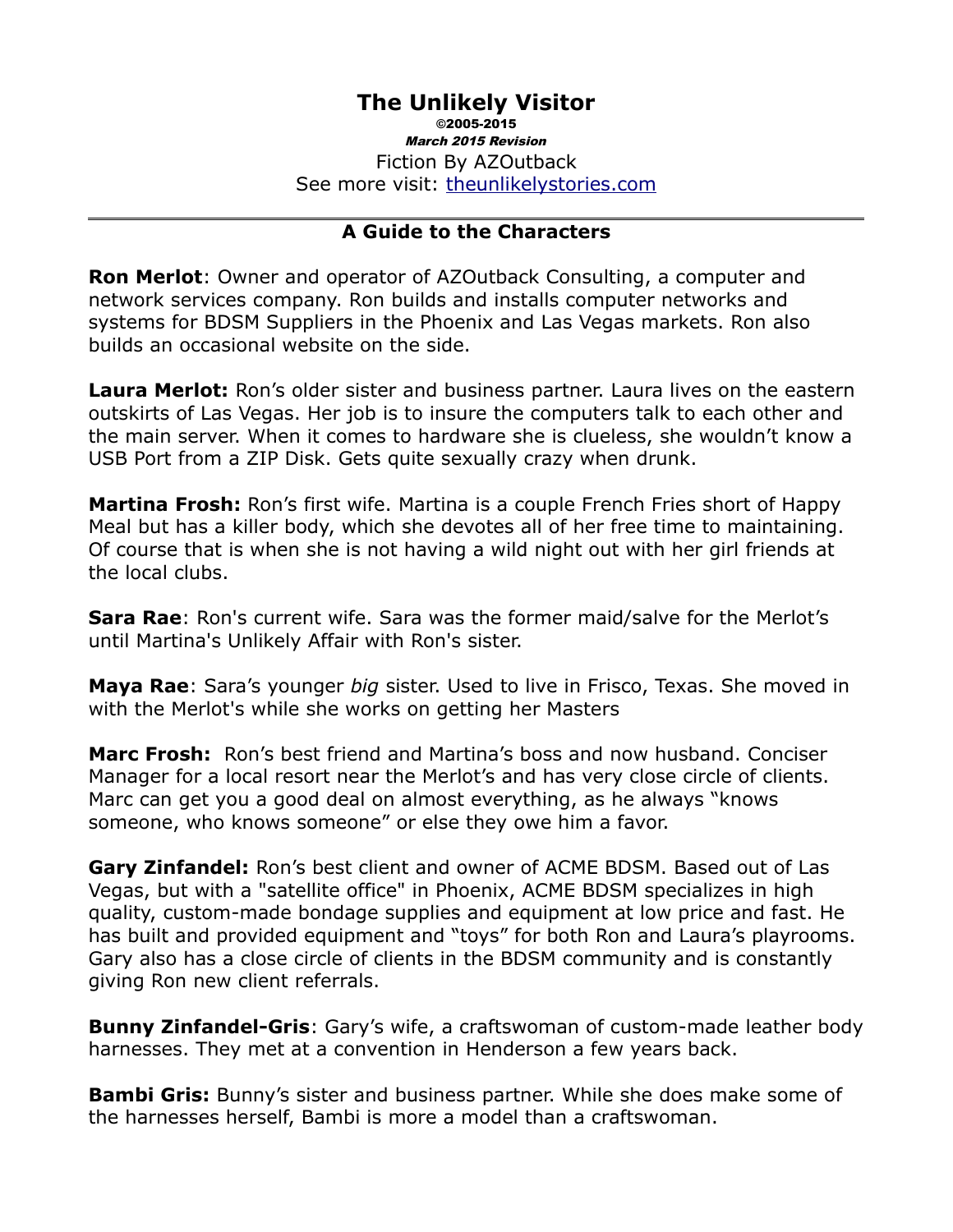# The Unlikely Visitor

**©2005-2015**

***March 2015 Revision***

Fiction By AZOutback

See more visit: [theunlikelystories.com](theunlikelystories.com)

---

## A Guide to the Characters

**Ron Merlot**: Owner and operator of AZOutback Consulting, a computer and network services company. Ron builds and installs computer networks and systems for BDSM Suppliers in the Phoenix and Las Vegas markets. Ron also builds an occasional website on the side.

**Laura Merlot:** Ron's older sister and business partner. Laura lives on the eastern outskirts of Las Vegas. Her job is to insure the computers talk to each other and the main server. When it comes to hardware she is clueless, she wouldn't know a USB Port from a ZIP Disk. Gets quite sexually crazy when drunk.

**Martina Frosh:** Ron's first wife. Martina is a couple French Fries short of Happy Meal but has a killer body, which she devotes all of her free time to maintaining. Of course that is when she is not having a wild night out with her girl friends at the local clubs.

**Sara Rae**: Ron's current wife. Sara was the former maid/salve for the Merlot's until Martina's Unlikely Affair with Ron's sister.

**Maya Rae**: Sara's younger *big* sister. Used to live in Frisco, Texas. She moved in with the Merlot's while she works on getting her Masters

**Marc Frosh:** Ron's best friend and Martina's boss and now husband. Conciser Manager for a local resort near the Merlot's and has very close circle of clients. Marc can get you a good deal on almost everything, as he always "knows someone, who knows someone" or else they owe him a favor.

**Gary Zinfandel:** Ron's best client and owner of ACME BDSM. Based out of Las Vegas, but with a "satellite office" in Phoenix, ACME BDSM specializes in high quality, custom-made bondage supplies and equipment at low price and fast. He has built and provided equipment and "toys" for both Ron and Laura's playrooms. Gary also has a close circle of clients in the BDSM community and is constantly giving Ron new client referrals.

**Bunny Zinfandel-Gris**: Gary's wife, a craftswoman of custom-made leather body harnesses. They met at a convention in Henderson a few years back.

**Bambi Gris:** Bunny's sister and business partner. While she does make some of the harnesses herself, Bambi is more a model than a craftswoman.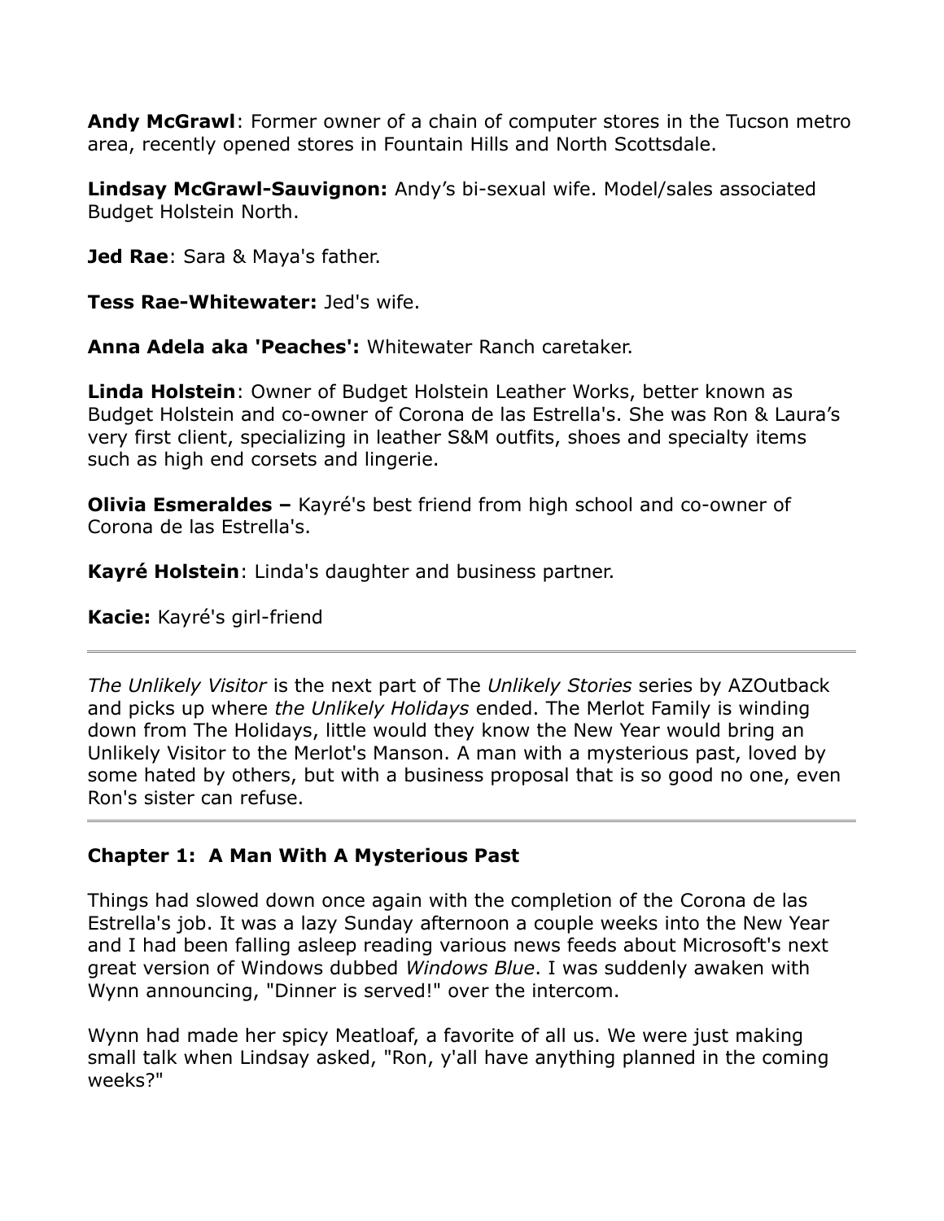**Andy McGrawl**: Former owner of a chain of computer stores in the Tucson metro area, recently opened stores in Fountain Hills and North Scottsdale.

**Lindsay McGrawl-Sauvignon:** Andy's bi-sexual wife. Model/sales associated Budget Holstein North.

**Jed Rae**: Sara & Maya's father.

**Tess Rae-Whitewater:** Jed's wife.

**Anna Adela aka 'Peaches':** Whitewater Ranch caretaker.

**Linda Holstein**: Owner of Budget Holstein Leather Works, better known as Budget Holstein and co-owner of Corona de las Estrella's. She was Ron & Laura's very first client, specializing in leather S&M outfits, shoes and specialty items such as high end corsets and lingerie.

**Olivia Esmeraldes –** Kayré's best friend from high school and co-owner of Corona de las Estrella's.

**Kayré Holstein**: Linda's daughter and business partner.

**Kacie:** Kayré's girl-friend

---

*The Unlikely Visitor* is the next part of The *Unlikely Stories* series by AZOutback and picks up where *the Unlikely Holidays* ended. The Merlot Family is winding down from The Holidays, little would they know the New Year would bring an Unlikely Visitor to the Merlot's Manson. A man with a mysterious past, loved by some hated by others, but with a business proposal that is so good no one, even Ron's sister can refuse.

---

### Chapter 1: A Man With A Mysterious Past

Things had slowed down once again with the completion of the Corona de las Estrella's job. It was a lazy Sunday afternoon a couple weeks into the New Year and I had been falling asleep reading various news feeds about Microsoft's next great version of Windows dubbed *Windows Blue*. I was suddenly awaken with Wynn announcing, "Dinner is served!" over the intercom.

Wynn had made her spicy Meatloaf, a favorite of all us. We were just making small talk when Lindsay asked, "Ron, y'all have anything planned in the coming weeks?"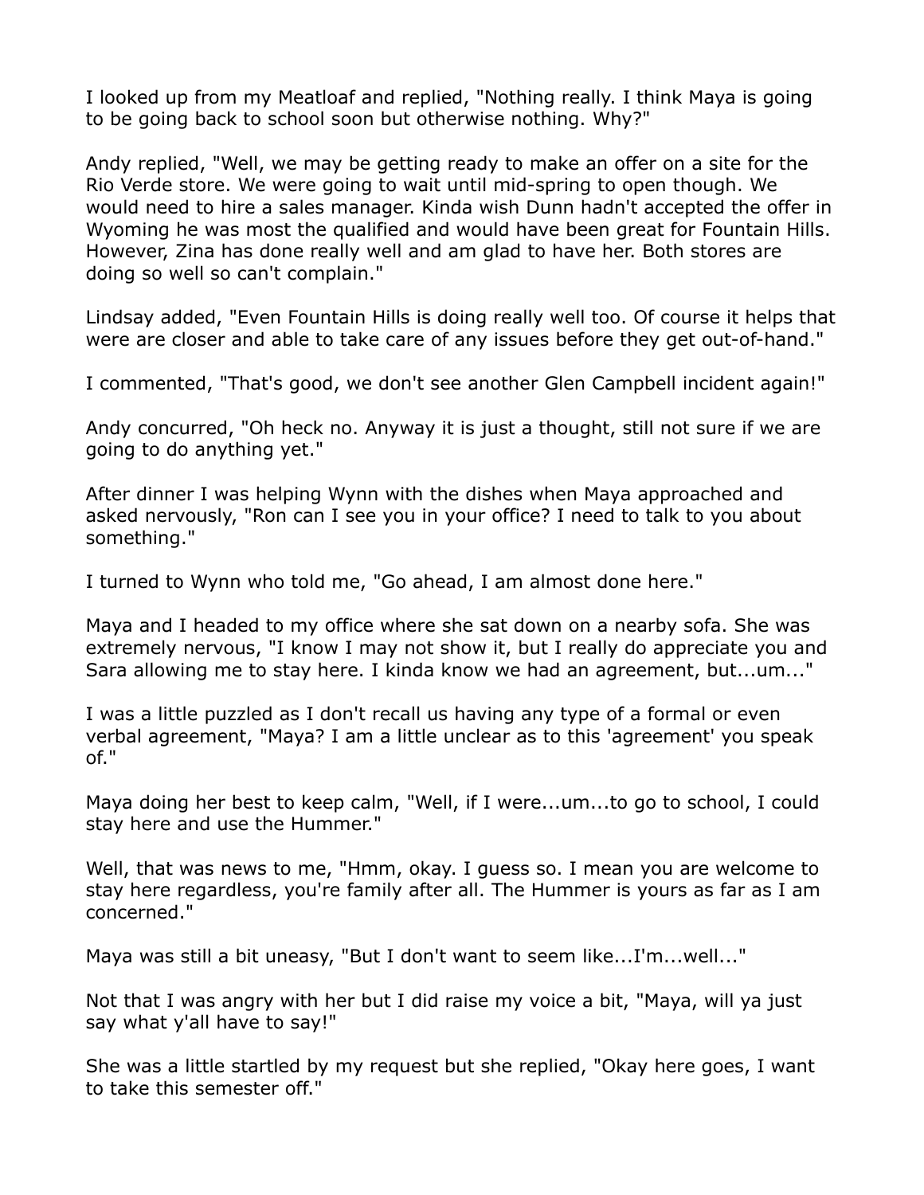I looked up from my Meatloaf and replied, "Nothing really. I think Maya is going to be going back to school soon but otherwise nothing. Why?"

Andy replied, "Well, we may be getting ready to make an offer on a site for the Rio Verde store. We were going to wait until mid-spring to open though. We would need to hire a sales manager. Kinda wish Dunn hadn't accepted the offer in Wyoming he was most the qualified and would have been great for Fountain Hills. However, Zina has done really well and am glad to have her. Both stores are doing so well so can't complain."

Lindsay added, "Even Fountain Hills is doing really well too. Of course it helps that were are closer and able to take care of any issues before they get out-of-hand."

I commented, "That's good, we don't see another Glen Campbell incident again!"

Andy concurred, "Oh heck no. Anyway it is just a thought, still not sure if we are going to do anything yet."

After dinner I was helping Wynn with the dishes when Maya approached and asked nervously, "Ron can I see you in your office? I need to talk to you about something."

I turned to Wynn who told me, "Go ahead, I am almost done here."

Maya and I headed to my office where she sat down on a nearby sofa. She was extremely nervous, "I know I may not show it, but I really do appreciate you and Sara allowing me to stay here. I kinda know we had an agreement, but...um..."

I was a little puzzled as I don't recall us having any type of a formal or even verbal agreement, "Maya? I am a little unclear as to this 'agreement' you speak of."

Maya doing her best to keep calm, "Well, if I were...um...to go to school, I could stay here and use the Hummer."

Well, that was news to me, "Hmm, okay. I guess so. I mean you are welcome to stay here regardless, you're family after all. The Hummer is yours as far as I am concerned."

Maya was still a bit uneasy, "But I don't want to seem like...I'm...well..."

Not that I was angry with her but I did raise my voice a bit, "Maya, will ya just say what y'all have to say!"

She was a little startled by my request but she replied, "Okay here goes, I want to take this semester off."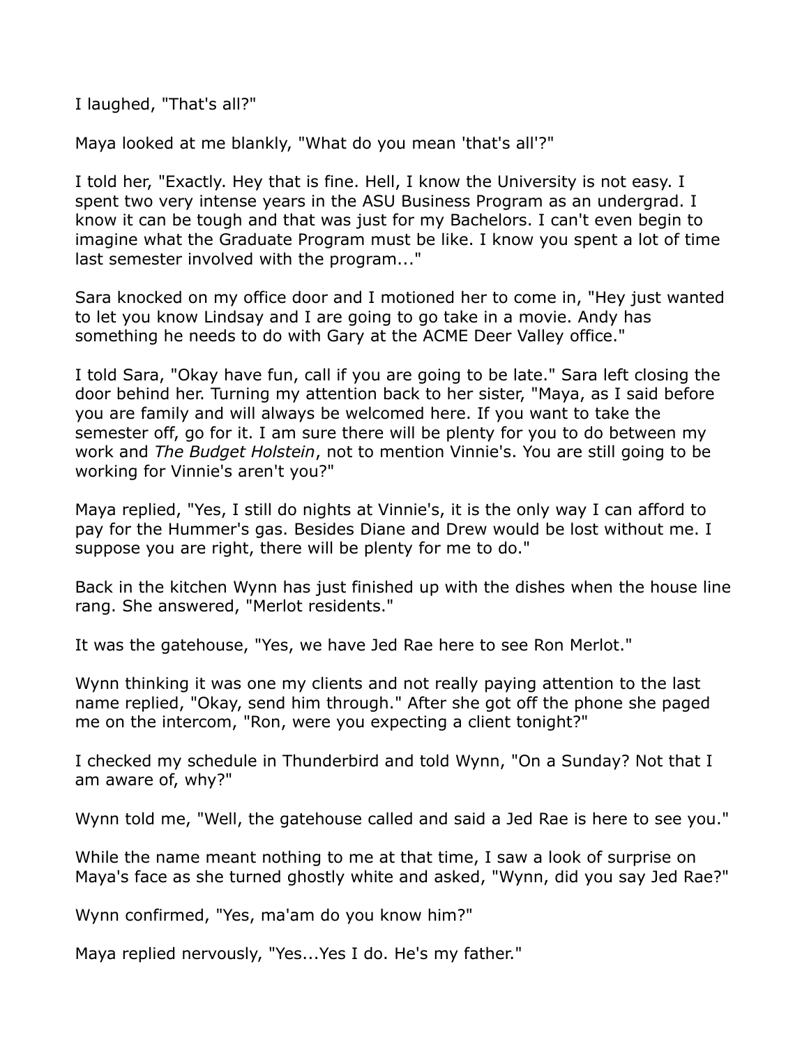I laughed, "That's all?"

Maya looked at me blankly, "What do you mean 'that's all'?"

I told her, "Exactly. Hey that is fine. Hell, I know the University is not easy. I spent two very intense years in the ASU Business Program as an undergrad. I know it can be tough and that was just for my Bachelors. I can't even begin to imagine what the Graduate Program must be like. I know you spent a lot of time last semester involved with the program..."

Sara knocked on my office door and I motioned her to come in, "Hey just wanted to let you know Lindsay and I are going to go take in a movie. Andy has something he needs to do with Gary at the ACME Deer Valley office."

I told Sara, "Okay have fun, call if you are going to be late." Sara left closing the door behind her. Turning my attention back to her sister, "Maya, as I said before you are family and will always be welcomed here. If you want to take the semester off, go for it. I am sure there will be plenty for you to do between my work and *The Budget Holstein*, not to mention Vinnie's. You are still going to be working for Vinnie's aren't you?"

Maya replied, "Yes, I still do nights at Vinnie's, it is the only way I can afford to pay for the Hummer's gas. Besides Diane and Drew would be lost without me. I suppose you are right, there will be plenty for me to do."

Back in the kitchen Wynn has just finished up with the dishes when the house line rang. She answered, "Merlot residents."

It was the gatehouse, "Yes, we have Jed Rae here to see Ron Merlot."

Wynn thinking it was one my clients and not really paying attention to the last name replied, "Okay, send him through." After she got off the phone she paged me on the intercom, "Ron, were you expecting a client tonight?"

I checked my schedule in Thunderbird and told Wynn, "On a Sunday? Not that I am aware of, why?"

Wynn told me, "Well, the gatehouse called and said a Jed Rae is here to see you."

While the name meant nothing to me at that time, I saw a look of surprise on Maya's face as she turned ghostly white and asked, "Wynn, did you say Jed Rae?"

Wynn confirmed, "Yes, ma'am do you know him?"

Maya replied nervously, "Yes...Yes I do. He's my father."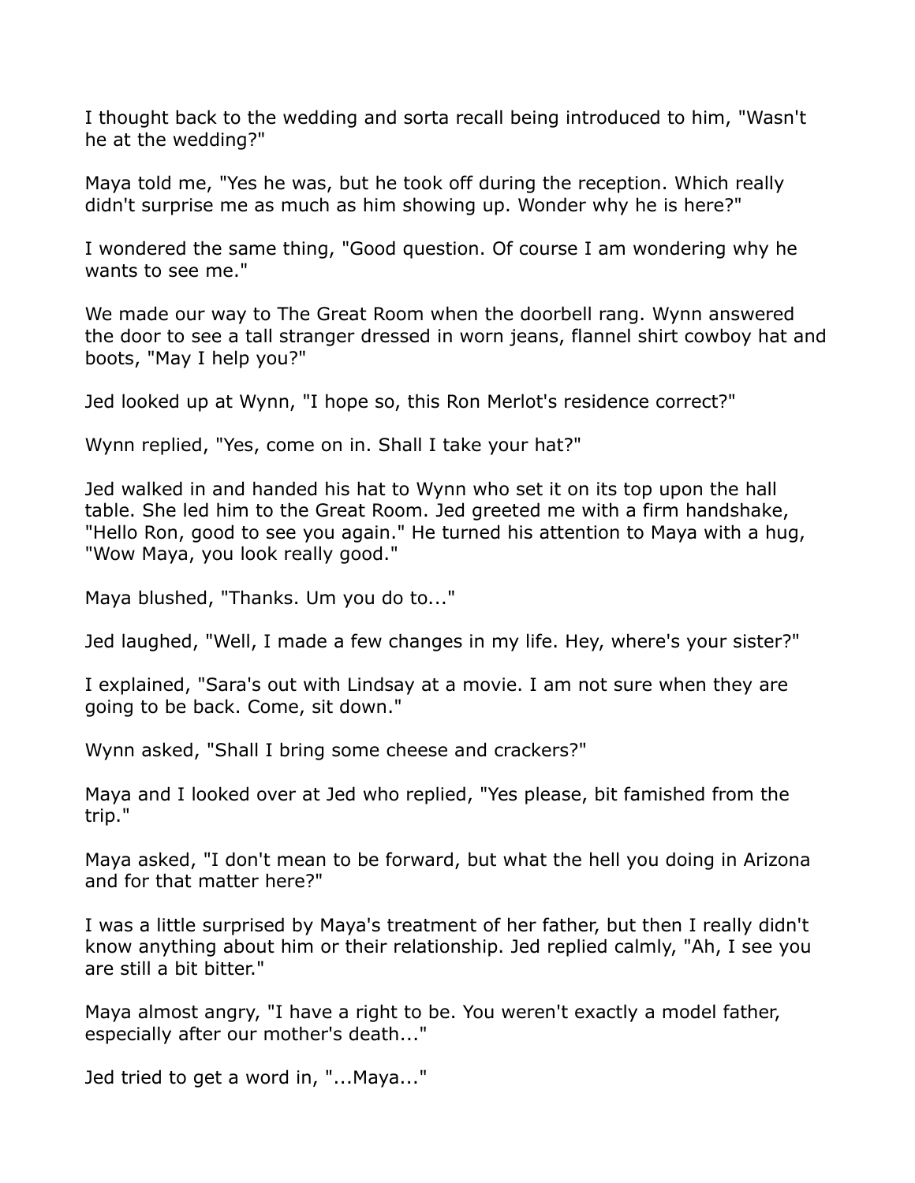I thought back to the wedding and sorta recall being introduced to him, "Wasn't he at the wedding?"

Maya told me, "Yes he was, but he took off during the reception. Which really didn't surprise me as much as him showing up. Wonder why he is here?"

I wondered the same thing, "Good question. Of course I am wondering why he wants to see me."

We made our way to The Great Room when the doorbell rang. Wynn answered the door to see a tall stranger dressed in worn jeans, flannel shirt cowboy hat and boots, "May I help you?"

Jed looked up at Wynn, "I hope so, this Ron Merlot's residence correct?"

Wynn replied, "Yes, come on in. Shall I take your hat?"

Jed walked in and handed his hat to Wynn who set it on its top upon the hall table. She led him to the Great Room. Jed greeted me with a firm handshake, "Hello Ron, good to see you again." He turned his attention to Maya with a hug, "Wow Maya, you look really good."

Maya blushed, "Thanks. Um you do to..."

Jed laughed, "Well, I made a few changes in my life. Hey, where's your sister?"

I explained, "Sara's out with Lindsay at a movie. I am not sure when they are going to be back. Come, sit down."

Wynn asked, "Shall I bring some cheese and crackers?"

Maya and I looked over at Jed who replied, "Yes please, bit famished from the trip."

Maya asked, "I don't mean to be forward, but what the hell you doing in Arizona and for that matter here?"

I was a little surprised by Maya's treatment of her father, but then I really didn't know anything about him or their relationship. Jed replied calmly, "Ah, I see you are still a bit bitter."

Maya almost angry, "I have a right to be. You weren't exactly a model father, especially after our mother's death..."

Jed tried to get a word in, "...Maya..."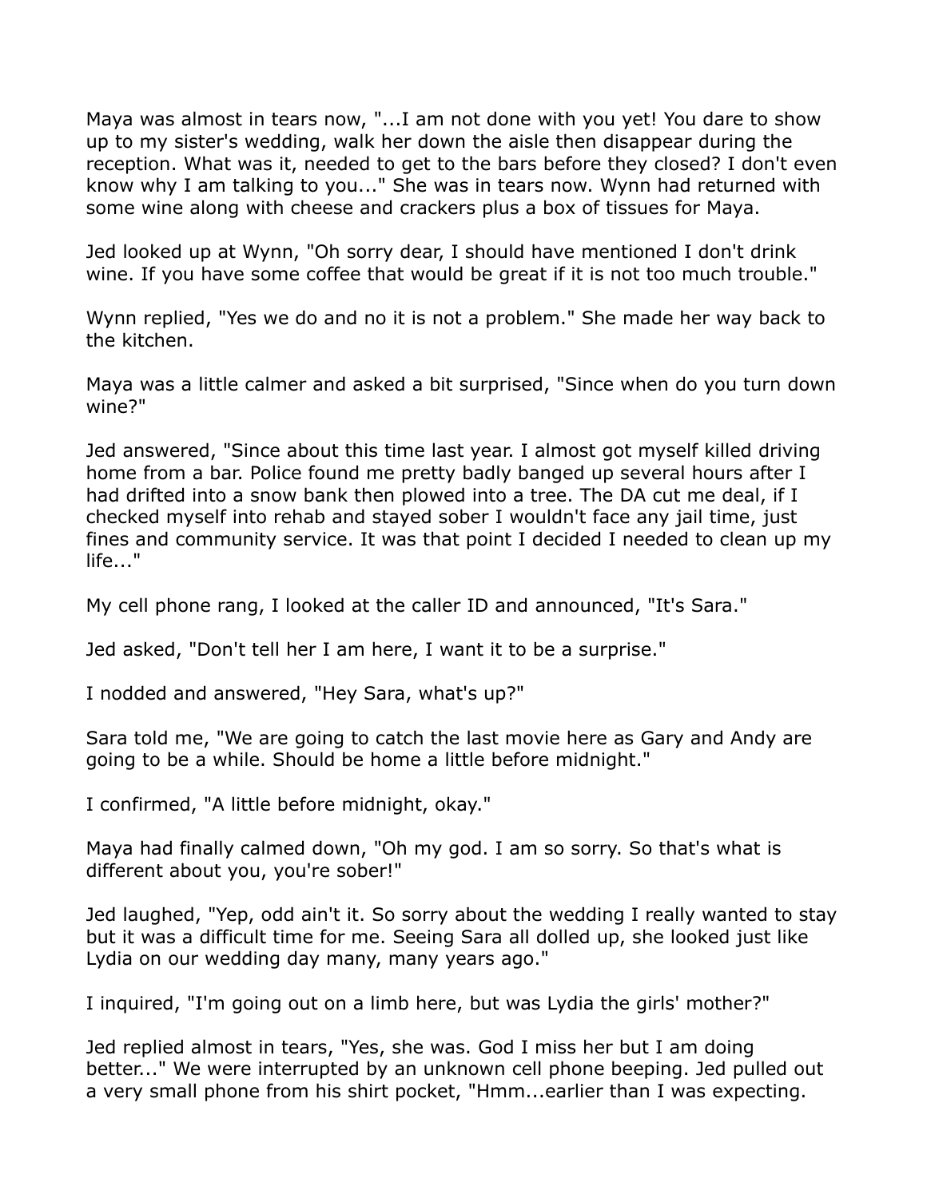Maya was almost in tears now, "...I am not done with you yet! You dare to show up to my sister's wedding, walk her down the aisle then disappear during the reception. What was it, needed to get to the bars before they closed? I don't even know why I am talking to you..." She was in tears now. Wynn had returned with some wine along with cheese and crackers plus a box of tissues for Maya.

Jed looked up at Wynn, "Oh sorry dear, I should have mentioned I don't drink wine. If you have some coffee that would be great if it is not too much trouble."

Wynn replied, "Yes we do and no it is not a problem." She made her way back to the kitchen.

Maya was a little calmer and asked a bit surprised, "Since when do you turn down wine?"

Jed answered, "Since about this time last year. I almost got myself killed driving home from a bar. Police found me pretty badly banged up several hours after I had drifted into a snow bank then plowed into a tree. The DA cut me deal, if I checked myself into rehab and stayed sober I wouldn't face any jail time, just fines and community service. It was that point I decided I needed to clean up my life..."

My cell phone rang, I looked at the caller ID and announced, "It's Sara."

Jed asked, "Don't tell her I am here, I want it to be a surprise."

I nodded and answered, "Hey Sara, what's up?"

Sara told me, "We are going to catch the last movie here as Gary and Andy are going to be a while. Should be home a little before midnight."

I confirmed, "A little before midnight, okay."

Maya had finally calmed down, "Oh my god. I am so sorry. So that's what is different about you, you're sober!"

Jed laughed, "Yep, odd ain't it. So sorry about the wedding I really wanted to stay but it was a difficult time for me. Seeing Sara all dolled up, she looked just like Lydia on our wedding day many, many years ago."

I inquired, "I'm going out on a limb here, but was Lydia the girls' mother?"

Jed replied almost in tears, "Yes, she was. God I miss her but I am doing better..." We were interrupted by an unknown cell phone beeping. Jed pulled out a very small phone from his shirt pocket, "Hmm...earlier than I was expecting.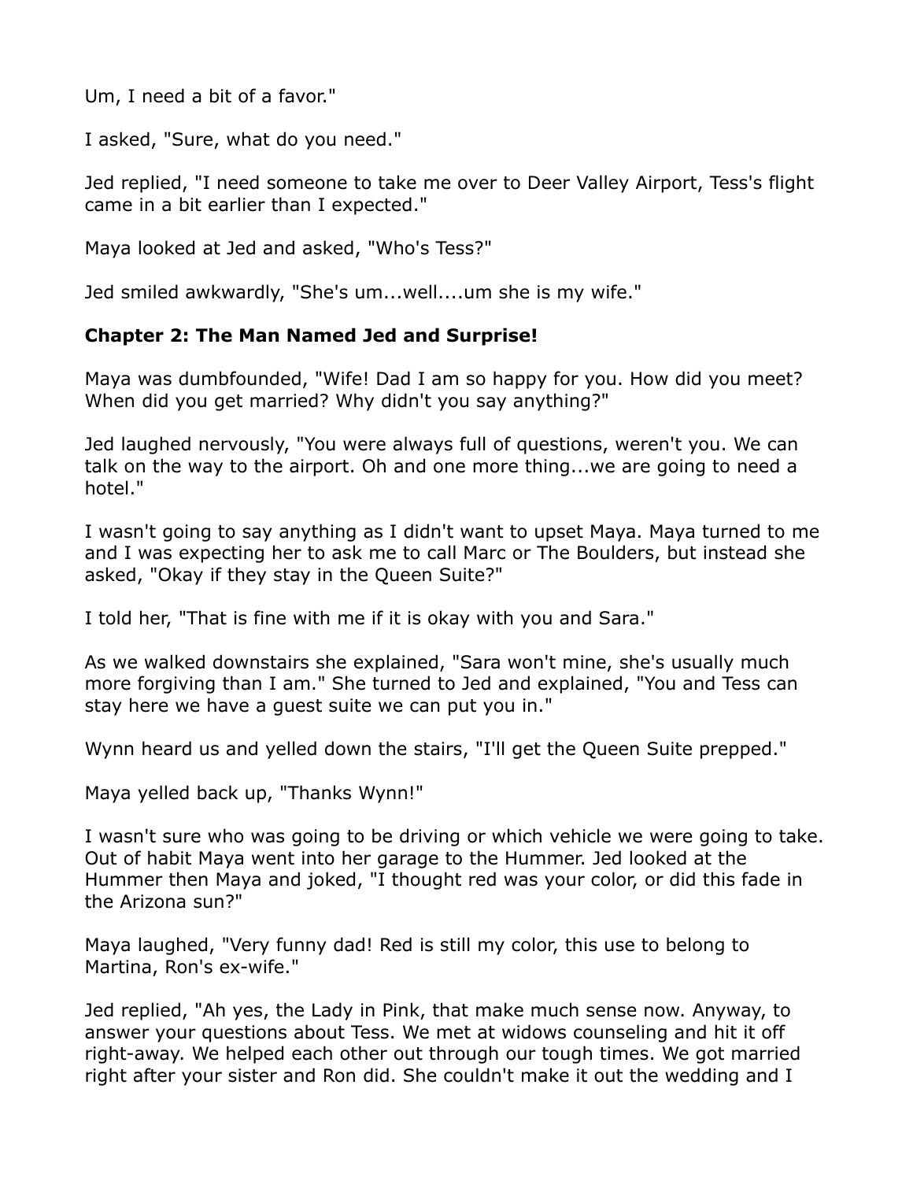Um, I need a bit of a favor."

I asked, "Sure, what do you need."

Jed replied, "I need someone to take me over to Deer Valley Airport, Tess's flight came in a bit earlier than I expected."

Maya looked at Jed and asked, "Who's Tess?"

Jed smiled awkwardly, "She's um...well....um she is my wife."

**Chapter 2: The Man Named Jed and Surprise!**

Maya was dumbfounded, "Wife! Dad I am so happy for you. How did you meet? When did you get married? Why didn't you say anything?"

Jed laughed nervously, "You were always full of questions, weren't you. We can talk on the way to the airport. Oh and one more thing...we are going to need a hotel."

I wasn't going to say anything as I didn't want to upset Maya. Maya turned to me and I was expecting her to ask me to call Marc or The Boulders, but instead she asked, "Okay if they stay in the Queen Suite?"

I told her, "That is fine with me if it is okay with you and Sara."

As we walked downstairs she explained, "Sara won't mine, she's usually much more forgiving than I am." She turned to Jed and explained, "You and Tess can stay here we have a guest suite we can put you in."

Wynn heard us and yelled down the stairs, "I'll get the Queen Suite prepped."

Maya yelled back up, "Thanks Wynn!"

I wasn't sure who was going to be driving or which vehicle we were going to take. Out of habit Maya went into her garage to the Hummer. Jed looked at the Hummer then Maya and joked, "I thought red was your color, or did this fade in the Arizona sun?"

Maya laughed, "Very funny dad! Red is still my color, this use to belong to Martina, Ron's ex-wife."

Jed replied, "Ah yes, the Lady in Pink, that make much sense now. Anyway, to answer your questions about Tess. We met at widows counseling and hit it off right-away. We helped each other out through our tough times. We got married right after your sister and Ron did. She couldn't make it out the wedding and I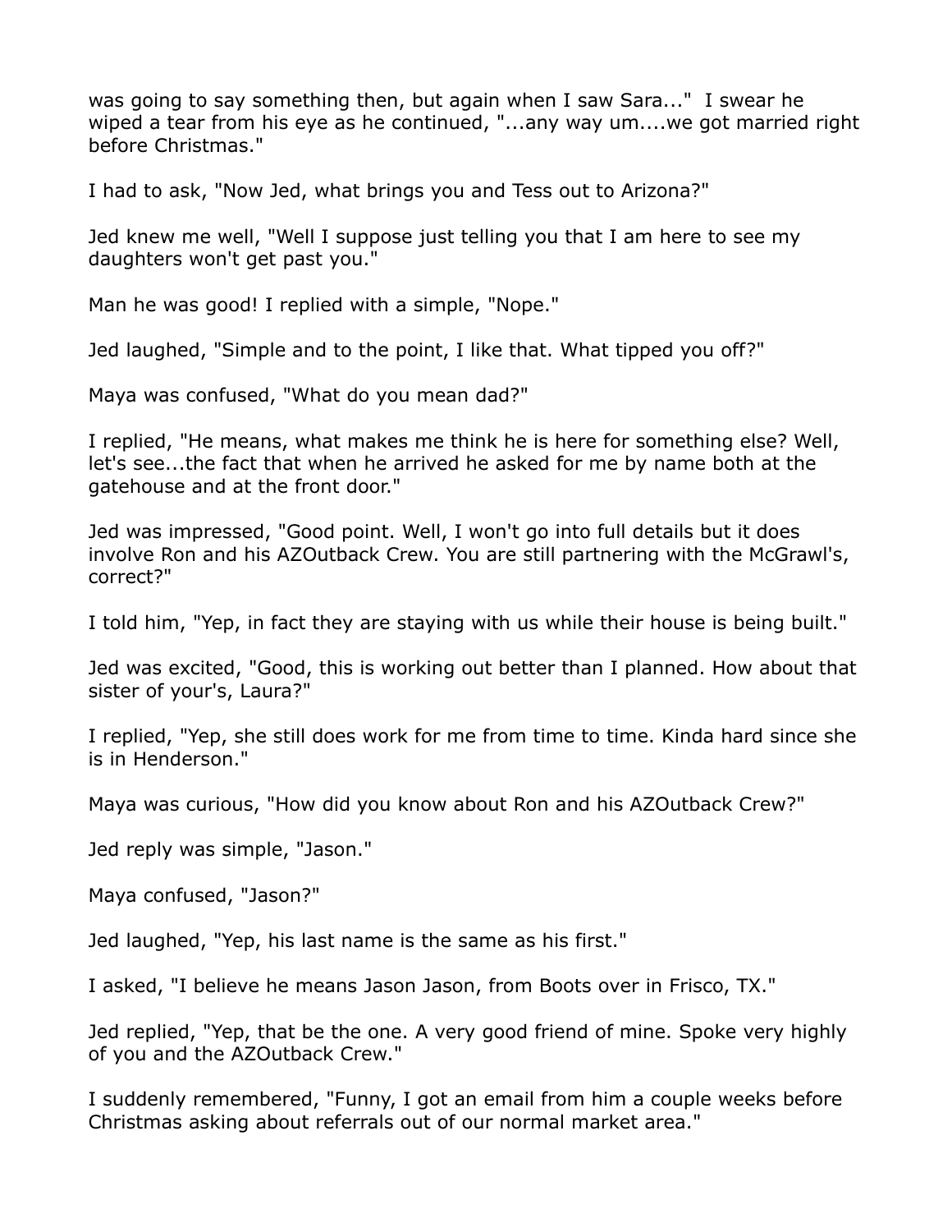was going to say something then, but again when I saw Sara..." I swear he wiped a tear from his eye as he continued, "...any way um....we got married right before Christmas."

I had to ask, "Now Jed, what brings you and Tess out to Arizona?"

Jed knew me well, "Well I suppose just telling you that I am here to see my daughters won't get past you."

Man he was good! I replied with a simple, "Nope."

Jed laughed, "Simple and to the point, I like that. What tipped you off?"

Maya was confused, "What do you mean dad?"

I replied, "He means, what makes me think he is here for something else? Well, let's see...the fact that when he arrived he asked for me by name both at the gatehouse and at the front door."

Jed was impressed, "Good point. Well, I won't go into full details but it does involve Ron and his AZOutback Crew. You are still partnering with the McGrawl's, correct?"

I told him, "Yep, in fact they are staying with us while their house is being built."

Jed was excited, "Good, this is working out better than I planned. How about that sister of your's, Laura?"

I replied, "Yep, she still does work for me from time to time. Kinda hard since she is in Henderson."

Maya was curious, "How did you know about Ron and his AZOutback Crew?"

Jed reply was simple, "Jason."

Maya confused, "Jason?"

Jed laughed, "Yep, his last name is the same as his first."

I asked, "I believe he means Jason Jason, from Boots over in Frisco, TX."

Jed replied, "Yep, that be the one. A very good friend of mine. Spoke very highly of you and the AZOutback Crew."

I suddenly remembered, "Funny, I got an email from him a couple weeks before Christmas asking about referrals out of our normal market area."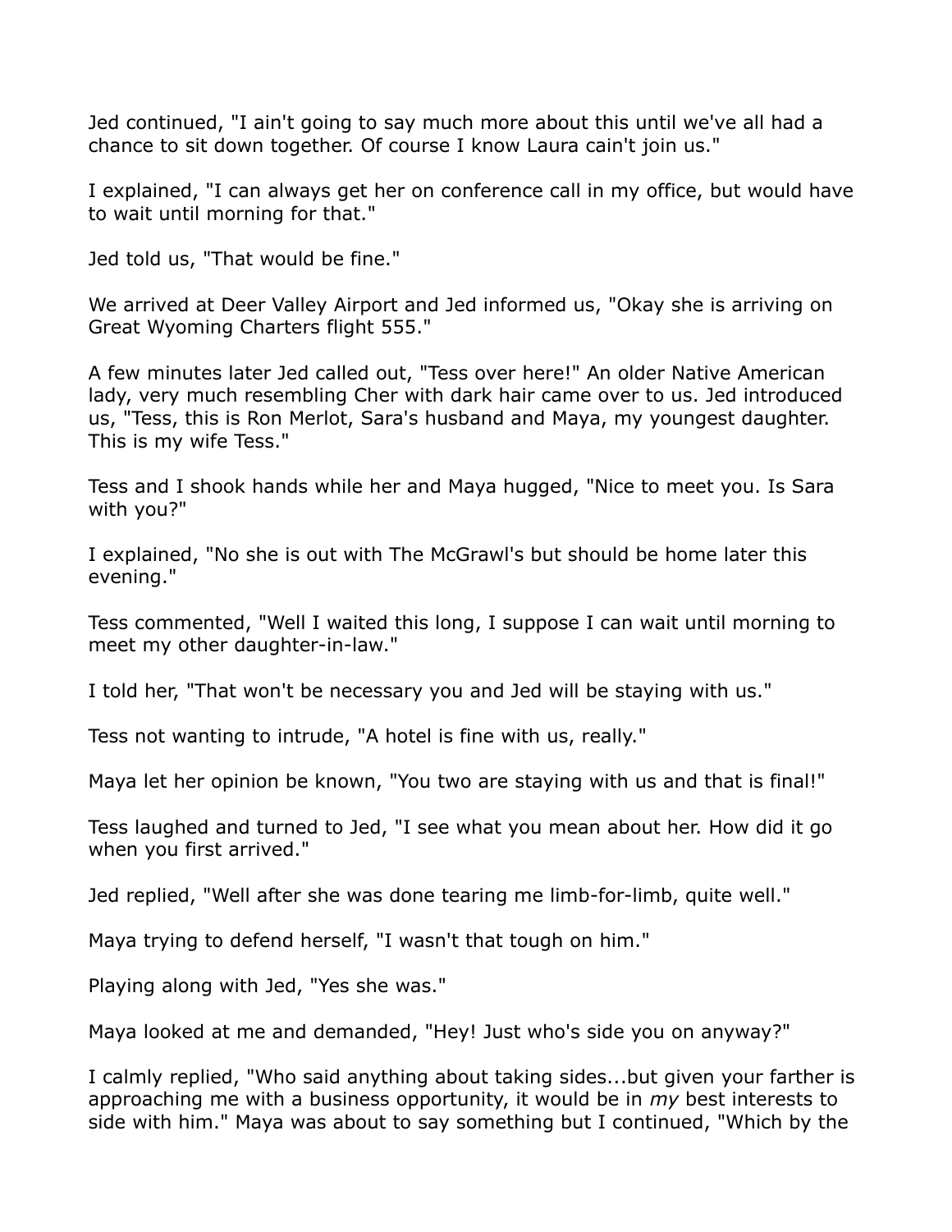Jed continued, "I ain't going to say much more about this until we've all had a chance to sit down together. Of course I know Laura cain't join us."

I explained, "I can always get her on conference call in my office, but would have to wait until morning for that."

Jed told us, "That would be fine."

We arrived at Deer Valley Airport and Jed informed us, "Okay she is arriving on Great Wyoming Charters flight 555."

A few minutes later Jed called out, "Tess over here!" An older Native American lady, very much resembling Cher with dark hair came over to us. Jed introduced us, "Tess, this is Ron Merlot, Sara's husband and Maya, my youngest daughter. This is my wife Tess."

Tess and I shook hands while her and Maya hugged, "Nice to meet you. Is Sara with you?"

I explained, "No she is out with The McGrawl's but should be home later this evening."

Tess commented, "Well I waited this long, I suppose I can wait until morning to meet my other daughter-in-law."

I told her, "That won't be necessary you and Jed will be staying with us."

Tess not wanting to intrude, "A hotel is fine with us, really."

Maya let her opinion be known, "You two are staying with us and that is final!"

Tess laughed and turned to Jed, "I see what you mean about her. How did it go when you first arrived."

Jed replied, "Well after she was done tearing me limb-for-limb, quite well."

Maya trying to defend herself, "I wasn't that tough on him."

Playing along with Jed, "Yes she was."

Maya looked at me and demanded, "Hey! Just who's side you on anyway?"

I calmly replied, "Who said anything about taking sides...but given your farther is approaching me with a business opportunity, it would be in *my* best interests to side with him." Maya was about to say something but I continued, "Which by the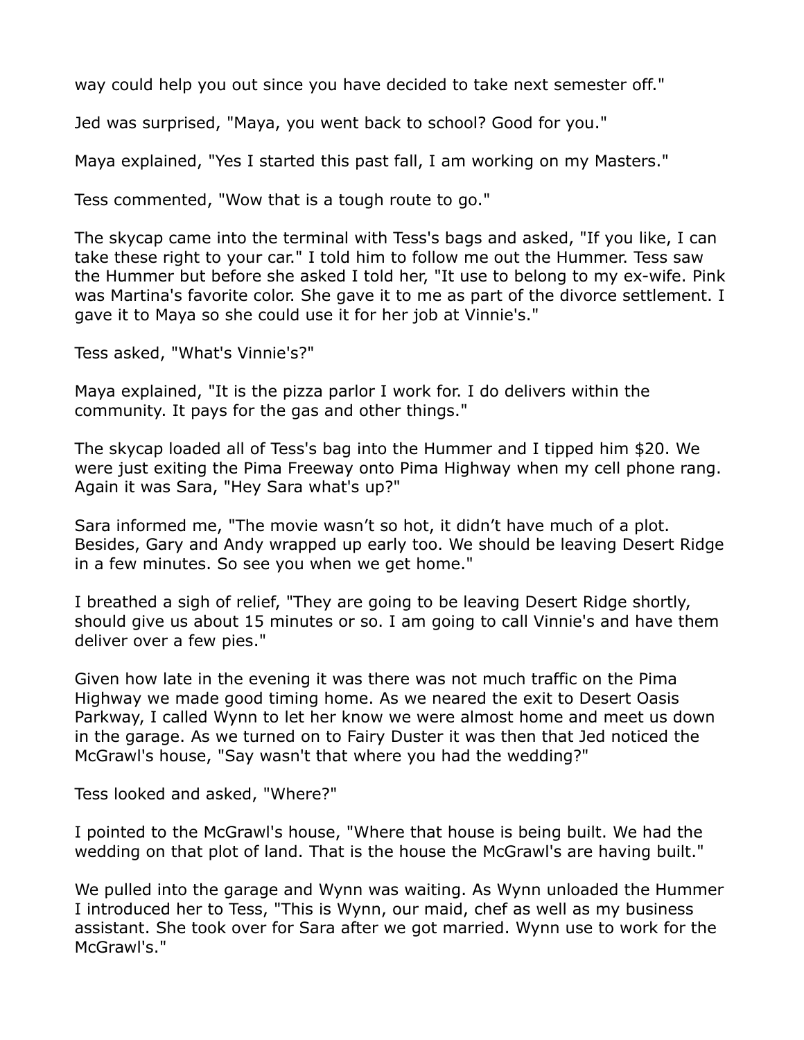way could help you out since you have decided to take next semester off."

Jed was surprised, "Maya, you went back to school? Good for you."

Maya explained, "Yes I started this past fall, I am working on my Masters."

Tess commented, "Wow that is a tough route to go."

The skycap came into the terminal with Tess's bags and asked, "If you like, I can take these right to your car." I told him to follow me out the Hummer. Tess saw the Hummer but before she asked I told her, "It use to belong to my ex-wife. Pink was Martina's favorite color. She gave it to me as part of the divorce settlement. I gave it to Maya so she could use it for her job at Vinnie's."

Tess asked, "What's Vinnie's?"

Maya explained, "It is the pizza parlor I work for. I do delivers within the community. It pays for the gas and other things."

The skycap loaded all of Tess's bag into the Hummer and I tipped him $20. We were just exiting the Pima Freeway onto Pima Highway when my cell phone rang. Again it was Sara, "Hey Sara what's up?"

Sara informed me, "The movie wasn’t so hot, it didn’t have much of a plot. Besides, Gary and Andy wrapped up early too. We should be leaving Desert Ridge in a few minutes. So see you when we get home."

I breathed a sigh of relief, "They are going to be leaving Desert Ridge shortly, should give us about 15 minutes or so. I am going to call Vinnie's and have them deliver over a few pies."

Given how late in the evening it was there was not much traffic on the Pima Highway we made good timing home. As we neared the exit to Desert Oasis Parkway, I called Wynn to let her know we were almost home and meet us down in the garage. As we turned on to Fairy Duster it was then that Jed noticed the McGrawl's house, "Say wasn't that where you had the wedding?"

Tess looked and asked, "Where?"

I pointed to the McGrawl's house, "Where that house is being built. We had the wedding on that plot of land. That is the house the McGrawl's are having built."

We pulled into the garage and Wynn was waiting. As Wynn unloaded the Hummer I introduced her to Tess, "This is Wynn, our maid, chef as well as my business assistant. She took over for Sara after we got married. Wynn use to work for the McGrawl's."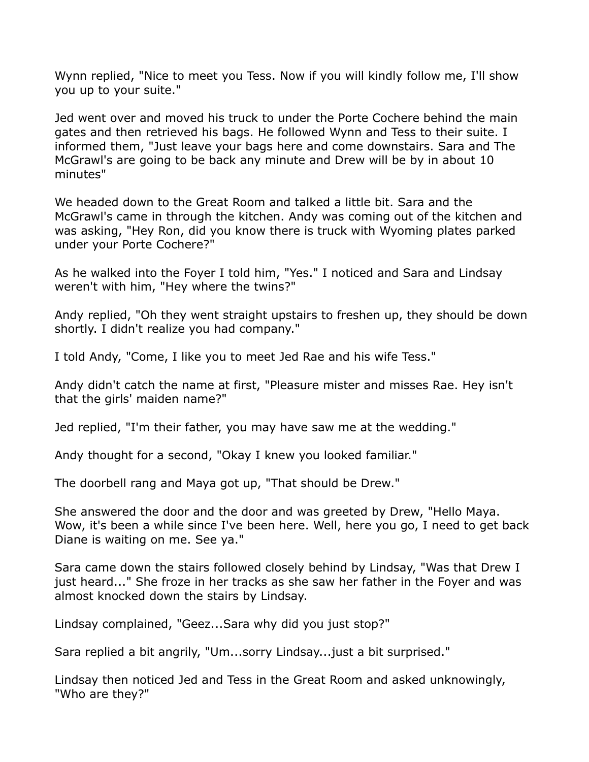Wynn replied, "Nice to meet you Tess. Now if you will kindly follow me, I'll show you up to your suite."

Jed went over and moved his truck to under the Porte Cochere behind the main gates and then retrieved his bags. He followed Wynn and Tess to their suite. I informed them, "Just leave your bags here and come downstairs. Sara and The McGrawl's are going to be back any minute and Drew will be by in about 10 minutes"

We headed down to the Great Room and talked a little bit. Sara and the McGrawl's came in through the kitchen. Andy was coming out of the kitchen and was asking, "Hey Ron, did you know there is truck with Wyoming plates parked under your Porte Cochere?"

As he walked into the Foyer I told him, "Yes." I noticed and Sara and Lindsay weren't with him, "Hey where the twins?"

Andy replied, "Oh they went straight upstairs to freshen up, they should be down shortly. I didn't realize you had company."

I told Andy, "Come, I like you to meet Jed Rae and his wife Tess."

Andy didn't catch the name at first, "Pleasure mister and misses Rae. Hey isn't that the girls' maiden name?"

Jed replied, "I'm their father, you may have saw me at the wedding."

Andy thought for a second, "Okay I knew you looked familiar."

The doorbell rang and Maya got up, "That should be Drew."

She answered the door and the door and was greeted by Drew, "Hello Maya. Wow, it's been a while since I've been here. Well, here you go, I need to get back Diane is waiting on me. See ya."

Sara came down the stairs followed closely behind by Lindsay, "Was that Drew I just heard..." She froze in her tracks as she saw her father in the Foyer and was almost knocked down the stairs by Lindsay.

Lindsay complained, "Geez...Sara why did you just stop?"

Sara replied a bit angrily, "Um...sorry Lindsay...just a bit surprised."

Lindsay then noticed Jed and Tess in the Great Room and asked unknowingly, "Who are they?"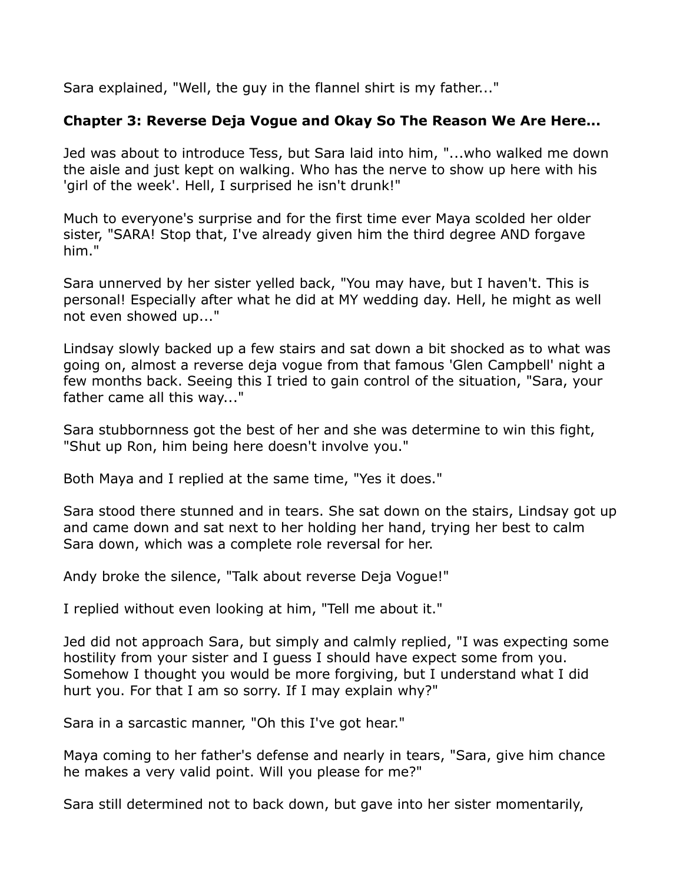Sara explained, "Well, the guy in the flannel shirt is my father..."

**Chapter 3: Reverse Deja Vogue and Okay So The Reason We Are Here...**

Jed was about to introduce Tess, but Sara laid into him, "...who walked me down the aisle and just kept on walking. Who has the nerve to show up here with his 'girl of the week'. Hell, I surprised he isn't drunk!"

Much to everyone's surprise and for the first time ever Maya scolded her older sister, "SARA! Stop that, I've already given him the third degree AND forgave him."

Sara unnerved by her sister yelled back, "You may have, but I haven't. This is personal! Especially after what he did at MY wedding day. Hell, he might as well not even showed up..."

Lindsay slowly backed up a few stairs and sat down a bit shocked as to what was going on, almost a reverse deja vogue from that famous 'Glen Campbell' night a few months back. Seeing this I tried to gain control of the situation, "Sara, your father came all this way..."

Sara stubbornness got the best of her and she was determine to win this fight, "Shut up Ron, him being here doesn't involve you."

Both Maya and I replied at the same time, "Yes it does."

Sara stood there stunned and in tears. She sat down on the stairs, Lindsay got up and came down and sat next to her holding her hand, trying her best to calm Sara down, which was a complete role reversal for her.

Andy broke the silence, "Talk about reverse Deja Vogue!"

I replied without even looking at him, "Tell me about it."

Jed did not approach Sara, but simply and calmly replied, "I was expecting some hostility from your sister and I guess I should have expect some from you. Somehow I thought you would be more forgiving, but I understand what I did hurt you. For that I am so sorry. If I may explain why?"

Sara in a sarcastic manner, "Oh this I've got hear."

Maya coming to her father's defense and nearly in tears, "Sara, give him chance he makes a very valid point. Will you please for me?"

Sara still determined not to back down, but gave into her sister momentarily,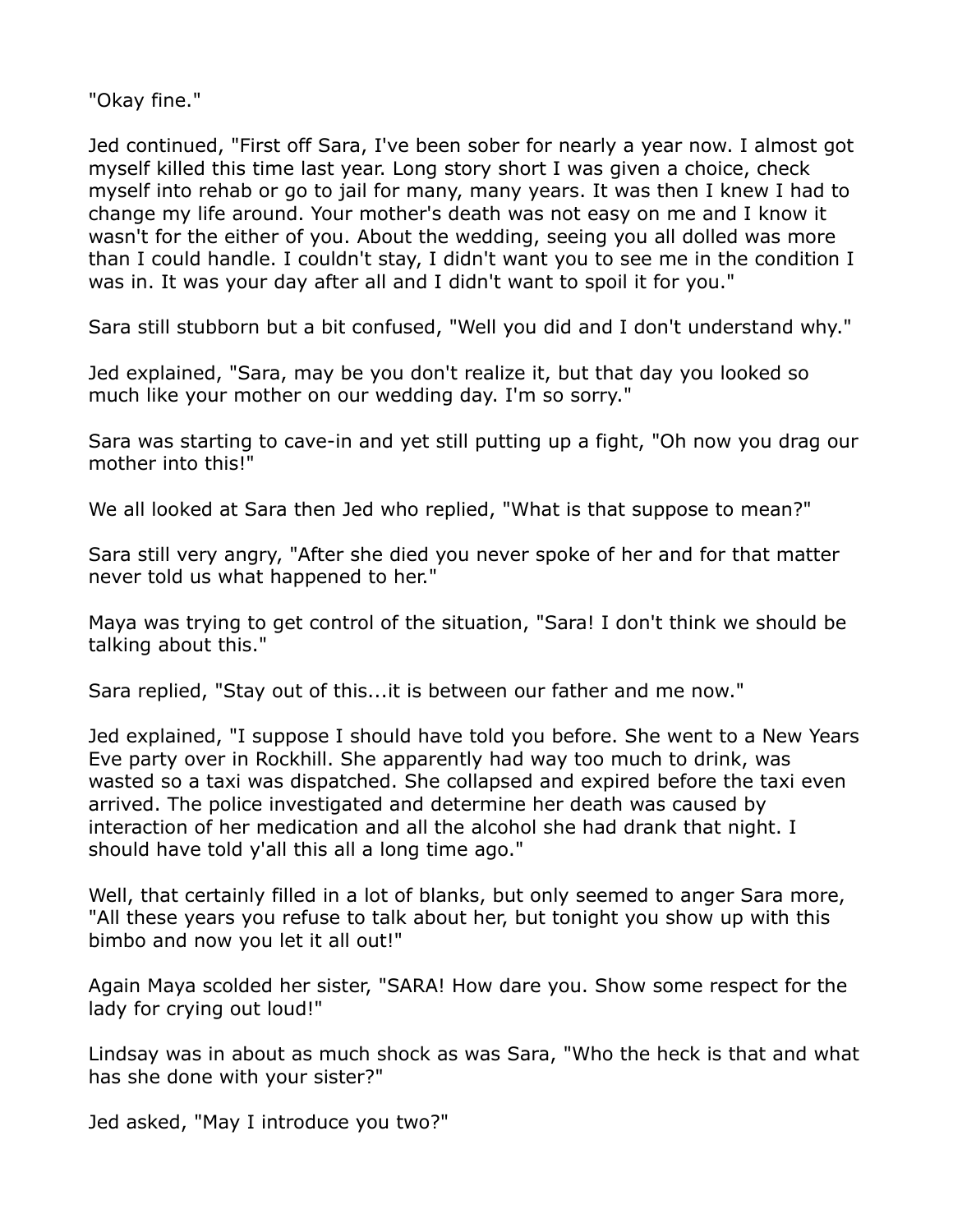"Okay fine."

Jed continued, "First off Sara, I've been sober for nearly a year now. I almost got myself killed this time last year. Long story short I was given a choice, check myself into rehab or go to jail for many, many years. It was then I knew I had to change my life around. Your mother's death was not easy on me and I know it wasn't for the either of you. About the wedding, seeing you all dolled was more than I could handle. I couldn't stay, I didn't want you to see me in the condition I was in. It was your day after all and I didn't want to spoil it for you."

Sara still stubborn but a bit confused, "Well you did and I don't understand why."

Jed explained, "Sara, may be you don't realize it, but that day you looked so much like your mother on our wedding day. I'm so sorry."

Sara was starting to cave-in and yet still putting up a fight, "Oh now you drag our mother into this!"

We all looked at Sara then Jed who replied, "What is that suppose to mean?"

Sara still very angry, "After she died you never spoke of her and for that matter never told us what happened to her."

Maya was trying to get control of the situation, "Sara! I don't think we should be talking about this."

Sara replied, "Stay out of this...it is between our father and me now."

Jed explained, "I suppose I should have told you before. She went to a New Years Eve party over in Rockhill. She apparently had way too much to drink, was wasted so a taxi was dispatched. She collapsed and expired before the taxi even arrived. The police investigated and determine her death was caused by interaction of her medication and all the alcohol she had drank that night. I should have told y'all this all a long time ago."

Well, that certainly filled in a lot of blanks, but only seemed to anger Sara more, "All these years you refuse to talk about her, but tonight you show up with this bimbo and now you let it all out!"

Again Maya scolded her sister, "SARA! How dare you. Show some respect for the lady for crying out loud!"

Lindsay was in about as much shock as was Sara, "Who the heck is that and what has she done with your sister?"

Jed asked, "May I introduce you two?"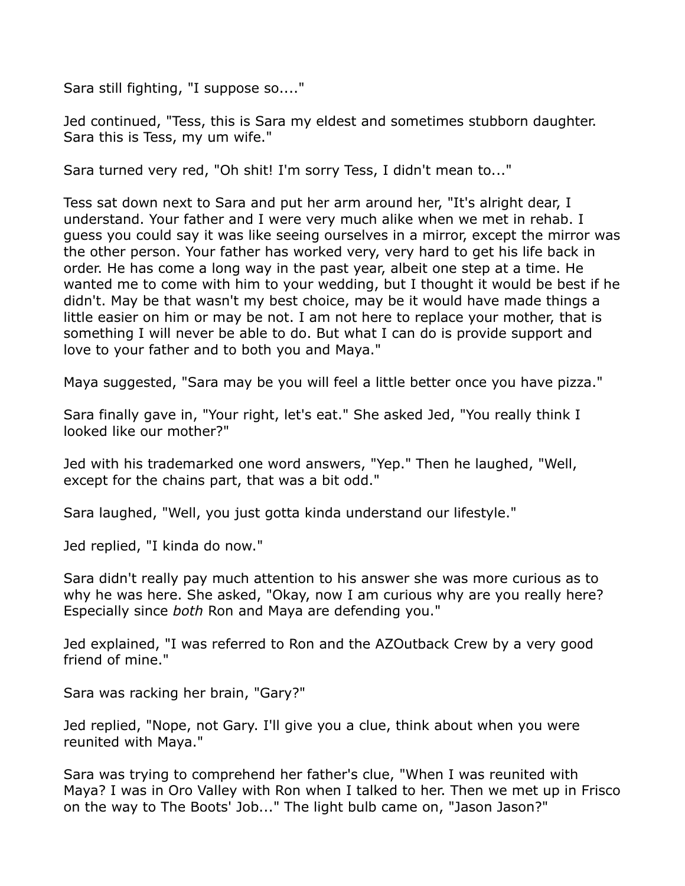Sara still fighting, "I suppose so...."

Jed continued, "Tess, this is Sara my eldest and sometimes stubborn daughter. Sara this is Tess, my um wife."

Sara turned very red, "Oh shit! I'm sorry Tess, I didn't mean to..."

Tess sat down next to Sara and put her arm around her, "It's alright dear, I understand. Your father and I were very much alike when we met in rehab. I guess you could say it was like seeing ourselves in a mirror, except the mirror was the other person. Your father has worked very, very hard to get his life back in order. He has come a long way in the past year, albeit one step at a time. He wanted me to come with him to your wedding, but I thought it would be best if he didn't. May be that wasn't my best choice, may be it would have made things a little easier on him or may be not. I am not here to replace your mother, that is something I will never be able to do. But what I can do is provide support and love to your father and to both you and Maya."

Maya suggested, "Sara may be you will feel a little better once you have pizza."

Sara finally gave in, "Your right, let's eat." She asked Jed, "You really think I looked like our mother?"

Jed with his trademarked one word answers, "Yep." Then he laughed, "Well, except for the chains part, that was a bit odd."

Sara laughed, "Well, you just gotta kinda understand our lifestyle."

Jed replied, "I kinda do now."

Sara didn't really pay much attention to his answer she was more curious as to why he was here. She asked, "Okay, now I am curious why are you really here? Especially since *both* Ron and Maya are defending you."

Jed explained, "I was referred to Ron and the AZOutback Crew by a very good friend of mine."

Sara was racking her brain, "Gary?"

Jed replied, "Nope, not Gary. I'll give you a clue, think about when you were reunited with Maya."

Sara was trying to comprehend her father's clue, "When I was reunited with Maya? I was in Oro Valley with Ron when I talked to her. Then we met up in Frisco on the way to The Boots' Job..." The light bulb came on, "Jason Jason?"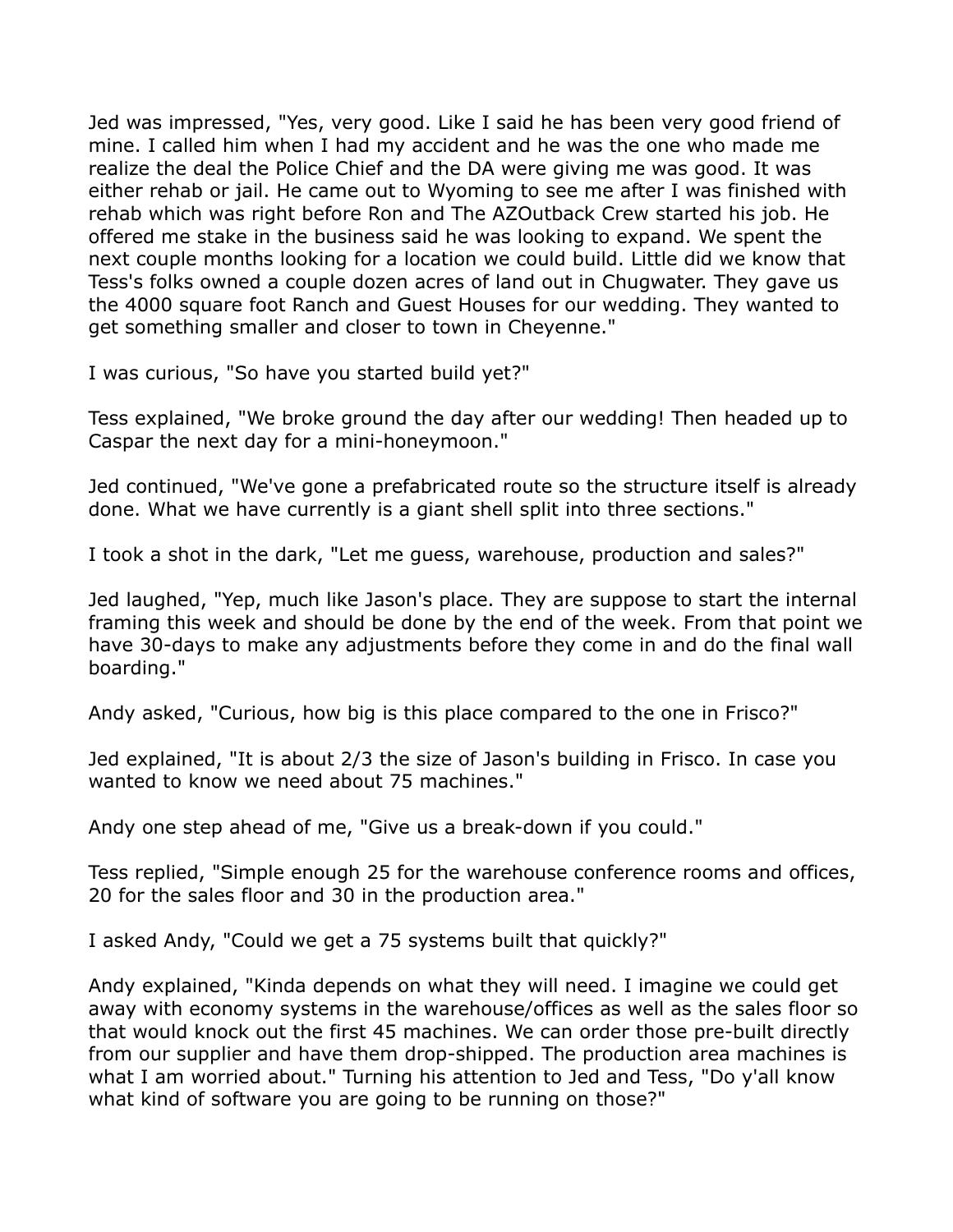Jed was impressed, "Yes, very good. Like I said he has been very good friend of mine. I called him when I had my accident and he was the one who made me realize the deal the Police Chief and the DA were giving me was good. It was either rehab or jail. He came out to Wyoming to see me after I was finished with rehab which was right before Ron and The AZOutback Crew started his job. He offered me stake in the business said he was looking to expand. We spent the next couple months looking for a location we could build. Little did we know that Tess's folks owned a couple dozen acres of land out in Chugwater. They gave us the 4000 square foot Ranch and Guest Houses for our wedding. They wanted to get something smaller and closer to town in Cheyenne."

I was curious, "So have you started build yet?"

Tess explained, "We broke ground the day after our wedding! Then headed up to Caspar the next day for a mini-honeymoon."

Jed continued, "We've gone a prefabricated route so the structure itself is already done. What we have currently is a giant shell split into three sections."

I took a shot in the dark, "Let me guess, warehouse, production and sales?"

Jed laughed, "Yep, much like Jason's place. They are suppose to start the internal framing this week and should be done by the end of the week. From that point we have 30-days to make any adjustments before they come in and do the final wall boarding."

Andy asked, "Curious, how big is this place compared to the one in Frisco?"

Jed explained, "It is about 2/3 the size of Jason's building in Frisco. In case you wanted to know we need about 75 machines."

Andy one step ahead of me, "Give us a break-down if you could."

Tess replied, "Simple enough 25 for the warehouse conference rooms and offices, 20 for the sales floor and 30 in the production area."

I asked Andy, "Could we get a 75 systems built that quickly?"

Andy explained, "Kinda depends on what they will need. I imagine we could get away with economy systems in the warehouse/offices as well as the sales floor so that would knock out the first 45 machines. We can order those pre-built directly from our supplier and have them drop-shipped. The production area machines is what I am worried about." Turning his attention to Jed and Tess, "Do y'all know what kind of software you are going to be running on those?"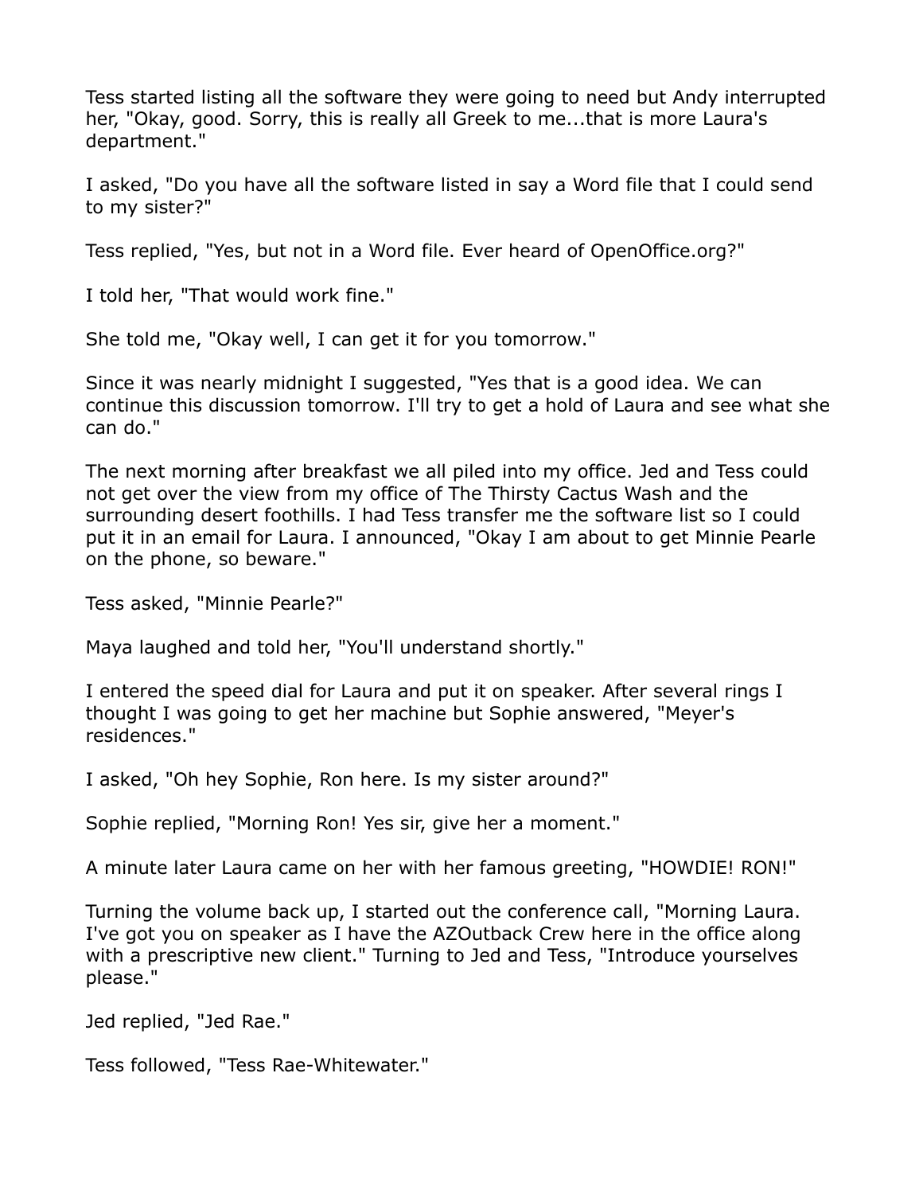Tess started listing all the software they were going to need but Andy interrupted her, "Okay, good. Sorry, this is really all Greek to me...that is more Laura's department."

I asked, "Do you have all the software listed in say a Word file that I could send to my sister?"

Tess replied, "Yes, but not in a Word file. Ever heard of OpenOffice.org?"

I told her, "That would work fine."

She told me, "Okay well, I can get it for you tomorrow."

Since it was nearly midnight I suggested, "Yes that is a good idea. We can continue this discussion tomorrow. I'll try to get a hold of Laura and see what she can do."

The next morning after breakfast we all piled into my office. Jed and Tess could not get over the view from my office of The Thirsty Cactus Wash and the surrounding desert foothills. I had Tess transfer me the software list so I could put it in an email for Laura. I announced, "Okay I am about to get Minnie Pearle on the phone, so beware."

Tess asked, "Minnie Pearle?"

Maya laughed and told her, "You'll understand shortly."

I entered the speed dial for Laura and put it on speaker. After several rings I thought I was going to get her machine but Sophie answered, "Meyer's residences."

I asked, "Oh hey Sophie, Ron here. Is my sister around?"

Sophie replied, "Morning Ron! Yes sir, give her a moment."

A minute later Laura came on her with her famous greeting, "HOWDIE! RON!"

Turning the volume back up, I started out the conference call, "Morning Laura. I've got you on speaker as I have the AZOutback Crew here in the office along with a prescriptive new client." Turning to Jed and Tess, "Introduce yourselves please."

Jed replied, "Jed Rae."

Tess followed, "Tess Rae-Whitewater."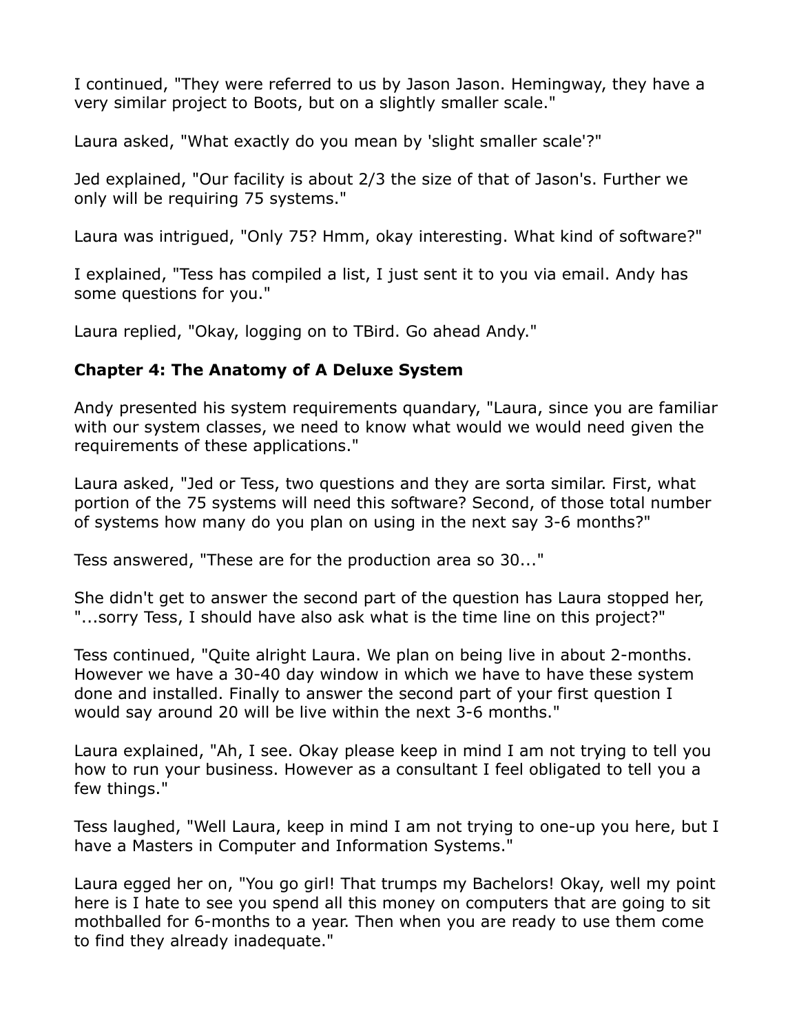I continued, "They were referred to us by Jason Jason. Hemingway, they have a very similar project to Boots, but on a slightly smaller scale."

Laura asked, "What exactly do you mean by 'slight smaller scale'?"

Jed explained, "Our facility is about 2/3 the size of that of Jason's. Further we only will be requiring 75 systems."

Laura was intrigued, "Only 75? Hmm, okay interesting. What kind of software?"

I explained, "Tess has compiled a list, I just sent it to you via email. Andy has some questions for you."

Laura replied, "Okay, logging on to TBird. Go ahead Andy."

### Chapter 4: The Anatomy of A Deluxe System

Andy presented his system requirements quandary, "Laura, since you are familiar with our system classes, we need to know what would we would need given the requirements of these applications."

Laura asked, "Jed or Tess, two questions and they are sorta similar. First, what portion of the 75 systems will need this software? Second, of those total number of systems how many do you plan on using in the next say 3-6 months?"

Tess answered, "These are for the production area so 30..."

She didn't get to answer the second part of the question has Laura stopped her, "...sorry Tess, I should have also ask what is the time line on this project?"

Tess continued, "Quite alright Laura. We plan on being live in about 2-months. However we have a 30-40 day window in which we have to have these system done and installed. Finally to answer the second part of your first question I would say around 20 will be live within the next 3-6 months."

Laura explained, "Ah, I see. Okay please keep in mind I am not trying to tell you how to run your business. However as a consultant I feel obligated to tell you a few things."

Tess laughed, "Well Laura, keep in mind I am not trying to one-up you here, but I have a Masters in Computer and Information Systems."

Laura egged her on, "You go girl! That trumps my Bachelors! Okay, well my point here is I hate to see you spend all this money on computers that are going to sit mothballed for 6-months to a year. Then when you are ready to use them come to find they already inadequate."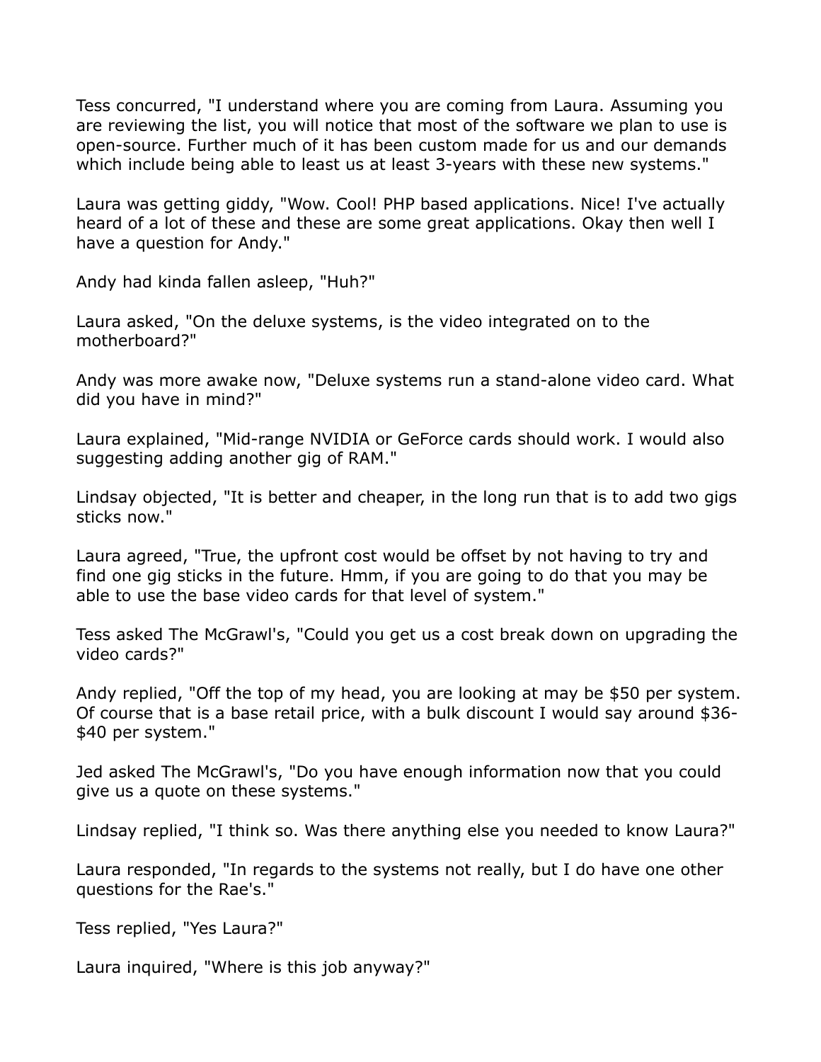Tess concurred, "I understand where you are coming from Laura. Assuming you are reviewing the list, you will notice that most of the software we plan to use is open-source. Further much of it has been custom made for us and our demands which include being able to least us at least 3-years with these new systems."

Laura was getting giddy, "Wow. Cool! PHP based applications. Nice! I've actually heard of a lot of these and these are some great applications. Okay then well I have a question for Andy."

Andy had kinda fallen asleep, "Huh?"

Laura asked, "On the deluxe systems, is the video integrated on to the motherboard?"

Andy was more awake now, "Deluxe systems run a stand-alone video card. What did you have in mind?"

Laura explained, "Mid-range NVIDIA or GeForce cards should work. I would also suggesting adding another gig of RAM."

Lindsay objected, "It is better and cheaper, in the long run that is to add two gigs sticks now."

Laura agreed, "True, the upfront cost would be offset by not having to try and find one gig sticks in the future. Hmm, if you are going to do that you may be able to use the base video cards for that level of system."

Tess asked The McGrawl's, "Could you get us a cost break down on upgrading the video cards?"

Andy replied, "Off the top of my head, you are looking at may be $50 per system. Of course that is a base retail price, with a bulk discount I would say around $36-$40 per system."

Jed asked The McGrawl's, "Do you have enough information now that you could give us a quote on these systems."

Lindsay replied, "I think so. Was there anything else you needed to know Laura?"

Laura responded, "In regards to the systems not really, but I do have one other questions for the Rae's."

Tess replied, "Yes Laura?"

Laura inquired, "Where is this job anyway?"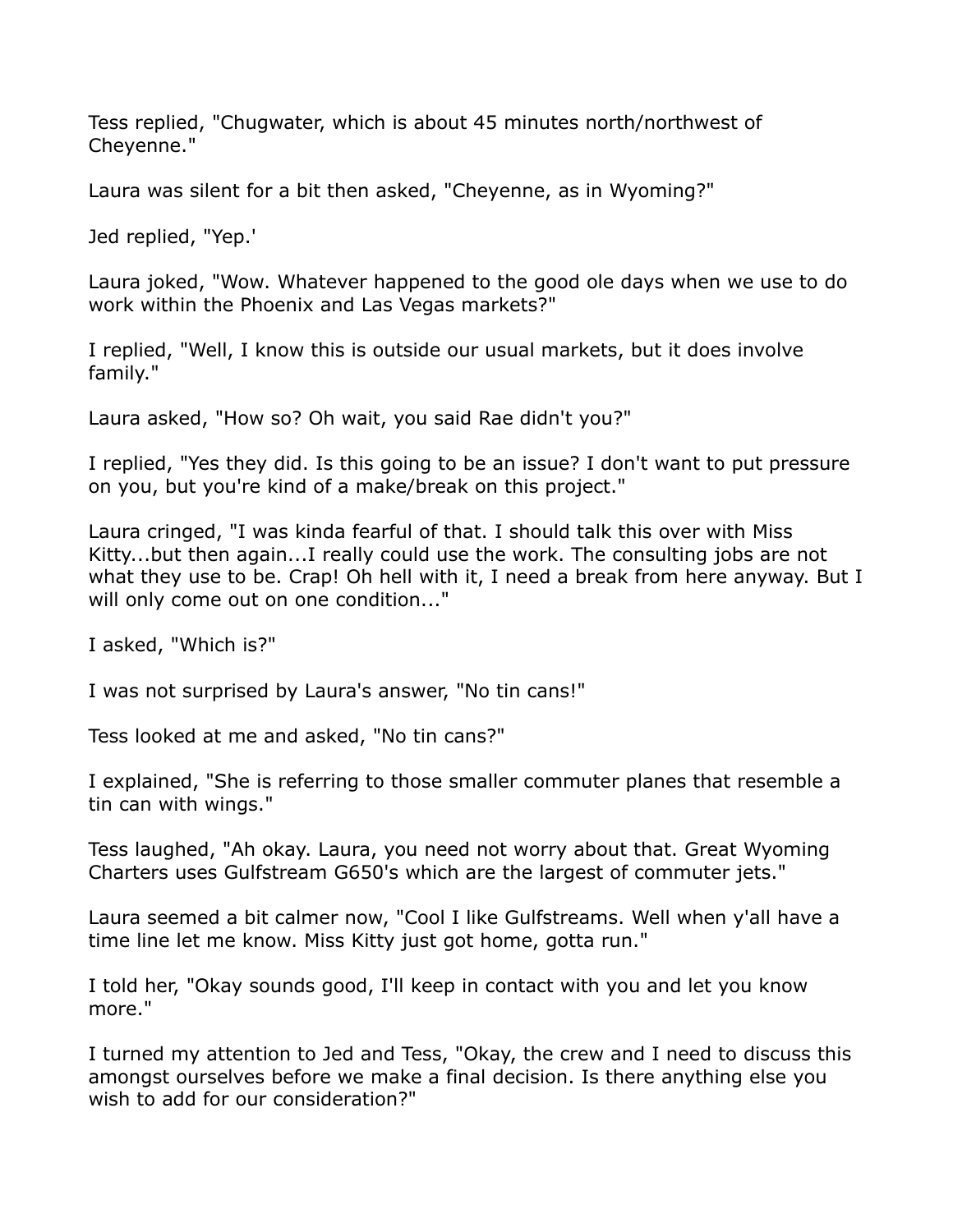Tess replied, "Chugwater, which is about 45 minutes north/northwest of Cheyenne."

Laura was silent for a bit then asked, "Cheyenne, as in Wyoming?"

Jed replied, "Yep.'

Laura joked, "Wow. Whatever happened to the good ole days when we use to do work within the Phoenix and Las Vegas markets?"

I replied, "Well, I know this is outside our usual markets, but it does involve family."

Laura asked, "How so? Oh wait, you said Rae didn't you?"

I replied, "Yes they did. Is this going to be an issue? I don't want to put pressure on you, but you're kind of a make/break on this project."

Laura cringed, "I was kinda fearful of that. I should talk this over with Miss Kitty...but then again...I really could use the work. The consulting jobs are not what they use to be. Crap! Oh hell with it, I need a break from here anyway. But I will only come out on one condition..."

I asked, "Which is?"

I was not surprised by Laura's answer, "No tin cans!"

Tess looked at me and asked, "No tin cans?"

I explained, "She is referring to those smaller commuter planes that resemble a tin can with wings."

Tess laughed, "Ah okay. Laura, you need not worry about that. Great Wyoming Charters uses Gulfstream G650's which are the largest of commuter jets."

Laura seemed a bit calmer now, "Cool I like Gulfstreams. Well when y'all have a time line let me know. Miss Kitty just got home, gotta run."

I told her, "Okay sounds good, I'll keep in contact with you and let you know more."

I turned my attention to Jed and Tess, "Okay, the crew and I need to discuss this amongst ourselves before we make a final decision. Is there anything else you wish to add for our consideration?"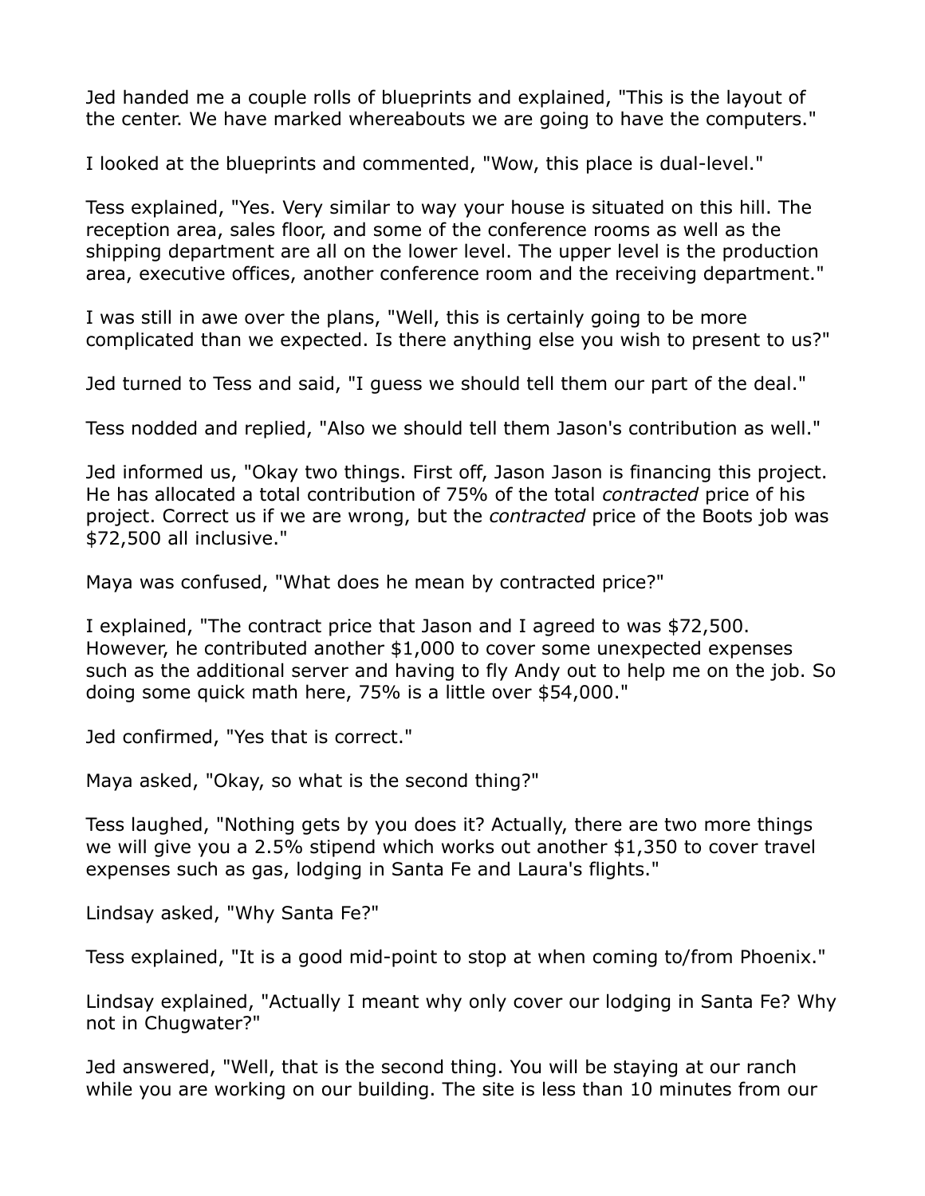Jed handed me a couple rolls of blueprints and explained, "This is the layout of the center. We have marked whereabouts we are going to have the computers."

I looked at the blueprints and commented, "Wow, this place is dual-level."

Tess explained, "Yes. Very similar to way your house is situated on this hill. The reception area, sales floor, and some of the conference rooms as well as the shipping department are all on the lower level. The upper level is the production area, executive offices, another conference room and the receiving department."

I was still in awe over the plans, "Well, this is certainly going to be more complicated than we expected. Is there anything else you wish to present to us?"

Jed turned to Tess and said, "I guess we should tell them our part of the deal."

Tess nodded and replied, "Also we should tell them Jason's contribution as well."

Jed informed us, "Okay two things. First off, Jason Jason is financing this project. He has allocated a total contribution of 75% of the total *contracted* price of his project. Correct us if we are wrong, but the *contracted* price of the Boots job was $72,500 all inclusive."

Maya was confused, "What does he mean by contracted price?"

I explained, "The contract price that Jason and I agreed to was $72,500. However, he contributed another $1,000 to cover some unexpected expenses such as the additional server and having to fly Andy out to help me on the job. So doing some quick math here, 75% is a little over $54,000."

Jed confirmed, "Yes that is correct."

Maya asked, "Okay, so what is the second thing?"

Tess laughed, "Nothing gets by you does it? Actually, there are two more things we will give you a 2.5% stipend which works out another $1,350 to cover travel expenses such as gas, lodging in Santa Fe and Laura's flights."

Lindsay asked, "Why Santa Fe?"

Tess explained, "It is a good mid-point to stop at when coming to/from Phoenix."

Lindsay explained, "Actually I meant why only cover our lodging in Santa Fe? Why not in Chugwater?"

Jed answered, "Well, that is the second thing. You will be staying at our ranch while you are working on our building. The site is less than 10 minutes from our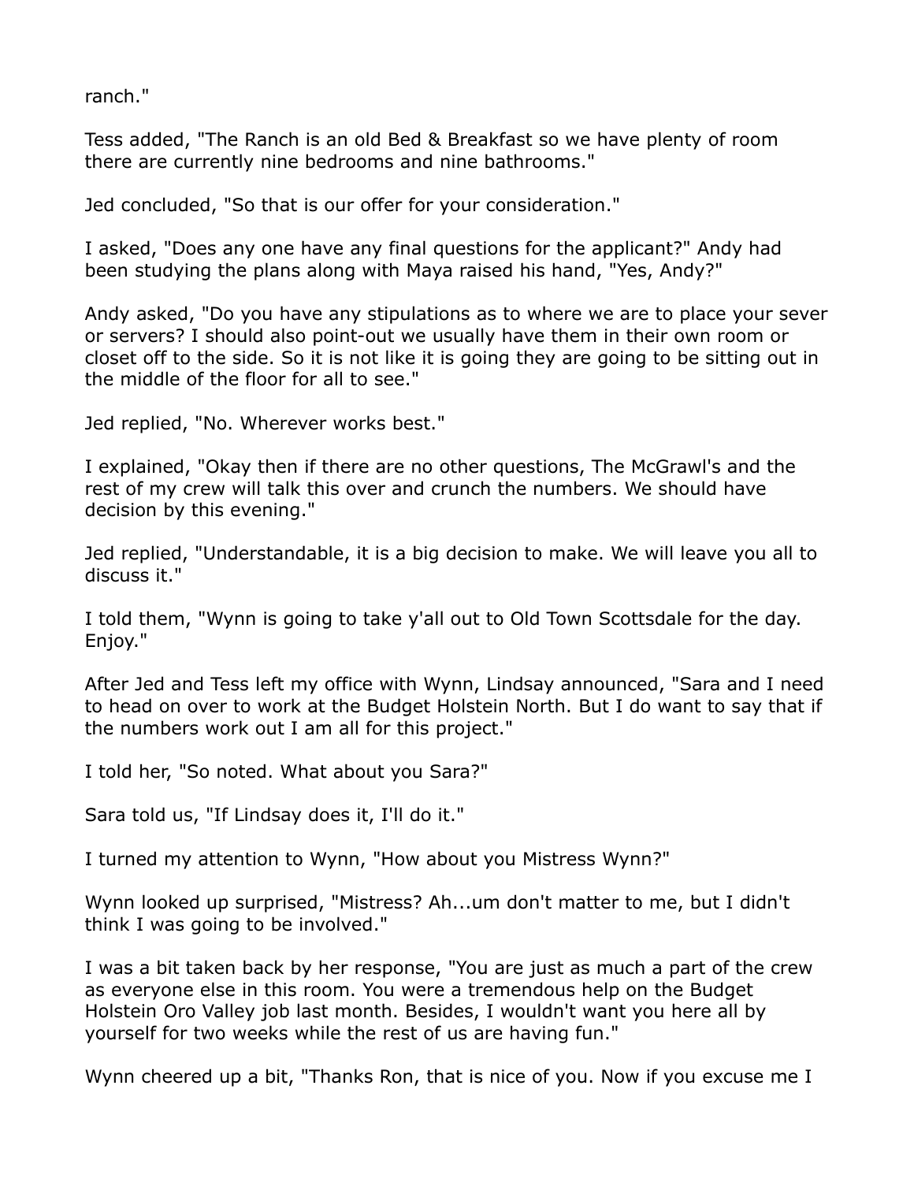ranch."

Tess added, "The Ranch is an old Bed & Breakfast so we have plenty of room there are currently nine bedrooms and nine bathrooms."

Jed concluded, "So that is our offer for your consideration."

I asked, "Does any one have any final questions for the applicant?" Andy had been studying the plans along with Maya raised his hand, "Yes, Andy?"

Andy asked, "Do you have any stipulations as to where we are to place your sever or servers? I should also point-out we usually have them in their own room or closet off to the side. So it is not like it is going they are going to be sitting out in the middle of the floor for all to see."

Jed replied, "No. Wherever works best."

I explained, "Okay then if there are no other questions, The McGrawl's and the rest of my crew will talk this over and crunch the numbers. We should have decision by this evening."

Jed replied, "Understandable, it is a big decision to make. We will leave you all to discuss it."

I told them, "Wynn is going to take y'all out to Old Town Scottsdale for the day. Enjoy."

After Jed and Tess left my office with Wynn, Lindsay announced, "Sara and I need to head on over to work at the Budget Holstein North. But I do want to say that if the numbers work out I am all for this project."

I told her, "So noted. What about you Sara?"

Sara told us, "If Lindsay does it, I'll do it."

I turned my attention to Wynn, "How about you Mistress Wynn?"

Wynn looked up surprised, "Mistress? Ah...um don't matter to me, but I didn't think I was going to be involved."

I was a bit taken back by her response, "You are just as much a part of the crew as everyone else in this room. You were a tremendous help on the Budget Holstein Oro Valley job last month. Besides, I wouldn't want you here all by yourself for two weeks while the rest of us are having fun."

Wynn cheered up a bit, "Thanks Ron, that is nice of you. Now if you excuse me I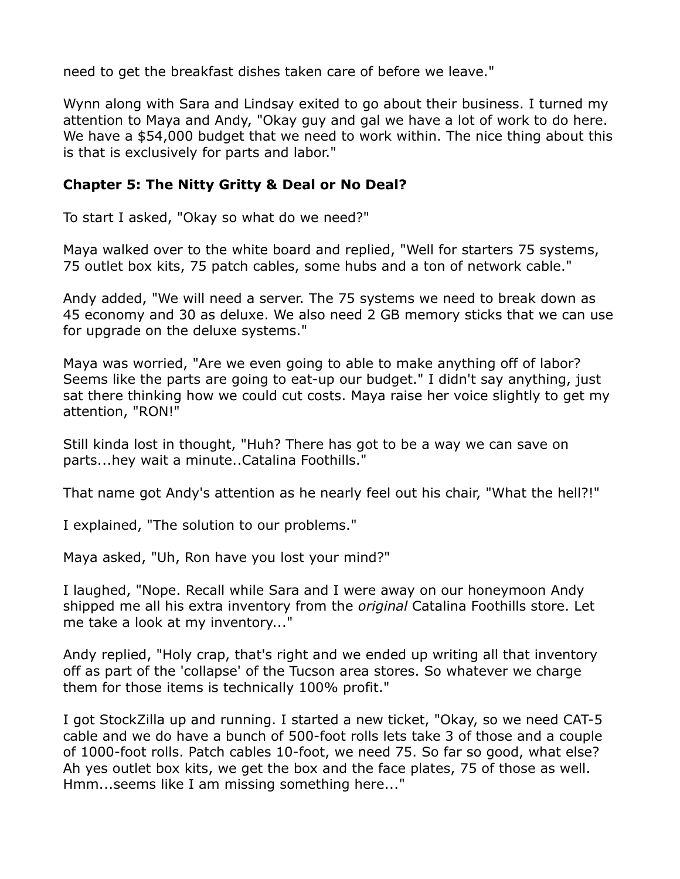need to get the breakfast dishes taken care of before we leave."

Wynn along with Sara and Lindsay exited to go about their business. I turned my attention to Maya and Andy, "Okay guy and gal we have a lot of work to do here. We have a $54,000 budget that we need to work within. The nice thing about this is that is exclusively for parts and labor."

## Chapter 5: The Nitty Gritty & Deal or No Deal?

To start I asked, "Okay so what do we need?"

Maya walked over to the white board and replied, "Well for starters 75 systems, 75 outlet box kits, 75 patch cables, some hubs and a ton of network cable."

Andy added, "We will need a server. The 75 systems we need to break down as 45 economy and 30 as deluxe. We also need 2 GB memory sticks that we can use for upgrade on the deluxe systems."

Maya was worried, "Are we even going to able to make anything off of labor? Seems like the parts are going to eat-up our budget." I didn't say anything, just sat there thinking how we could cut costs. Maya raise her voice slightly to get my attention, "RON!"

Still kinda lost in thought, "Huh? There has got to be a way we can save on parts...hey wait a minute..Catalina Foothills."

That name got Andy's attention as he nearly feel out his chair, "What the hell?!"

I explained, "The solution to our problems."

Maya asked, "Uh, Ron have you lost your mind?"

I laughed, "Nope. Recall while Sara and I were away on our honeymoon Andy shipped me all his extra inventory from the *original* Catalina Foothills store. Let me take a look at my inventory..."

Andy replied, "Holy crap, that's right and we ended up writing all that inventory off as part of the 'collapse' of the Tucson area stores. So whatever we charge them for those items is technically 100% profit."

I got StockZilla up and running. I started a new ticket, "Okay, so we need CAT-5 cable and we do have a bunch of 500-foot rolls lets take 3 of those and a couple of 1000-foot rolls. Patch cables 10-foot, we need 75. So far so good, what else? Ah yes outlet box kits, we get the box and the face plates, 75 of those as well. Hmm...seems like I am missing something here..."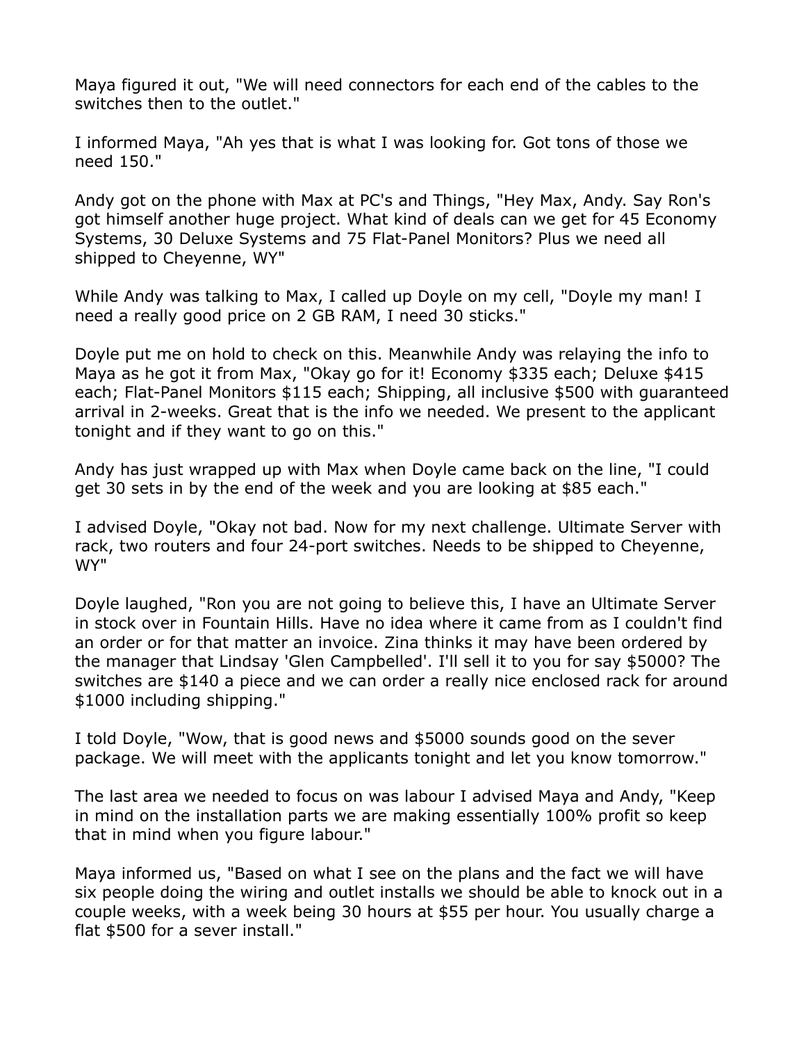Maya figured it out, "We will need connectors for each end of the cables to the switches then to the outlet."

I informed Maya, "Ah yes that is what I was looking for. Got tons of those we need 150."

Andy got on the phone with Max at PC's and Things, "Hey Max, Andy. Say Ron's got himself another huge project. What kind of deals can we get for 45 Economy Systems, 30 Deluxe Systems and 75 Flat-Panel Monitors? Plus we need all shipped to Cheyenne, WY"

While Andy was talking to Max, I called up Doyle on my cell, "Doyle my man! I need a really good price on 2 GB RAM, I need 30 sticks."

Doyle put me on hold to check on this. Meanwhile Andy was relaying the info to Maya as he got it from Max, "Okay go for it! Economy $335 each; Deluxe $415 each; Flat-Panel Monitors $115 each; Shipping, all inclusive $500 with guaranteed arrival in 2-weeks. Great that is the info we needed. We present to the applicant tonight and if they want to go on this."

Andy has just wrapped up with Max when Doyle came back on the line, "I could get 30 sets in by the end of the week and you are looking at $85 each."

I advised Doyle, "Okay not bad. Now for my next challenge. Ultimate Server with rack, two routers and four 24-port switches. Needs to be shipped to Cheyenne, WY"

Doyle laughed, "Ron you are not going to believe this, I have an Ultimate Server in stock over in Fountain Hills. Have no idea where it came from as I couldn't find an order or for that matter an invoice. Zina thinks it may have been ordered by the manager that Lindsay 'Glen Campbelled'. I'll sell it to you for say $5000? The switches are $140 a piece and we can order a really nice enclosed rack for around $1000 including shipping."

I told Doyle, "Wow, that is good news and $5000 sounds good on the sever package. We will meet with the applicants tonight and let you know tomorrow."

The last area we needed to focus on was labour I advised Maya and Andy, "Keep in mind on the installation parts we are making essentially 100% profit so keep that in mind when you figure labour."

Maya informed us, "Based on what I see on the plans and the fact we will have six people doing the wiring and outlet installs we should be able to knock out in a couple weeks, with a week being 30 hours at $55 per hour. You usually charge a flat $500 for a sever install."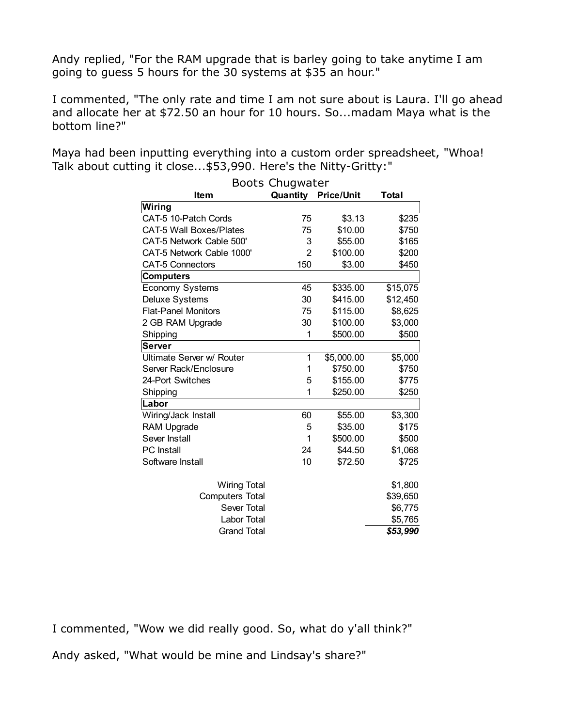Andy replied, "For the RAM upgrade that is barley going to take anytime I am going to guess 5 hours for the 30 systems at $35 an hour."

I commented, "The only rate and time I am not sure about is Laura. I'll go ahead and allocate her at $72.50 an hour for 10 hours. So...madam Maya what is the bottom line?"

Maya had been inputting everything into a custom order spreadsheet, "Whoa! Talk about cutting it close...$53,990. Here's the Nitty-Gritty:"

Boots Chugwater

| Item | Quantity | Price/Unit | Total |
|---|---|---|---|
| **Wiring** | | | |
| CAT-5 10-Patch Cords | 75 | $3.13 | $235 |
| CAT-5 Wall Boxes/Plates | 75 | $10.00 | $750 |
| CAT-5 Network Cable 500' | 3 | $55.00 | $165 |
| CAT-5 Network Cable 1000' | 2 | $100.00 | $200 |
| CAT-5 Connectors | 150 | $3.00 | $450 |
| **Computers** | | | |
| Economy Systems | 45 | $335.00 | $15,075 |
| Deluxe Systems | 30 | $415.00 | $12,450 |
| Flat-Panel Monitors | 75 | $115.00 | $8,625 |
| 2 GB RAM Upgrade | 30 | $100.00 | $3,000 |
| Shipping | 1 | $500.00 | $500 |
| **Server** | | | |
| Ultimate Server w/ Router | 1 | $5,000.00 | $5,000 |
| Server Rack/Enclosure | 1 | $750.00 | $750 |
| 24-Port Switches | 5 | $155.00 | $775 |
| Shipping | 1 | $250.00 | $250 |
| **Labor** | | | |
| Wiring/Jack Install | 60 | $55.00 | $3,300 |
| RAM Upgrade | 5 | $35.00 | $175 |
| Sever Install | 1 | $500.00 | $500 |
| PC Install | 24 | $44.50 | $1,068 |
| Software Install | 10 | $72.50 | $725 |
| | | | |
| Wiring Total | | | $1,800 |
| Computers Total | | | $39,650 |
| Sever Total | | | $6,775 |
| Labor Total | | | $5,765 |
| Grand Total | | | ***$53,990*** |

I commented, "Wow we did really good. So, what do y'all think?"

Andy asked, "What would be mine and Lindsay's share?"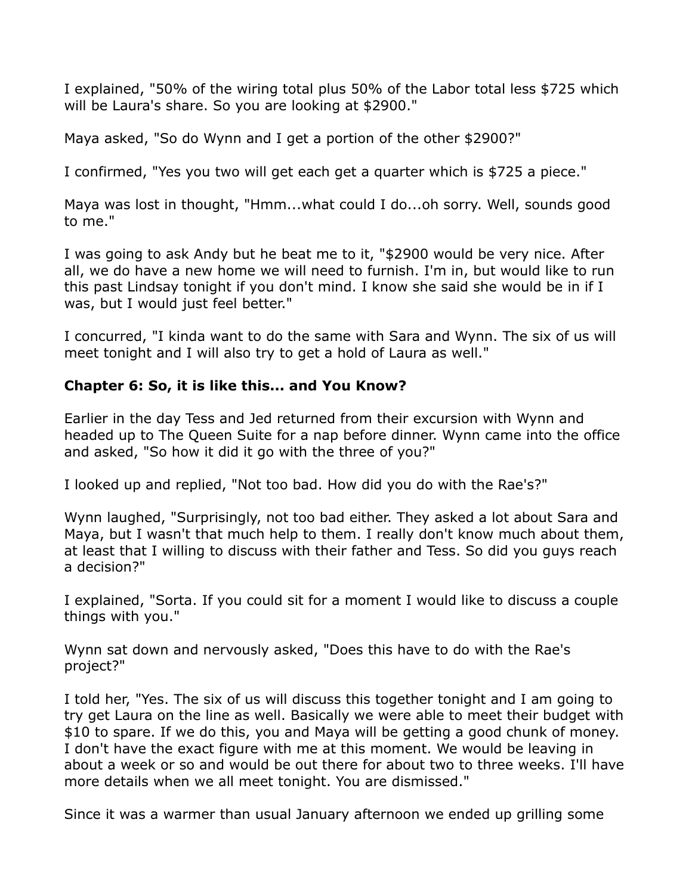I explained, "50% of the wiring total plus 50% of the Labor total less $725 which will be Laura's share. So you are looking at $2900."

Maya asked, "So do Wynn and I get a portion of the other $2900?"

I confirmed, "Yes you two will get each get a quarter which is $725 a piece."

Maya was lost in thought, "Hmm...what could I do...oh sorry. Well, sounds good to me."

I was going to ask Andy but he beat me to it, "$2900 would be very nice. After all, we do have a new home we will need to furnish. I'm in, but would like to run this past Lindsay tonight if you don't mind. I know she said she would be in if I was, but I would just feel better."

I concurred, "I kinda want to do the same with Sara and Wynn. The six of us will meet tonight and I will also try to get a hold of Laura as well."

### Chapter 6: So, it is like this... and You Know?

Earlier in the day Tess and Jed returned from their excursion with Wynn and headed up to The Queen Suite for a nap before dinner. Wynn came into the office and asked, "So how it did it go with the three of you?"

I looked up and replied, "Not too bad. How did you do with the Rae's?"

Wynn laughed, "Surprisingly, not too bad either. They asked a lot about Sara and Maya, but I wasn't that much help to them. I really don't know much about them, at least that I willing to discuss with their father and Tess. So did you guys reach a decision?"

I explained, "Sorta. If you could sit for a moment I would like to discuss a couple things with you."

Wynn sat down and nervously asked, "Does this have to do with the Rae's project?"

I told her, "Yes. The six of us will discuss this together tonight and I am going to try get Laura on the line as well. Basically we were able to meet their budget with $10 to spare. If we do this, you and Maya will be getting a good chunk of money. I don't have the exact figure with me at this moment. We would be leaving in about a week or so and would be out there for about two to three weeks. I'll have more details when we all meet tonight. You are dismissed."

Since it was a warmer than usual January afternoon we ended up grilling some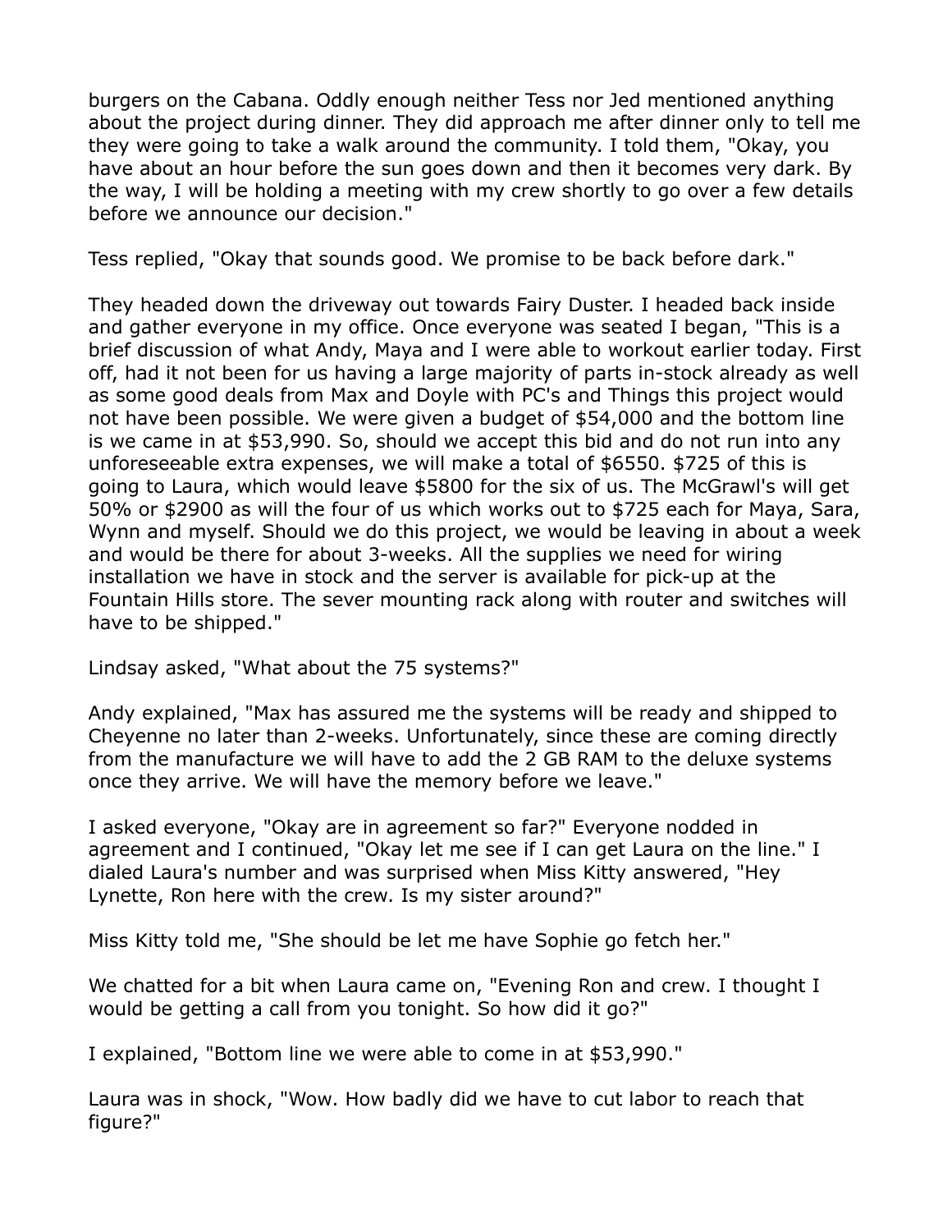burgers on the Cabana. Oddly enough neither Tess nor Jed mentioned anything about the project during dinner. They did approach me after dinner only to tell me they were going to take a walk around the community. I told them, "Okay, you have about an hour before the sun goes down and then it becomes very dark. By the way, I will be holding a meeting with my crew shortly to go over a few details before we announce our decision."

Tess replied, "Okay that sounds good. We promise to be back before dark."

They headed down the driveway out towards Fairy Duster. I headed back inside and gather everyone in my office. Once everyone was seated I began, "This is a brief discussion of what Andy, Maya and I were able to workout earlier today. First off, had it not been for us having a large majority of parts in-stock already as well as some good deals from Max and Doyle with PC's and Things this project would not have been possible. We were given a budget of $54,000 and the bottom line is we came in at $53,990. So, should we accept this bid and do not run into any unforeseeable extra expenses, we will make a total of $6550. $725 of this is going to Laura, which would leave $5800 for the six of us. The McGrawl's will get 50% or $2900 as will the four of us which works out to $725 each for Maya, Sara, Wynn and myself. Should we do this project, we would be leaving in about a week and would be there for about 3-weeks. All the supplies we need for wiring installation we have in stock and the server is available for pick-up at the Fountain Hills store. The sever mounting rack along with router and switches will have to be shipped."

Lindsay asked, "What about the 75 systems?"

Andy explained, "Max has assured me the systems will be ready and shipped to Cheyenne no later than 2-weeks. Unfortunately, since these are coming directly from the manufacture we will have to add the 2 GB RAM to the deluxe systems once they arrive. We will have the memory before we leave."

I asked everyone, "Okay are in agreement so far?" Everyone nodded in agreement and I continued, "Okay let me see if I can get Laura on the line." I dialed Laura's number and was surprised when Miss Kitty answered, "Hey Lynette, Ron here with the crew. Is my sister around?"

Miss Kitty told me, "She should be let me have Sophie go fetch her."

We chatted for a bit when Laura came on, "Evening Ron and crew. I thought I would be getting a call from you tonight. So how did it go?"

I explained, "Bottom line we were able to come in at $53,990."

Laura was in shock, "Wow. How badly did we have to cut labor to reach that figure?"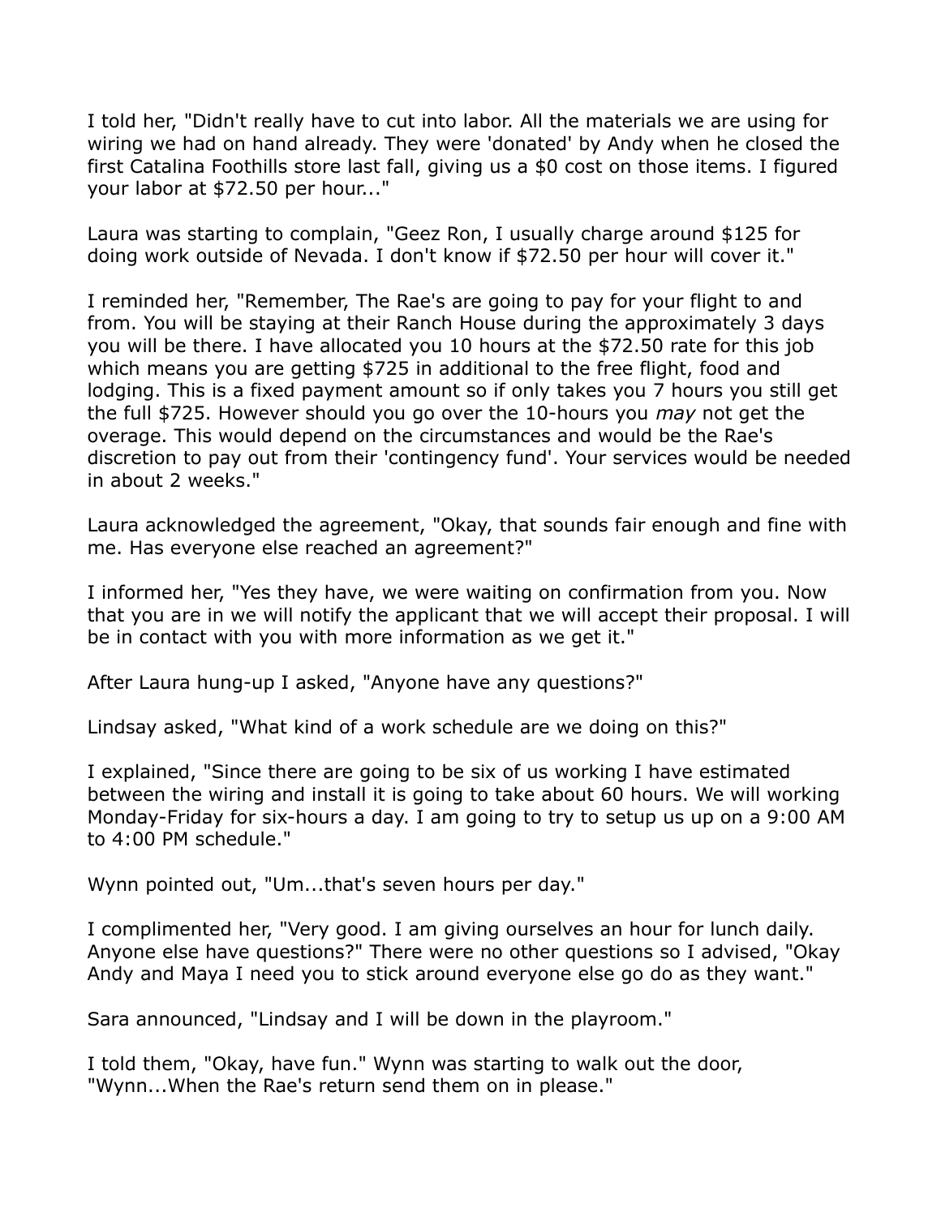I told her, "Didn't really have to cut into labor. All the materials we are using for wiring we had on hand already. They were 'donated' by Andy when he closed the first Catalina Foothills store last fall, giving us a $0 cost on those items. I figured your labor at $72.50 per hour..."

Laura was starting to complain, "Geez Ron, I usually charge around $125 for doing work outside of Nevada. I don't know if $72.50 per hour will cover it."

I reminded her, "Remember, The Rae's are going to pay for your flight to and from. You will be staying at their Ranch House during the approximately 3 days you will be there. I have allocated you 10 hours at the $72.50 rate for this job which means you are getting $725 in additional to the free flight, food and lodging. This is a fixed payment amount so if only takes you 7 hours you still get the full $725. However should you go over the 10-hours you *may* not get the overage. This would depend on the circumstances and would be the Rae's discretion to pay out from their 'contingency fund'. Your services would be needed in about 2 weeks."

Laura acknowledged the agreement, "Okay, that sounds fair enough and fine with me. Has everyone else reached an agreement?"

I informed her, "Yes they have, we were waiting on confirmation from you. Now that you are in we will notify the applicant that we will accept their proposal. I will be in contact with you with more information as we get it."

After Laura hung-up I asked, "Anyone have any questions?"

Lindsay asked, "What kind of a work schedule are we doing on this?"

I explained, "Since there are going to be six of us working I have estimated between the wiring and install it is going to take about 60 hours. We will working Monday-Friday for six-hours a day. I am going to try to setup us up on a 9:00 AM to 4:00 PM schedule."

Wynn pointed out, "Um...that's seven hours per day."

I complimented her, "Very good. I am giving ourselves an hour for lunch daily. Anyone else have questions?" There were no other questions so I advised, "Okay Andy and Maya I need you to stick around everyone else go do as they want."

Sara announced, "Lindsay and I will be down in the playroom."

I told them, "Okay, have fun." Wynn was starting to walk out the door, "Wynn...When the Rae's return send them on in please."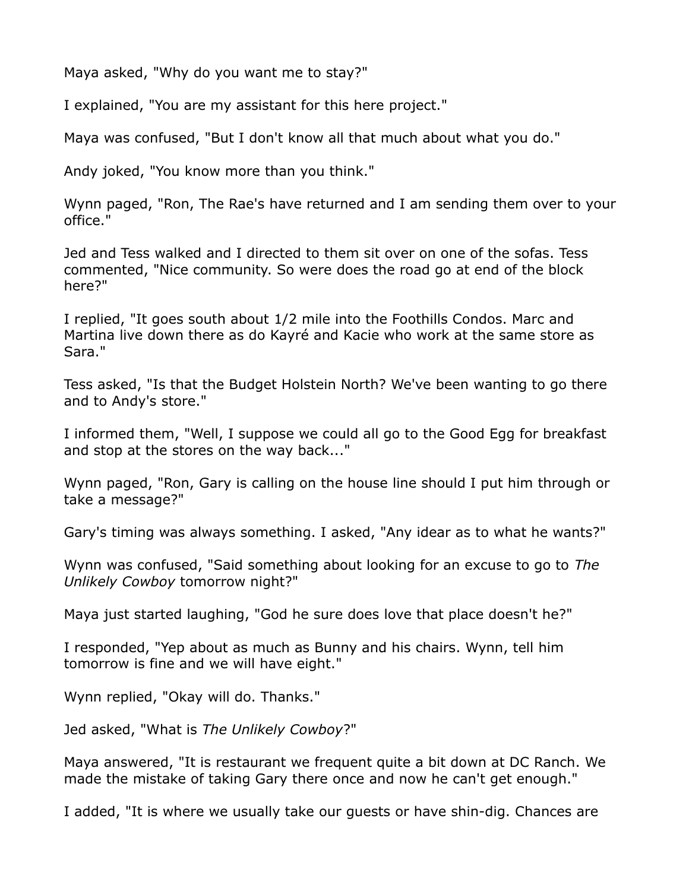Maya asked, "Why do you want me to stay?"

I explained, "You are my assistant for this here project."

Maya was confused, "But I don't know all that much about what you do."

Andy joked, "You know more than you think."

Wynn paged, "Ron, The Rae's have returned and I am sending them over to your office."

Jed and Tess walked and I directed to them sit over on one of the sofas. Tess commented, "Nice community. So were does the road go at end of the block here?"

I replied, "It goes south about 1/2 mile into the Foothills Condos. Marc and Martina live down there as do Kayré and Kacie who work at the same store as Sara."

Tess asked, "Is that the Budget Holstein North? We've been wanting to go there and to Andy's store."

I informed them, "Well, I suppose we could all go to the Good Egg for breakfast and stop at the stores on the way back..."

Wynn paged, "Ron, Gary is calling on the house line should I put him through or take a message?"

Gary's timing was always something. I asked, "Any idear as to what he wants?"

Wynn was confused, "Said something about looking for an excuse to go to *The Unlikely Cowboy* tomorrow night?"

Maya just started laughing, "God he sure does love that place doesn't he?"

I responded, "Yep about as much as Bunny and his chairs. Wynn, tell him tomorrow is fine and we will have eight."

Wynn replied, "Okay will do. Thanks."

Jed asked, "What is *The Unlikely Cowboy*?"

Maya answered, "It is restaurant we frequent quite a bit down at DC Ranch. We made the mistake of taking Gary there once and now he can't get enough."

I added, "It is where we usually take our guests or have shin-dig. Chances are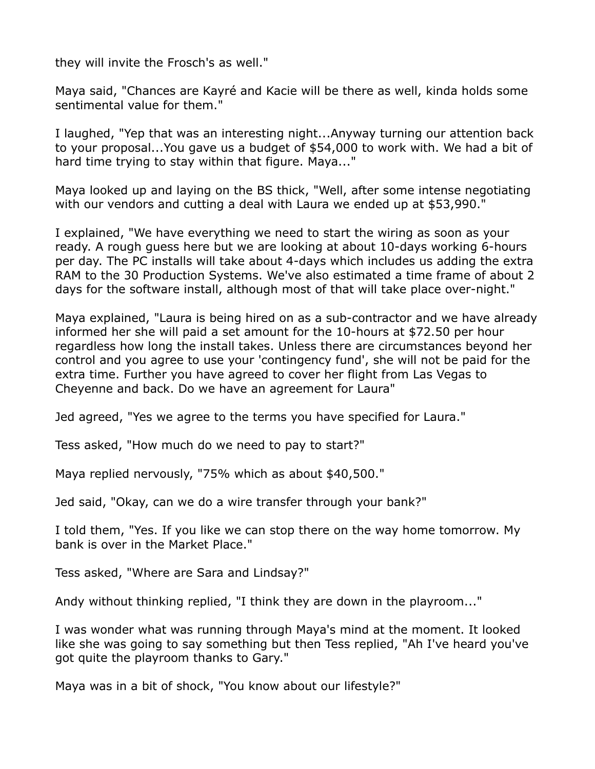they will invite the Frosch's as well."

Maya said, "Chances are Kayré and Kacie will be there as well, kinda holds some sentimental value for them."

I laughed, "Yep that was an interesting night...Anyway turning our attention back to your proposal...You gave us a budget of $54,000 to work with. We had a bit of hard time trying to stay within that figure. Maya..."

Maya looked up and laying on the BS thick, "Well, after some intense negotiating with our vendors and cutting a deal with Laura we ended up at $53,990."

I explained, "We have everything we need to start the wiring as soon as your ready. A rough guess here but we are looking at about 10-days working 6-hours per day. The PC installs will take about 4-days which includes us adding the extra RAM to the 30 Production Systems. We've also estimated a time frame of about 2 days for the software install, although most of that will take place over-night."

Maya explained, "Laura is being hired on as a sub-contractor and we have already informed her she will paid a set amount for the 10-hours at $72.50 per hour regardless how long the install takes. Unless there are circumstances beyond her control and you agree to use your 'contingency fund', she will not be paid for the extra time. Further you have agreed to cover her flight from Las Vegas to Cheyenne and back. Do we have an agreement for Laura"

Jed agreed, "Yes we agree to the terms you have specified for Laura."

Tess asked, "How much do we need to pay to start?"

Maya replied nervously, "75% which as about $40,500."

Jed said, "Okay, can we do a wire transfer through your bank?"

I told them, "Yes. If you like we can stop there on the way home tomorrow. My bank is over in the Market Place."

Tess asked, "Where are Sara and Lindsay?"

Andy without thinking replied, "I think they are down in the playroom..."

I was wonder what was running through Maya's mind at the moment. It looked like she was going to say something but then Tess replied, "Ah I've heard you've got quite the playroom thanks to Gary."

Maya was in a bit of shock, "You know about our lifestyle?"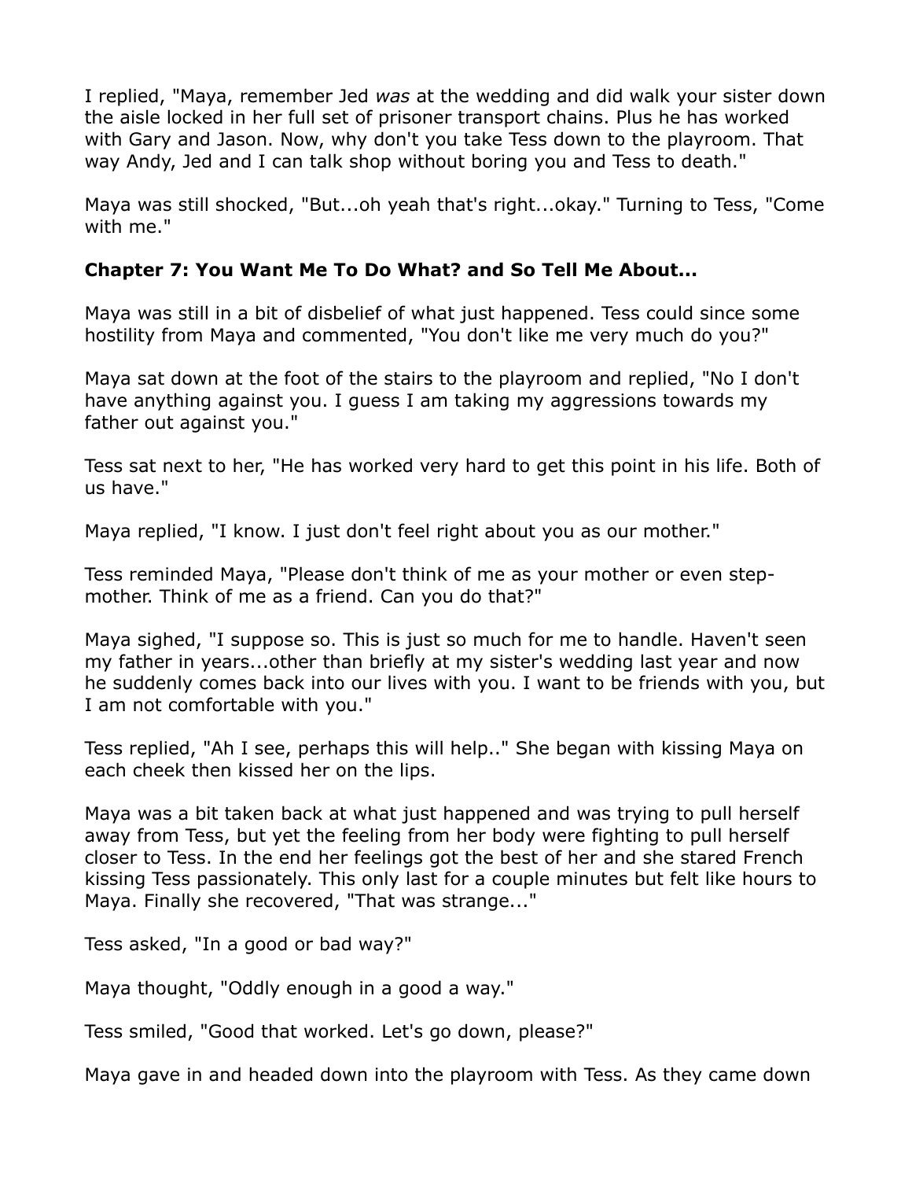I replied, "Maya, remember Jed *was* at the wedding and did walk your sister down the aisle locked in her full set of prisoner transport chains. Plus he has worked with Gary and Jason. Now, why don't you take Tess down to the playroom. That way Andy, Jed and I can talk shop without boring you and Tess to death."

Maya was still shocked, "But...oh yeah that's right...okay." Turning to Tess, "Come with me."

**Chapter 7: You Want Me To Do What? and So Tell Me About...**

Maya was still in a bit of disbelief of what just happened. Tess could since some hostility from Maya and commented, "You don't like me very much do you?"

Maya sat down at the foot of the stairs to the playroom and replied, "No I don't have anything against you. I guess I am taking my aggressions towards my father out against you."

Tess sat next to her, "He has worked very hard to get this point in his life. Both of us have."

Maya replied, "I know. I just don't feel right about you as our mother."

Tess reminded Maya, "Please don't think of me as your mother or even step-mother. Think of me as a friend. Can you do that?"

Maya sighed, "I suppose so. This is just so much for me to handle. Haven't seen my father in years...other than briefly at my sister's wedding last year and now he suddenly comes back into our lives with you. I want to be friends with you, but I am not comfortable with you."

Tess replied, "Ah I see, perhaps this will help.." She began with kissing Maya on each cheek then kissed her on the lips.

Maya was a bit taken back at what just happened and was trying to pull herself away from Tess, but yet the feeling from her body were fighting to pull herself closer to Tess. In the end her feelings got the best of her and she stared French kissing Tess passionately. This only last for a couple minutes but felt like hours to Maya. Finally she recovered, "That was strange..."

Tess asked, "In a good or bad way?"

Maya thought, "Oddly enough in a good a way."

Tess smiled, "Good that worked. Let's go down, please?"

Maya gave in and headed down into the playroom with Tess. As they came down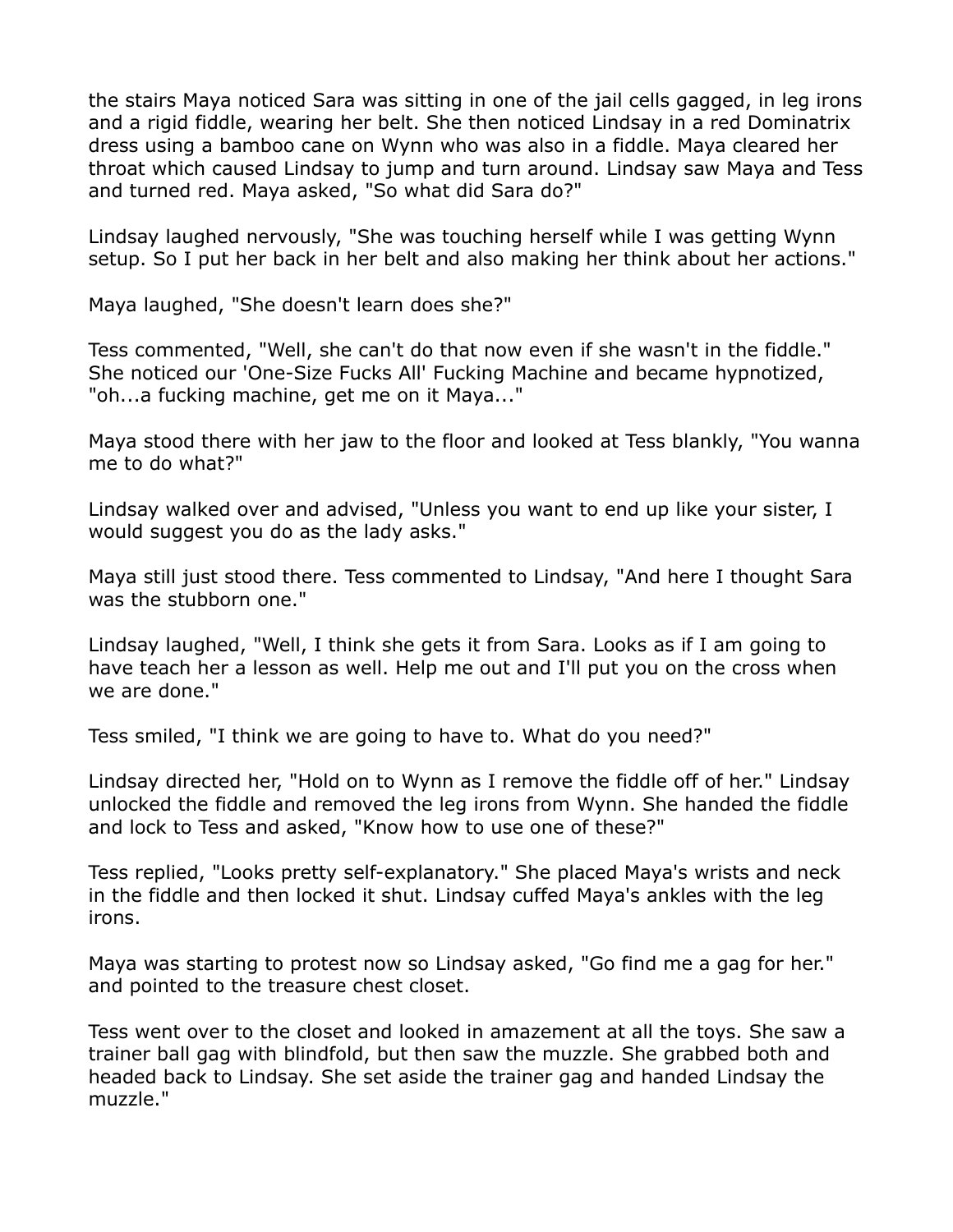the stairs Maya noticed Sara was sitting in one of the jail cells gagged, in leg irons and a rigid fiddle, wearing her belt. She then noticed Lindsay in a red Dominatrix dress using a bamboo cane on Wynn who was also in a fiddle. Maya cleared her throat which caused Lindsay to jump and turn around. Lindsay saw Maya and Tess and turned red. Maya asked, "So what did Sara do?"

Lindsay laughed nervously, "She was touching herself while I was getting Wynn setup. So I put her back in her belt and also making her think about her actions."

Maya laughed, "She doesn't learn does she?"

Tess commented, "Well, she can't do that now even if she wasn't in the fiddle." She noticed our 'One-Size Fucks All' Fucking Machine and became hypnotized, "oh...a fucking machine, get me on it Maya..."

Maya stood there with her jaw to the floor and looked at Tess blankly, "You wanna me to do what?"

Lindsay walked over and advised, "Unless you want to end up like your sister, I would suggest you do as the lady asks."

Maya still just stood there. Tess commented to Lindsay, "And here I thought Sara was the stubborn one."

Lindsay laughed, "Well, I think she gets it from Sara. Looks as if I am going to have teach her a lesson as well. Help me out and I'll put you on the cross when we are done."

Tess smiled, "I think we are going to have to. What do you need?"

Lindsay directed her, "Hold on to Wynn as I remove the fiddle off of her." Lindsay unlocked the fiddle and removed the leg irons from Wynn. She handed the fiddle and lock to Tess and asked, "Know how to use one of these?"

Tess replied, "Looks pretty self-explanatory." She placed Maya's wrists and neck in the fiddle and then locked it shut. Lindsay cuffed Maya's ankles with the leg irons.

Maya was starting to protest now so Lindsay asked, "Go find me a gag for her." and pointed to the treasure chest closet.

Tess went over to the closet and looked in amazement at all the toys. She saw a trainer ball gag with blindfold, but then saw the muzzle. She grabbed both and headed back to Lindsay. She set aside the trainer gag and handed Lindsay the muzzle."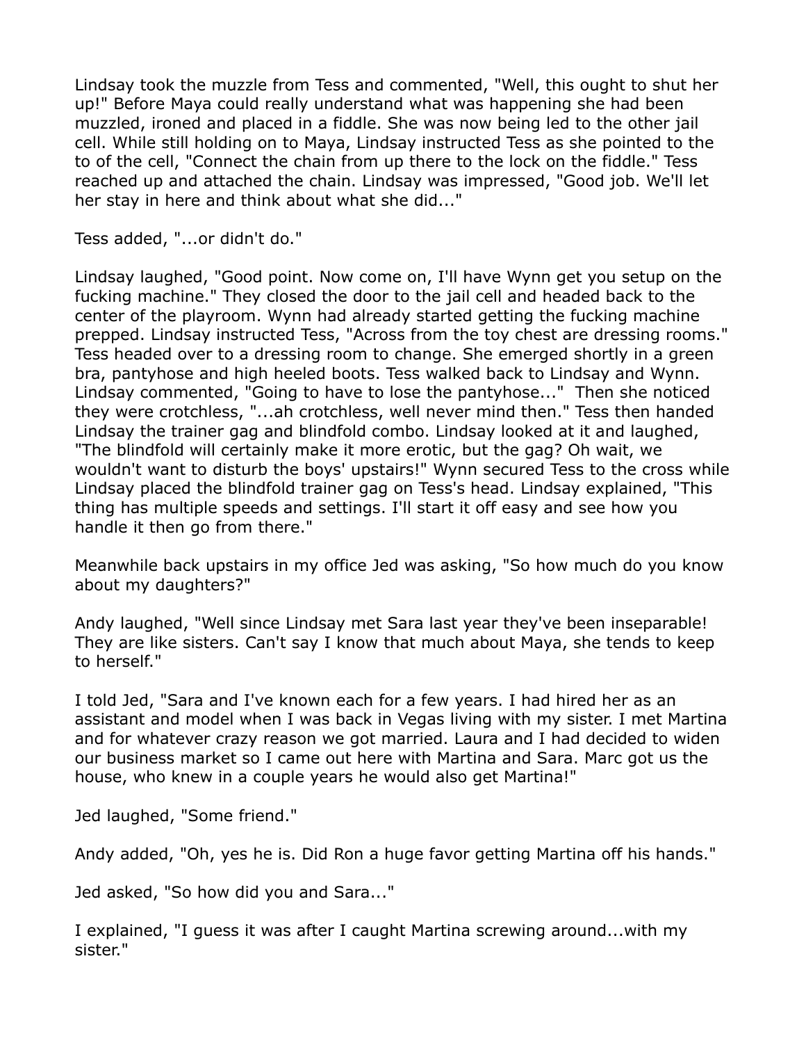Lindsay took the muzzle from Tess and commented, "Well, this ought to shut her up!" Before Maya could really understand what was happening she had been muzzled, ironed and placed in a fiddle. She was now being led to the other jail cell. While still holding on to Maya, Lindsay instructed Tess as she pointed to the to of the cell, "Connect the chain from up there to the lock on the fiddle." Tess reached up and attached the chain. Lindsay was impressed, "Good job. We'll let her stay in here and think about what she did..."

Tess added, "...or didn't do."

Lindsay laughed, "Good point. Now come on, I'll have Wynn get you setup on the fucking machine." They closed the door to the jail cell and headed back to the center of the playroom. Wynn had already started getting the fucking machine prepped. Lindsay instructed Tess, "Across from the toy chest are dressing rooms." Tess headed over to a dressing room to change. She emerged shortly in a green bra, pantyhose and high heeled boots. Tess walked back to Lindsay and Wynn. Lindsay commented, "Going to have to lose the pantyhose..." Then she noticed they were crotchless, "...ah crotchless, well never mind then." Tess then handed Lindsay the trainer gag and blindfold combo. Lindsay looked at it and laughed, "The blindfold will certainly make it more erotic, but the gag? Oh wait, we wouldn't want to disturb the boys' upstairs!" Wynn secured Tess to the cross while Lindsay placed the blindfold trainer gag on Tess's head. Lindsay explained, "This thing has multiple speeds and settings. I'll start it off easy and see how you handle it then go from there."

Meanwhile back upstairs in my office Jed was asking, "So how much do you know about my daughters?"

Andy laughed, "Well since Lindsay met Sara last year they've been inseparable! They are like sisters. Can't say I know that much about Maya, she tends to keep to herself."

I told Jed, "Sara and I've known each for a few years. I had hired her as an assistant and model when I was back in Vegas living with my sister. I met Martina and for whatever crazy reason we got married. Laura and I had decided to widen our business market so I came out here with Martina and Sara. Marc got us the house, who knew in a couple years he would also get Martina!"

Jed laughed, "Some friend."

Andy added, "Oh, yes he is. Did Ron a huge favor getting Martina off his hands."

Jed asked, "So how did you and Sara..."

I explained, "I guess it was after I caught Martina screwing around...with my sister."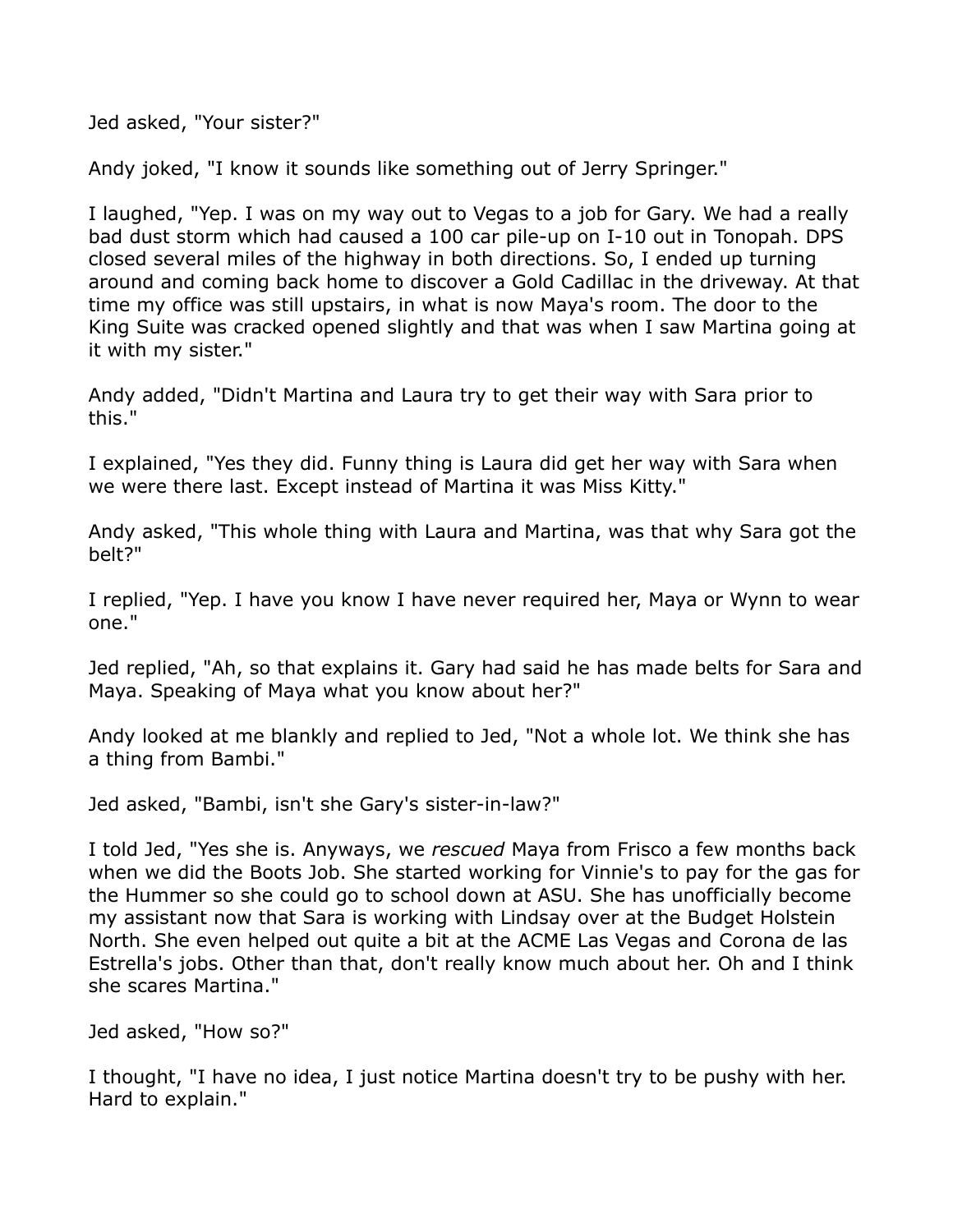Jed asked, "Your sister?"

Andy joked, "I know it sounds like something out of Jerry Springer."

I laughed, "Yep. I was on my way out to Vegas to a job for Gary. We had a really bad dust storm which had caused a 100 car pile-up on I-10 out in Tonopah. DPS closed several miles of the highway in both directions. So, I ended up turning around and coming back home to discover a Gold Cadillac in the driveway. At that time my office was still upstairs, in what is now Maya's room. The door to the King Suite was cracked opened slightly and that was when I saw Martina going at it with my sister."

Andy added, "Didn't Martina and Laura try to get their way with Sara prior to this."

I explained, "Yes they did. Funny thing is Laura did get her way with Sara when we were there last. Except instead of Martina it was Miss Kitty."

Andy asked, "This whole thing with Laura and Martina, was that why Sara got the belt?"

I replied, "Yep. I have you know I have never required her, Maya or Wynn to wear one."

Jed replied, "Ah, so that explains it. Gary had said he has made belts for Sara and Maya. Speaking of Maya what you know about her?"

Andy looked at me blankly and replied to Jed, "Not a whole lot. We think she has a thing from Bambi."

Jed asked, "Bambi, isn't she Gary's sister-in-law?"

I told Jed, "Yes she is. Anyways, we *rescued* Maya from Frisco a few months back when we did the Boots Job. She started working for Vinnie's to pay for the gas for the Hummer so she could go to school down at ASU. She has unofficially become my assistant now that Sara is working with Lindsay over at the Budget Holstein North. She even helped out quite a bit at the ACME Las Vegas and Corona de las Estrella's jobs. Other than that, don't really know much about her. Oh and I think she scares Martina."

Jed asked, "How so?"

I thought, "I have no idea, I just notice Martina doesn't try to be pushy with her. Hard to explain."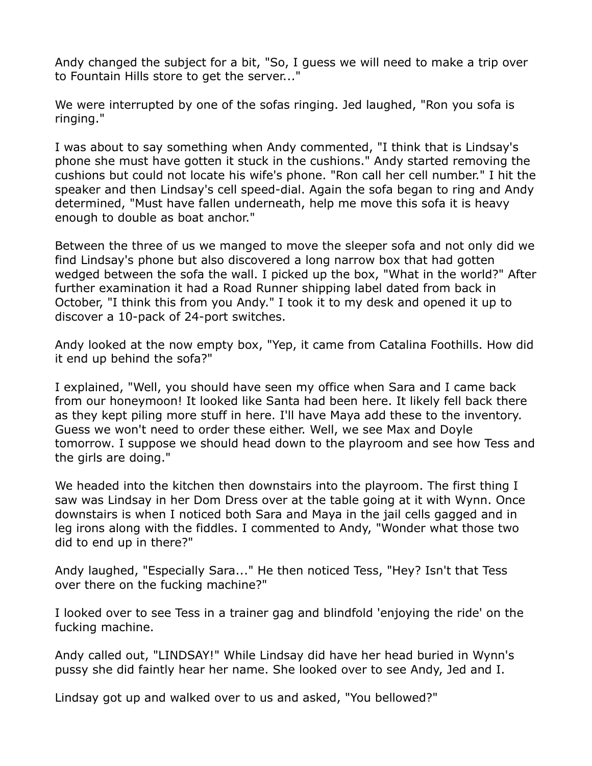Andy changed the subject for a bit, "So, I guess we will need to make a trip over to Fountain Hills store to get the server..."

We were interrupted by one of the sofas ringing. Jed laughed, "Ron you sofa is ringing."

I was about to say something when Andy commented, "I think that is Lindsay's phone she must have gotten it stuck in the cushions." Andy started removing the cushions but could not locate his wife's phone. "Ron call her cell number." I hit the speaker and then Lindsay's cell speed-dial. Again the sofa began to ring and Andy determined, "Must have fallen underneath, help me move this sofa it is heavy enough to double as boat anchor."

Between the three of us we manged to move the sleeper sofa and not only did we find Lindsay's phone but also discovered a long narrow box that had gotten wedged between the sofa the wall. I picked up the box, "What in the world?" After further examination it had a Road Runner shipping label dated from back in October, "I think this from you Andy." I took it to my desk and opened it up to discover a 10-pack of 24-port switches.

Andy looked at the now empty box, "Yep, it came from Catalina Foothills. How did it end up behind the sofa?"

I explained, "Well, you should have seen my office when Sara and I came back from our honeymoon! It looked like Santa had been here. It likely fell back there as they kept piling more stuff in here. I'll have Maya add these to the inventory. Guess we won't need to order these either. Well, we see Max and Doyle tomorrow. I suppose we should head down to the playroom and see how Tess and the girls are doing."

We headed into the kitchen then downstairs into the playroom. The first thing I saw was Lindsay in her Dom Dress over at the table going at it with Wynn. Once downstairs is when I noticed both Sara and Maya in the jail cells gagged and in leg irons along with the fiddles. I commented to Andy, "Wonder what those two did to end up in there?"

Andy laughed, "Especially Sara..." He then noticed Tess, "Hey? Isn't that Tess over there on the fucking machine?"

I looked over to see Tess in a trainer gag and blindfold 'enjoying the ride' on the fucking machine.

Andy called out, "LINDSAY!" While Lindsay did have her head buried in Wynn's pussy she did faintly hear her name. She looked over to see Andy, Jed and I.

Lindsay got up and walked over to us and asked, "You bellowed?"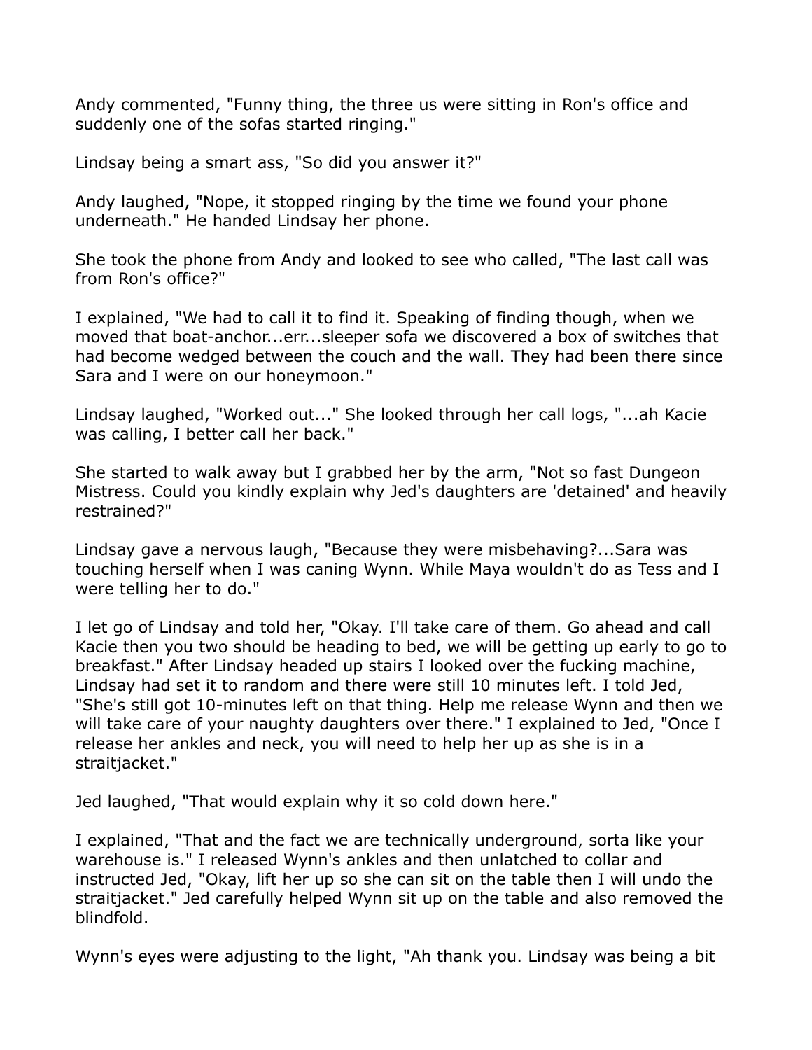Andy commented, "Funny thing, the three us were sitting in Ron's office and suddenly one of the sofas started ringing."

Lindsay being a smart ass, "So did you answer it?"

Andy laughed, "Nope, it stopped ringing by the time we found your phone underneath." He handed Lindsay her phone.

She took the phone from Andy and looked to see who called, "The last call was from Ron's office?"

I explained, "We had to call it to find it. Speaking of finding though, when we moved that boat-anchor...err...sleeper sofa we discovered a box of switches that had become wedged between the couch and the wall. They had been there since Sara and I were on our honeymoon."

Lindsay laughed, "Worked out..." She looked through her call logs, "...ah Kacie was calling, I better call her back."

She started to walk away but I grabbed her by the arm, "Not so fast Dungeon Mistress. Could you kindly explain why Jed's daughters are 'detained' and heavily restrained?"

Lindsay gave a nervous laugh, "Because they were misbehaving?...Sara was touching herself when I was caning Wynn. While Maya wouldn't do as Tess and I were telling her to do."

I let go of Lindsay and told her, "Okay. I'll take care of them. Go ahead and call Kacie then you two should be heading to bed, we will be getting up early to go to breakfast." After Lindsay headed up stairs I looked over the fucking machine, Lindsay had set it to random and there were still 10 minutes left. I told Jed, "She's still got 10-minutes left on that thing. Help me release Wynn and then we will take care of your naughty daughters over there." I explained to Jed, "Once I release her ankles and neck, you will need to help her up as she is in a straitjacket."

Jed laughed, "That would explain why it so cold down here."

I explained, "That and the fact we are technically underground, sorta like your warehouse is." I released Wynn's ankles and then unlatched to collar and instructed Jed, "Okay, lift her up so she can sit on the table then I will undo the straitjacket." Jed carefully helped Wynn sit up on the table and also removed the blindfold.

Wynn's eyes were adjusting to the light, "Ah thank you. Lindsay was being a bit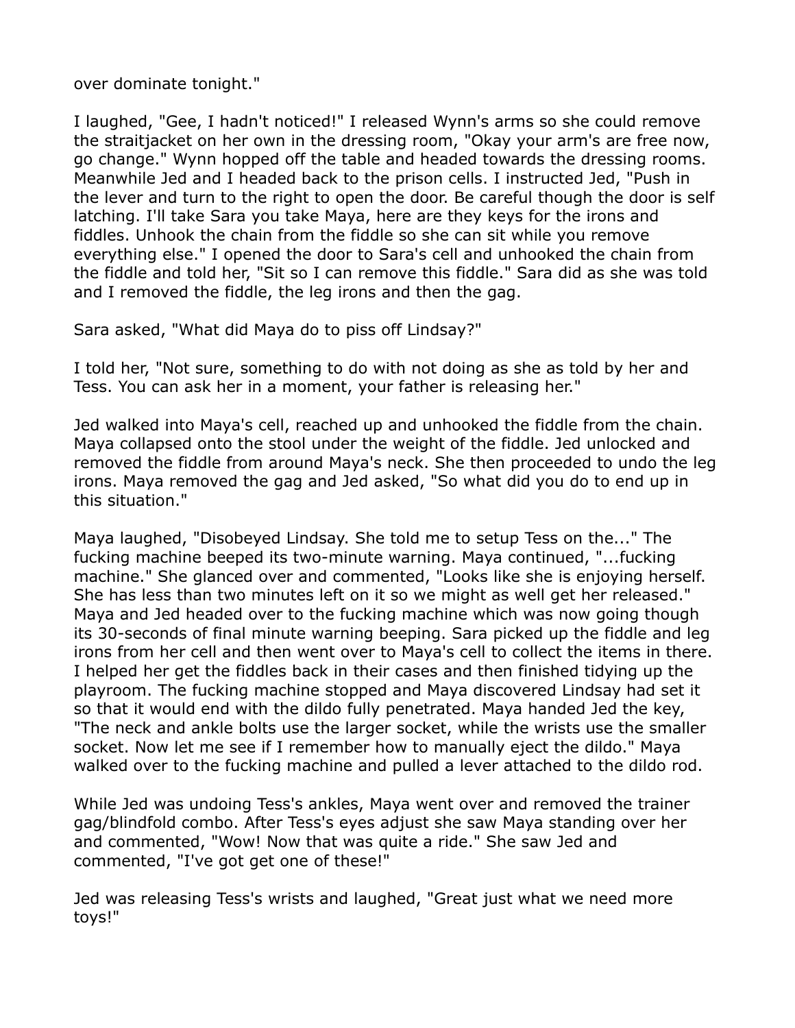over dominate tonight."

I laughed, "Gee, I hadn't noticed!" I released Wynn's arms so she could remove the straitjacket on her own in the dressing room, "Okay your arm's are free now, go change." Wynn hopped off the table and headed towards the dressing rooms. Meanwhile Jed and I headed back to the prison cells. I instructed Jed, "Push in the lever and turn to the right to open the door. Be careful though the door is self latching. I'll take Sara you take Maya, here are they keys for the irons and fiddles. Unhook the chain from the fiddle so she can sit while you remove everything else." I opened the door to Sara's cell and unhooked the chain from the fiddle and told her, "Sit so I can remove this fiddle." Sara did as she was told and I removed the fiddle, the leg irons and then the gag.

Sara asked, "What did Maya do to piss off Lindsay?"

I told her, "Not sure, something to do with not doing as she as told by her and Tess. You can ask her in a moment, your father is releasing her."

Jed walked into Maya's cell, reached up and unhooked the fiddle from the chain. Maya collapsed onto the stool under the weight of the fiddle. Jed unlocked and removed the fiddle from around Maya's neck. She then proceeded to undo the leg irons. Maya removed the gag and Jed asked, "So what did you do to end up in this situation."

Maya laughed, "Disobeyed Lindsay. She told me to setup Tess on the..." The fucking machine beeped its two-minute warning. Maya continued, "...fucking machine." She glanced over and commented, "Looks like she is enjoying herself. She has less than two minutes left on it so we might as well get her released." Maya and Jed headed over to the fucking machine which was now going though its 30-seconds of final minute warning beeping. Sara picked up the fiddle and leg irons from her cell and then went over to Maya's cell to collect the items in there. I helped her get the fiddles back in their cases and then finished tidying up the playroom. The fucking machine stopped and Maya discovered Lindsay had set it so that it would end with the dildo fully penetrated. Maya handed Jed the key, "The neck and ankle bolts use the larger socket, while the wrists use the smaller socket. Now let me see if I remember how to manually eject the dildo." Maya walked over to the fucking machine and pulled a lever attached to the dildo rod.

While Jed was undoing Tess's ankles, Maya went over and removed the trainer gag/blindfold combo. After Tess's eyes adjust she saw Maya standing over her and commented, "Wow! Now that was quite a ride." She saw Jed and commented, "I've got get one of these!"

Jed was releasing Tess's wrists and laughed, "Great just what we need more toys!"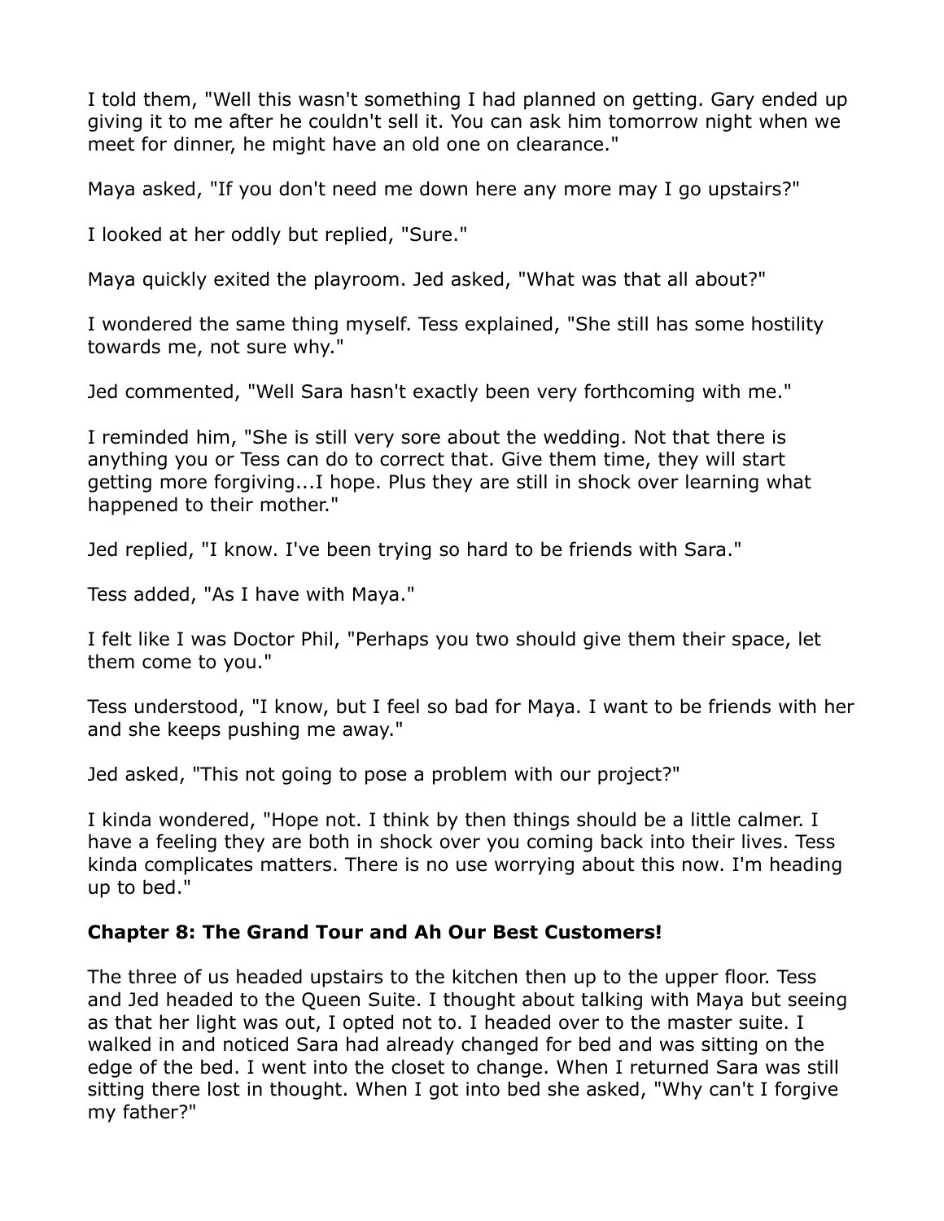I told them, "Well this wasn't something I had planned on getting. Gary ended up giving it to me after he couldn't sell it. You can ask him tomorrow night when we meet for dinner, he might have an old one on clearance."

Maya asked, "If you don't need me down here any more may I go upstairs?"

I looked at her oddly but replied, "Sure."

Maya quickly exited the playroom. Jed asked, "What was that all about?"

I wondered the same thing myself. Tess explained, "She still has some hostility towards me, not sure why."

Jed commented, "Well Sara hasn't exactly been very forthcoming with me."

I reminded him, "She is still very sore about the wedding. Not that there is anything you or Tess can do to correct that. Give them time, they will start getting more forgiving...I hope. Plus they are still in shock over learning what happened to their mother."

Jed replied, "I know. I've been trying so hard to be friends with Sara."

Tess added, "As I have with Maya."

I felt like I was Doctor Phil, "Perhaps you two should give them their space, let them come to you."

Tess understood, "I know, but I feel so bad for Maya. I want to be friends with her and she keeps pushing me away."

Jed asked, "This not going to pose a problem with our project?"

I kinda wondered, "Hope not. I think by then things should be a little calmer. I have a feeling they are both in shock over you coming back into their lives. Tess kinda complicates matters. There is no use worrying about this now. I'm heading up to bed."

## Chapter 8: The Grand Tour and Ah Our Best Customers!

The three of us headed upstairs to the kitchen then up to the upper floor. Tess and Jed headed to the Queen Suite. I thought about talking with Maya but seeing as that her light was out, I opted not to. I headed over to the master suite. I walked in and noticed Sara had already changed for bed and was sitting on the edge of the bed. I went into the closet to change. When I returned Sara was still sitting there lost in thought. When I got into bed she asked, "Why can't I forgive my father?"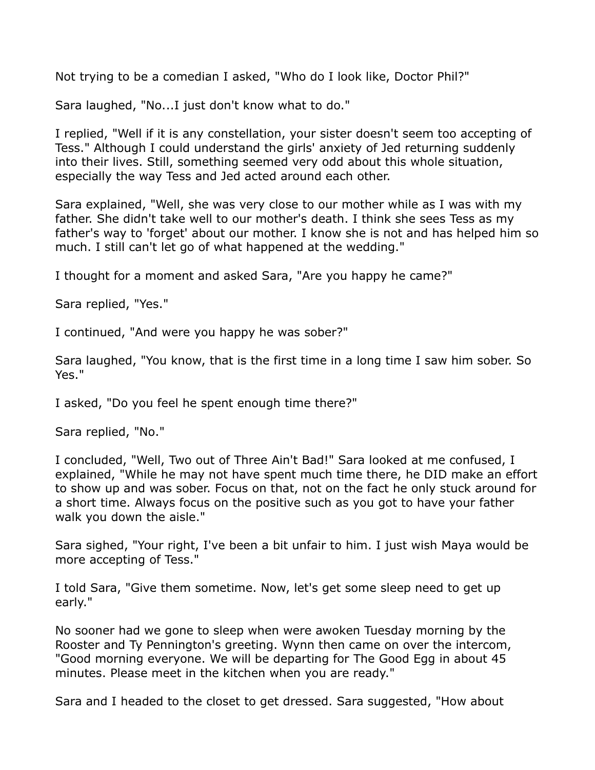Not trying to be a comedian I asked, "Who do I look like, Doctor Phil?"

Sara laughed, "No...I just don't know what to do."

I replied, "Well if it is any constellation, your sister doesn't seem too accepting of Tess." Although I could understand the girls' anxiety of Jed returning suddenly into their lives. Still, something seemed very odd about this whole situation, especially the way Tess and Jed acted around each other.

Sara explained, "Well, she was very close to our mother while as I was with my father. She didn't take well to our mother's death. I think she sees Tess as my father's way to 'forget' about our mother. I know she is not and has helped him so much. I still can't let go of what happened at the wedding."

I thought for a moment and asked Sara, "Are you happy he came?"

Sara replied, "Yes."

I continued, "And were you happy he was sober?"

Sara laughed, "You know, that is the first time in a long time I saw him sober. So Yes."

I asked, "Do you feel he spent enough time there?"

Sara replied, "No."

I concluded, "Well, Two out of Three Ain't Bad!" Sara looked at me confused, I explained, "While he may not have spent much time there, he DID make an effort to show up and was sober. Focus on that, not on the fact he only stuck around for a short time. Always focus on the positive such as you got to have your father walk you down the aisle."

Sara sighed, "Your right, I've been a bit unfair to him. I just wish Maya would be more accepting of Tess."

I told Sara, "Give them sometime. Now, let's get some sleep need to get up early."

No sooner had we gone to sleep when were awoken Tuesday morning by the Rooster and Ty Pennington's greeting. Wynn then came on over the intercom, "Good morning everyone. We will be departing for The Good Egg in about 45 minutes. Please meet in the kitchen when you are ready."

Sara and I headed to the closet to get dressed. Sara suggested, "How about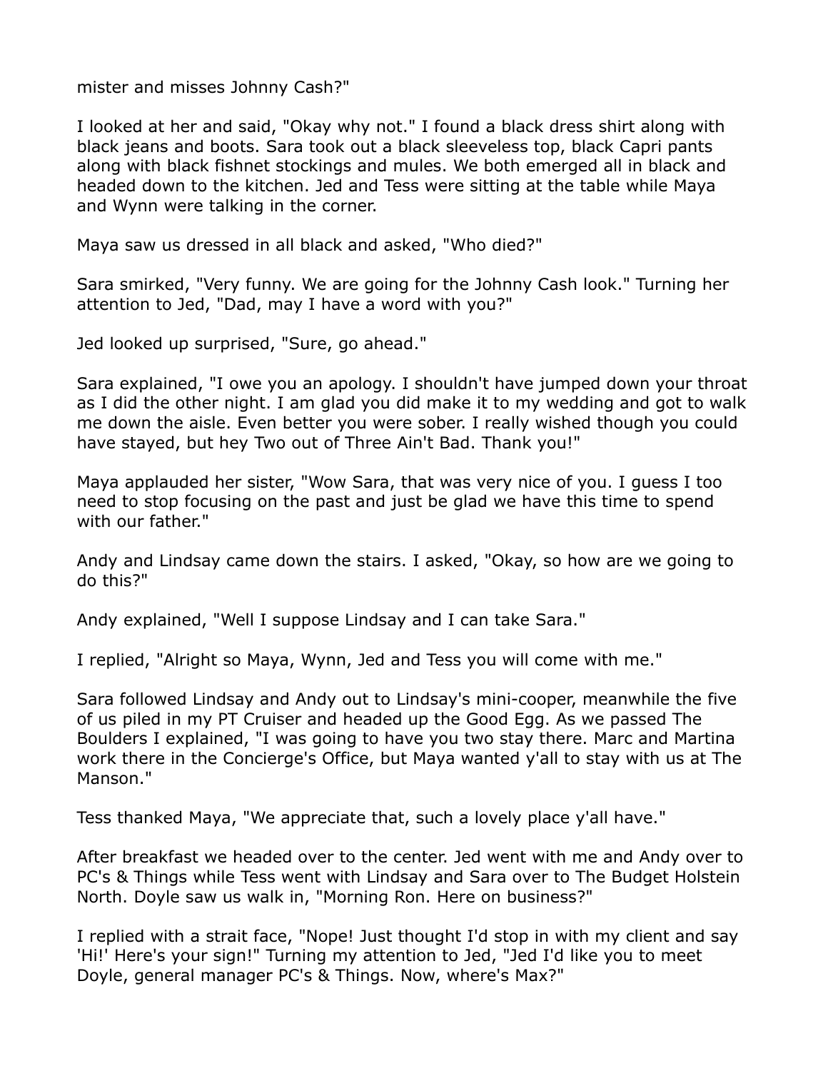mister and misses Johnny Cash?"

I looked at her and said, "Okay why not." I found a black dress shirt along with black jeans and boots. Sara took out a black sleeveless top, black Capri pants along with black fishnet stockings and mules. We both emerged all in black and headed down to the kitchen. Jed and Tess were sitting at the table while Maya and Wynn were talking in the corner.

Maya saw us dressed in all black and asked, "Who died?"

Sara smirked, "Very funny. We are going for the Johnny Cash look." Turning her attention to Jed, "Dad, may I have a word with you?"

Jed looked up surprised, "Sure, go ahead."

Sara explained, "I owe you an apology. I shouldn't have jumped down your throat as I did the other night. I am glad you did make it to my wedding and got to walk me down the aisle. Even better you were sober. I really wished though you could have stayed, but hey Two out of Three Ain't Bad. Thank you!"

Maya applauded her sister, "Wow Sara, that was very nice of you. I guess I too need to stop focusing on the past and just be glad we have this time to spend with our father."

Andy and Lindsay came down the stairs. I asked, "Okay, so how are we going to do this?"

Andy explained, "Well I suppose Lindsay and I can take Sara."

I replied, "Alright so Maya, Wynn, Jed and Tess you will come with me."

Sara followed Lindsay and Andy out to Lindsay's mini-cooper, meanwhile the five of us piled in my PT Cruiser and headed up the Good Egg. As we passed The Boulders I explained, "I was going to have you two stay there. Marc and Martina work there in the Concierge's Office, but Maya wanted y'all to stay with us at The Manson."

Tess thanked Maya, "We appreciate that, such a lovely place y'all have."

After breakfast we headed over to the center. Jed went with me and Andy over to PC's & Things while Tess went with Lindsay and Sara over to The Budget Holstein North. Doyle saw us walk in, "Morning Ron. Here on business?"

I replied with a strait face, "Nope! Just thought I'd stop in with my client and say 'Hi!' Here's your sign!" Turning my attention to Jed, "Jed I'd like you to meet Doyle, general manager PC's & Things. Now, where's Max?"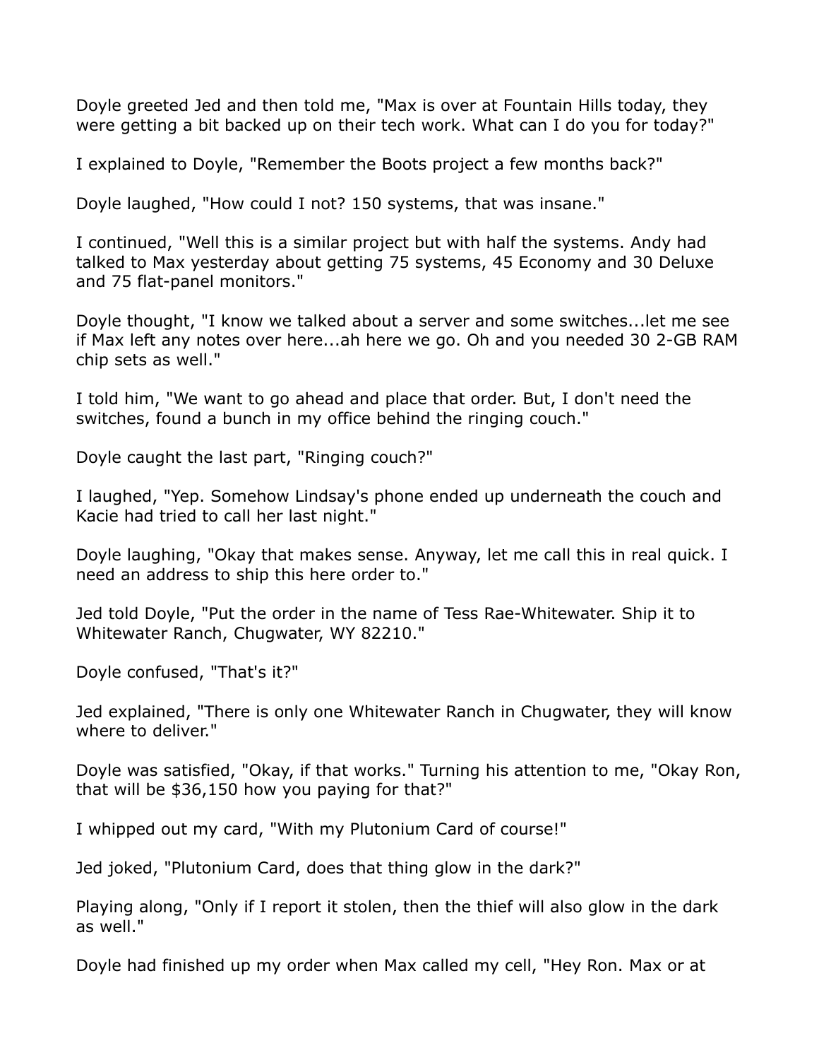Doyle greeted Jed and then told me, "Max is over at Fountain Hills today, they were getting a bit backed up on their tech work. What can I do you for today?"

I explained to Doyle, "Remember the Boots project a few months back?"

Doyle laughed, "How could I not? 150 systems, that was insane."

I continued, "Well this is a similar project but with half the systems. Andy had talked to Max yesterday about getting 75 systems, 45 Economy and 30 Deluxe and 75 flat-panel monitors."

Doyle thought, "I know we talked about a server and some switches...let me see if Max left any notes over here...ah here we go. Oh and you needed 30 2-GB RAM chip sets as well."

I told him, "We want to go ahead and place that order. But, I don't need the switches, found a bunch in my office behind the ringing couch."

Doyle caught the last part, "Ringing couch?"

I laughed, "Yep. Somehow Lindsay's phone ended up underneath the couch and Kacie had tried to call her last night."

Doyle laughing, "Okay that makes sense. Anyway, let me call this in real quick. I need an address to ship this here order to."

Jed told Doyle, "Put the order in the name of Tess Rae-Whitewater. Ship it to Whitewater Ranch, Chugwater, WY 82210."

Doyle confused, "That's it?"

Jed explained, "There is only one Whitewater Ranch in Chugwater, they will know where to deliver."

Doyle was satisfied, "Okay, if that works." Turning his attention to me, "Okay Ron, that will be $36,150 how you paying for that?"

I whipped out my card, "With my Plutonium Card of course!"

Jed joked, "Plutonium Card, does that thing glow in the dark?"

Playing along, "Only if I report it stolen, then the thief will also glow in the dark as well."

Doyle had finished up my order when Max called my cell, "Hey Ron. Max or at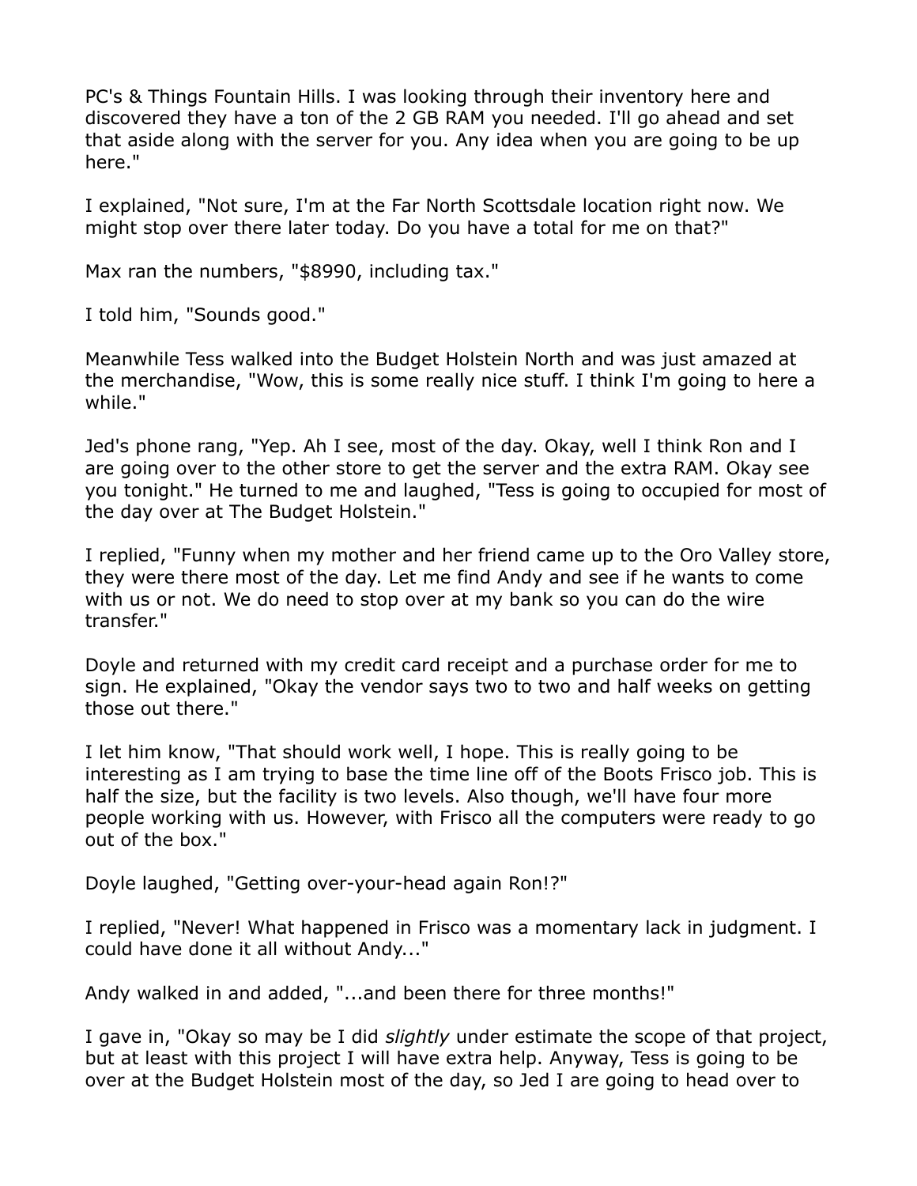PC's & Things Fountain Hills. I was looking through their inventory here and discovered they have a ton of the 2 GB RAM you needed. I'll go ahead and set that aside along with the server for you. Any idea when you are going to be up here."

I explained, "Not sure, I'm at the Far North Scottsdale location right now. We might stop over there later today. Do you have a total for me on that?"

Max ran the numbers, "$8990, including tax."

I told him, "Sounds good."

Meanwhile Tess walked into the Budget Holstein North and was just amazed at the merchandise, "Wow, this is some really nice stuff. I think I'm going to here a while."

Jed's phone rang, "Yep. Ah I see, most of the day. Okay, well I think Ron and I are going over to the other store to get the server and the extra RAM. Okay see you tonight." He turned to me and laughed, "Tess is going to occupied for most of the day over at The Budget Holstein."

I replied, "Funny when my mother and her friend came up to the Oro Valley store, they were there most of the day. Let me find Andy and see if he wants to come with us or not. We do need to stop over at my bank so you can do the wire transfer."

Doyle and returned with my credit card receipt and a purchase order for me to sign. He explained, "Okay the vendor says two to two and half weeks on getting those out there."

I let him know, "That should work well, I hope. This is really going to be interesting as I am trying to base the time line off of the Boots Frisco job. This is half the size, but the facility is two levels. Also though, we'll have four more people working with us. However, with Frisco all the computers were ready to go out of the box."

Doyle laughed, "Getting over-your-head again Ron!?"

I replied, "Never! What happened in Frisco was a momentary lack in judgment. I could have done it all without Andy..."

Andy walked in and added, "...and been there for three months!"

I gave in, "Okay so may be I did *slightly* under estimate the scope of that project, but at least with this project I will have extra help. Anyway, Tess is going to be over at the Budget Holstein most of the day, so Jed I are going to head over to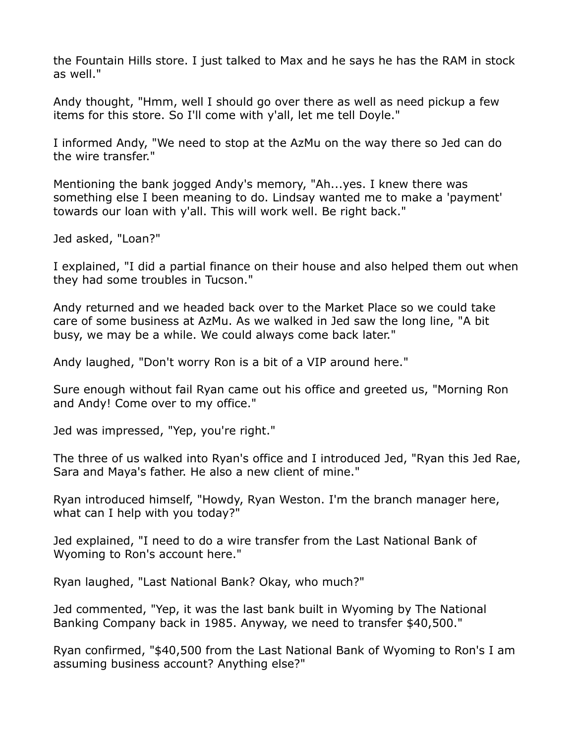the Fountain Hills store. I just talked to Max and he says he has the RAM in stock as well."

Andy thought, "Hmm, well I should go over there as well as need pickup a few items for this store. So I'll come with y'all, let me tell Doyle."

I informed Andy, "We need to stop at the AzMu on the way there so Jed can do the wire transfer."

Mentioning the bank jogged Andy's memory, "Ah...yes. I knew there was something else I been meaning to do. Lindsay wanted me to make a 'payment' towards our loan with y'all. This will work well. Be right back."

Jed asked, "Loan?"

I explained, "I did a partial finance on their house and also helped them out when they had some troubles in Tucson."

Andy returned and we headed back over to the Market Place so we could take care of some business at AzMu. As we walked in Jed saw the long line, "A bit busy, we may be a while. We could always come back later."

Andy laughed, "Don't worry Ron is a bit of a VIP around here."

Sure enough without fail Ryan came out his office and greeted us, "Morning Ron and Andy! Come over to my office."

Jed was impressed, "Yep, you're right."

The three of us walked into Ryan's office and I introduced Jed, "Ryan this Jed Rae, Sara and Maya's father. He also a new client of mine."

Ryan introduced himself, "Howdy, Ryan Weston. I'm the branch manager here, what can I help with you today?"

Jed explained, "I need to do a wire transfer from the Last National Bank of Wyoming to Ron's account here."

Ryan laughed, "Last National Bank? Okay, who much?"

Jed commented, "Yep, it was the last bank built in Wyoming by The National Banking Company back in 1985. Anyway, we need to transfer $40,500."

Ryan confirmed, "$40,500 from the Last National Bank of Wyoming to Ron's I am assuming business account? Anything else?"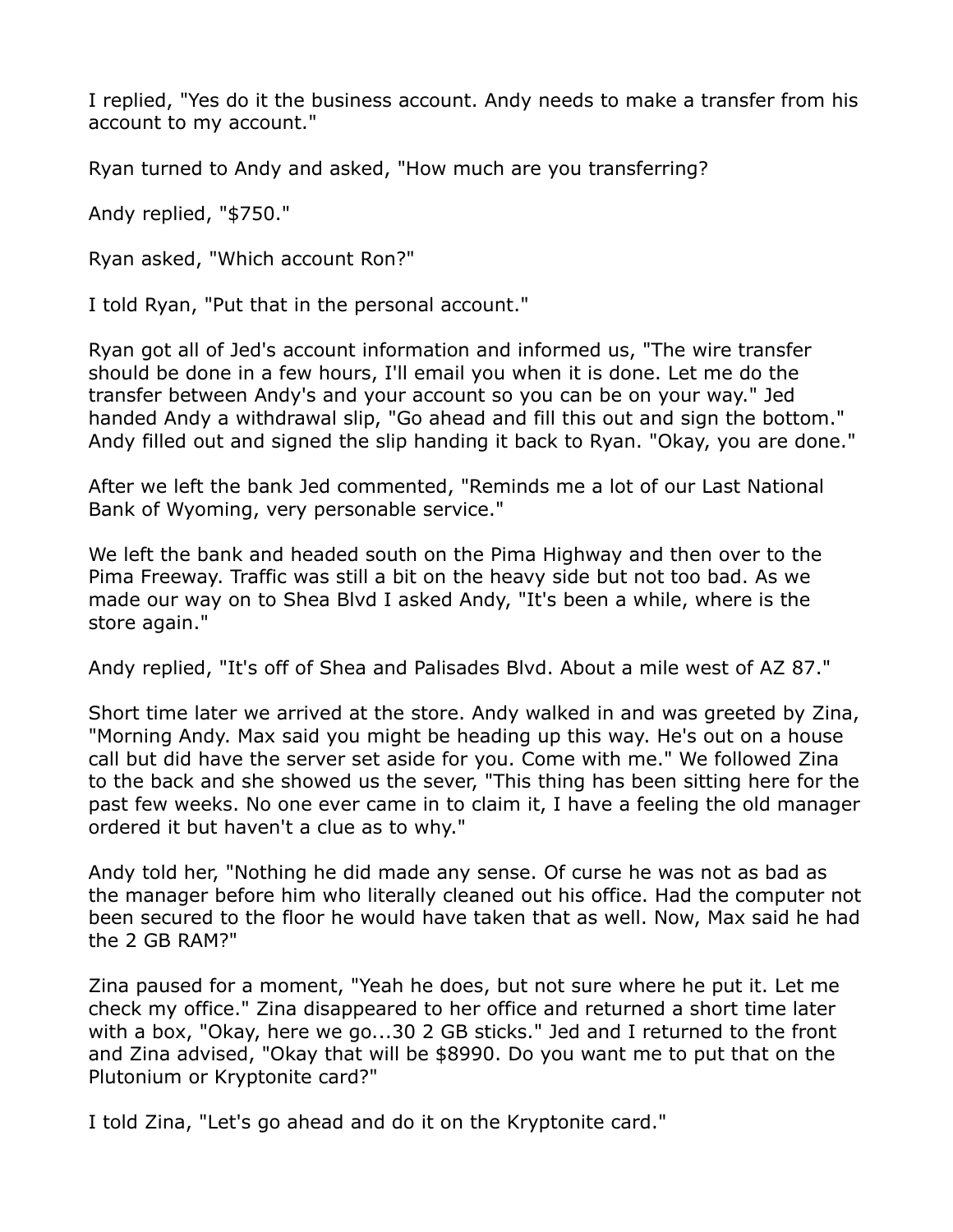I replied, "Yes do it the business account. Andy needs to make a transfer from his account to my account."

Ryan turned to Andy and asked, "How much are you transferring?

Andy replied, "$750."

Ryan asked, "Which account Ron?"

I told Ryan, "Put that in the personal account."

Ryan got all of Jed's account information and informed us, "The wire transfer should be done in a few hours, I'll email you when it is done. Let me do the transfer between Andy's and your account so you can be on your way." Jed handed Andy a withdrawal slip, "Go ahead and fill this out and sign the bottom." Andy filled out and signed the slip handing it back to Ryan. "Okay, you are done."

After we left the bank Jed commented, "Reminds me a lot of our Last National Bank of Wyoming, very personable service."

We left the bank and headed south on the Pima Highway and then over to the Pima Freeway. Traffic was still a bit on the heavy side but not too bad. As we made our way on to Shea Blvd I asked Andy, "It's been a while, where is the store again."

Andy replied, "It's off of Shea and Palisades Blvd. About a mile west of AZ 87."

Short time later we arrived at the store. Andy walked in and was greeted by Zina, "Morning Andy. Max said you might be heading up this way. He's out on a house call but did have the server set aside for you. Come with me." We followed Zina to the back and she showed us the sever, "This thing has been sitting here for the past few weeks. No one ever came in to claim it, I have a feeling the old manager ordered it but haven't a clue as to why."

Andy told her, "Nothing he did made any sense. Of curse he was not as bad as the manager before him who literally cleaned out his office. Had the computer not been secured to the floor he would have taken that as well. Now, Max said he had the 2 GB RAM?"

Zina paused for a moment, "Yeah he does, but not sure where he put it. Let me check my office." Zina disappeared to her office and returned a short time later with a box, "Okay, here we go...30 2 GB sticks." Jed and I returned to the front and Zina advised, "Okay that will be $8990. Do you want me to put that on the Plutonium or Kryptonite card?"

I told Zina, "Let's go ahead and do it on the Kryptonite card."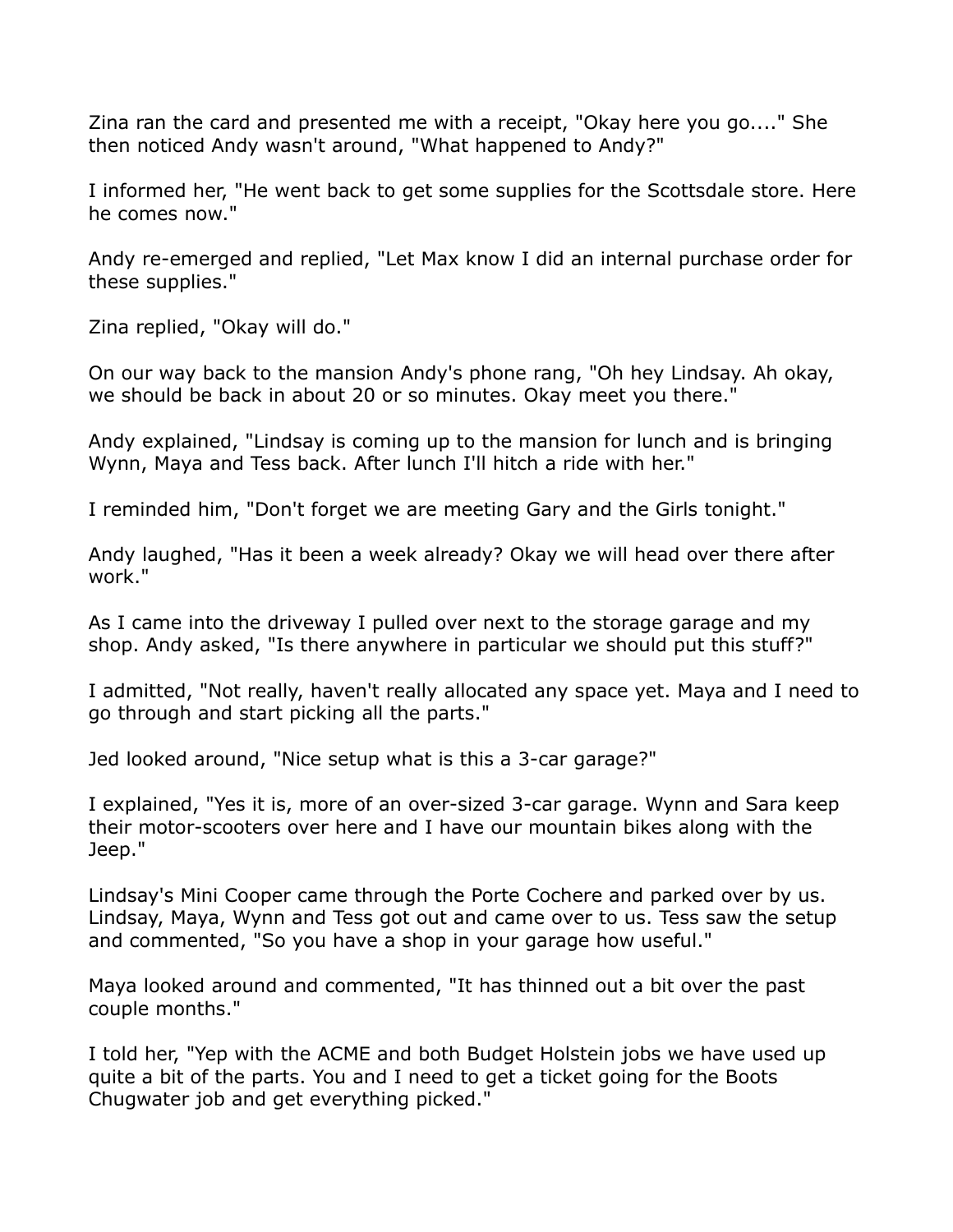Zina ran the card and presented me with a receipt, "Okay here you go...." She then noticed Andy wasn't around, "What happened to Andy?"

I informed her, "He went back to get some supplies for the Scottsdale store. Here he comes now."

Andy re-emerged and replied, "Let Max know I did an internal purchase order for these supplies."

Zina replied, "Okay will do."

On our way back to the mansion Andy's phone rang, "Oh hey Lindsay. Ah okay, we should be back in about 20 or so minutes. Okay meet you there."

Andy explained, "Lindsay is coming up to the mansion for lunch and is bringing Wynn, Maya and Tess back. After lunch I'll hitch a ride with her."

I reminded him, "Don't forget we are meeting Gary and the Girls tonight."

Andy laughed, "Has it been a week already? Okay we will head over there after work."

As I came into the driveway I pulled over next to the storage garage and my shop. Andy asked, "Is there anywhere in particular we should put this stuff?"

I admitted, "Not really, haven't really allocated any space yet. Maya and I need to go through and start picking all the parts."

Jed looked around, "Nice setup what is this a 3-car garage?"

I explained, "Yes it is, more of an over-sized 3-car garage. Wynn and Sara keep their motor-scooters over here and I have our mountain bikes along with the Jeep."

Lindsay's Mini Cooper came through the Porte Cochere and parked over by us. Lindsay, Maya, Wynn and Tess got out and came over to us. Tess saw the setup and commented, "So you have a shop in your garage how useful."

Maya looked around and commented, "It has thinned out a bit over the past couple months."

I told her, "Yep with the ACME and both Budget Holstein jobs we have used up quite a bit of the parts. You and I need to get a ticket going for the Boots Chugwater job and get everything picked."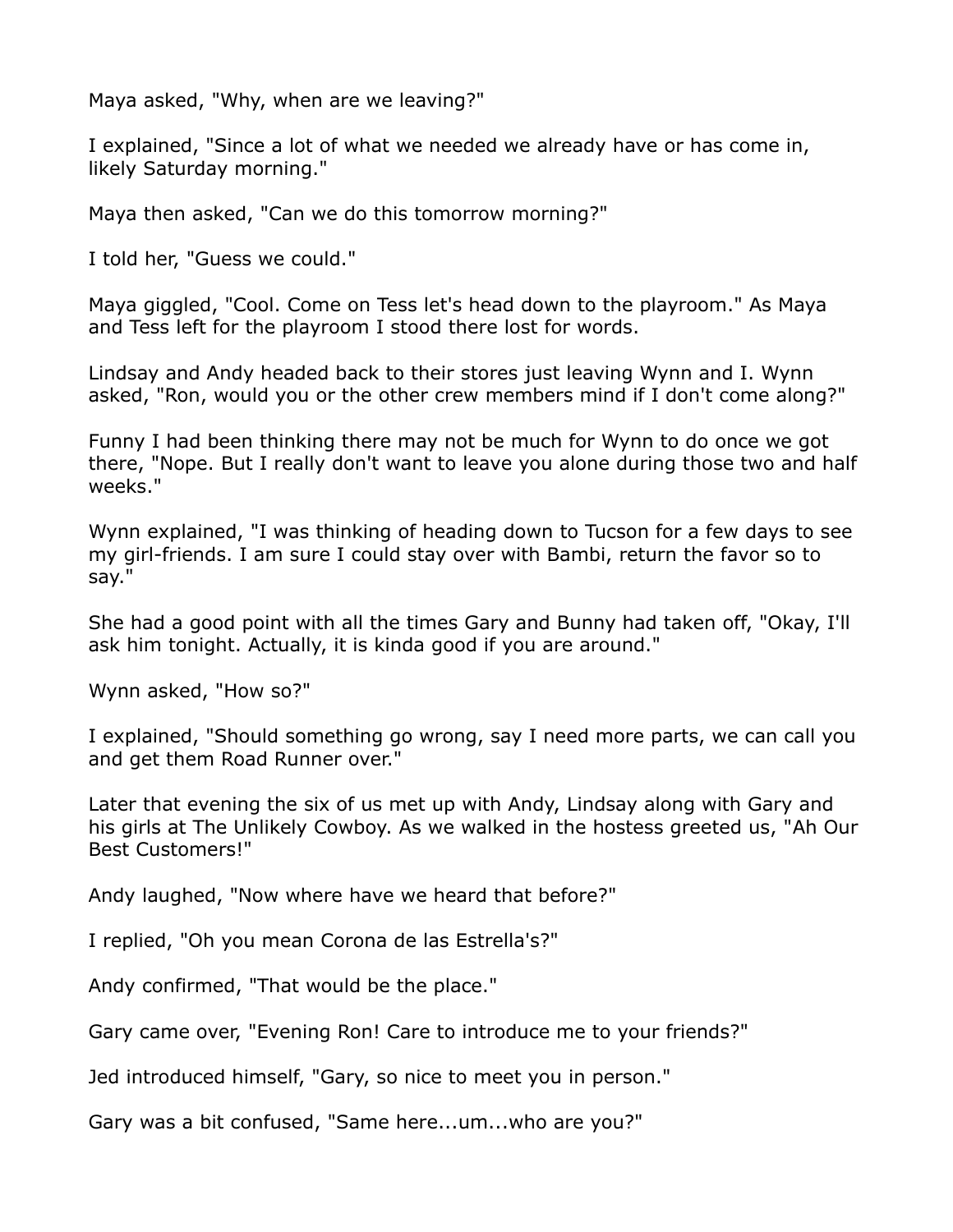Maya asked, "Why, when are we leaving?"

I explained, "Since a lot of what we needed we already have or has come in, likely Saturday morning."

Maya then asked, "Can we do this tomorrow morning?"

I told her, "Guess we could."

Maya giggled, "Cool. Come on Tess let's head down to the playroom." As Maya and Tess left for the playroom I stood there lost for words.

Lindsay and Andy headed back to their stores just leaving Wynn and I. Wynn asked, "Ron, would you or the other crew members mind if I don't come along?"

Funny I had been thinking there may not be much for Wynn to do once we got there, "Nope. But I really don't want to leave you alone during those two and half weeks."

Wynn explained, "I was thinking of heading down to Tucson for a few days to see my girl-friends. I am sure I could stay over with Bambi, return the favor so to say."

She had a good point with all the times Gary and Bunny had taken off, "Okay, I'll ask him tonight. Actually, it is kinda good if you are around."

Wynn asked, "How so?"

I explained, "Should something go wrong, say I need more parts, we can call you and get them Road Runner over."

Later that evening the six of us met up with Andy, Lindsay along with Gary and his girls at The Unlikely Cowboy. As we walked in the hostess greeted us, "Ah Our Best Customers!"

Andy laughed, "Now where have we heard that before?"

I replied, "Oh you mean Corona de las Estrella's?"

Andy confirmed, "That would be the place."

Gary came over, "Evening Ron! Care to introduce me to your friends?"

Jed introduced himself, "Gary, so nice to meet you in person."

Gary was a bit confused, "Same here...um...who are you?"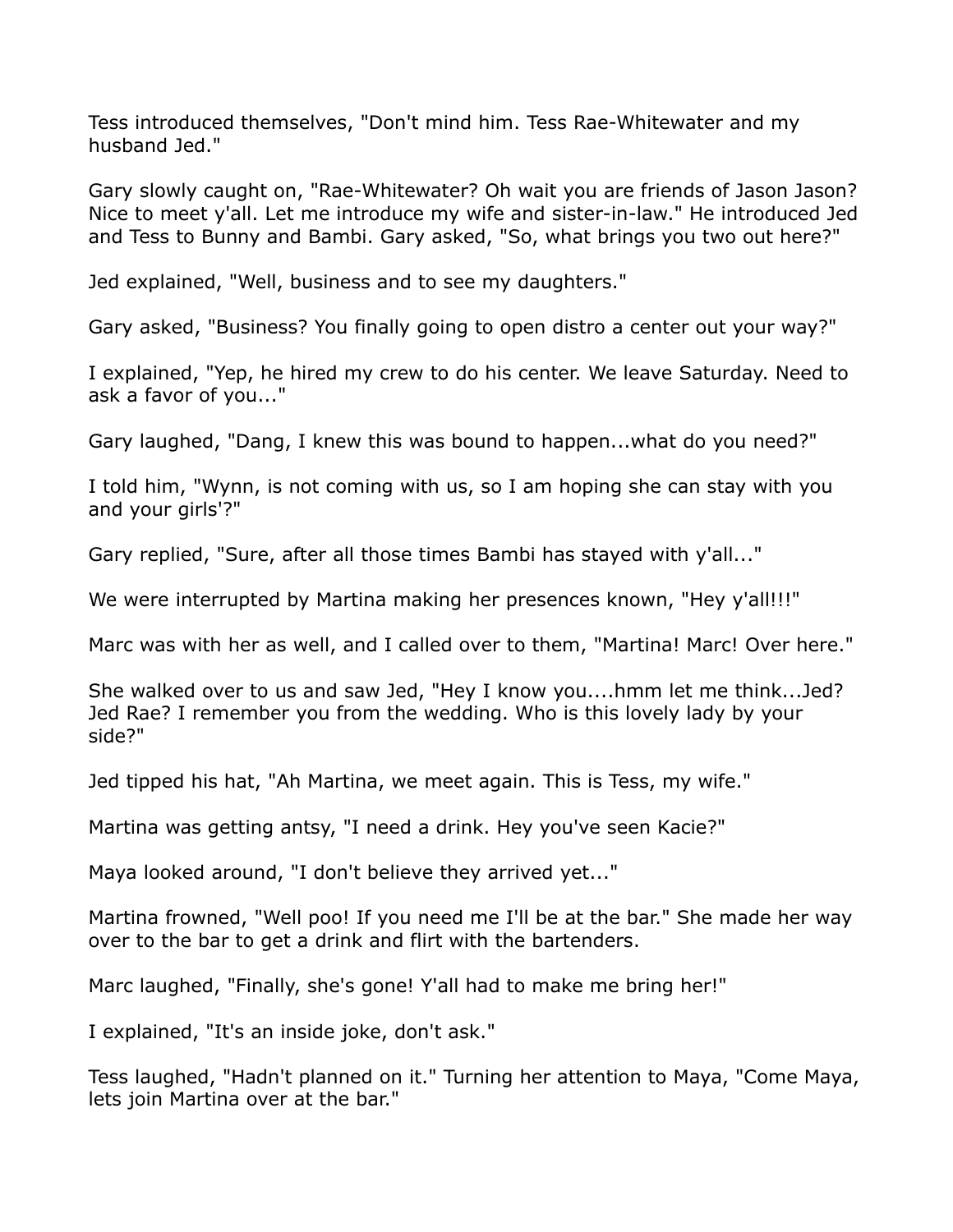Tess introduced themselves, "Don't mind him. Tess Rae-Whitewater and my husband Jed."

Gary slowly caught on, "Rae-Whitewater? Oh wait you are friends of Jason Jason? Nice to meet y'all. Let me introduce my wife and sister-in-law." He introduced Jed and Tess to Bunny and Bambi. Gary asked, "So, what brings you two out here?"

Jed explained, "Well, business and to see my daughters."

Gary asked, "Business? You finally going to open distro a center out your way?"

I explained, "Yep, he hired my crew to do his center. We leave Saturday. Need to ask a favor of you..."

Gary laughed, "Dang, I knew this was bound to happen...what do you need?"

I told him, "Wynn, is not coming with us, so I am hoping she can stay with you and your girls'?"

Gary replied, "Sure, after all those times Bambi has stayed with y'all..."

We were interrupted by Martina making her presences known, "Hey y'all!!!"

Marc was with her as well, and I called over to them, "Martina! Marc! Over here."

She walked over to us and saw Jed, "Hey I know you....hmm let me think...Jed? Jed Rae? I remember you from the wedding. Who is this lovely lady by your side?"

Jed tipped his hat, "Ah Martina, we meet again. This is Tess, my wife."

Martina was getting antsy, "I need a drink. Hey you've seen Kacie?"

Maya looked around, "I don't believe they arrived yet..."

Martina frowned, "Well poo! If you need me I'll be at the bar." She made her way over to the bar to get a drink and flirt with the bartenders.

Marc laughed, "Finally, she's gone! Y'all had to make me bring her!"

I explained, "It's an inside joke, don't ask."

Tess laughed, "Hadn't planned on it." Turning her attention to Maya, "Come Maya, lets join Martina over at the bar."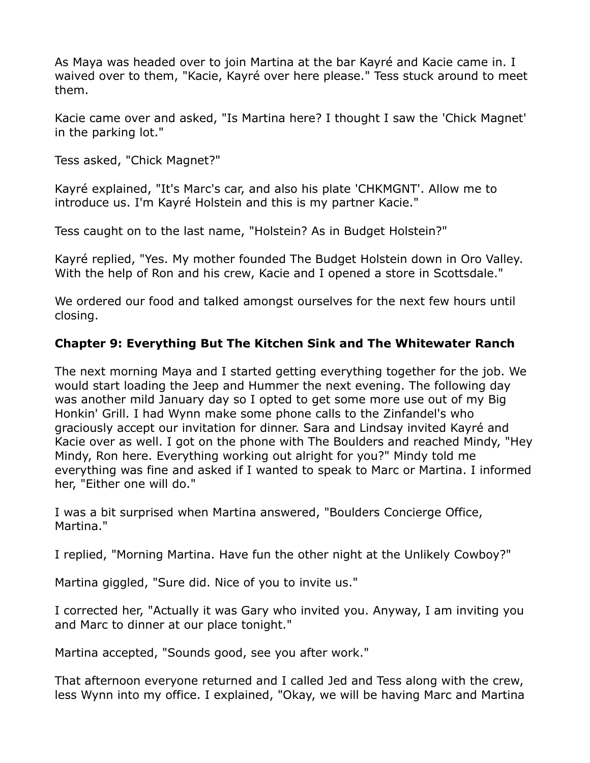As Maya was headed over to join Martina at the bar Kayré and Kacie came in. I waived over to them, "Kacie, Kayré over here please." Tess stuck around to meet them.

Kacie came over and asked, "Is Martina here? I thought I saw the 'Chick Magnet' in the parking lot."

Tess asked, "Chick Magnet?"

Kayré explained, "It's Marc's car, and also his plate 'CHKMGNT'. Allow me to introduce us. I'm Kayré Holstein and this is my partner Kacie."

Tess caught on to the last name, "Holstein? As in Budget Holstein?"

Kayré replied, "Yes. My mother founded The Budget Holstein down in Oro Valley. With the help of Ron and his crew, Kacie and I opened a store in Scottsdale."

We ordered our food and talked amongst ourselves for the next few hours until closing.

### Chapter 9: Everything But The Kitchen Sink and The Whitewater Ranch

The next morning Maya and I started getting everything together for the job. We would start loading the Jeep and Hummer the next evening. The following day was another mild January day so I opted to get some more use out of my Big Honkin' Grill. I had Wynn make some phone calls to the Zinfandel's who graciously accept our invitation for dinner. Sara and Lindsay invited Kayré and Kacie over as well. I got on the phone with The Boulders and reached Mindy, "Hey Mindy, Ron here. Everything working out alright for you?" Mindy told me everything was fine and asked if I wanted to speak to Marc or Martina. I informed her, "Either one will do."

I was a bit surprised when Martina answered, "Boulders Concierge Office, Martina."

I replied, "Morning Martina. Have fun the other night at the Unlikely Cowboy?"

Martina giggled, "Sure did. Nice of you to invite us."

I corrected her, "Actually it was Gary who invited you. Anyway, I am inviting you and Marc to dinner at our place tonight."

Martina accepted, "Sounds good, see you after work."

That afternoon everyone returned and I called Jed and Tess along with the crew, less Wynn into my office. I explained, "Okay, we will be having Marc and Martina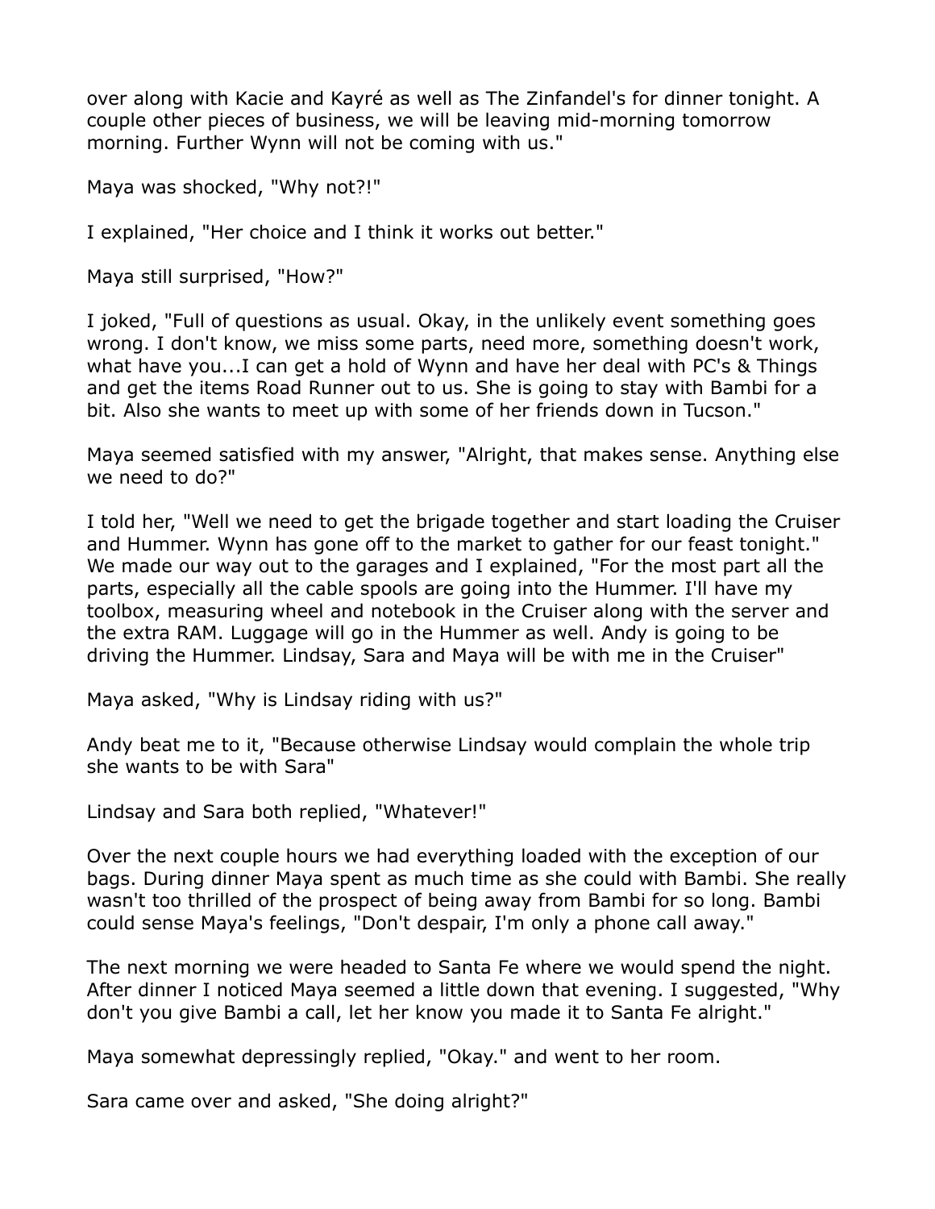over along with Kacie and Kayré as well as The Zinfandel's for dinner tonight. A couple other pieces of business, we will be leaving mid-morning tomorrow morning. Further Wynn will not be coming with us."

Maya was shocked, "Why not?!"

I explained, "Her choice and I think it works out better."

Maya still surprised, "How?"

I joked, "Full of questions as usual. Okay, in the unlikely event something goes wrong. I don't know, we miss some parts, need more, something doesn't work, what have you...I can get a hold of Wynn and have her deal with PC's & Things and get the items Road Runner out to us. She is going to stay with Bambi for a bit. Also she wants to meet up with some of her friends down in Tucson."

Maya seemed satisfied with my answer, "Alright, that makes sense. Anything else we need to do?"

I told her, "Well we need to get the brigade together and start loading the Cruiser and Hummer. Wynn has gone off to the market to gather for our feast tonight." We made our way out to the garages and I explained, "For the most part all the parts, especially all the cable spools are going into the Hummer. I'll have my toolbox, measuring wheel and notebook in the Cruiser along with the server and the extra RAM. Luggage will go in the Hummer as well. Andy is going to be driving the Hummer. Lindsay, Sara and Maya will be with me in the Cruiser"

Maya asked, "Why is Lindsay riding with us?"

Andy beat me to it, "Because otherwise Lindsay would complain the whole trip she wants to be with Sara"

Lindsay and Sara both replied, "Whatever!"

Over the next couple hours we had everything loaded with the exception of our bags. During dinner Maya spent as much time as she could with Bambi. She really wasn't too thrilled of the prospect of being away from Bambi for so long. Bambi could sense Maya's feelings, "Don't despair, I'm only a phone call away."

The next morning we were headed to Santa Fe where we would spend the night. After dinner I noticed Maya seemed a little down that evening. I suggested, "Why don't you give Bambi a call, let her know you made it to Santa Fe alright."

Maya somewhat depressingly replied, "Okay." and went to her room.

Sara came over and asked, "She doing alright?"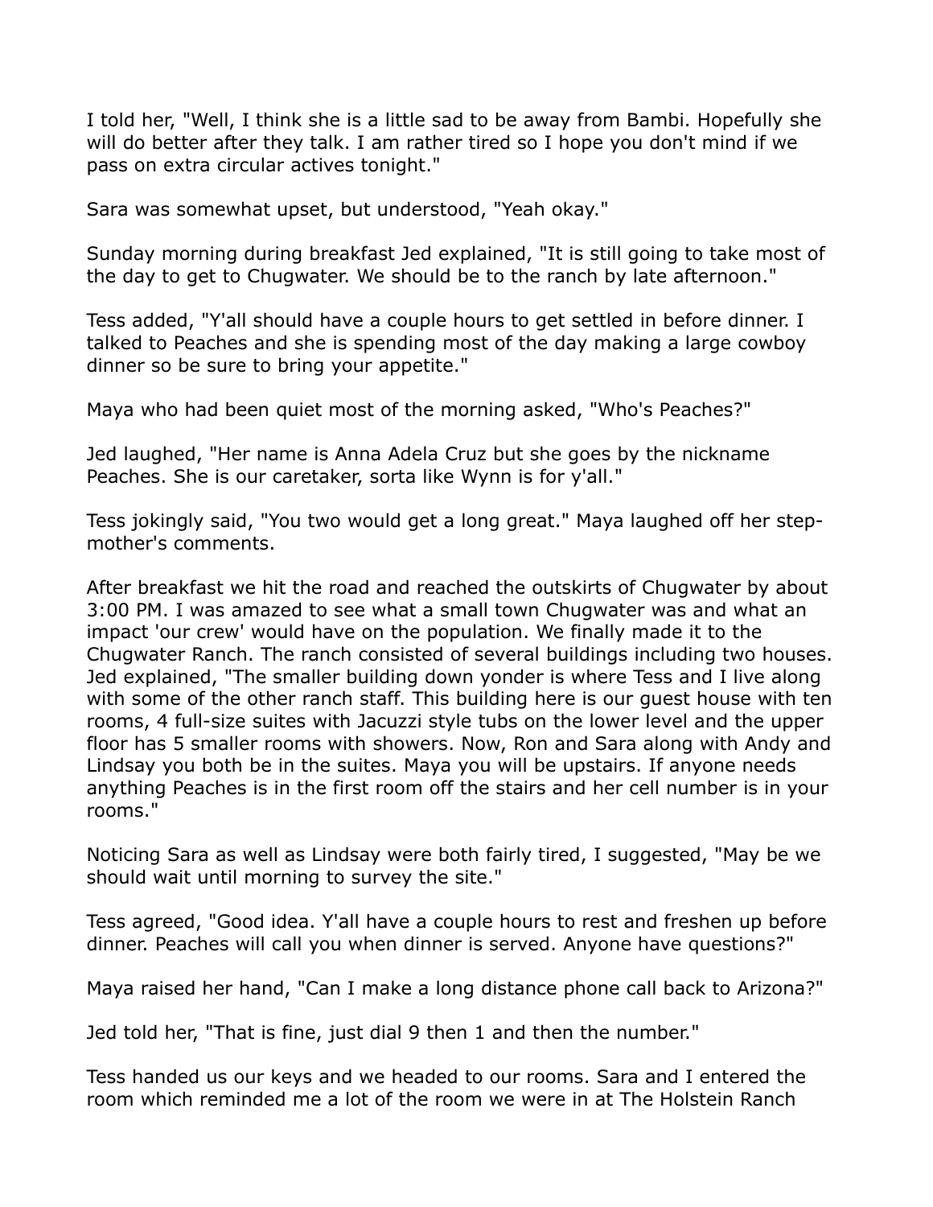I told her, "Well, I think she is a little sad to be away from Bambi. Hopefully she will do better after they talk. I am rather tired so I hope you don't mind if we pass on extra circular actives tonight."

Sara was somewhat upset, but understood, "Yeah okay."

Sunday morning during breakfast Jed explained, "It is still going to take most of the day to get to Chugwater. We should be to the ranch by late afternoon."

Tess added, "Y'all should have a couple hours to get settled in before dinner. I talked to Peaches and she is spending most of the day making a large cowboy dinner so be sure to bring your appetite."

Maya who had been quiet most of the morning asked, "Who's Peaches?"

Jed laughed, "Her name is Anna Adela Cruz but she goes by the nickname Peaches. She is our caretaker, sorta like Wynn is for y'all."

Tess jokingly said, "You two would get a long great." Maya laughed off her step-mother's comments.

After breakfast we hit the road and reached the outskirts of Chugwater by about 3:00 PM. I was amazed to see what a small town Chugwater was and what an impact 'our crew' would have on the population. We finally made it to the Chugwater Ranch. The ranch consisted of several buildings including two houses. Jed explained, "The smaller building down yonder is where Tess and I live along with some of the other ranch staff. This building here is our guest house with ten rooms, 4 full-size suites with Jacuzzi style tubs on the lower level and the upper floor has 5 smaller rooms with showers. Now, Ron and Sara along with Andy and Lindsay you both be in the suites. Maya you will be upstairs. If anyone needs anything Peaches is in the first room off the stairs and her cell number is in your rooms."

Noticing Sara as well as Lindsay were both fairly tired, I suggested, "May be we should wait until morning to survey the site."

Tess agreed, "Good idea. Y'all have a couple hours to rest and freshen up before dinner. Peaches will call you when dinner is served. Anyone have questions?"

Maya raised her hand, "Can I make a long distance phone call back to Arizona?"

Jed told her, "That is fine, just dial 9 then 1 and then the number."

Tess handed us our keys and we headed to our rooms. Sara and I entered the room which reminded me a lot of the room we were in at The Holstein Ranch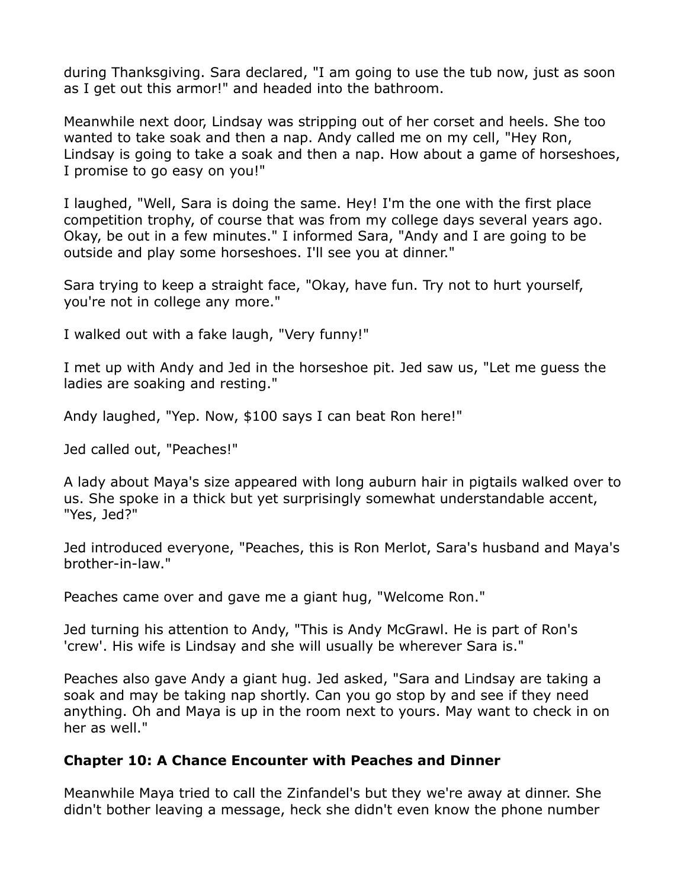during Thanksgiving. Sara declared, "I am going to use the tub now, just as soon as I get out this armor!" and headed into the bathroom.

Meanwhile next door, Lindsay was stripping out of her corset and heels. She too wanted to take soak and then a nap. Andy called me on my cell, "Hey Ron, Lindsay is going to take a soak and then a nap. How about a game of horseshoes, I promise to go easy on you!"

I laughed, "Well, Sara is doing the same. Hey! I'm the one with the first place competition trophy, of course that was from my college days several years ago. Okay, be out in a few minutes." I informed Sara, "Andy and I are going to be outside and play some horseshoes. I'll see you at dinner."

Sara trying to keep a straight face, "Okay, have fun. Try not to hurt yourself, you're not in college any more."

I walked out with a fake laugh, "Very funny!"

I met up with Andy and Jed in the horseshoe pit. Jed saw us, "Let me guess the ladies are soaking and resting."

Andy laughed, "Yep. Now, $100 says I can beat Ron here!"

Jed called out, "Peaches!"

A lady about Maya's size appeared with long auburn hair in pigtails walked over to us. She spoke in a thick but yet surprisingly somewhat understandable accent, "Yes, Jed?"

Jed introduced everyone, "Peaches, this is Ron Merlot, Sara's husband and Maya's brother-in-law."

Peaches came over and gave me a giant hug, "Welcome Ron."

Jed turning his attention to Andy, "This is Andy McGrawl. He is part of Ron's 'crew'. His wife is Lindsay and she will usually be wherever Sara is."

Peaches also gave Andy a giant hug. Jed asked, "Sara and Lindsay are taking a soak and may be taking nap shortly. Can you go stop by and see if they need anything. Oh and Maya is up in the room next to yours. May want to check in on her as well."

### Chapter 10: A Chance Encounter with Peaches and Dinner

Meanwhile Maya tried to call the Zinfandel's but they we're away at dinner. She didn't bother leaving a message, heck she didn't even know the phone number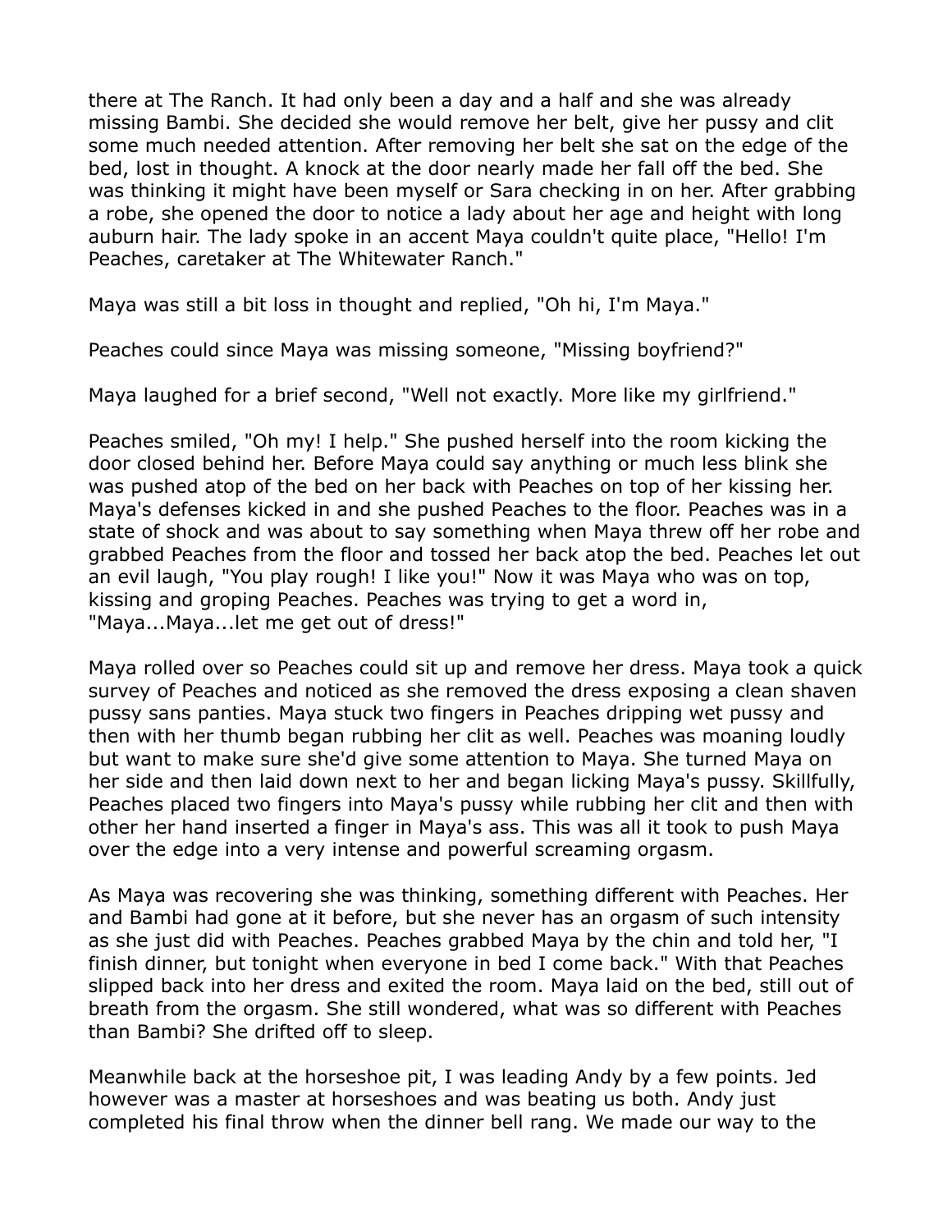there at The Ranch. It had only been a day and a half and she was already missing Bambi. She decided she would remove her belt, give her pussy and clit some much needed attention. After removing her belt she sat on the edge of the bed, lost in thought. A knock at the door nearly made her fall off the bed. She was thinking it might have been myself or Sara checking in on her. After grabbing a robe, she opened the door to notice a lady about her age and height with long auburn hair. The lady spoke in an accent Maya couldn't quite place, "Hello! I'm Peaches, caretaker at The Whitewater Ranch."

Maya was still a bit loss in thought and replied, "Oh hi, I'm Maya."

Peaches could since Maya was missing someone, "Missing boyfriend?"

Maya laughed for a brief second, "Well not exactly. More like my girlfriend."

Peaches smiled, "Oh my! I help." She pushed herself into the room kicking the door closed behind her. Before Maya could say anything or much less blink she was pushed atop of the bed on her back with Peaches on top of her kissing her. Maya's defenses kicked in and she pushed Peaches to the floor. Peaches was in a state of shock and was about to say something when Maya threw off her robe and grabbed Peaches from the floor and tossed her back atop the bed. Peaches let out an evil laugh, "You play rough! I like you!" Now it was Maya who was on top, kissing and groping Peaches. Peaches was trying to get a word in, "Maya...Maya...let me get out of dress!"

Maya rolled over so Peaches could sit up and remove her dress. Maya took a quick survey of Peaches and noticed as she removed the dress exposing a clean shaven pussy sans panties. Maya stuck two fingers in Peaches dripping wet pussy and then with her thumb began rubbing her clit as well. Peaches was moaning loudly but want to make sure she'd give some attention to Maya. She turned Maya on her side and then laid down next to her and began licking Maya's pussy. Skillfully, Peaches placed two fingers into Maya's pussy while rubbing her clit and then with other her hand inserted a finger in Maya's ass. This was all it took to push Maya over the edge into a very intense and powerful screaming orgasm.

As Maya was recovering she was thinking, something different with Peaches. Her and Bambi had gone at it before, but she never has an orgasm of such intensity as she just did with Peaches. Peaches grabbed Maya by the chin and told her, "I finish dinner, but tonight when everyone in bed I come back." With that Peaches slipped back into her dress and exited the room. Maya laid on the bed, still out of breath from the orgasm. She still wondered, what was so different with Peaches than Bambi? She drifted off to sleep.

Meanwhile back at the horseshoe pit, I was leading Andy by a few points. Jed however was a master at horseshoes and was beating us both. Andy just completed his final throw when the dinner bell rang. We made our way to the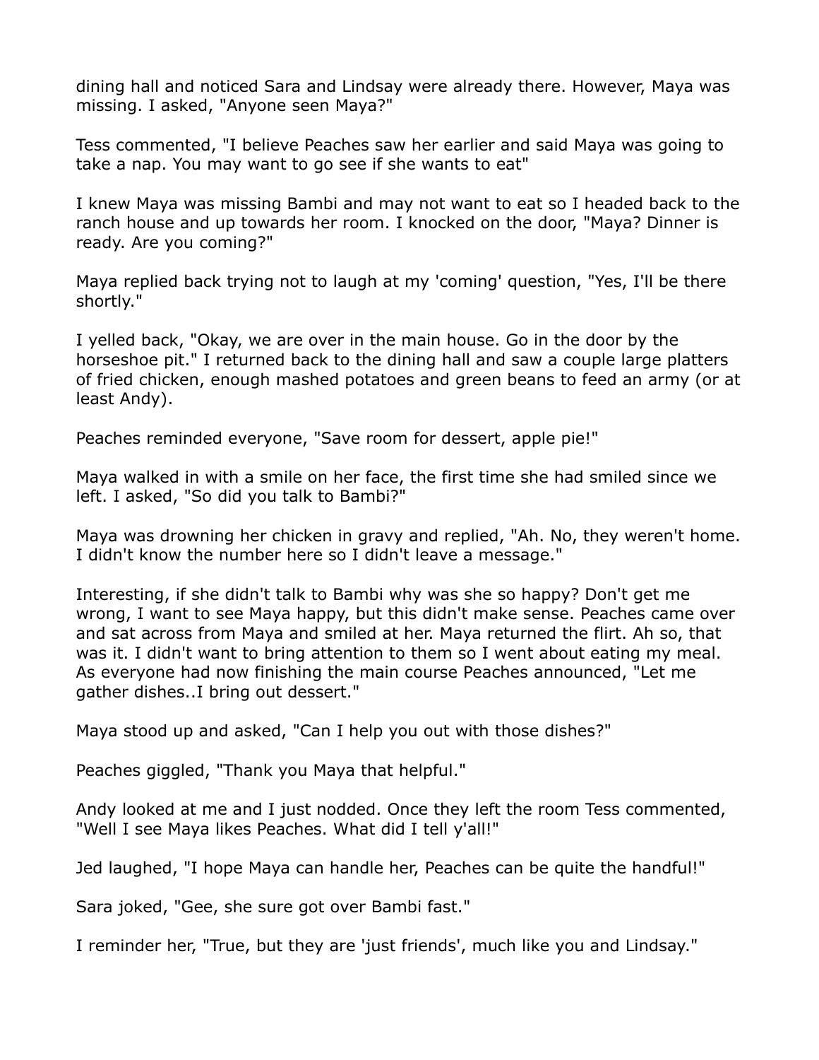dining hall and noticed Sara and Lindsay were already there. However, Maya was missing. I asked, "Anyone seen Maya?"

Tess commented, "I believe Peaches saw her earlier and said Maya was going to take a nap. You may want to go see if she wants to eat"

I knew Maya was missing Bambi and may not want to eat so I headed back to the ranch house and up towards her room. I knocked on the door, "Maya? Dinner is ready. Are you coming?"

Maya replied back trying not to laugh at my 'coming' question, "Yes, I'll be there shortly."

I yelled back, "Okay, we are over in the main house. Go in the door by the horseshoe pit." I returned back to the dining hall and saw a couple large platters of fried chicken, enough mashed potatoes and green beans to feed an army (or at least Andy).

Peaches reminded everyone, "Save room for dessert, apple pie!"

Maya walked in with a smile on her face, the first time she had smiled since we left. I asked, "So did you talk to Bambi?"

Maya was drowning her chicken in gravy and replied, "Ah. No, they weren't home. I didn't know the number here so I didn't leave a message."

Interesting, if she didn't talk to Bambi why was she so happy? Don't get me wrong, I want to see Maya happy, but this didn't make sense. Peaches came over and sat across from Maya and smiled at her. Maya returned the flirt. Ah so, that was it. I didn't want to bring attention to them so I went about eating my meal. As everyone had now finishing the main course Peaches announced, "Let me gather dishes..I bring out dessert."

Maya stood up and asked, "Can I help you out with those dishes?"

Peaches giggled, "Thank you Maya that helpful."

Andy looked at me and I just nodded. Once they left the room Tess commented, "Well I see Maya likes Peaches. What did I tell y'all!"

Jed laughed, "I hope Maya can handle her, Peaches can be quite the handful!"

Sara joked, "Gee, she sure got over Bambi fast."

I reminder her, "True, but they are 'just friends', much like you and Lindsay."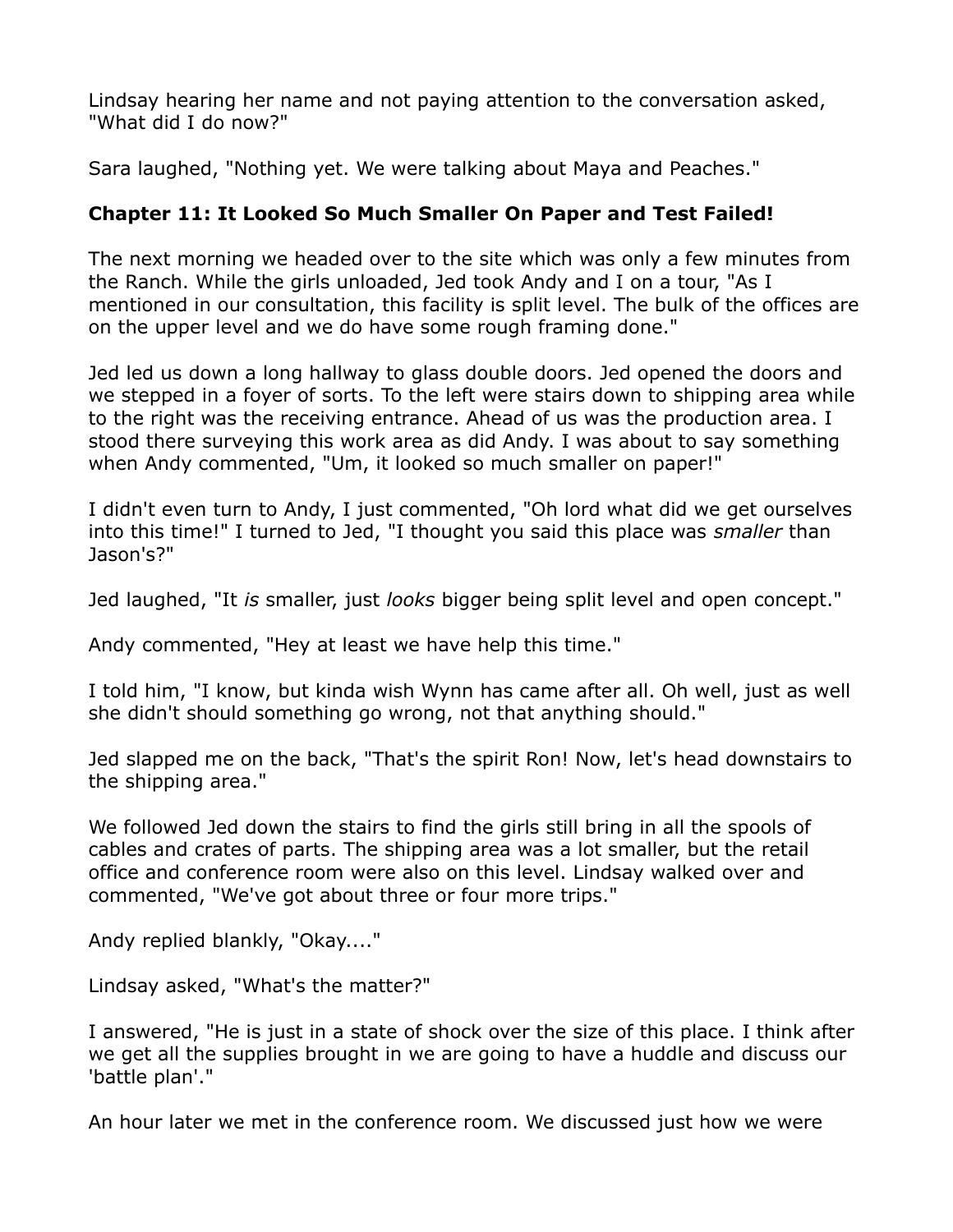Lindsay hearing her name and not paying attention to the conversation asked, "What did I do now?"

Sara laughed, "Nothing yet. We were talking about Maya and Peaches."

## Chapter 11: It Looked So Much Smaller On Paper and Test Failed!

The next morning we headed over to the site which was only a few minutes from the Ranch. While the girls unloaded, Jed took Andy and I on a tour, "As I mentioned in our consultation, this facility is split level. The bulk of the offices are on the upper level and we do have some rough framing done."

Jed led us down a long hallway to glass double doors. Jed opened the doors and we stepped in a foyer of sorts. To the left were stairs down to shipping area while to the right was the receiving entrance. Ahead of us was the production area. I stood there surveying this work area as did Andy. I was about to say something when Andy commented, "Um, it looked so much smaller on paper!"

I didn't even turn to Andy, I just commented, "Oh lord what did we get ourselves into this time!" I turned to Jed, "I thought you said this place was *smaller* than Jason's?"

Jed laughed, "It *is* smaller, just *looks* bigger being split level and open concept."

Andy commented, "Hey at least we have help this time."

I told him, "I know, but kinda wish Wynn has came after all. Oh well, just as well she didn't should something go wrong, not that anything should."

Jed slapped me on the back, "That's the spirit Ron! Now, let's head downstairs to the shipping area."

We followed Jed down the stairs to find the girls still bring in all the spools of cables and crates of parts. The shipping area was a lot smaller, but the retail office and conference room were also on this level. Lindsay walked over and commented, "We've got about three or four more trips."

Andy replied blankly, "Okay...."

Lindsay asked, "What's the matter?"

I answered, "He is just in a state of shock over the size of this place. I think after we get all the supplies brought in we are going to have a huddle and discuss our 'battle plan'."

An hour later we met in the conference room. We discussed just how we were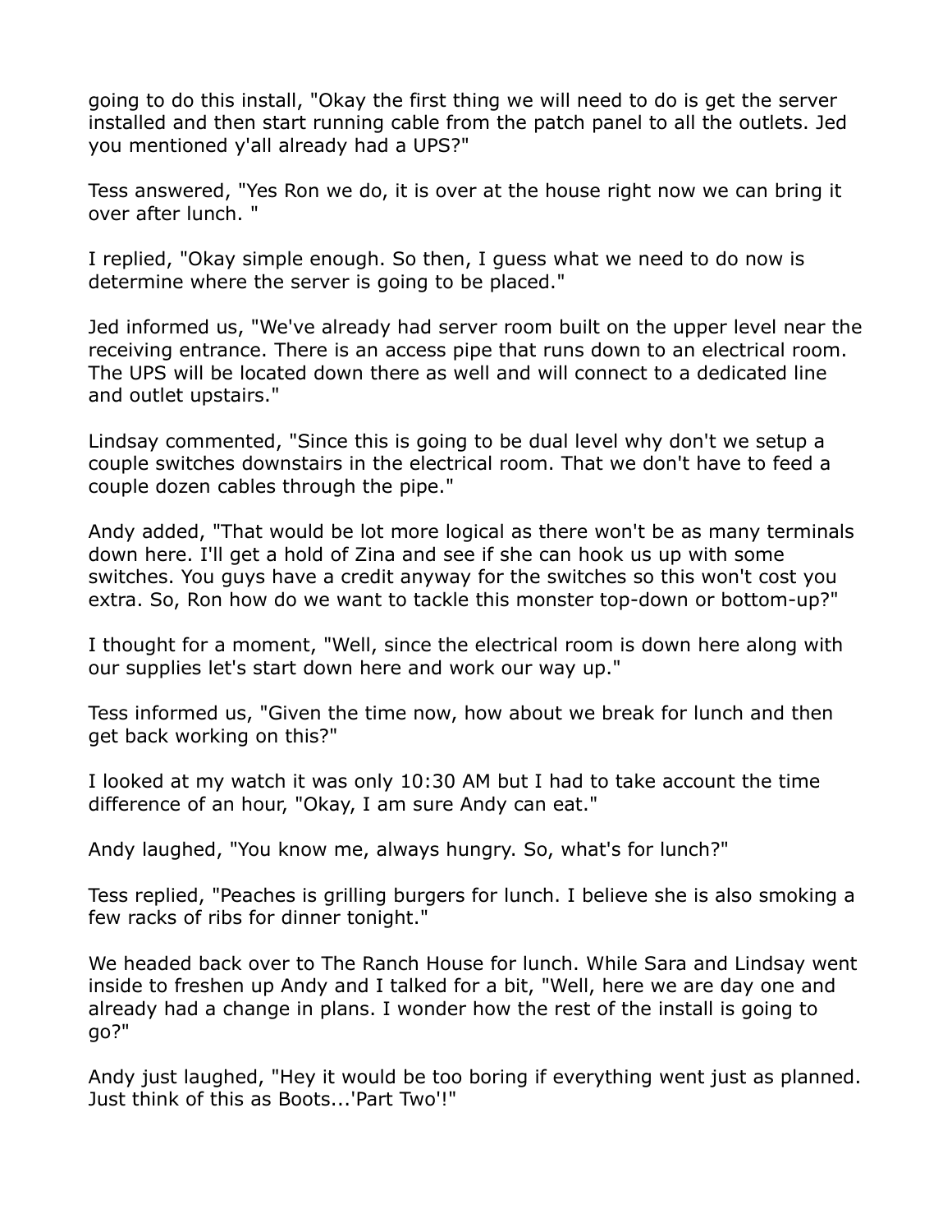going to do this install, "Okay the first thing we will need to do is get the server installed and then start running cable from the patch panel to all the outlets. Jed you mentioned y'all already had a UPS?"

Tess answered, "Yes Ron we do, it is over at the house right now we can bring it over after lunch. "

I replied, "Okay simple enough. So then, I guess what we need to do now is determine where the server is going to be placed."

Jed informed us, "We've already had server room built on the upper level near the receiving entrance. There is an access pipe that runs down to an electrical room. The UPS will be located down there as well and will connect to a dedicated line and outlet upstairs."

Lindsay commented, "Since this is going to be dual level why don't we setup a couple switches downstairs in the electrical room. That we don't have to feed a couple dozen cables through the pipe."

Andy added, "That would be lot more logical as there won't be as many terminals down here. I'll get a hold of Zina and see if she can hook us up with some switches. You guys have a credit anyway for the switches so this won't cost you extra. So, Ron how do we want to tackle this monster top-down or bottom-up?"

I thought for a moment, "Well, since the electrical room is down here along with our supplies let's start down here and work our way up."

Tess informed us, "Given the time now, how about we break for lunch and then get back working on this?"

I looked at my watch it was only 10:30 AM but I had to take account the time difference of an hour, "Okay, I am sure Andy can eat."

Andy laughed, "You know me, always hungry. So, what's for lunch?"

Tess replied, "Peaches is grilling burgers for lunch. I believe she is also smoking a few racks of ribs for dinner tonight."

We headed back over to The Ranch House for lunch. While Sara and Lindsay went inside to freshen up Andy and I talked for a bit, "Well, here we are day one and already had a change in plans. I wonder how the rest of the install is going to go?"

Andy just laughed, "Hey it would be too boring if everything went just as planned. Just think of this as Boots...'Part Two'!"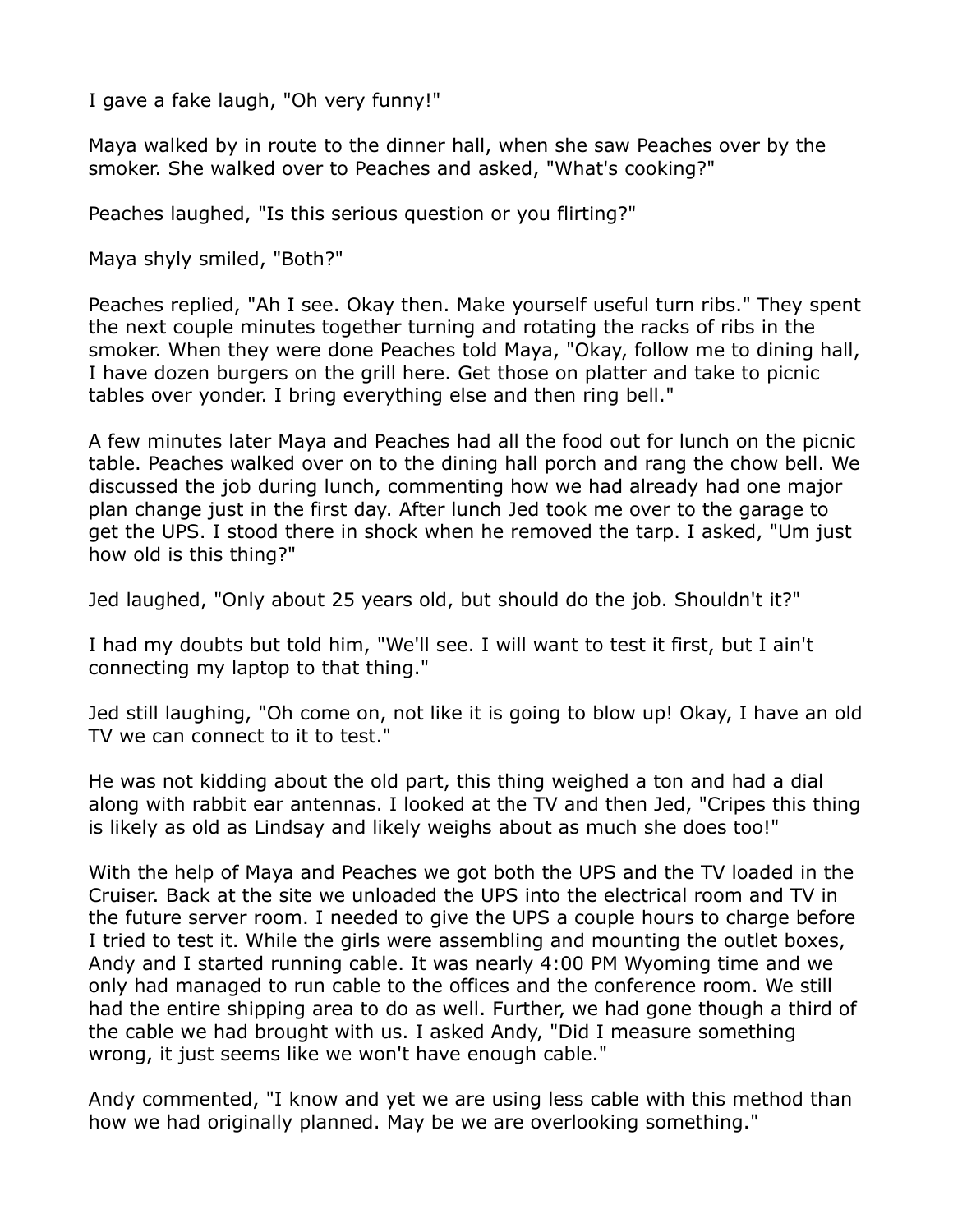I gave a fake laugh, "Oh very funny!"

Maya walked by in route to the dinner hall, when she saw Peaches over by the smoker. She walked over to Peaches and asked, "What's cooking?"

Peaches laughed, "Is this serious question or you flirting?"

Maya shyly smiled, "Both?"

Peaches replied, "Ah I see. Okay then. Make yourself useful turn ribs." They spent the next couple minutes together turning and rotating the racks of ribs in the smoker. When they were done Peaches told Maya, "Okay, follow me to dining hall, I have dozen burgers on the grill here. Get those on platter and take to picnic tables over yonder. I bring everything else and then ring bell."

A few minutes later Maya and Peaches had all the food out for lunch on the picnic table. Peaches walked over on to the dining hall porch and rang the chow bell. We discussed the job during lunch, commenting how we had already had one major plan change just in the first day. After lunch Jed took me over to the garage to get the UPS. I stood there in shock when he removed the tarp. I asked, "Um just how old is this thing?"

Jed laughed, "Only about 25 years old, but should do the job. Shouldn't it?"

I had my doubts but told him, "We'll see. I will want to test it first, but I ain't connecting my laptop to that thing."

Jed still laughing, "Oh come on, not like it is going to blow up! Okay, I have an old TV we can connect to it to test."

He was not kidding about the old part, this thing weighed a ton and had a dial along with rabbit ear antennas. I looked at the TV and then Jed, "Cripes this thing is likely as old as Lindsay and likely weighs about as much she does too!"

With the help of Maya and Peaches we got both the UPS and the TV loaded in the Cruiser. Back at the site we unloaded the UPS into the electrical room and TV in the future server room. I needed to give the UPS a couple hours to charge before I tried to test it. While the girls were assembling and mounting the outlet boxes, Andy and I started running cable. It was nearly 4:00 PM Wyoming time and we only had managed to run cable to the offices and the conference room. We still had the entire shipping area to do as well. Further, we had gone though a third of the cable we had brought with us. I asked Andy, "Did I measure something wrong, it just seems like we won't have enough cable."

Andy commented, "I know and yet we are using less cable with this method than how we had originally planned. May be we are overlooking something."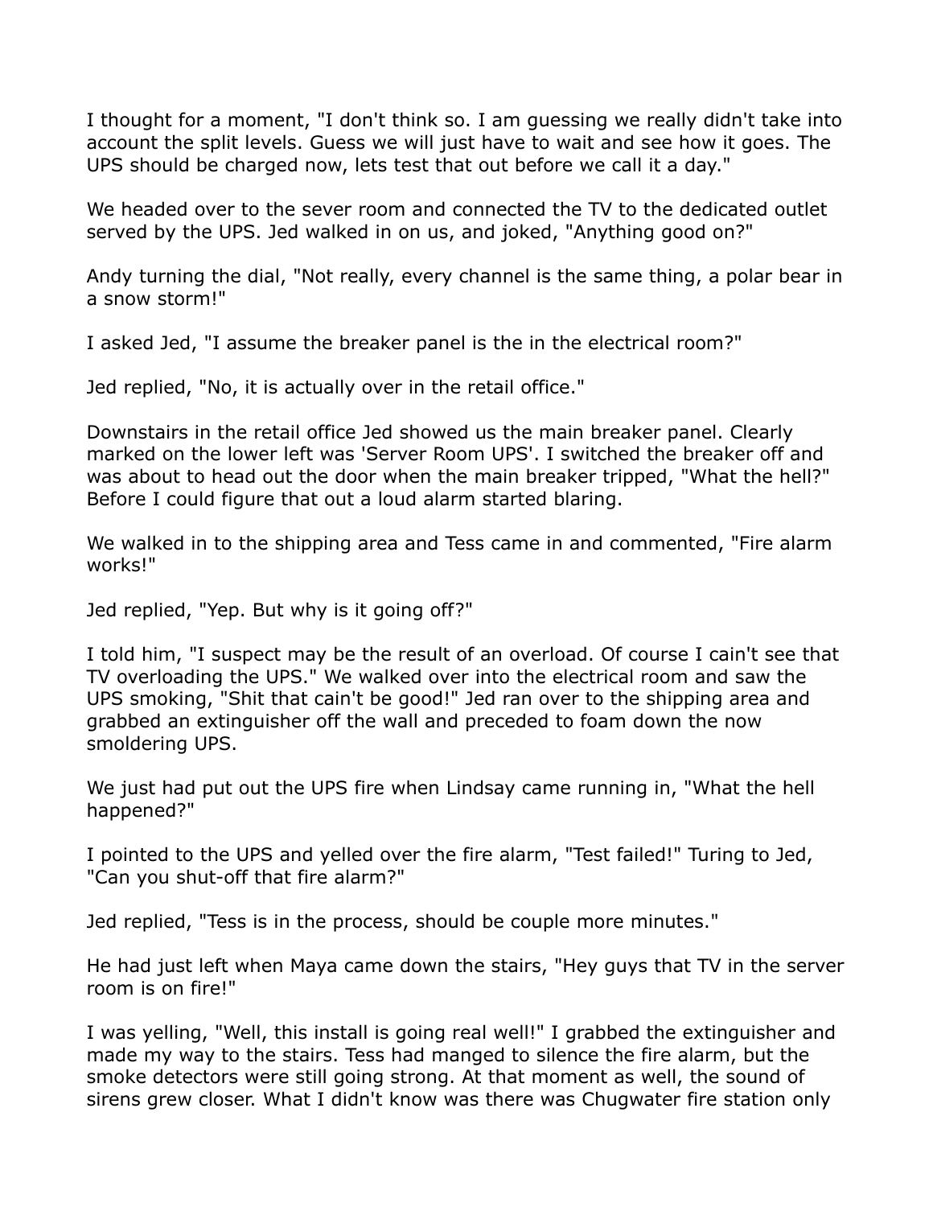I thought for a moment, "I don't think so. I am guessing we really didn't take into account the split levels. Guess we will just have to wait and see how it goes. The UPS should be charged now, lets test that out before we call it a day."

We headed over to the sever room and connected the TV to the dedicated outlet served by the UPS. Jed walked in on us, and joked, "Anything good on?"

Andy turning the dial, "Not really, every channel is the same thing, a polar bear in a snow storm!"

I asked Jed, "I assume the breaker panel is the in the electrical room?"

Jed replied, "No, it is actually over in the retail office."

Downstairs in the retail office Jed showed us the main breaker panel. Clearly marked on the lower left was 'Server Room UPS'. I switched the breaker off and was about to head out the door when the main breaker tripped, "What the hell?" Before I could figure that out a loud alarm started blaring.

We walked in to the shipping area and Tess came in and commented, "Fire alarm works!"

Jed replied, "Yep. But why is it going off?"

I told him, "I suspect may be the result of an overload. Of course I cain't see that TV overloading the UPS." We walked over into the electrical room and saw the UPS smoking, "Shit that cain't be good!" Jed ran over to the shipping area and grabbed an extinguisher off the wall and preceded to foam down the now smoldering UPS.

We just had put out the UPS fire when Lindsay came running in, "What the hell happened?"

I pointed to the UPS and yelled over the fire alarm, "Test failed!" Turing to Jed, "Can you shut-off that fire alarm?"

Jed replied, "Tess is in the process, should be couple more minutes."

He had just left when Maya came down the stairs, "Hey guys that TV in the server room is on fire!"

I was yelling, "Well, this install is going real well!" I grabbed the extinguisher and made my way to the stairs. Tess had manged to silence the fire alarm, but the smoke detectors were still going strong. At that moment as well, the sound of sirens grew closer. What I didn't know was there was Chugwater fire station only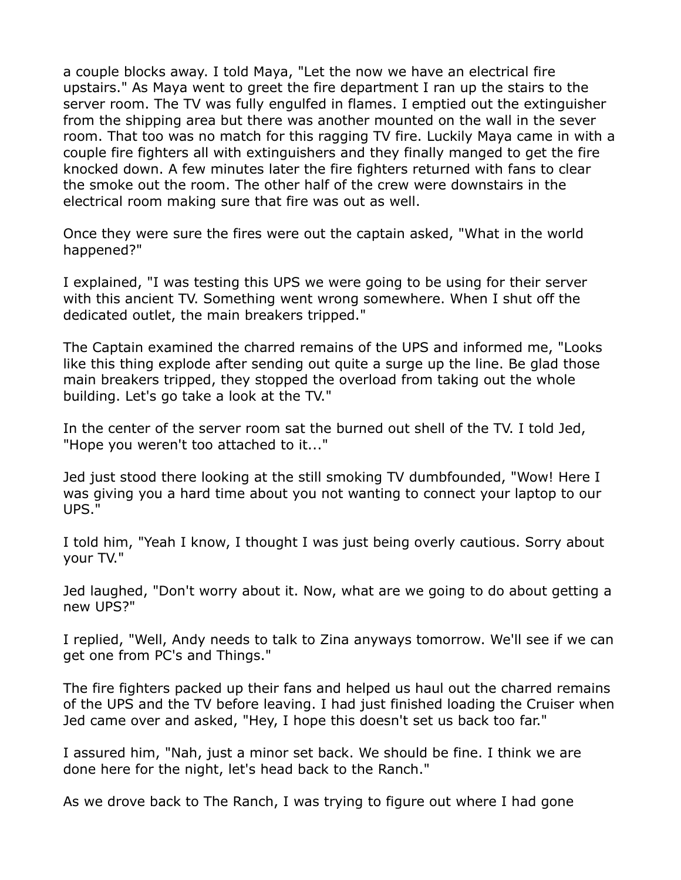a couple blocks away. I told Maya, "Let the now we have an electrical fire upstairs." As Maya went to greet the fire department I ran up the stairs to the server room. The TV was fully engulfed in flames. I emptied out the extinguisher from the shipping area but there was another mounted on the wall in the sever room. That too was no match for this ragging TV fire. Luckily Maya came in with a couple fire fighters all with extinguishers and they finally manged to get the fire knocked down. A few minutes later the fire fighters returned with fans to clear the smoke out the room. The other half of the crew were downstairs in the electrical room making sure that fire was out as well.

Once they were sure the fires were out the captain asked, "What in the world happened?"

I explained, "I was testing this UPS we were going to be using for their server with this ancient TV. Something went wrong somewhere. When I shut off the dedicated outlet, the main breakers tripped."

The Captain examined the charred remains of the UPS and informed me, "Looks like this thing explode after sending out quite a surge up the line. Be glad those main breakers tripped, they stopped the overload from taking out the whole building. Let's go take a look at the TV."

In the center of the server room sat the burned out shell of the TV. I told Jed, "Hope you weren't too attached to it..."

Jed just stood there looking at the still smoking TV dumbfounded, "Wow! Here I was giving you a hard time about you not wanting to connect your laptop to our UPS."

I told him, "Yeah I know, I thought I was just being overly cautious. Sorry about your TV."

Jed laughed, "Don't worry about it. Now, what are we going to do about getting a new UPS?"

I replied, "Well, Andy needs to talk to Zina anyways tomorrow. We'll see if we can get one from PC's and Things."

The fire fighters packed up their fans and helped us haul out the charred remains of the UPS and the TV before leaving. I had just finished loading the Cruiser when Jed came over and asked, "Hey, I hope this doesn't set us back too far."

I assured him, "Nah, just a minor set back. We should be fine. I think we are done here for the night, let's head back to the Ranch."

As we drove back to The Ranch, I was trying to figure out where I had gone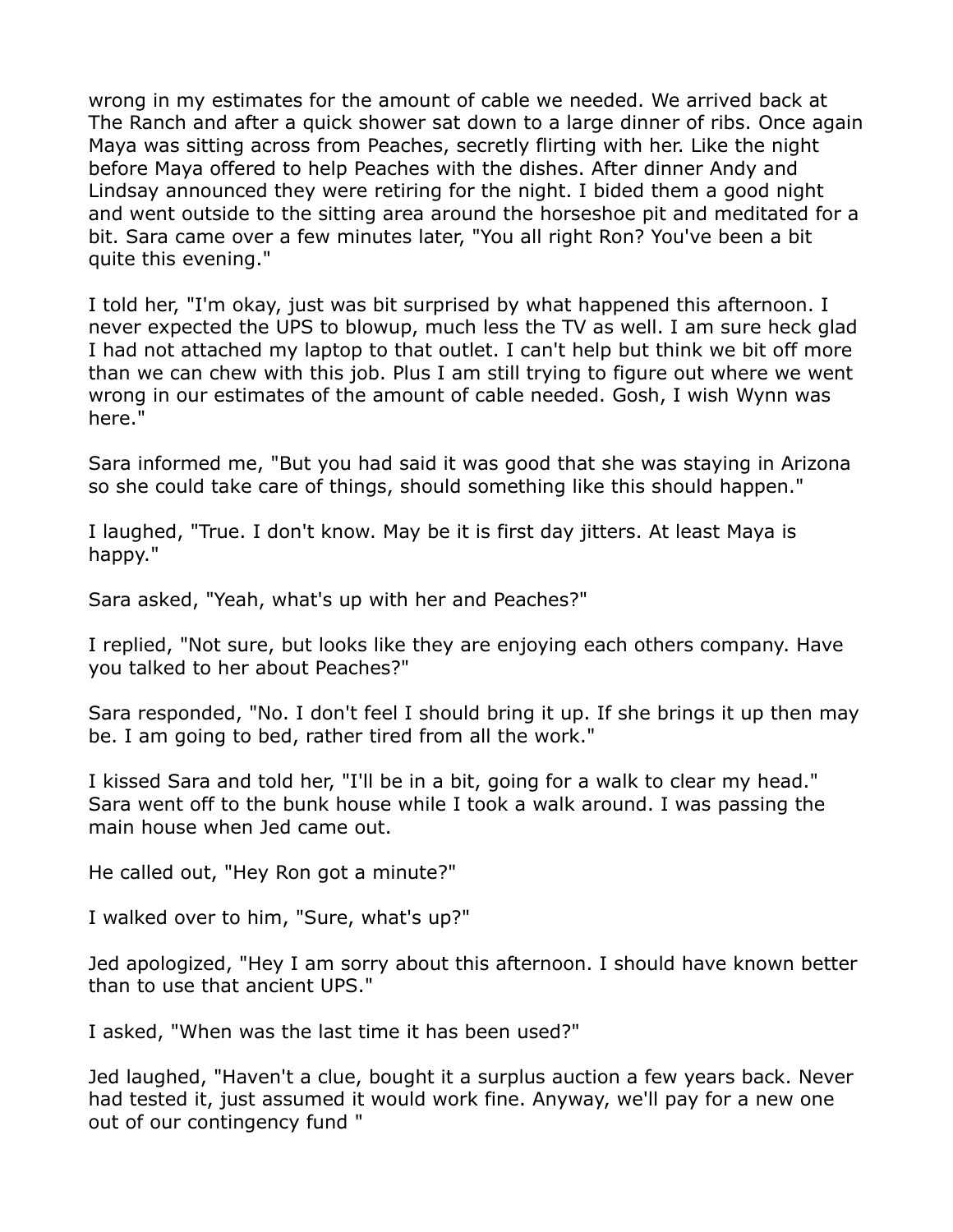wrong in my estimates for the amount of cable we needed. We arrived back at The Ranch and after a quick shower sat down to a large dinner of ribs. Once again Maya was sitting across from Peaches, secretly flirting with her. Like the night before Maya offered to help Peaches with the dishes. After dinner Andy and Lindsay announced they were retiring for the night. I bided them a good night and went outside to the sitting area around the horseshoe pit and meditated for a bit. Sara came over a few minutes later, "You all right Ron? You've been a bit quite this evening."

I told her, "I'm okay, just was bit surprised by what happened this afternoon. I never expected the UPS to blowup, much less the TV as well. I am sure heck glad I had not attached my laptop to that outlet. I can't help but think we bit off more than we can chew with this job. Plus I am still trying to figure out where we went wrong in our estimates of the amount of cable needed. Gosh, I wish Wynn was here."

Sara informed me, "But you had said it was good that she was staying in Arizona so she could take care of things, should something like this should happen."

I laughed, "True. I don't know. May be it is first day jitters. At least Maya is happy."

Sara asked, "Yeah, what's up with her and Peaches?"

I replied, "Not sure, but looks like they are enjoying each others company. Have you talked to her about Peaches?"

Sara responded, "No. I don't feel I should bring it up. If she brings it up then may be. I am going to bed, rather tired from all the work."

I kissed Sara and told her, "I'll be in a bit, going for a walk to clear my head." Sara went off to the bunk house while I took a walk around. I was passing the main house when Jed came out.

He called out, "Hey Ron got a minute?"

I walked over to him, "Sure, what's up?"

Jed apologized, "Hey I am sorry about this afternoon. I should have known better than to use that ancient UPS."

I asked, "When was the last time it has been used?"

Jed laughed, "Haven't a clue, bought it a surplus auction a few years back. Never had tested it, just assumed it would work fine. Anyway, we'll pay for a new one out of our contingency fund "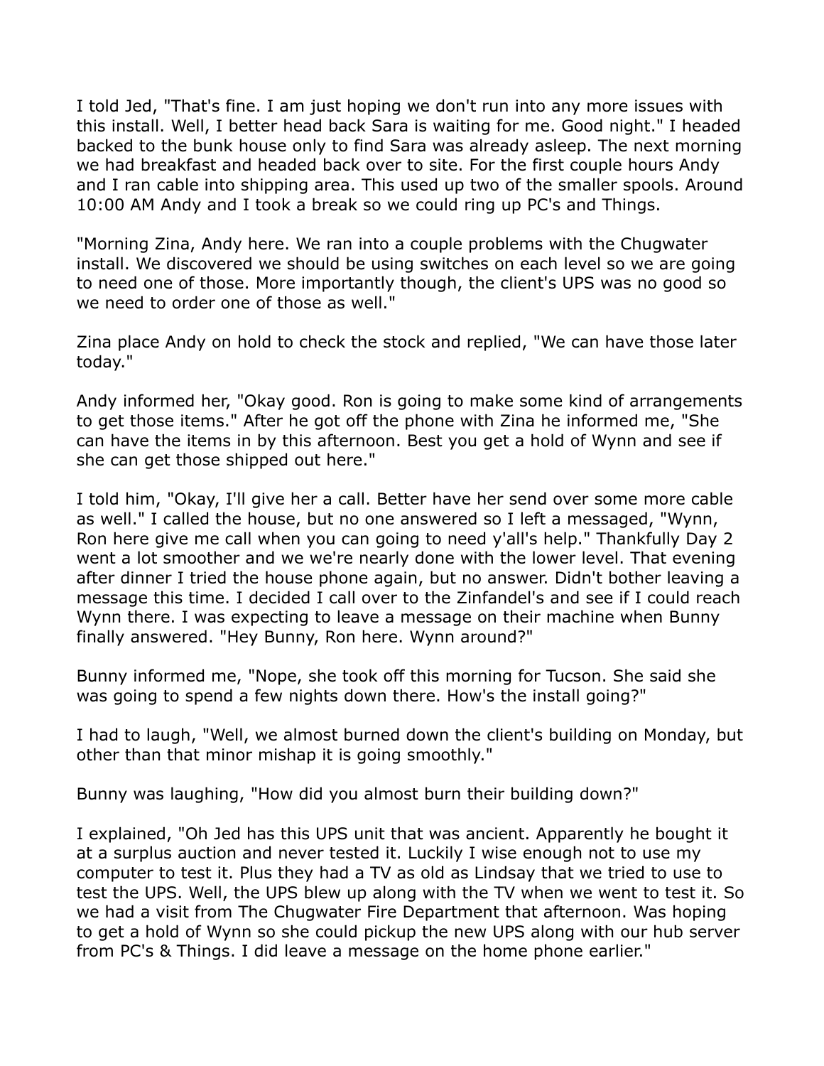I told Jed, "That's fine. I am just hoping we don't run into any more issues with this install. Well, I better head back Sara is waiting for me. Good night." I headed backed to the bunk house only to find Sara was already asleep. The next morning we had breakfast and headed back over to site. For the first couple hours Andy and I ran cable into shipping area. This used up two of the smaller spools. Around 10:00 AM Andy and I took a break so we could ring up PC's and Things.

"Morning Zina, Andy here. We ran into a couple problems with the Chugwater install. We discovered we should be using switches on each level so we are going to need one of those. More importantly though, the client's UPS was no good so we need to order one of those as well."

Zina place Andy on hold to check the stock and replied, "We can have those later today."

Andy informed her, "Okay good. Ron is going to make some kind of arrangements to get those items." After he got off the phone with Zina he informed me, "She can have the items in by this afternoon. Best you get a hold of Wynn and see if she can get those shipped out here."

I told him, "Okay, I'll give her a call. Better have her send over some more cable as well." I called the house, but no one answered so I left a messaged, "Wynn, Ron here give me call when you can going to need y'all's help." Thankfully Day 2 went a lot smoother and we we're nearly done with the lower level. That evening after dinner I tried the house phone again, but no answer. Didn't bother leaving a message this time. I decided I call over to the Zinfandel's and see if I could reach Wynn there. I was expecting to leave a message on their machine when Bunny finally answered. "Hey Bunny, Ron here. Wynn around?"

Bunny informed me, "Nope, she took off this morning for Tucson. She said she was going to spend a few nights down there. How's the install going?"

I had to laugh, "Well, we almost burned down the client's building on Monday, but other than that minor mishap it is going smoothly."

Bunny was laughing, "How did you almost burn their building down?"

I explained, "Oh Jed has this UPS unit that was ancient. Apparently he bought it at a surplus auction and never tested it. Luckily I wise enough not to use my computer to test it. Plus they had a TV as old as Lindsay that we tried to use to test the UPS. Well, the UPS blew up along with the TV when we went to test it. So we had a visit from The Chugwater Fire Department that afternoon. Was hoping to get a hold of Wynn so she could pickup the new UPS along with our hub server from PC's & Things. I did leave a message on the home phone earlier."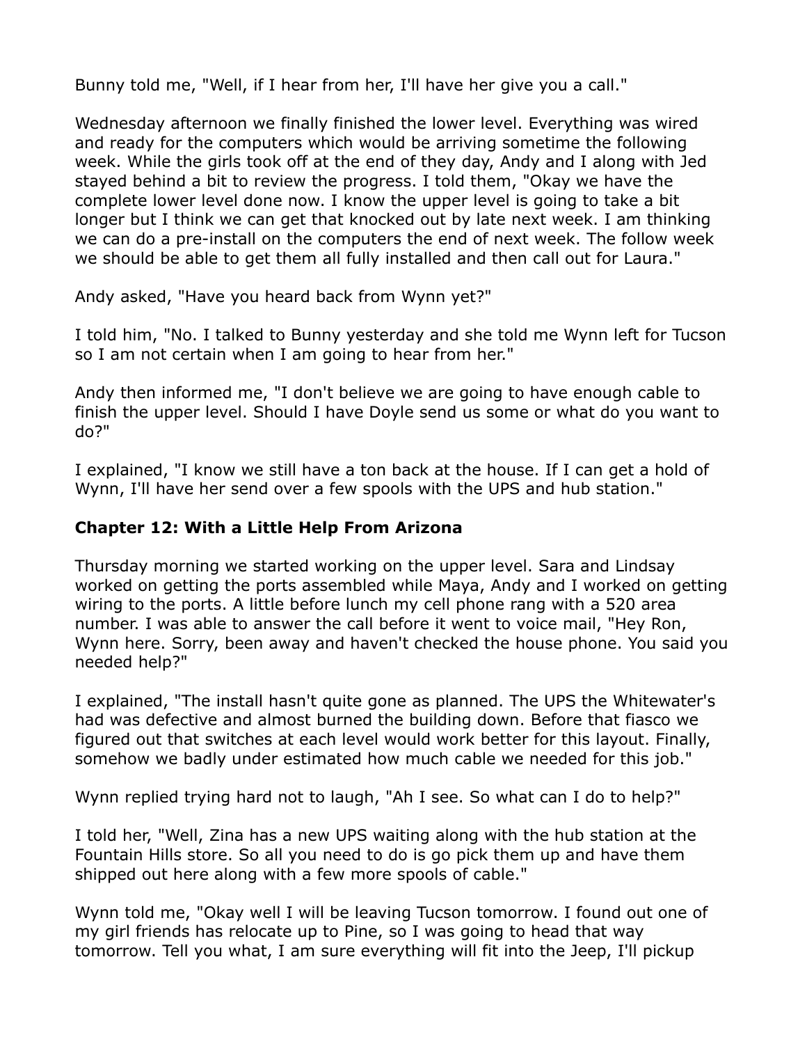Bunny told me, "Well, if I hear from her, I'll have her give you a call."

Wednesday afternoon we finally finished the lower level. Everything was wired and ready for the computers which would be arriving sometime the following week. While the girls took off at the end of they day, Andy and I along with Jed stayed behind a bit to review the progress. I told them, "Okay we have the complete lower level done now. I know the upper level is going to take a bit longer but I think we can get that knocked out by late next week. I am thinking we can do a pre-install on the computers the end of next week. The follow week we should be able to get them all fully installed and then call out for Laura."

Andy asked, "Have you heard back from Wynn yet?"

I told him, "No. I talked to Bunny yesterday and she told me Wynn left for Tucson so I am not certain when I am going to hear from her."

Andy then informed me, "I don't believe we are going to have enough cable to finish the upper level. Should I have Doyle send us some or what do you want to do?"

I explained, "I know we still have a ton back at the house. If I can get a hold of Wynn, I'll have her send over a few spools with the UPS and hub station."

### Chapter 12: With a Little Help From Arizona

Thursday morning we started working on the upper level. Sara and Lindsay worked on getting the ports assembled while Maya, Andy and I worked on getting wiring to the ports. A little before lunch my cell phone rang with a 520 area number. I was able to answer the call before it went to voice mail, "Hey Ron, Wynn here. Sorry, been away and haven't checked the house phone. You said you needed help?"

I explained, "The install hasn't quite gone as planned. The UPS the Whitewater's had was defective and almost burned the building down. Before that fiasco we figured out that switches at each level would work better for this layout. Finally, somehow we badly under estimated how much cable we needed for this job."

Wynn replied trying hard not to laugh, "Ah I see. So what can I do to help?"

I told her, "Well, Zina has a new UPS waiting along with the hub station at the Fountain Hills store. So all you need to do is go pick them up and have them shipped out here along with a few more spools of cable."

Wynn told me, "Okay well I will be leaving Tucson tomorrow. I found out one of my girl friends has relocate up to Pine, so I was going to head that way tomorrow. Tell you what, I am sure everything will fit into the Jeep, I'll pickup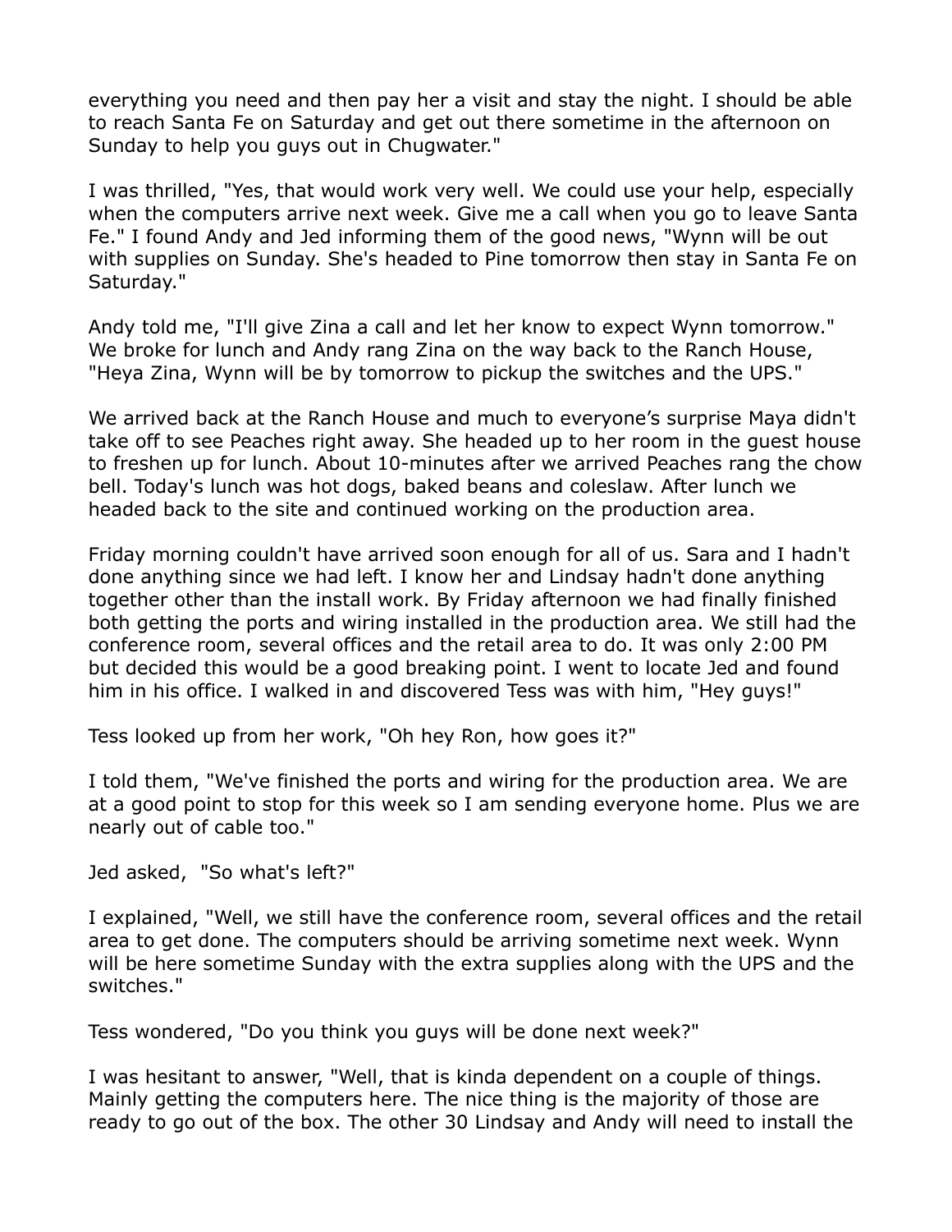everything you need and then pay her a visit and stay the night. I should be able to reach Santa Fe on Saturday and get out there sometime in the afternoon on Sunday to help you guys out in Chugwater."

I was thrilled, "Yes, that would work very well. We could use your help, especially when the computers arrive next week. Give me a call when you go to leave Santa Fe." I found Andy and Jed informing them of the good news, "Wynn will be out with supplies on Sunday. She's headed to Pine tomorrow then stay in Santa Fe on Saturday."

Andy told me, "I'll give Zina a call and let her know to expect Wynn tomorrow." We broke for lunch and Andy rang Zina on the way back to the Ranch House, "Heya Zina, Wynn will be by tomorrow to pickup the switches and the UPS."

We arrived back at the Ranch House and much to everyone's surprise Maya didn't take off to see Peaches right away. She headed up to her room in the guest house to freshen up for lunch. About 10-minutes after we arrived Peaches rang the chow bell. Today's lunch was hot dogs, baked beans and coleslaw. After lunch we headed back to the site and continued working on the production area.

Friday morning couldn't have arrived soon enough for all of us. Sara and I hadn't done anything since we had left. I know her and Lindsay hadn't done anything together other than the install work. By Friday afternoon we had finally finished both getting the ports and wiring installed in the production area. We still had the conference room, several offices and the retail area to do. It was only 2:00 PM but decided this would be a good breaking point. I went to locate Jed and found him in his office. I walked in and discovered Tess was with him, "Hey guys!"

Tess looked up from her work, "Oh hey Ron, how goes it?"

I told them, "We've finished the ports and wiring for the production area. We are at a good point to stop for this week so I am sending everyone home. Plus we are nearly out of cable too."

Jed asked, "So what's left?"

I explained, "Well, we still have the conference room, several offices and the retail area to get done. The computers should be arriving sometime next week. Wynn will be here sometime Sunday with the extra supplies along with the UPS and the switches."

Tess wondered, "Do you think you guys will be done next week?"

I was hesitant to answer, "Well, that is kinda dependent on a couple of things. Mainly getting the computers here. The nice thing is the majority of those are ready to go out of the box. The other 30 Lindsay and Andy will need to install the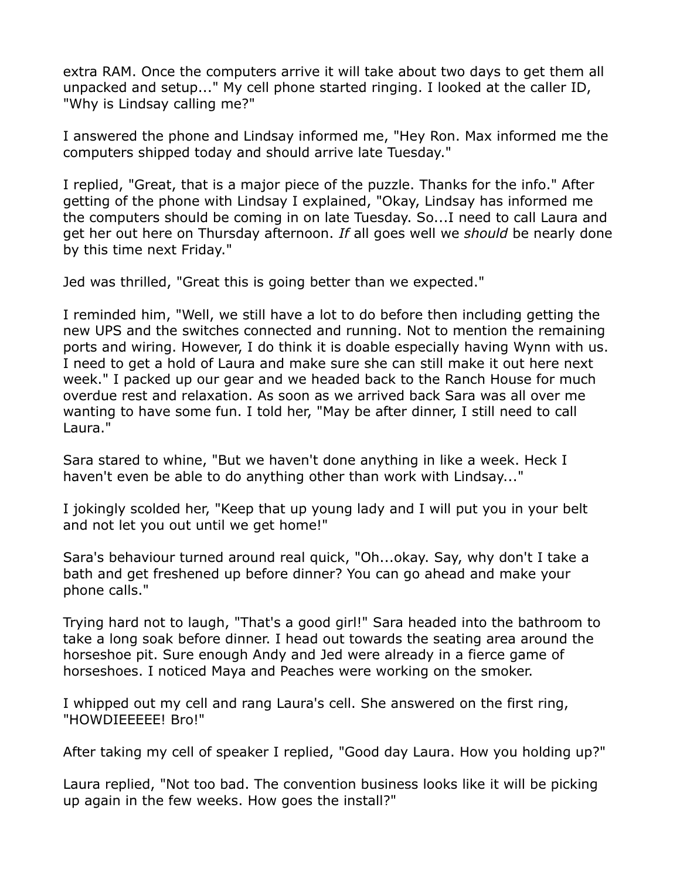extra RAM. Once the computers arrive it will take about two days to get them all unpacked and setup..." My cell phone started ringing. I looked at the caller ID, "Why is Lindsay calling me?"

I answered the phone and Lindsay informed me, "Hey Ron. Max informed me the computers shipped today and should arrive late Tuesday."

I replied, "Great, that is a major piece of the puzzle. Thanks for the info." After getting of the phone with Lindsay I explained, "Okay, Lindsay has informed me the computers should be coming in on late Tuesday. So...I need to call Laura and get her out here on Thursday afternoon. *If* all goes well we *should* be nearly done by this time next Friday."

Jed was thrilled, "Great this is going better than we expected."

I reminded him, "Well, we still have a lot to do before then including getting the new UPS and the switches connected and running. Not to mention the remaining ports and wiring. However, I do think it is doable especially having Wynn with us. I need to get a hold of Laura and make sure she can still make it out here next week." I packed up our gear and we headed back to the Ranch House for much overdue rest and relaxation. As soon as we arrived back Sara was all over me wanting to have some fun. I told her, "May be after dinner, I still need to call Laura."

Sara stared to whine, "But we haven't done anything in like a week. Heck I haven't even be able to do anything other than work with Lindsay..."

I jokingly scolded her, "Keep that up young lady and I will put you in your belt and not let you out until we get home!"

Sara's behaviour turned around real quick, "Oh...okay. Say, why don't I take a bath and get freshened up before dinner? You can go ahead and make your phone calls."

Trying hard not to laugh, "That's a good girl!" Sara headed into the bathroom to take a long soak before dinner. I head out towards the seating area around the horseshoe pit. Sure enough Andy and Jed were already in a fierce game of horseshoes. I noticed Maya and Peaches were working on the smoker.

I whipped out my cell and rang Laura's cell. She answered on the first ring, "HOWDIEEEEE! Bro!"

After taking my cell of speaker I replied, "Good day Laura. How you holding up?"

Laura replied, "Not too bad. The convention business looks like it will be picking up again in the few weeks. How goes the install?"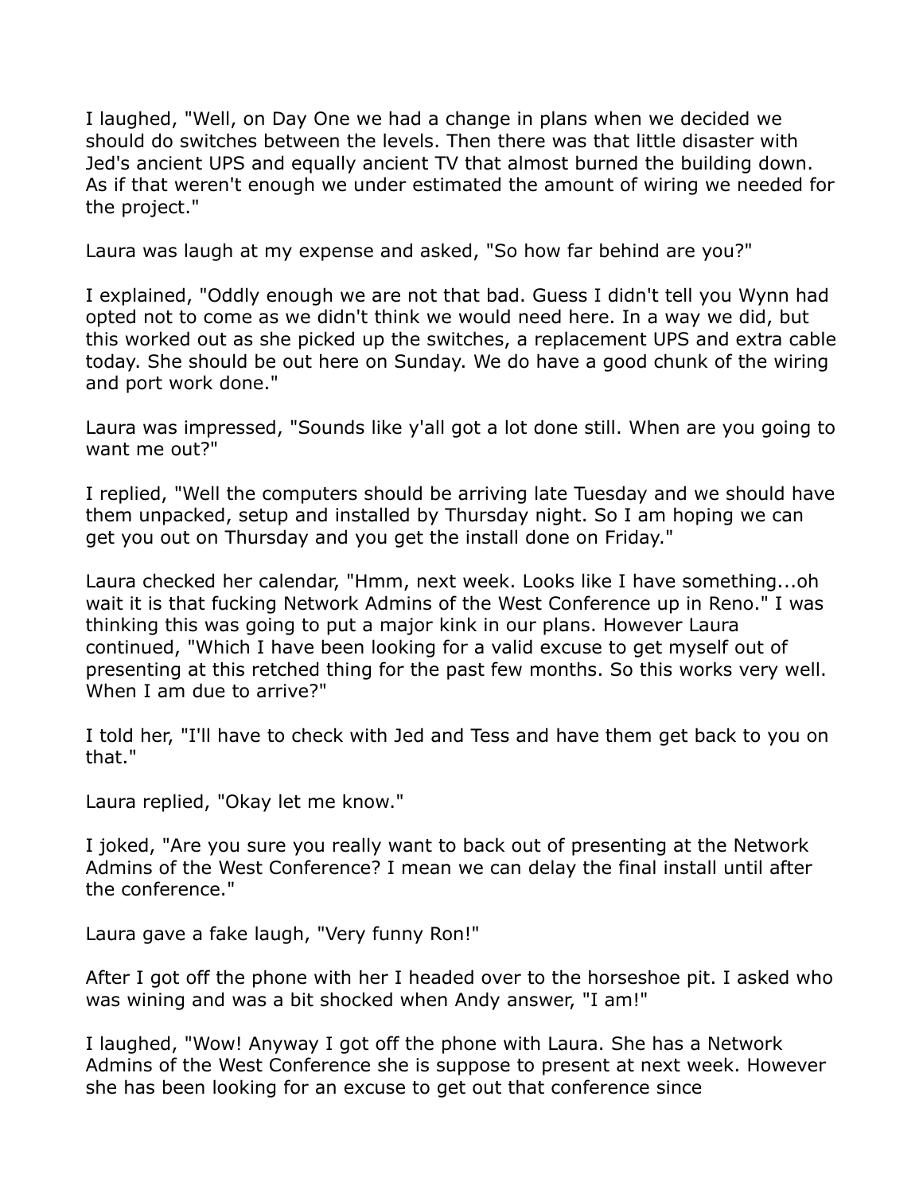I laughed, "Well, on Day One we had a change in plans when we decided we should do switches between the levels. Then there was that little disaster with Jed's ancient UPS and equally ancient TV that almost burned the building down. As if that weren't enough we under estimated the amount of wiring we needed for the project."

Laura was laugh at my expense and asked, "So how far behind are you?"

I explained, "Oddly enough we are not that bad. Guess I didn't tell you Wynn had opted not to come as we didn't think we would need here. In a way we did, but this worked out as she picked up the switches, a replacement UPS and extra cable today. She should be out here on Sunday. We do have a good chunk of the wiring and port work done."

Laura was impressed, "Sounds like y'all got a lot done still. When are you going to want me out?"

I replied, "Well the computers should be arriving late Tuesday and we should have them unpacked, setup and installed by Thursday night. So I am hoping we can get you out on Thursday and you get the install done on Friday."

Laura checked her calendar, "Hmm, next week. Looks like I have something...oh wait it is that fucking Network Admins of the West Conference up in Reno." I was thinking this was going to put a major kink in our plans. However Laura continued, "Which I have been looking for a valid excuse to get myself out of presenting at this retched thing for the past few months. So this works very well. When I am due to arrive?"

I told her, "I'll have to check with Jed and Tess and have them get back to you on that."

Laura replied, "Okay let me know."

I joked, "Are you sure you really want to back out of presenting at the Network Admins of the West Conference? I mean we can delay the final install until after the conference."

Laura gave a fake laugh, "Very funny Ron!"

After I got off the phone with her I headed over to the horseshoe pit. I asked who was wining and was a bit shocked when Andy answer, "I am!"

I laughed, "Wow! Anyway I got off the phone with Laura. She has a Network Admins of the West Conference she is suppose to present at next week. However she has been looking for an excuse to get out that conference since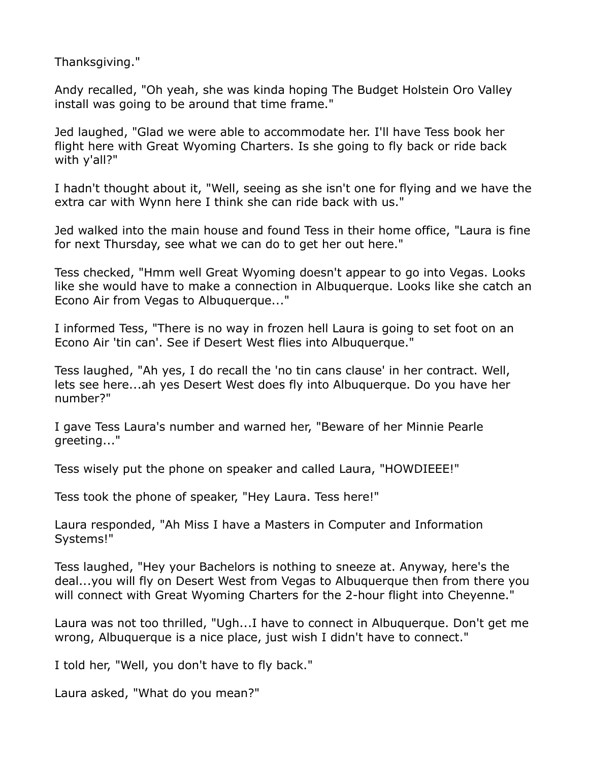Thanksgiving."

Andy recalled, "Oh yeah, she was kinda hoping The Budget Holstein Oro Valley install was going to be around that time frame."

Jed laughed, "Glad we were able to accommodate her. I'll have Tess book her flight here with Great Wyoming Charters. Is she going to fly back or ride back with y'all?"

I hadn't thought about it, "Well, seeing as she isn't one for flying and we have the extra car with Wynn here I think she can ride back with us."

Jed walked into the main house and found Tess in their home office, "Laura is fine for next Thursday, see what we can do to get her out here."

Tess checked, "Hmm well Great Wyoming doesn't appear to go into Vegas. Looks like she would have to make a connection in Albuquerque. Looks like she catch an Econo Air from Vegas to Albuquerque..."

I informed Tess, "There is no way in frozen hell Laura is going to set foot on an Econo Air 'tin can'. See if Desert West flies into Albuquerque."

Tess laughed, "Ah yes, I do recall the 'no tin cans clause' in her contract. Well, lets see here...ah yes Desert West does fly into Albuquerque. Do you have her number?"

I gave Tess Laura's number and warned her, "Beware of her Minnie Pearle greeting..."

Tess wisely put the phone on speaker and called Laura, "HOWDIEEE!"

Tess took the phone of speaker, "Hey Laura. Tess here!"

Laura responded, "Ah Miss I have a Masters in Computer and Information Systems!"

Tess laughed, "Hey your Bachelors is nothing to sneeze at. Anyway, here's the deal...you will fly on Desert West from Vegas to Albuquerque then from there you will connect with Great Wyoming Charters for the 2-hour flight into Cheyenne."

Laura was not too thrilled, "Ugh...I have to connect in Albuquerque. Don't get me wrong, Albuquerque is a nice place, just wish I didn't have to connect."

I told her, "Well, you don't have to fly back."

Laura asked, "What do you mean?"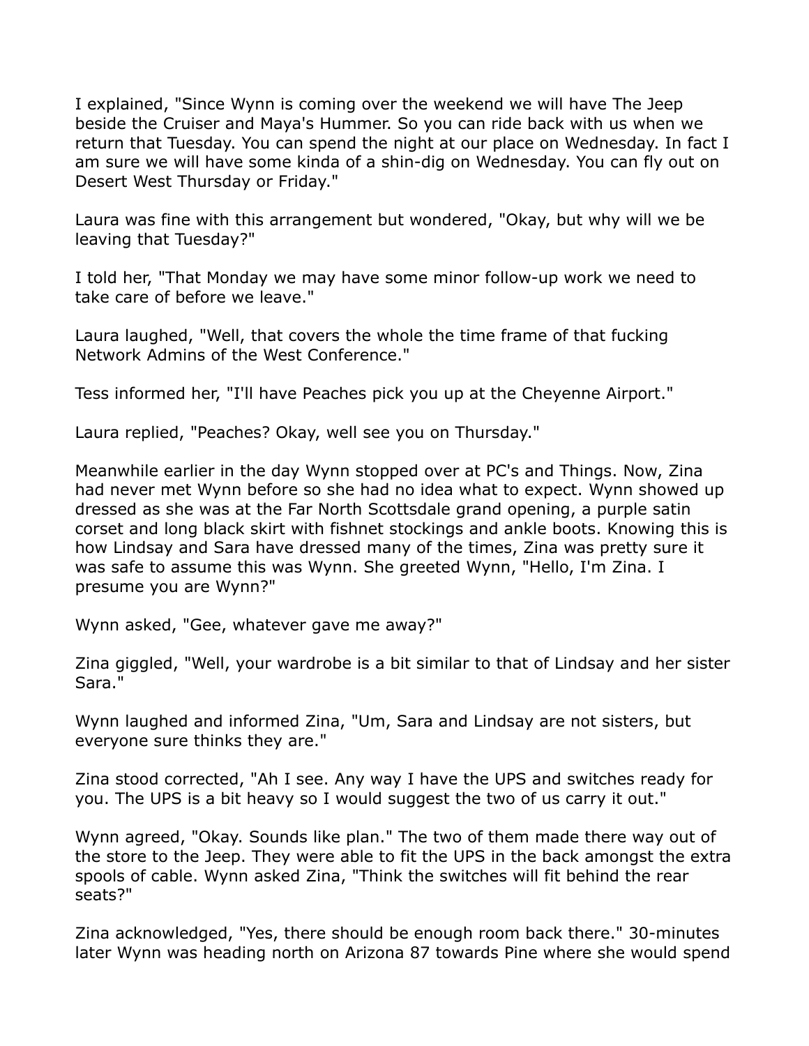I explained, "Since Wynn is coming over the weekend we will have The Jeep beside the Cruiser and Maya's Hummer. So you can ride back with us when we return that Tuesday. You can spend the night at our place on Wednesday. In fact I am sure we will have some kinda of a shin-dig on Wednesday. You can fly out on Desert West Thursday or Friday."

Laura was fine with this arrangement but wondered, "Okay, but why will we be leaving that Tuesday?"

I told her, "That Monday we may have some minor follow-up work we need to take care of before we leave."

Laura laughed, "Well, that covers the whole the time frame of that fucking Network Admins of the West Conference."

Tess informed her, "I'll have Peaches pick you up at the Cheyenne Airport."

Laura replied, "Peaches? Okay, well see you on Thursday."

Meanwhile earlier in the day Wynn stopped over at PC's and Things. Now, Zina had never met Wynn before so she had no idea what to expect. Wynn showed up dressed as she was at the Far North Scottsdale grand opening, a purple satin corset and long black skirt with fishnet stockings and ankle boots. Knowing this is how Lindsay and Sara have dressed many of the times, Zina was pretty sure it was safe to assume this was Wynn. She greeted Wynn, "Hello, I'm Zina. I presume you are Wynn?"

Wynn asked, "Gee, whatever gave me away?"

Zina giggled, "Well, your wardrobe is a bit similar to that of Lindsay and her sister Sara."

Wynn laughed and informed Zina, "Um, Sara and Lindsay are not sisters, but everyone sure thinks they are."

Zina stood corrected, "Ah I see. Any way I have the UPS and switches ready for you. The UPS is a bit heavy so I would suggest the two of us carry it out."

Wynn agreed, "Okay. Sounds like plan." The two of them made there way out of the store to the Jeep. They were able to fit the UPS in the back amongst the extra spools of cable. Wynn asked Zina, "Think the switches will fit behind the rear seats?"

Zina acknowledged, "Yes, there should be enough room back there." 30-minutes later Wynn was heading north on Arizona 87 towards Pine where she would spend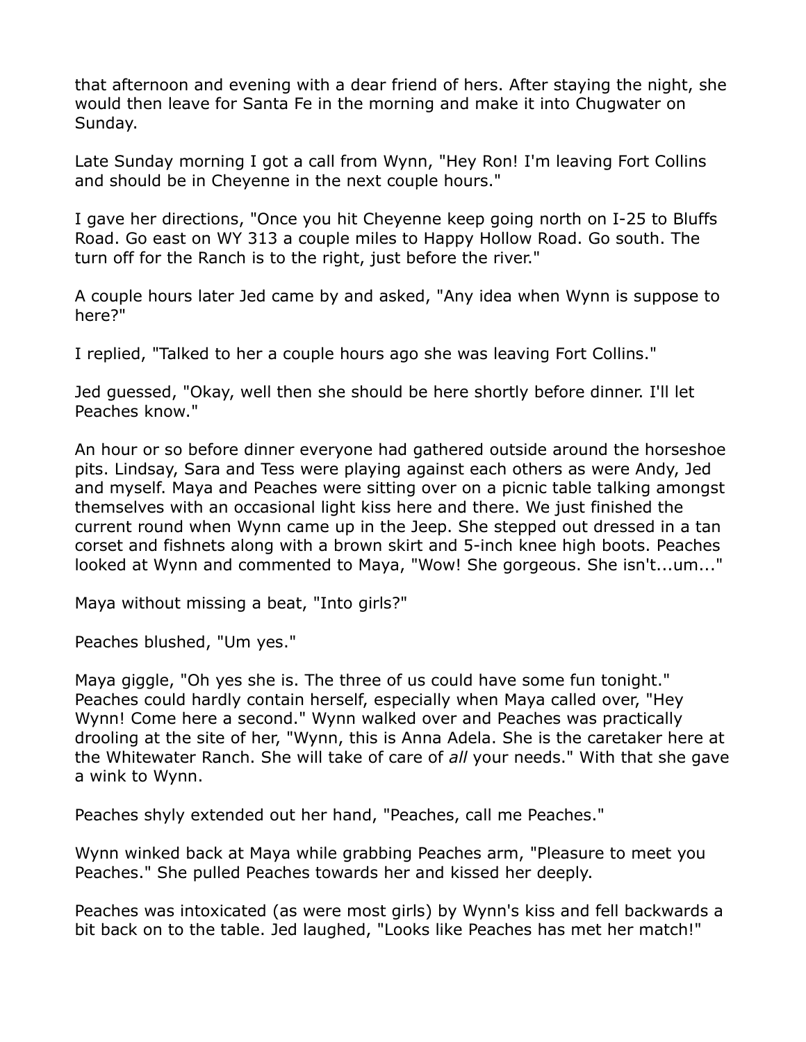that afternoon and evening with a dear friend of hers. After staying the night, she would then leave for Santa Fe in the morning and make it into Chugwater on Sunday.

Late Sunday morning I got a call from Wynn, "Hey Ron! I'm leaving Fort Collins and should be in Cheyenne in the next couple hours."

I gave her directions, "Once you hit Cheyenne keep going north on I-25 to Bluffs Road. Go east on WY 313 a couple miles to Happy Hollow Road. Go south. The turn off for the Ranch is to the right, just before the river."

A couple hours later Jed came by and asked, "Any idea when Wynn is suppose to here?"

I replied, "Talked to her a couple hours ago she was leaving Fort Collins."

Jed guessed, "Okay, well then she should be here shortly before dinner. I'll let Peaches know."

An hour or so before dinner everyone had gathered outside around the horseshoe pits. Lindsay, Sara and Tess were playing against each others as were Andy, Jed and myself. Maya and Peaches were sitting over on a picnic table talking amongst themselves with an occasional light kiss here and there. We just finished the current round when Wynn came up in the Jeep. She stepped out dressed in a tan corset and fishnets along with a brown skirt and 5-inch knee high boots. Peaches looked at Wynn and commented to Maya, "Wow! She gorgeous. She isn't...um..."

Maya without missing a beat, "Into girls?"

Peaches blushed, "Um yes."

Maya giggle, "Oh yes she is. The three of us could have some fun tonight." Peaches could hardly contain herself, especially when Maya called over, "Hey Wynn! Come here a second." Wynn walked over and Peaches was practically drooling at the site of her, "Wynn, this is Anna Adela. She is the caretaker here at the Whitewater Ranch. She will take of care of *all* your needs." With that she gave a wink to Wynn.

Peaches shyly extended out her hand, "Peaches, call me Peaches."

Wynn winked back at Maya while grabbing Peaches arm, "Pleasure to meet you Peaches." She pulled Peaches towards her and kissed her deeply.

Peaches was intoxicated (as were most girls) by Wynn's kiss and fell backwards a bit back on to the table. Jed laughed, "Looks like Peaches has met her match!"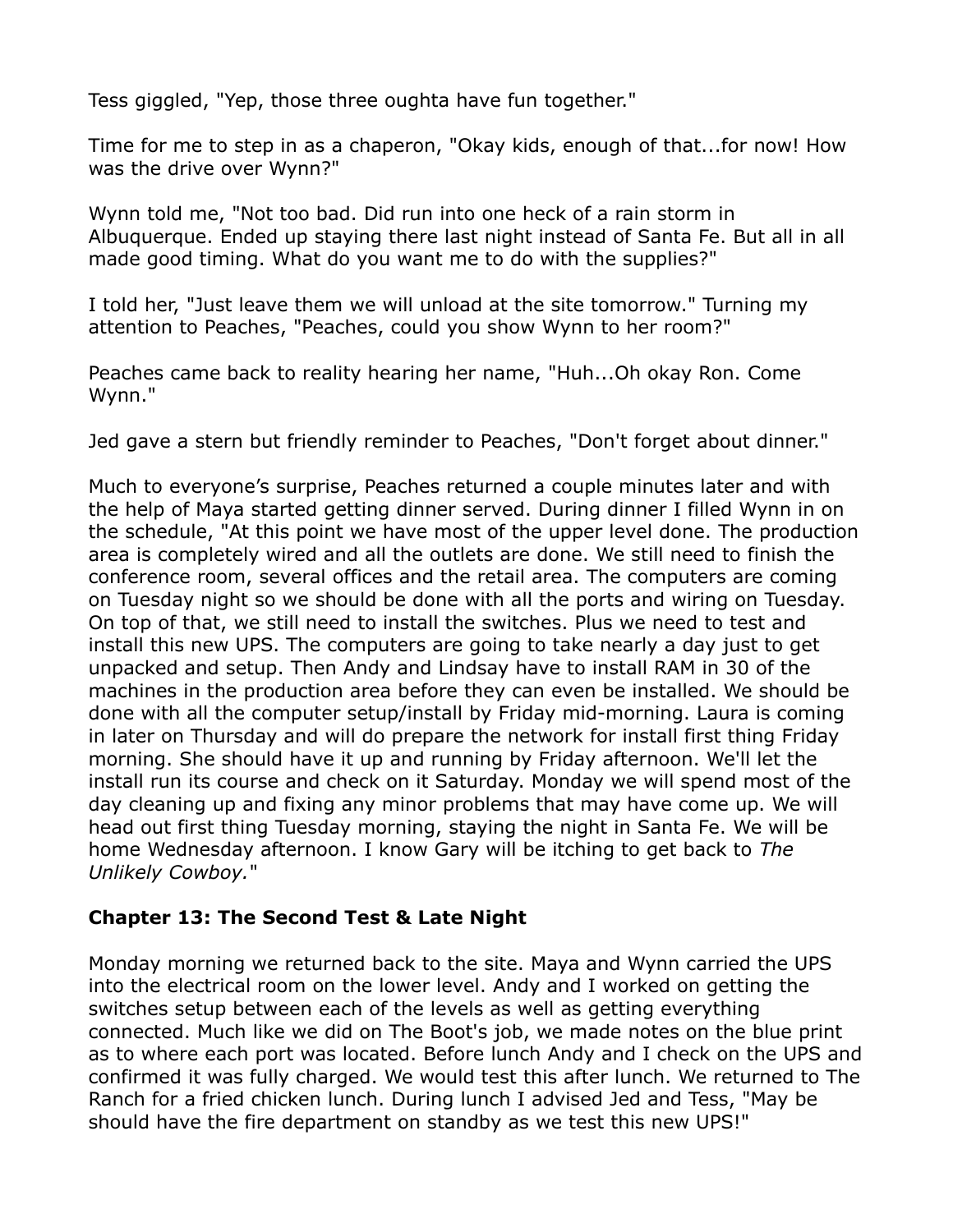Tess giggled, "Yep, those three oughta have fun together."

Time for me to step in as a chaperon, "Okay kids, enough of that...for now! How was the drive over Wynn?"

Wynn told me, "Not too bad. Did run into one heck of a rain storm in Albuquerque. Ended up staying there last night instead of Santa Fe. But all in all made good timing. What do you want me to do with the supplies?"

I told her, "Just leave them we will unload at the site tomorrow." Turning my attention to Peaches, "Peaches, could you show Wynn to her room?"

Peaches came back to reality hearing her name, "Huh...Oh okay Ron. Come Wynn."

Jed gave a stern but friendly reminder to Peaches, "Don't forget about dinner."

Much to everyone's surprise, Peaches returned a couple minutes later and with the help of Maya started getting dinner served. During dinner I filled Wynn in on the schedule, "At this point we have most of the upper level done. The production area is completely wired and all the outlets are done. We still need to finish the conference room, several offices and the retail area. The computers are coming on Tuesday night so we should be done with all the ports and wiring on Tuesday. On top of that, we still need to install the switches. Plus we need to test and install this new UPS. The computers are going to take nearly a day just to get unpacked and setup. Then Andy and Lindsay have to install RAM in 30 of the machines in the production area before they can even be installed. We should be done with all the computer setup/install by Friday mid-morning. Laura is coming in later on Thursday and will do prepare the network for install first thing Friday morning. She should have it up and running by Friday afternoon. We'll let the install run its course and check on it Saturday. Monday we will spend most of the day cleaning up and fixing any minor problems that may have come up. We will head out first thing Tuesday morning, staying the night in Santa Fe. We will be home Wednesday afternoon. I know Gary will be itching to get back to *The Unlikely Cowboy.*"

### Chapter 13: The Second Test & Late Night

Monday morning we returned back to the site. Maya and Wynn carried the UPS into the electrical room on the lower level. Andy and I worked on getting the switches setup between each of the levels as well as getting everything connected. Much like we did on The Boot's job, we made notes on the blue print as to where each port was located. Before lunch Andy and I check on the UPS and confirmed it was fully charged. We would test this after lunch. We returned to The Ranch for a fried chicken lunch. During lunch I advised Jed and Tess, "May be should have the fire department on standby as we test this new UPS!"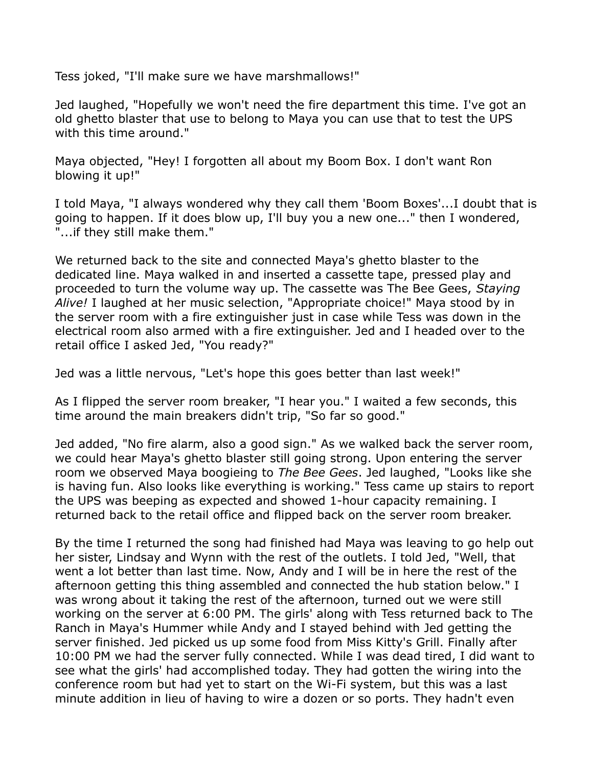Tess joked, "I'll make sure we have marshmallows!"

Jed laughed, "Hopefully we won't need the fire department this time. I've got an old ghetto blaster that use to belong to Maya you can use that to test the UPS with this time around."

Maya objected, "Hey! I forgotten all about my Boom Box. I don't want Ron blowing it up!"

I told Maya, "I always wondered why they call them 'Boom Boxes'...I doubt that is going to happen. If it does blow up, I'll buy you a new one..." then I wondered, "...if they still make them."

We returned back to the site and connected Maya's ghetto blaster to the dedicated line. Maya walked in and inserted a cassette tape, pressed play and proceeded to turn the volume way up. The cassette was The Bee Gees, *Staying Alive!* I laughed at her music selection, "Appropriate choice!" Maya stood by in the server room with a fire extinguisher just in case while Tess was down in the electrical room also armed with a fire extinguisher. Jed and I headed over to the retail office I asked Jed, "You ready?"

Jed was a little nervous, "Let's hope this goes better than last week!"

As I flipped the server room breaker, "I hear you." I waited a few seconds, this time around the main breakers didn't trip, "So far so good."

Jed added, "No fire alarm, also a good sign." As we walked back the server room, we could hear Maya's ghetto blaster still going strong. Upon entering the server room we observed Maya boogieing to *The Bee Gees*. Jed laughed, "Looks like she is having fun. Also looks like everything is working." Tess came up stairs to report the UPS was beeping as expected and showed 1-hour capacity remaining. I returned back to the retail office and flipped back on the server room breaker.

By the time I returned the song had finished had Maya was leaving to go help out her sister, Lindsay and Wynn with the rest of the outlets. I told Jed, "Well, that went a lot better than last time. Now, Andy and I will be in here the rest of the afternoon getting this thing assembled and connected the hub station below." I was wrong about it taking the rest of the afternoon, turned out we were still working on the server at 6:00 PM. The girls' along with Tess returned back to The Ranch in Maya's Hummer while Andy and I stayed behind with Jed getting the server finished. Jed picked us up some food from Miss Kitty's Grill. Finally after 10:00 PM we had the server fully connected. While I was dead tired, I did want to see what the girls' had accomplished today. They had gotten the wiring into the conference room but had yet to start on the Wi-Fi system, but this was a last minute addition in lieu of having to wire a dozen or so ports. They hadn't even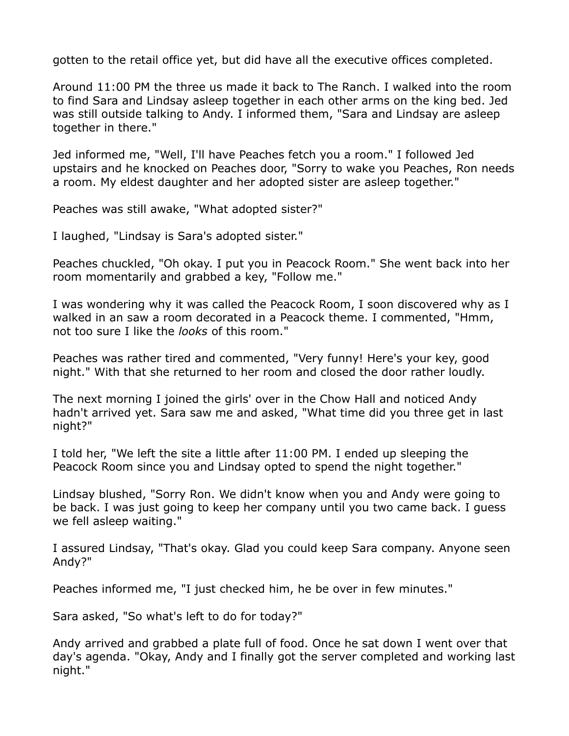gotten to the retail office yet, but did have all the executive offices completed.

Around 11:00 PM the three us made it back to The Ranch. I walked into the room to find Sara and Lindsay asleep together in each other arms on the king bed. Jed was still outside talking to Andy. I informed them, "Sara and Lindsay are asleep together in there."

Jed informed me, "Well, I'll have Peaches fetch you a room." I followed Jed upstairs and he knocked on Peaches door, "Sorry to wake you Peaches, Ron needs a room. My eldest daughter and her adopted sister are asleep together."

Peaches was still awake, "What adopted sister?"

I laughed, "Lindsay is Sara's adopted sister."

Peaches chuckled, "Oh okay. I put you in Peacock Room." She went back into her room momentarily and grabbed a key, "Follow me."

I was wondering why it was called the Peacock Room, I soon discovered why as I walked in an saw a room decorated in a Peacock theme. I commented, "Hmm, not too sure I like the *looks* of this room."

Peaches was rather tired and commented, "Very funny! Here's your key, good night." With that she returned to her room and closed the door rather loudly.

The next morning I joined the girls' over in the Chow Hall and noticed Andy hadn't arrived yet. Sara saw me and asked, "What time did you three get in last night?"

I told her, "We left the site a little after 11:00 PM. I ended up sleeping the Peacock Room since you and Lindsay opted to spend the night together."

Lindsay blushed, "Sorry Ron. We didn't know when you and Andy were going to be back. I was just going to keep her company until you two came back. I guess we fell asleep waiting."

I assured Lindsay, "That's okay. Glad you could keep Sara company. Anyone seen Andy?"

Peaches informed me, "I just checked him, he be over in few minutes."

Sara asked, "So what's left to do for today?"

Andy arrived and grabbed a plate full of food. Once he sat down I went over that day's agenda. "Okay, Andy and I finally got the server completed and working last night."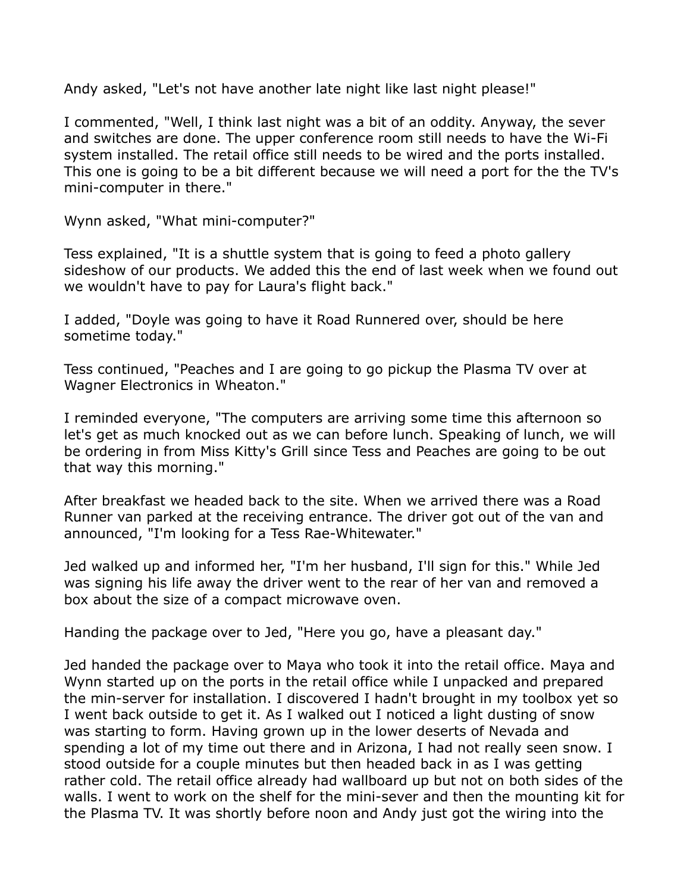Andy asked, "Let's not have another late night like last night please!"

I commented, "Well, I think last night was a bit of an oddity. Anyway, the sever and switches are done. The upper conference room still needs to have the Wi-Fi system installed. The retail office still needs to be wired and the ports installed. This one is going to be a bit different because we will need a port for the the TV's mini-computer in there."

Wynn asked, "What mini-computer?"

Tess explained, "It is a shuttle system that is going to feed a photo gallery sideshow of our products. We added this the end of last week when we found out we wouldn't have to pay for Laura's flight back."

I added, "Doyle was going to have it Road Runnered over, should be here sometime today."

Tess continued, "Peaches and I are going to go pickup the Plasma TV over at Wagner Electronics in Wheaton."

I reminded everyone, "The computers are arriving some time this afternoon so let's get as much knocked out as we can before lunch. Speaking of lunch, we will be ordering in from Miss Kitty's Grill since Tess and Peaches are going to be out that way this morning."

After breakfast we headed back to the site. When we arrived there was a Road Runner van parked at the receiving entrance. The driver got out of the van and announced, "I'm looking for a Tess Rae-Whitewater."

Jed walked up and informed her, "I'm her husband, I'll sign for this." While Jed was signing his life away the driver went to the rear of her van and removed a box about the size of a compact microwave oven.

Handing the package over to Jed, "Here you go, have a pleasant day."

Jed handed the package over to Maya who took it into the retail office. Maya and Wynn started up on the ports in the retail office while I unpacked and prepared the min-server for installation. I discovered I hadn't brought in my toolbox yet so I went back outside to get it. As I walked out I noticed a light dusting of snow was starting to form. Having grown up in the lower deserts of Nevada and spending a lot of my time out there and in Arizona, I had not really seen snow. I stood outside for a couple minutes but then headed back in as I was getting rather cold. The retail office already had wallboard up but not on both sides of the walls. I went to work on the shelf for the mini-sever and then the mounting kit for the Plasma TV. It was shortly before noon and Andy just got the wiring into the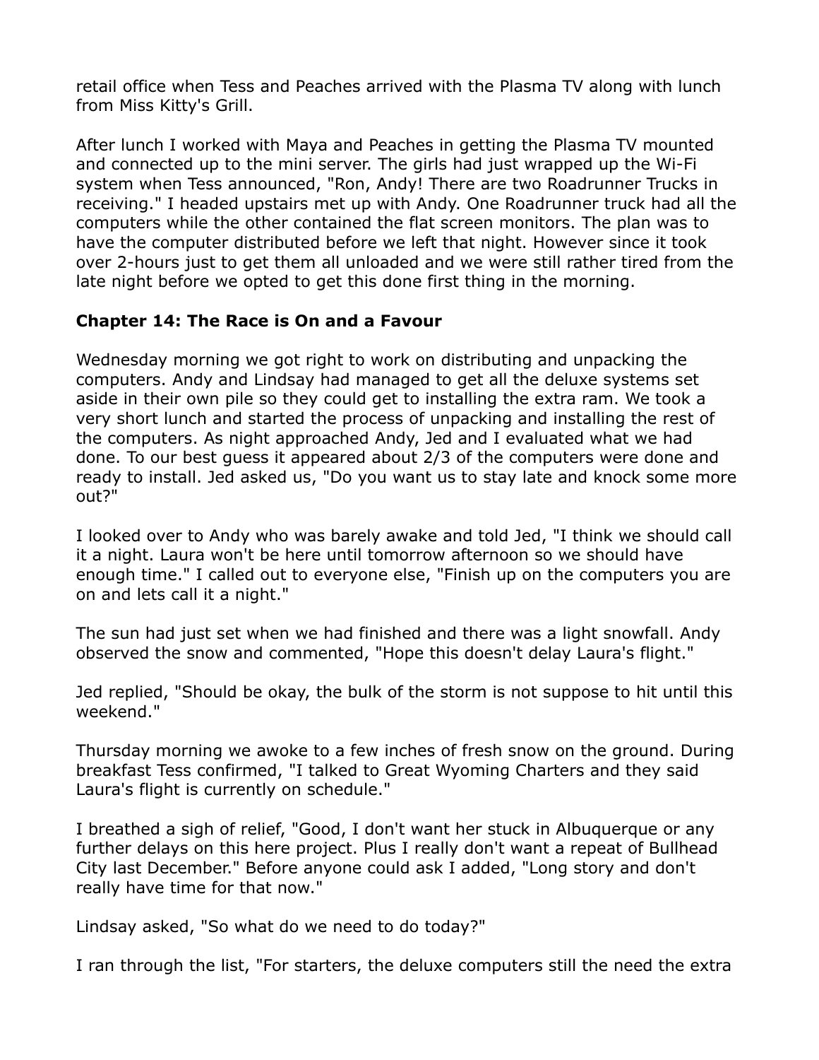retail office when Tess and Peaches arrived with the Plasma TV along with lunch from Miss Kitty's Grill.

After lunch I worked with Maya and Peaches in getting the Plasma TV mounted and connected up to the mini server. The girls had just wrapped up the Wi-Fi system when Tess announced, "Ron, Andy! There are two Roadrunner Trucks in receiving." I headed upstairs met up with Andy. One Roadrunner truck had all the computers while the other contained the flat screen monitors. The plan was to have the computer distributed before we left that night. However since it took over 2-hours just to get them all unloaded and we were still rather tired from the late night before we opted to get this done first thing in the morning.

## Chapter 14: The Race is On and a Favour

Wednesday morning we got right to work on distributing and unpacking the computers. Andy and Lindsay had managed to get all the deluxe systems set aside in their own pile so they could get to installing the extra ram. We took a very short lunch and started the process of unpacking and installing the rest of the computers. As night approached Andy, Jed and I evaluated what we had done. To our best guess it appeared about 2/3 of the computers were done and ready to install. Jed asked us, "Do you want us to stay late and knock some more out?"

I looked over to Andy who was barely awake and told Jed, "I think we should call it a night. Laura won't be here until tomorrow afternoon so we should have enough time." I called out to everyone else, "Finish up on the computers you are on and lets call it a night."

The sun had just set when we had finished and there was a light snowfall. Andy observed the snow and commented, "Hope this doesn't delay Laura's flight."

Jed replied, "Should be okay, the bulk of the storm is not suppose to hit until this weekend."

Thursday morning we awoke to a few inches of fresh snow on the ground. During breakfast Tess confirmed, "I talked to Great Wyoming Charters and they said Laura's flight is currently on schedule."

I breathed a sigh of relief, "Good, I don't want her stuck in Albuquerque or any further delays on this here project. Plus I really don't want a repeat of Bullhead City last December." Before anyone could ask I added, "Long story and don't really have time for that now."

Lindsay asked, "So what do we need to do today?"

I ran through the list, "For starters, the deluxe computers still the need the extra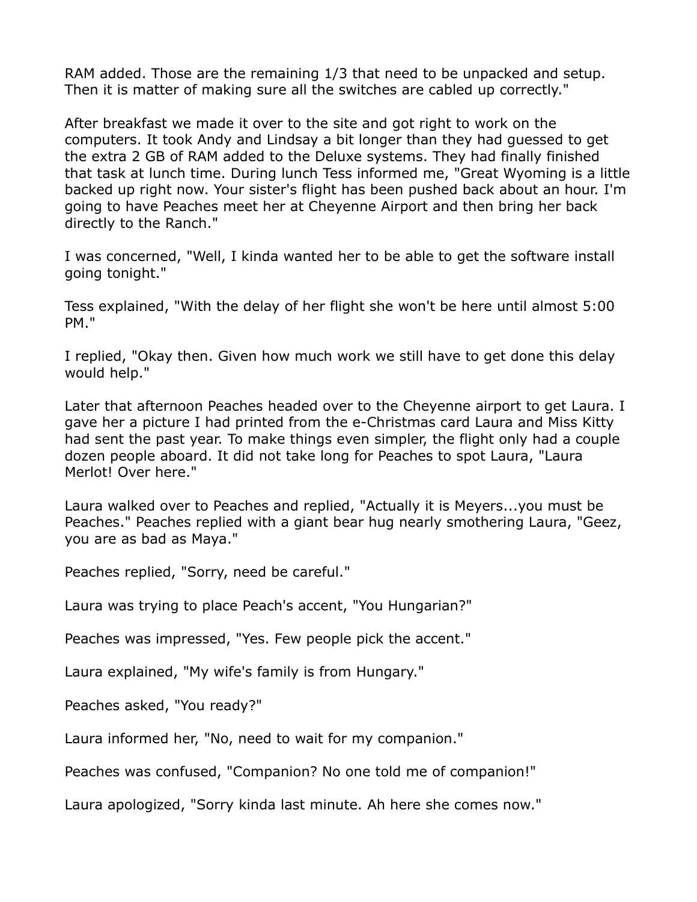RAM added. Those are the remaining 1/3 that need to be unpacked and setup. Then it is matter of making sure all the switches are cabled up correctly."

After breakfast we made it over to the site and got right to work on the computers. It took Andy and Lindsay a bit longer than they had guessed to get the extra 2 GB of RAM added to the Deluxe systems. They had finally finished that task at lunch time. During lunch Tess informed me, "Great Wyoming is a little backed up right now. Your sister's flight has been pushed back about an hour. I'm going to have Peaches meet her at Cheyenne Airport and then bring her back directly to the Ranch."

I was concerned, "Well, I kinda wanted her to be able to get the software install going tonight."

Tess explained, "With the delay of her flight she won't be here until almost 5:00 PM."

I replied, "Okay then. Given how much work we still have to get done this delay would help."

Later that afternoon Peaches headed over to the Cheyenne airport to get Laura. I gave her a picture I had printed from the e-Christmas card Laura and Miss Kitty had sent the past year. To make things even simpler, the flight only had a couple dozen people aboard. It did not take long for Peaches to spot Laura, "Laura Merlot! Over here."

Laura walked over to Peaches and replied, "Actually it is Meyers...you must be Peaches." Peaches replied with a giant bear hug nearly smothering Laura, "Geez, you are as bad as Maya."

Peaches replied, "Sorry, need be careful."

Laura was trying to place Peach's accent, "You Hungarian?"

Peaches was impressed, "Yes. Few people pick the accent."

Laura explained, "My wife's family is from Hungary."

Peaches asked, "You ready?"

Laura informed her, "No, need to wait for my companion."

Peaches was confused, "Companion? No one told me of companion!"

Laura apologized, "Sorry kinda last minute. Ah here she comes now."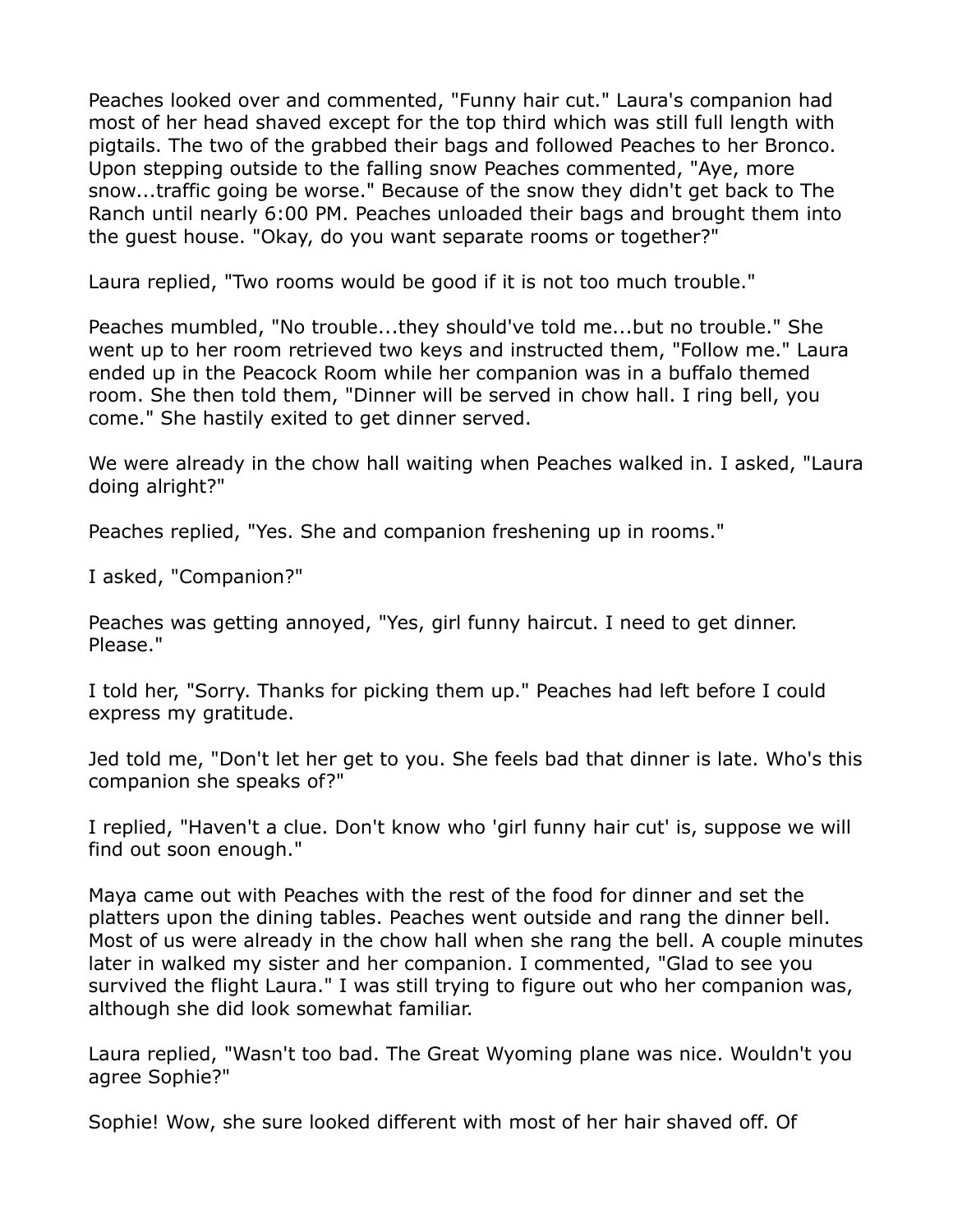Peaches looked over and commented, "Funny hair cut." Laura's companion had most of her head shaved except for the top third which was still full length with pigtails. The two of the grabbed their bags and followed Peaches to her Bronco. Upon stepping outside to the falling snow Peaches commented, "Aye, more snow...traffic going be worse." Because of the snow they didn't get back to The Ranch until nearly 6:00 PM. Peaches unloaded their bags and brought them into the guest house. "Okay, do you want separate rooms or together?"

Laura replied, "Two rooms would be good if it is not too much trouble."

Peaches mumbled, "No trouble...they should've told me...but no trouble." She went up to her room retrieved two keys and instructed them, "Follow me." Laura ended up in the Peacock Room while her companion was in a buffalo themed room. She then told them, "Dinner will be served in chow hall. I ring bell, you come." She hastily exited to get dinner served.

We were already in the chow hall waiting when Peaches walked in. I asked, "Laura doing alright?"

Peaches replied, "Yes. She and companion freshening up in rooms."

I asked, "Companion?"

Peaches was getting annoyed, "Yes, girl funny haircut. I need to get dinner. Please."

I told her, "Sorry. Thanks for picking them up." Peaches had left before I could express my gratitude.

Jed told me, "Don't let her get to you. She feels bad that dinner is late. Who's this companion she speaks of?"

I replied, "Haven't a clue. Don't know who 'girl funny hair cut' is, suppose we will find out soon enough."

Maya came out with Peaches with the rest of the food for dinner and set the platters upon the dining tables. Peaches went outside and rang the dinner bell. Most of us were already in the chow hall when she rang the bell. A couple minutes later in walked my sister and her companion. I commented, "Glad to see you survived the flight Laura." I was still trying to figure out who her companion was, although she did look somewhat familiar.

Laura replied, "Wasn't too bad. The Great Wyoming plane was nice. Wouldn't you agree Sophie?"

Sophie! Wow, she sure looked different with most of her hair shaved off. Of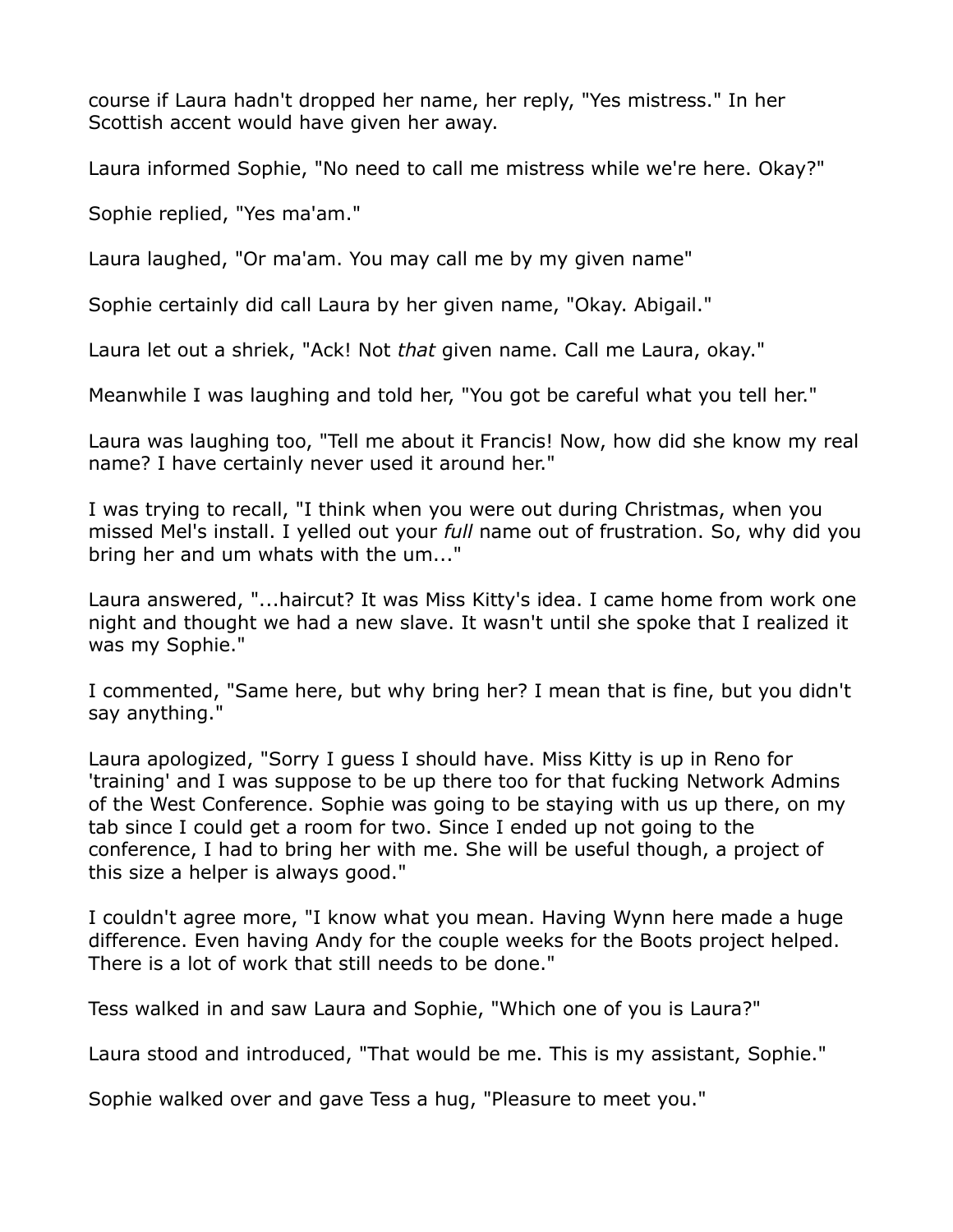course if Laura hadn't dropped her name, her reply, "Yes mistress." In her Scottish accent would have given her away.

Laura informed Sophie, "No need to call me mistress while we're here. Okay?"

Sophie replied, "Yes ma'am."

Laura laughed, "Or ma'am. You may call me by my given name"

Sophie certainly did call Laura by her given name, "Okay. Abigail."

Laura let out a shriek, "Ack! Not *that* given name. Call me Laura, okay."

Meanwhile I was laughing and told her, "You got be careful what you tell her."

Laura was laughing too, "Tell me about it Francis! Now, how did she know my real name? I have certainly never used it around her."

I was trying to recall, "I think when you were out during Christmas, when you missed Mel's install. I yelled out your *full* name out of frustration. So, why did you bring her and um whats with the um..."

Laura answered, "...haircut? It was Miss Kitty's idea. I came home from work one night and thought we had a new slave. It wasn't until she spoke that I realized it was my Sophie."

I commented, "Same here, but why bring her? I mean that is fine, but you didn't say anything."

Laura apologized, "Sorry I guess I should have. Miss Kitty is up in Reno for 'training' and I was suppose to be up there too for that fucking Network Admins of the West Conference. Sophie was going to be staying with us up there, on my tab since I could get a room for two. Since I ended up not going to the conference, I had to bring her with me. She will be useful though, a project of this size a helper is always good."

I couldn't agree more, "I know what you mean. Having Wynn here made a huge difference. Even having Andy for the couple weeks for the Boots project helped. There is a lot of work that still needs to be done."

Tess walked in and saw Laura and Sophie, "Which one of you is Laura?"

Laura stood and introduced, "That would be me. This is my assistant, Sophie."

Sophie walked over and gave Tess a hug, "Pleasure to meet you."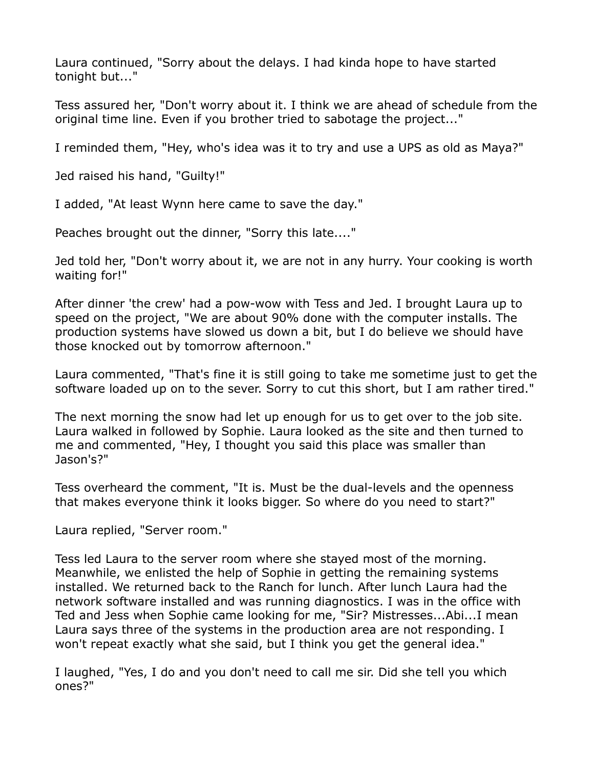Laura continued, "Sorry about the delays. I had kinda hope to have started tonight but..."

Tess assured her, "Don't worry about it. I think we are ahead of schedule from the original time line. Even if you brother tried to sabotage the project..."

I reminded them, "Hey, who's idea was it to try and use a UPS as old as Maya?"

Jed raised his hand, "Guilty!"

I added, "At least Wynn here came to save the day."

Peaches brought out the dinner, "Sorry this late...."

Jed told her, "Don't worry about it, we are not in any hurry. Your cooking is worth waiting for!"

After dinner 'the crew' had a pow-wow with Tess and Jed. I brought Laura up to speed on the project, "We are about 90% done with the computer installs. The production systems have slowed us down a bit, but I do believe we should have those knocked out by tomorrow afternoon."

Laura commented, "That's fine it is still going to take me sometime just to get the software loaded up on to the sever. Sorry to cut this short, but I am rather tired."

The next morning the snow had let up enough for us to get over to the job site. Laura walked in followed by Sophie. Laura looked as the site and then turned to me and commented, "Hey, I thought you said this place was smaller than Jason's?"

Tess overheard the comment, "It is. Must be the dual-levels and the openness that makes everyone think it looks bigger. So where do you need to start?"

Laura replied, "Server room."

Tess led Laura to the server room where she stayed most of the morning. Meanwhile, we enlisted the help of Sophie in getting the remaining systems installed. We returned back to the Ranch for lunch. After lunch Laura had the network software installed and was running diagnostics. I was in the office with Ted and Jess when Sophie came looking for me, "Sir? Mistresses...Abi...I mean Laura says three of the systems in the production area are not responding. I won't repeat exactly what she said, but I think you get the general idea."

I laughed, "Yes, I do and you don't need to call me sir. Did she tell you which ones?"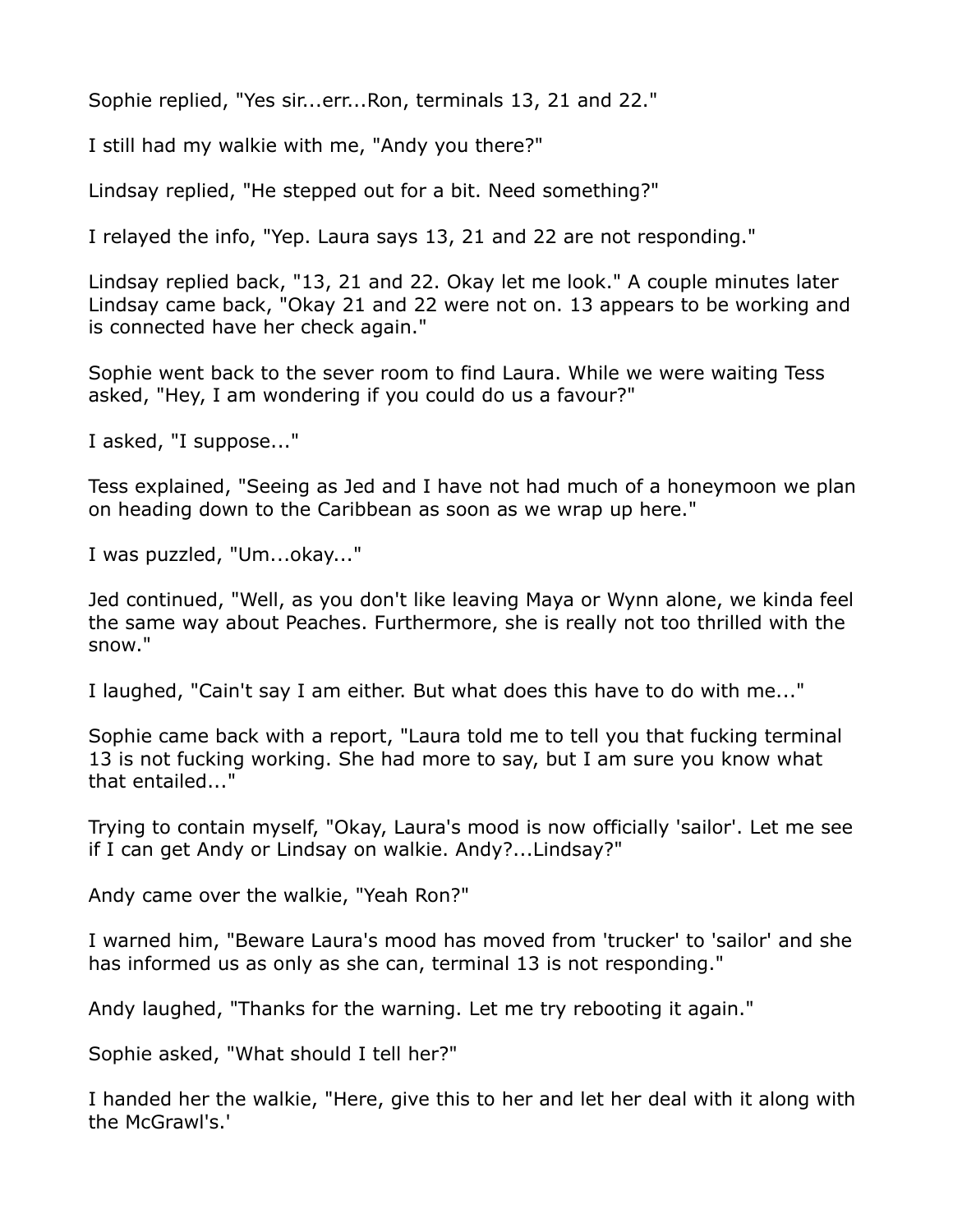Sophie replied, "Yes sir...err...Ron, terminals 13, 21 and 22."

I still had my walkie with me, "Andy you there?"

Lindsay replied, "He stepped out for a bit. Need something?"

I relayed the info, "Yep. Laura says 13, 21 and 22 are not responding."

Lindsay replied back, "13, 21 and 22. Okay let me look." A couple minutes later Lindsay came back, "Okay 21 and 22 were not on. 13 appears to be working and is connected have her check again."

Sophie went back to the sever room to find Laura. While we were waiting Tess asked, "Hey, I am wondering if you could do us a favour?"

I asked, "I suppose..."

Tess explained, "Seeing as Jed and I have not had much of a honeymoon we plan on heading down to the Caribbean as soon as we wrap up here."

I was puzzled, "Um...okay..."

Jed continued, "Well, as you don't like leaving Maya or Wynn alone, we kinda feel the same way about Peaches. Furthermore, she is really not too thrilled with the snow."

I laughed, "Cain't say I am either. But what does this have to do with me..."

Sophie came back with a report, "Laura told me to tell you that fucking terminal 13 is not fucking working. She had more to say, but I am sure you know what that entailed..."

Trying to contain myself, "Okay, Laura's mood is now officially 'sailor'. Let me see if I can get Andy or Lindsay on walkie. Andy?...Lindsay?"

Andy came over the walkie, "Yeah Ron?"

I warned him, "Beware Laura's mood has moved from 'trucker' to 'sailor' and she has informed us as only as she can, terminal 13 is not responding."

Andy laughed, "Thanks for the warning. Let me try rebooting it again."

Sophie asked, "What should I tell her?"

I handed her the walkie, "Here, give this to her and let her deal with it along with the McGrawl's.'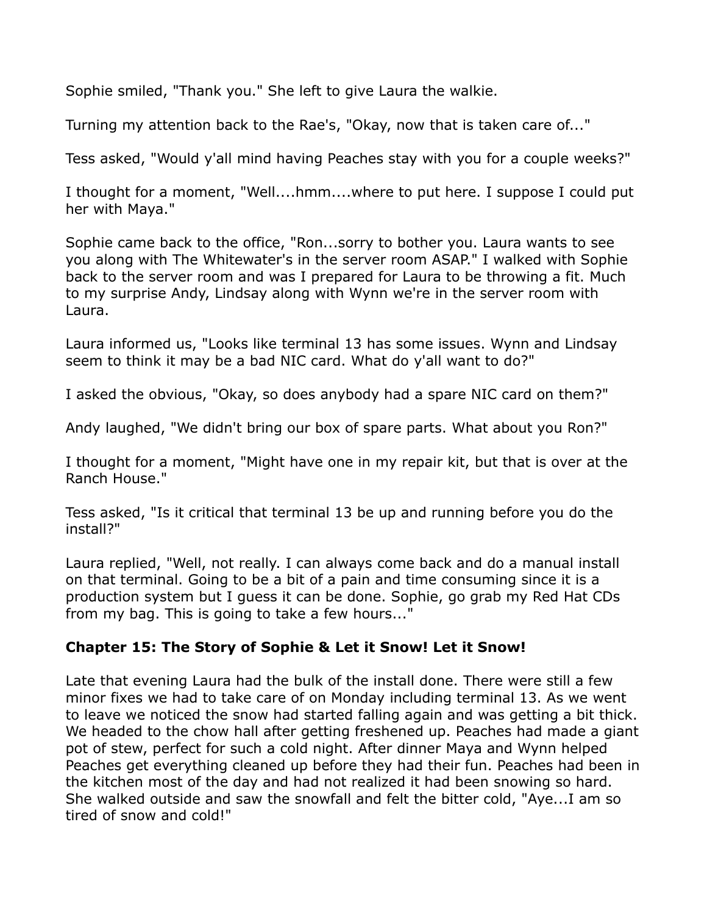Sophie smiled, "Thank you." She left to give Laura the walkie.

Turning my attention back to the Rae's, "Okay, now that is taken care of..."

Tess asked, "Would y'all mind having Peaches stay with you for a couple weeks?"

I thought for a moment, "Well....hmm....where to put here. I suppose I could put her with Maya."

Sophie came back to the office, "Ron...sorry to bother you. Laura wants to see you along with The Whitewater's in the server room ASAP." I walked with Sophie back to the server room and was I prepared for Laura to be throwing a fit. Much to my surprise Andy, Lindsay along with Wynn we're in the server room with Laura.

Laura informed us, "Looks like terminal 13 has some issues. Wynn and Lindsay seem to think it may be a bad NIC card. What do y'all want to do?"

I asked the obvious, "Okay, so does anybody had a spare NIC card on them?"

Andy laughed, "We didn't bring our box of spare parts. What about you Ron?"

I thought for a moment, "Might have one in my repair kit, but that is over at the Ranch House."

Tess asked, "Is it critical that terminal 13 be up and running before you do the install?"

Laura replied, "Well, not really. I can always come back and do a manual install on that terminal. Going to be a bit of a pain and time consuming since it is a production system but I guess it can be done. Sophie, go grab my Red Hat CDs from my bag. This is going to take a few hours..."

### Chapter 15: The Story of Sophie & Let it Snow! Let it Snow!

Late that evening Laura had the bulk of the install done. There were still a few minor fixes we had to take care of on Monday including terminal 13. As we went to leave we noticed the snow had started falling again and was getting a bit thick. We headed to the chow hall after getting freshened up. Peaches had made a giant pot of stew, perfect for such a cold night. After dinner Maya and Wynn helped Peaches get everything cleaned up before they had their fun. Peaches had been in the kitchen most of the day and had not realized it had been snowing so hard. She walked outside and saw the snowfall and felt the bitter cold, "Aye...I am so tired of snow and cold!"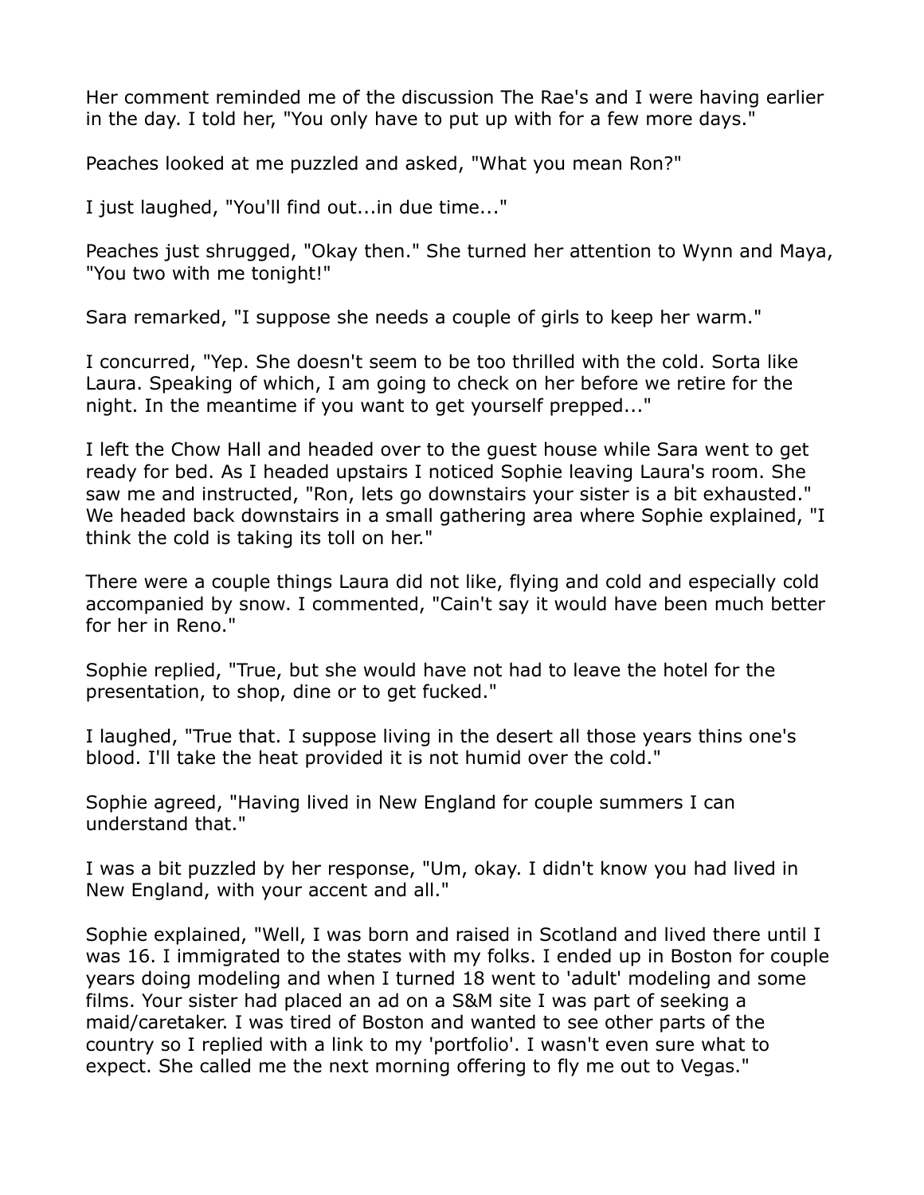Her comment reminded me of the discussion The Rae's and I were having earlier in the day. I told her, "You only have to put up with for a few more days."

Peaches looked at me puzzled and asked, "What you mean Ron?"

I just laughed, "You'll find out...in due time..."

Peaches just shrugged, "Okay then." She turned her attention to Wynn and Maya, "You two with me tonight!"

Sara remarked, "I suppose she needs a couple of girls to keep her warm."

I concurred, "Yep. She doesn't seem to be too thrilled with the cold. Sorta like Laura. Speaking of which, I am going to check on her before we retire for the night. In the meantime if you want to get yourself prepped..."

I left the Chow Hall and headed over to the guest house while Sara went to get ready for bed. As I headed upstairs I noticed Sophie leaving Laura's room. She saw me and instructed, "Ron, lets go downstairs your sister is a bit exhausted." We headed back downstairs in a small gathering area where Sophie explained, "I think the cold is taking its toll on her."

There were a couple things Laura did not like, flying and cold and especially cold accompanied by snow. I commented, "Cain't say it would have been much better for her in Reno."

Sophie replied, "True, but she would have not had to leave the hotel for the presentation, to shop, dine or to get fucked."

I laughed, "True that. I suppose living in the desert all those years thins one's blood. I'll take the heat provided it is not humid over the cold."

Sophie agreed, "Having lived in New England for couple summers I can understand that."

I was a bit puzzled by her response, "Um, okay. I didn't know you had lived in New England, with your accent and all."

Sophie explained, "Well, I was born and raised in Scotland and lived there until I was 16. I immigrated to the states with my folks. I ended up in Boston for couple years doing modeling and when I turned 18 went to 'adult' modeling and some films. Your sister had placed an ad on a S&M site I was part of seeking a maid/caretaker. I was tired of Boston and wanted to see other parts of the country so I replied with a link to my 'portfolio'. I wasn't even sure what to expect. She called me the next morning offering to fly me out to Vegas."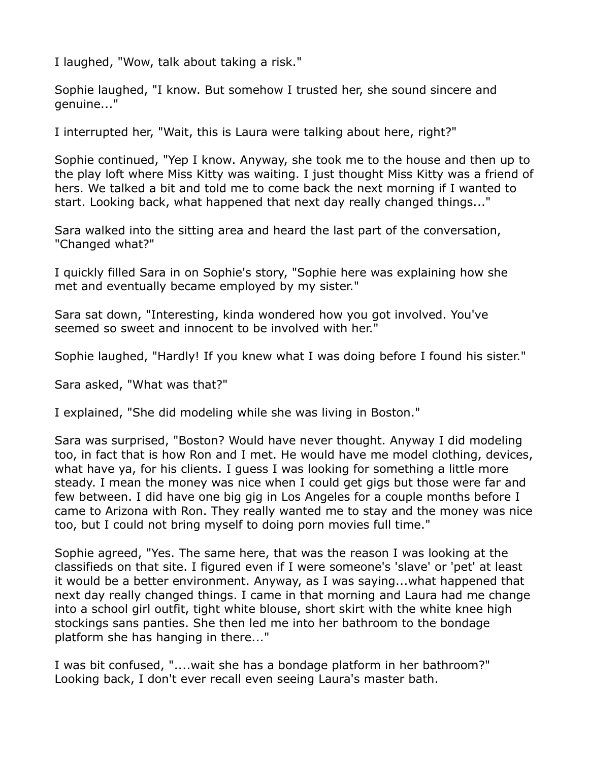I laughed, "Wow, talk about taking a risk."

Sophie laughed, "I know. But somehow I trusted her, she sound sincere and genuine..."

I interrupted her, "Wait, this is Laura were talking about here, right?"

Sophie continued, "Yep I know. Anyway, she took me to the house and then up to the play loft where Miss Kitty was waiting. I just thought Miss Kitty was a friend of hers. We talked a bit and told me to come back the next morning if I wanted to start. Looking back, what happened that next day really changed things..."

Sara walked into the sitting area and heard the last part of the conversation, "Changed what?"

I quickly filled Sara in on Sophie's story, "Sophie here was explaining how she met and eventually became employed by my sister."

Sara sat down, "Interesting, kinda wondered how you got involved. You've seemed so sweet and innocent to be involved with her."

Sophie laughed, "Hardly! If you knew what I was doing before I found his sister."

Sara asked, "What was that?"

I explained, "She did modeling while she was living in Boston."

Sara was surprised, "Boston? Would have never thought. Anyway I did modeling too, in fact that is how Ron and I met. He would have me model clothing, devices, what have ya, for his clients. I guess I was looking for something a little more steady. I mean the money was nice when I could get gigs but those were far and few between. I did have one big gig in Los Angeles for a couple months before I came to Arizona with Ron. They really wanted me to stay and the money was nice too, but I could not bring myself to doing porn movies full time."

Sophie agreed, "Yes. The same here, that was the reason I was looking at the classifieds on that site. I figured even if I were someone's 'slave' or 'pet' at least it would be a better environment. Anyway, as I was saying...what happened that next day really changed things. I came in that morning and Laura had me change into a school girl outfit, tight white blouse, short skirt with the white knee high stockings sans panties. She then led me into her bathroom to the bondage platform she has hanging in there..."

I was bit confused, "....wait she has a bondage platform in her bathroom?" Looking back, I don't ever recall even seeing Laura's master bath.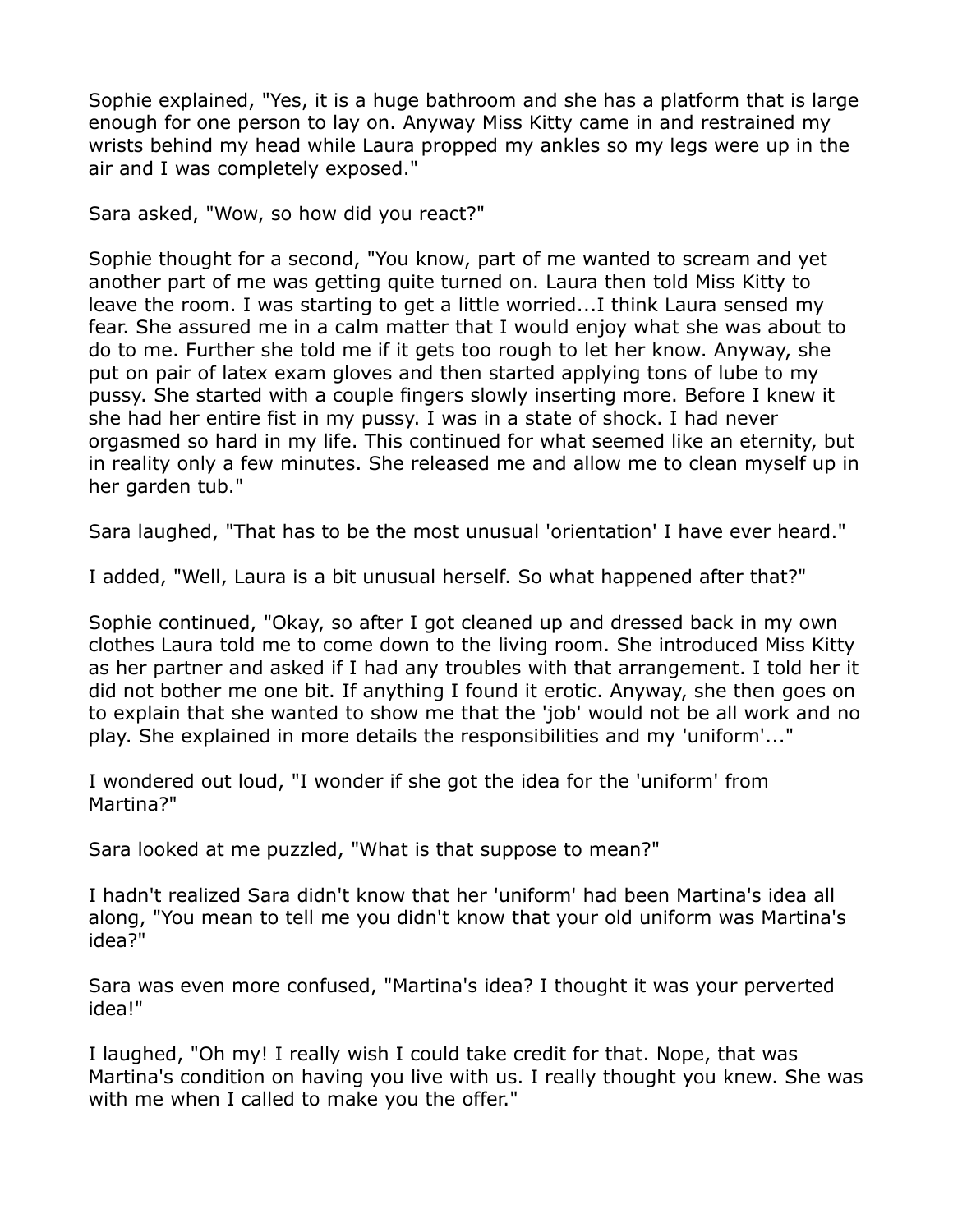Sophie explained, "Yes, it is a huge bathroom and she has a platform that is large enough for one person to lay on. Anyway Miss Kitty came in and restrained my wrists behind my head while Laura propped my ankles so my legs were up in the air and I was completely exposed."

Sara asked, "Wow, so how did you react?"

Sophie thought for a second, "You know, part of me wanted to scream and yet another part of me was getting quite turned on. Laura then told Miss Kitty to leave the room. I was starting to get a little worried...I think Laura sensed my fear. She assured me in a calm matter that I would enjoy what she was about to do to me. Further she told me if it gets too rough to let her know. Anyway, she put on pair of latex exam gloves and then started applying tons of lube to my pussy. She started with a couple fingers slowly inserting more. Before I knew it she had her entire fist in my pussy. I was in a state of shock. I had never orgasmed so hard in my life. This continued for what seemed like an eternity, but in reality only a few minutes. She released me and allow me to clean myself up in her garden tub."

Sara laughed, "That has to be the most unusual 'orientation' I have ever heard."

I added, "Well, Laura is a bit unusual herself. So what happened after that?"

Sophie continued, "Okay, so after I got cleaned up and dressed back in my own clothes Laura told me to come down to the living room. She introduced Miss Kitty as her partner and asked if I had any troubles with that arrangement. I told her it did not bother me one bit. If anything I found it erotic. Anyway, she then goes on to explain that she wanted to show me that the 'job' would not be all work and no play. She explained in more details the responsibilities and my 'uniform'..."

I wondered out loud, "I wonder if she got the idea for the 'uniform' from Martina?"

Sara looked at me puzzled, "What is that suppose to mean?"

I hadn't realized Sara didn't know that her 'uniform' had been Martina's idea all along, "You mean to tell me you didn't know that your old uniform was Martina's idea?"

Sara was even more confused, "Martina's idea? I thought it was your perverted idea!"

I laughed, "Oh my! I really wish I could take credit for that. Nope, that was Martina's condition on having you live with us. I really thought you knew. She was with me when I called to make you the offer."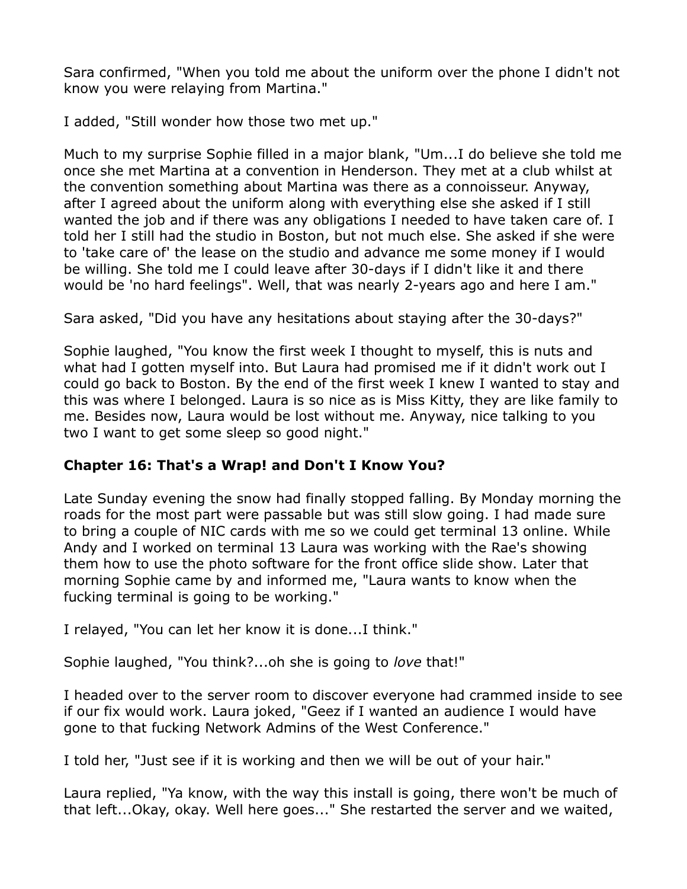Sara confirmed, "When you told me about the uniform over the phone I didn't not know you were relaying from Martina."

I added, "Still wonder how those two met up."

Much to my surprise Sophie filled in a major blank, "Um...I do believe she told me once she met Martina at a convention in Henderson. They met at a club whilst at the convention something about Martina was there as a connoisseur. Anyway, after I agreed about the uniform along with everything else she asked if I still wanted the job and if there was any obligations I needed to have taken care of. I told her I still had the studio in Boston, but not much else. She asked if she were to 'take care of' the lease on the studio and advance me some money if I would be willing. She told me I could leave after 30-days if I didn't like it and there would be 'no hard feelings". Well, that was nearly 2-years ago and here I am."

Sara asked, "Did you have any hesitations about staying after the 30-days?"

Sophie laughed, "You know the first week I thought to myself, this is nuts and what had I gotten myself into. But Laura had promised me if it didn't work out I could go back to Boston. By the end of the first week I knew I wanted to stay and this was where I belonged. Laura is so nice as is Miss Kitty, they are like family to me. Besides now, Laura would be lost without me. Anyway, nice talking to you two I want to get some sleep so good night."

### Chapter 16: That's a Wrap! and Don't I Know You?

Late Sunday evening the snow had finally stopped falling. By Monday morning the roads for the most part were passable but was still slow going. I had made sure to bring a couple of NIC cards with me so we could get terminal 13 online. While Andy and I worked on terminal 13 Laura was working with the Rae's showing them how to use the photo software for the front office slide show. Later that morning Sophie came by and informed me, "Laura wants to know when the fucking terminal is going to be working."

I relayed, "You can let her know it is done...I think."

Sophie laughed, "You think?...oh she is going to *love* that!"

I headed over to the server room to discover everyone had crammed inside to see if our fix would work. Laura joked, "Geez if I wanted an audience I would have gone to that fucking Network Admins of the West Conference."

I told her, "Just see if it is working and then we will be out of your hair."

Laura replied, "Ya know, with the way this install is going, there won't be much of that left...Okay, okay. Well here goes..." She restarted the server and we waited,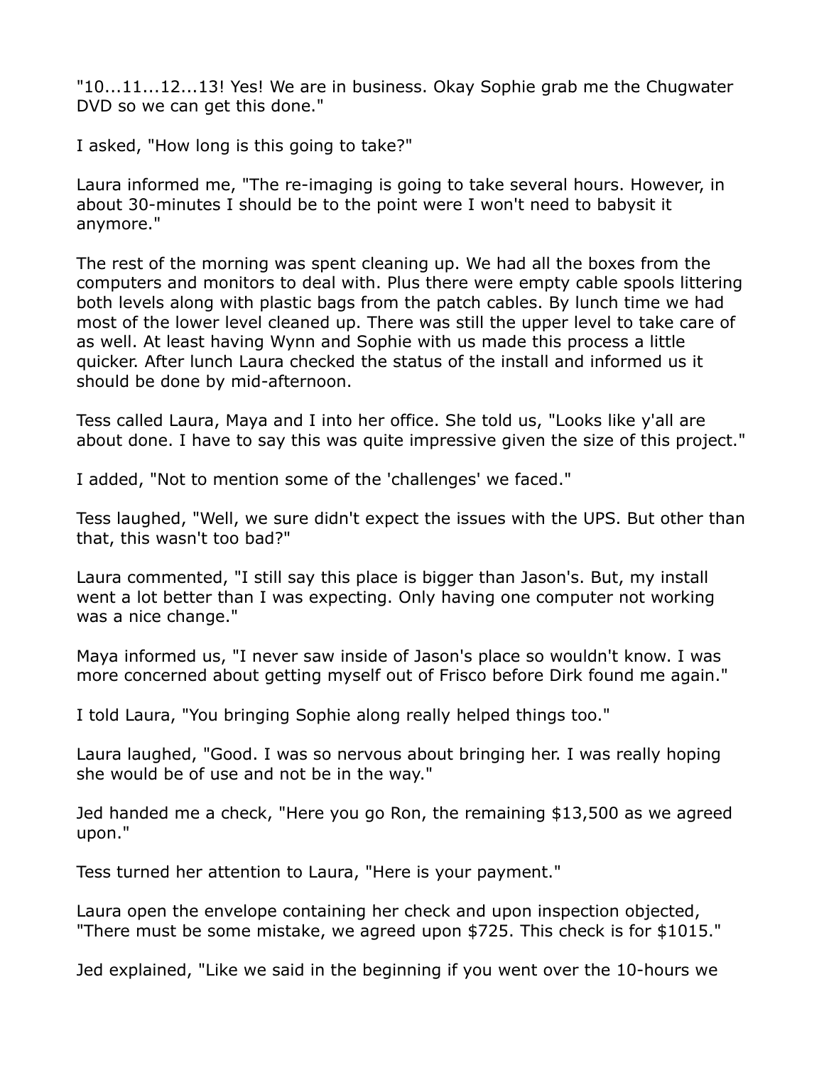"10...11...12...13! Yes! We are in business. Okay Sophie grab me the Chugwater DVD so we can get this done."

I asked, "How long is this going to take?"

Laura informed me, "The re-imaging is going to take several hours. However, in about 30-minutes I should be to the point were I won't need to babysit it anymore."

The rest of the morning was spent cleaning up. We had all the boxes from the computers and monitors to deal with. Plus there were empty cable spools littering both levels along with plastic bags from the patch cables. By lunch time we had most of the lower level cleaned up. There was still the upper level to take care of as well. At least having Wynn and Sophie with us made this process a little quicker. After lunch Laura checked the status of the install and informed us it should be done by mid-afternoon.

Tess called Laura, Maya and I into her office. She told us, "Looks like y'all are about done. I have to say this was quite impressive given the size of this project."

I added, "Not to mention some of the 'challenges' we faced."

Tess laughed, "Well, we sure didn't expect the issues with the UPS. But other than that, this wasn't too bad?"

Laura commented, "I still say this place is bigger than Jason's. But, my install went a lot better than I was expecting. Only having one computer not working was a nice change."

Maya informed us, "I never saw inside of Jason's place so wouldn't know. I was more concerned about getting myself out of Frisco before Dirk found me again."

I told Laura, "You bringing Sophie along really helped things too."

Laura laughed, "Good. I was so nervous about bringing her. I was really hoping she would be of use and not be in the way."

Jed handed me a check, "Here you go Ron, the remaining $13,500 as we agreed upon."

Tess turned her attention to Laura, "Here is your payment."

Laura open the envelope containing her check and upon inspection objected, "There must be some mistake, we agreed upon $725. This check is for $1015."

Jed explained, "Like we said in the beginning if you went over the 10-hours we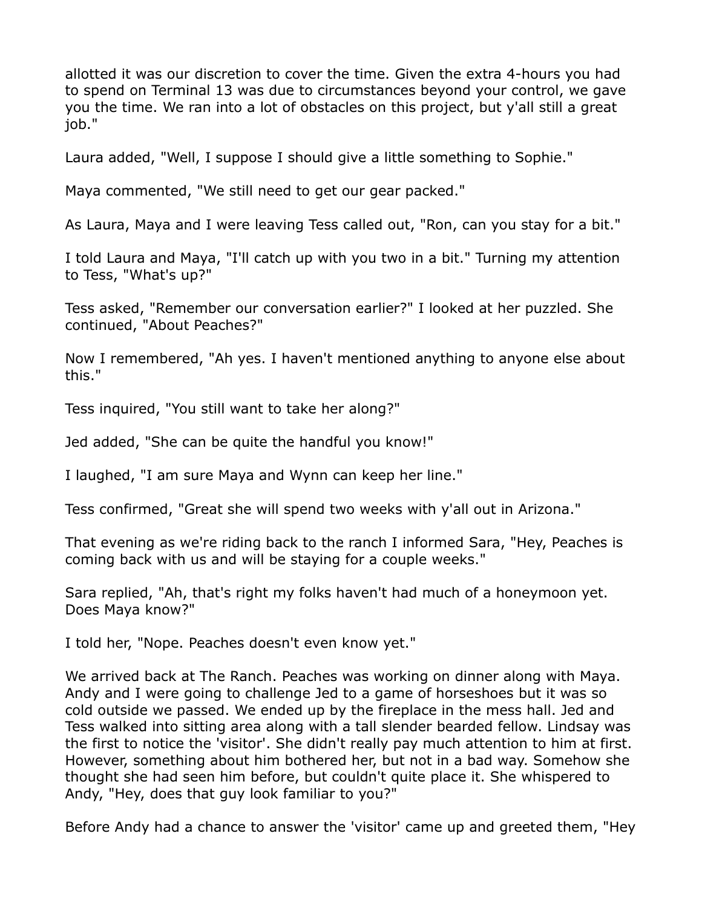allotted it was our discretion to cover the time. Given the extra 4-hours you had to spend on Terminal 13 was due to circumstances beyond your control, we gave you the time. We ran into a lot of obstacles on this project, but y'all still a great job."

Laura added, "Well, I suppose I should give a little something to Sophie."

Maya commented, "We still need to get our gear packed."

As Laura, Maya and I were leaving Tess called out, "Ron, can you stay for a bit."

I told Laura and Maya, "I'll catch up with you two in a bit." Turning my attention to Tess, "What's up?"

Tess asked, "Remember our conversation earlier?" I looked at her puzzled. She continued, "About Peaches?"

Now I remembered, "Ah yes. I haven't mentioned anything to anyone else about this."

Tess inquired, "You still want to take her along?"

Jed added, "She can be quite the handful you know!"

I laughed, "I am sure Maya and Wynn can keep her line."

Tess confirmed, "Great she will spend two weeks with y'all out in Arizona."

That evening as we're riding back to the ranch I informed Sara, "Hey, Peaches is coming back with us and will be staying for a couple weeks."

Sara replied, "Ah, that's right my folks haven't had much of a honeymoon yet. Does Maya know?"

I told her, "Nope. Peaches doesn't even know yet."

We arrived back at The Ranch. Peaches was working on dinner along with Maya. Andy and I were going to challenge Jed to a game of horseshoes but it was so cold outside we passed. We ended up by the fireplace in the mess hall. Jed and Tess walked into sitting area along with a tall slender bearded fellow. Lindsay was the first to notice the 'visitor'. She didn't really pay much attention to him at first. However, something about him bothered her, but not in a bad way. Somehow she thought she had seen him before, but couldn't quite place it. She whispered to Andy, "Hey, does that guy look familiar to you?"

Before Andy had a chance to answer the 'visitor' came up and greeted them, "Hey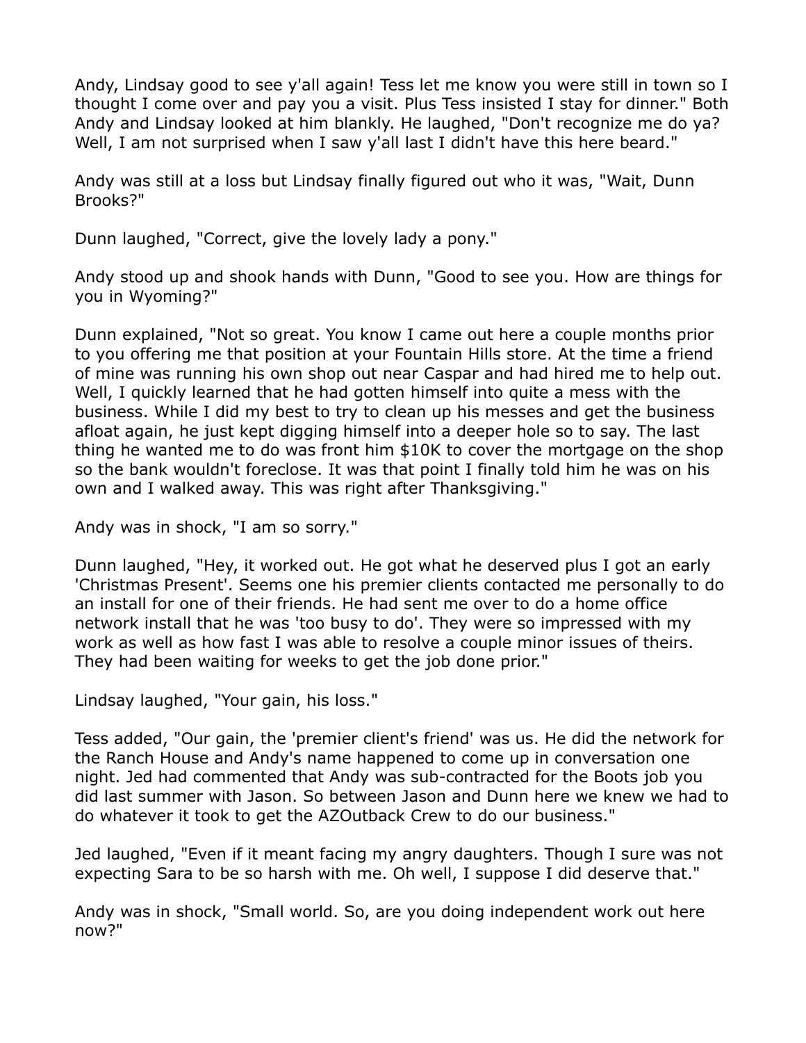Andy, Lindsay good to see y'all again! Tess let me know you were still in town so I thought I come over and pay you a visit. Plus Tess insisted I stay for dinner." Both Andy and Lindsay looked at him blankly. He laughed, "Don't recognize me do ya? Well, I am not surprised when I saw y'all last I didn't have this here beard."

Andy was still at a loss but Lindsay finally figured out who it was, "Wait, Dunn Brooks?"

Dunn laughed, "Correct, give the lovely lady a pony."

Andy stood up and shook hands with Dunn, "Good to see you. How are things for you in Wyoming?"

Dunn explained, "Not so great. You know I came out here a couple months prior to you offering me that position at your Fountain Hills store. At the time a friend of mine was running his own shop out near Caspar and had hired me to help out. Well, I quickly learned that he had gotten himself into quite a mess with the business. While I did my best to try to clean up his messes and get the business afloat again, he just kept digging himself into a deeper hole so to say. The last thing he wanted me to do was front him $10K to cover the mortgage on the shop so the bank wouldn't foreclose. It was that point I finally told him he was on his own and I walked away. This was right after Thanksgiving."

Andy was in shock, "I am so sorry."

Dunn laughed, "Hey, it worked out. He got what he deserved plus I got an early 'Christmas Present'. Seems one his premier clients contacted me personally to do an install for one of their friends. He had sent me over to do a home office network install that he was 'too busy to do'. They were so impressed with my work as well as how fast I was able to resolve a couple minor issues of theirs. They had been waiting for weeks to get the job done prior."

Lindsay laughed, "Your gain, his loss."

Tess added, "Our gain, the 'premier client's friend' was us. He did the network for the Ranch House and Andy's name happened to come up in conversation one night. Jed had commented that Andy was sub-contracted for the Boots job you did last summer with Jason. So between Jason and Dunn here we knew we had to do whatever it took to get the AZOutback Crew to do our business."

Jed laughed, "Even if it meant facing my angry daughters. Though I sure was not expecting Sara to be so harsh with me. Oh well, I suppose I did deserve that."

Andy was in shock, "Small world. So, are you doing independent work out here now?"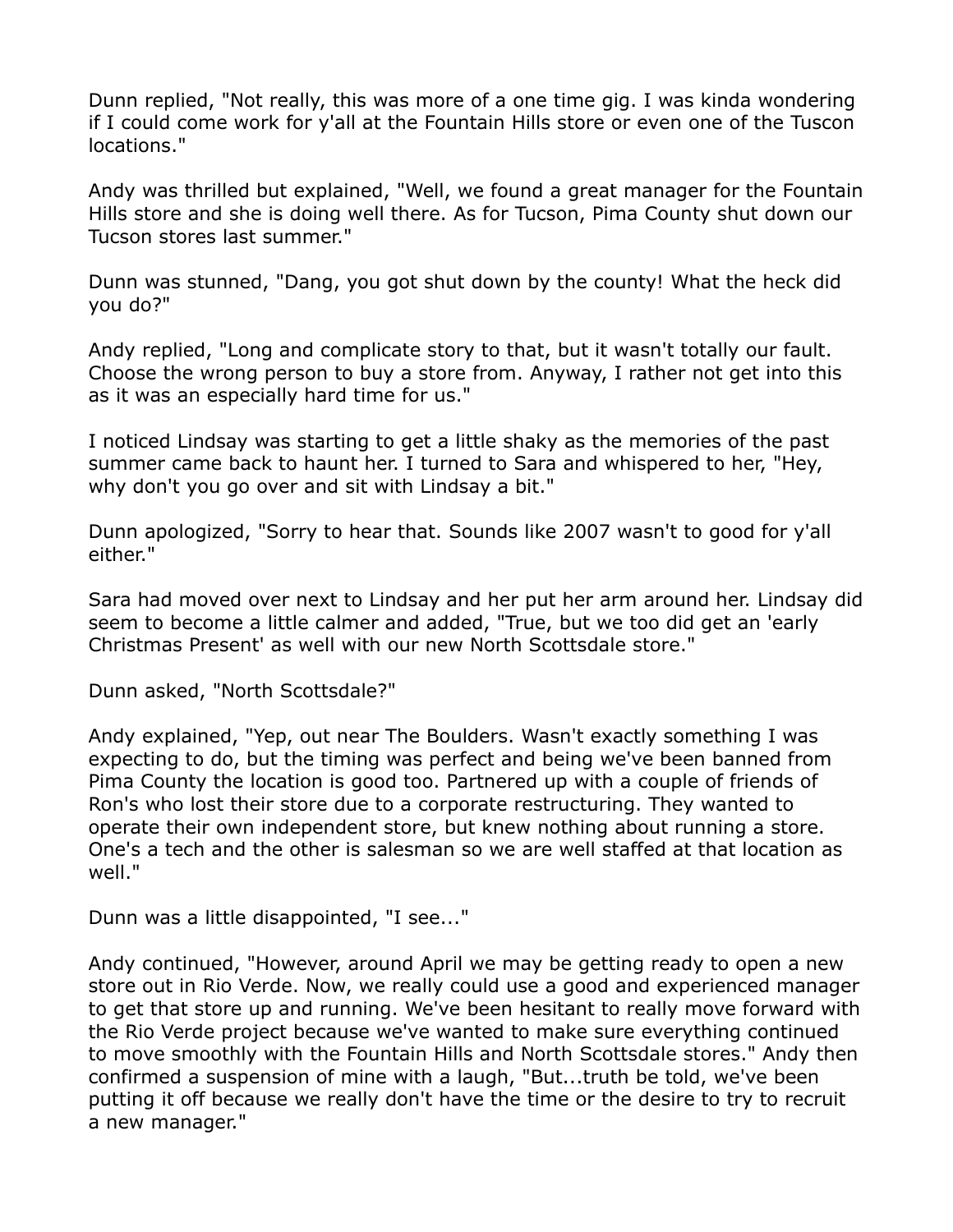Dunn replied, "Not really, this was more of a one time gig. I was kinda wondering if I could come work for y'all at the Fountain Hills store or even one of the Tuscon locations."

Andy was thrilled but explained, "Well, we found a great manager for the Fountain Hills store and she is doing well there. As for Tucson, Pima County shut down our Tucson stores last summer."

Dunn was stunned, "Dang, you got shut down by the county! What the heck did you do?"

Andy replied, "Long and complicate story to that, but it wasn't totally our fault. Choose the wrong person to buy a store from. Anyway, I rather not get into this as it was an especially hard time for us."

I noticed Lindsay was starting to get a little shaky as the memories of the past summer came back to haunt her. I turned to Sara and whispered to her, "Hey, why don't you go over and sit with Lindsay a bit."

Dunn apologized, "Sorry to hear that. Sounds like 2007 wasn't to good for y'all either."

Sara had moved over next to Lindsay and her put her arm around her. Lindsay did seem to become a little calmer and added, "True, but we too did get an 'early Christmas Present' as well with our new North Scottsdale store."

Dunn asked, "North Scottsdale?"

Andy explained, "Yep, out near The Boulders. Wasn't exactly something I was expecting to do, but the timing was perfect and being we've been banned from Pima County the location is good too. Partnered up with a couple of friends of Ron's who lost their store due to a corporate restructuring. They wanted to operate their own independent store, but knew nothing about running a store. One's a tech and the other is salesman so we are well staffed at that location as well."

Dunn was a little disappointed, "I see..."

Andy continued, "However, around April we may be getting ready to open a new store out in Rio Verde. Now, we really could use a good and experienced manager to get that store up and running. We've been hesitant to really move forward with the Rio Verde project because we've wanted to make sure everything continued to move smoothly with the Fountain Hills and North Scottsdale stores." Andy then confirmed a suspension of mine with a laugh, "But...truth be told, we've been putting it off because we really don't have the time or the desire to try to recruit a new manager."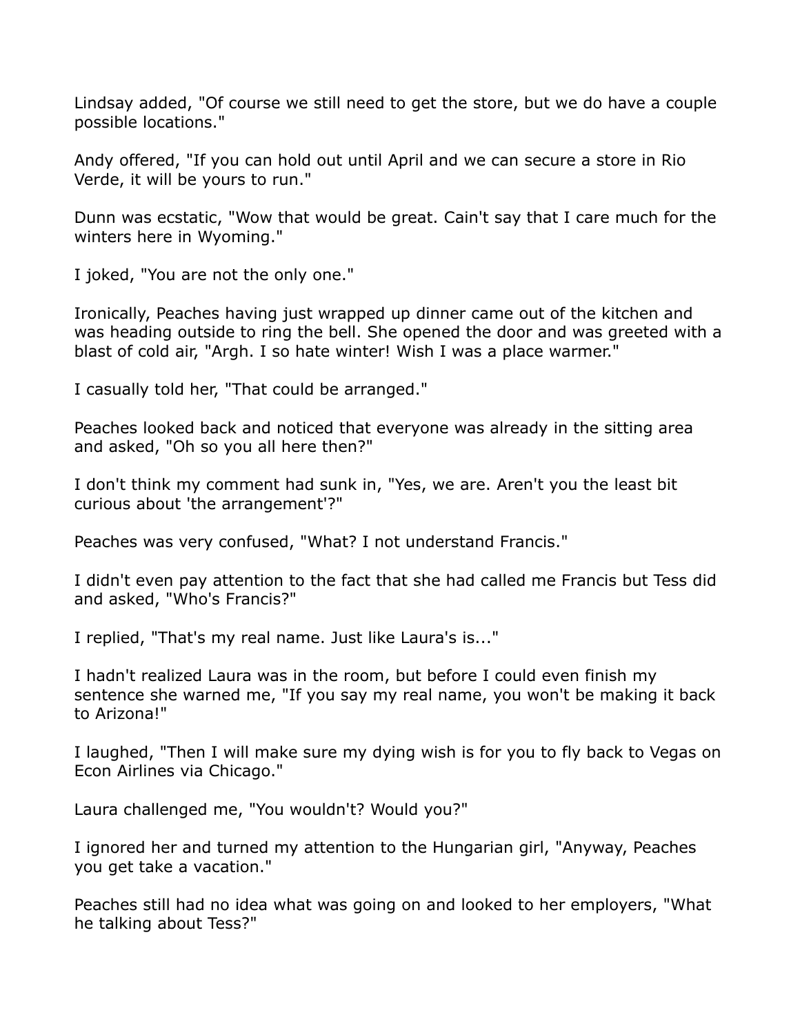Lindsay added, "Of course we still need to get the store, but we do have a couple possible locations."

Andy offered, "If you can hold out until April and we can secure a store in Rio Verde, it will be yours to run."

Dunn was ecstatic, "Wow that would be great. Cain't say that I care much for the winters here in Wyoming."

I joked, "You are not the only one."

Ironically, Peaches having just wrapped up dinner came out of the kitchen and was heading outside to ring the bell. She opened the door and was greeted with a blast of cold air, "Argh. I so hate winter! Wish I was a place warmer."

I casually told her, "That could be arranged."

Peaches looked back and noticed that everyone was already in the sitting area and asked, "Oh so you all here then?"

I don't think my comment had sunk in, "Yes, we are. Aren't you the least bit curious about 'the arrangement'?"

Peaches was very confused, "What? I not understand Francis."

I didn't even pay attention to the fact that she had called me Francis but Tess did and asked, "Who's Francis?"

I replied, "That's my real name. Just like Laura's is..."

I hadn't realized Laura was in the room, but before I could even finish my sentence she warned me, "If you say my real name, you won't be making it back to Arizona!"

I laughed, "Then I will make sure my dying wish is for you to fly back to Vegas on Econ Airlines via Chicago."

Laura challenged me, "You wouldn't? Would you?"

I ignored her and turned my attention to the Hungarian girl, "Anyway, Peaches you get take a vacation."

Peaches still had no idea what was going on and looked to her employers, "What he talking about Tess?"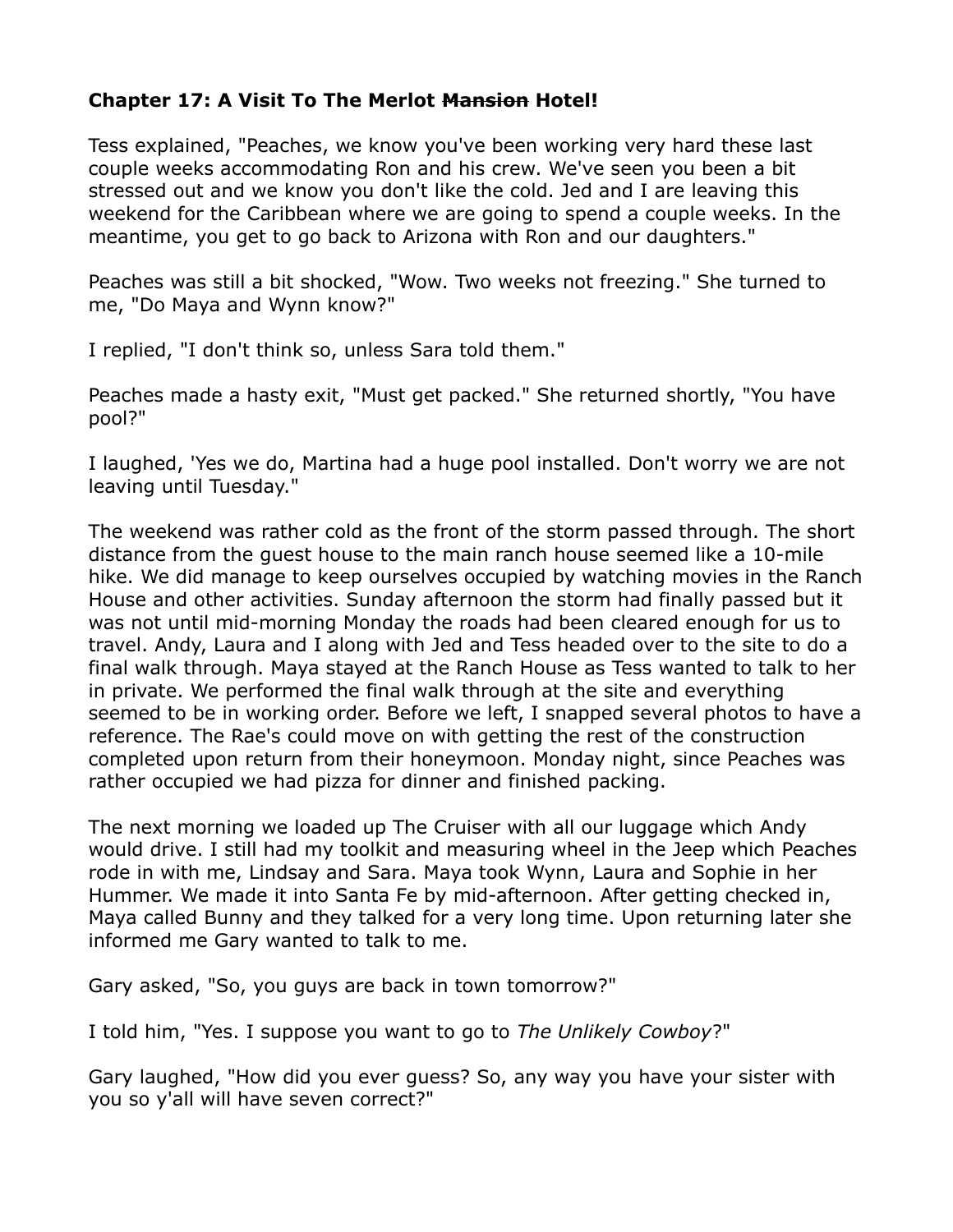**Chapter 17: A Visit To The Merlot ~~Mansion~~ Hotel!**

Tess explained, "Peaches, we know you've been working very hard these last couple weeks accommodating Ron and his crew. We've seen you been a bit stressed out and we know you don't like the cold. Jed and I are leaving this weekend for the Caribbean where we are going to spend a couple weeks. In the meantime, you get to go back to Arizona with Ron and our daughters."

Peaches was still a bit shocked, "Wow. Two weeks not freezing." She turned to me, "Do Maya and Wynn know?"

I replied, "I don't think so, unless Sara told them."

Peaches made a hasty exit, "Must get packed." She returned shortly, "You have pool?"

I laughed, 'Yes we do, Martina had a huge pool installed. Don't worry we are not leaving until Tuesday."

The weekend was rather cold as the front of the storm passed through. The short distance from the guest house to the main ranch house seemed like a 10-mile hike. We did manage to keep ourselves occupied by watching movies in the Ranch House and other activities. Sunday afternoon the storm had finally passed but it was not until mid-morning Monday the roads had been cleared enough for us to travel. Andy, Laura and I along with Jed and Tess headed over to the site to do a final walk through. Maya stayed at the Ranch House as Tess wanted to talk to her in private. We performed the final walk through at the site and everything seemed to be in working order. Before we left, I snapped several photos to have a reference. The Rae's could move on with getting the rest of the construction completed upon return from their honeymoon. Monday night, since Peaches was rather occupied we had pizza for dinner and finished packing.

The next morning we loaded up The Cruiser with all our luggage which Andy would drive. I still had my toolkit and measuring wheel in the Jeep which Peaches rode in with me, Lindsay and Sara. Maya took Wynn, Laura and Sophie in her Hummer. We made it into Santa Fe by mid-afternoon. After getting checked in, Maya called Bunny and they talked for a very long time. Upon returning later she informed me Gary wanted to talk to me.

Gary asked, "So, you guys are back in town tomorrow?"

I told him, "Yes. I suppose you want to go to *The Unlikely Cowboy*?"

Gary laughed, "How did you ever guess? So, any way you have your sister with you so y'all will have seven correct?"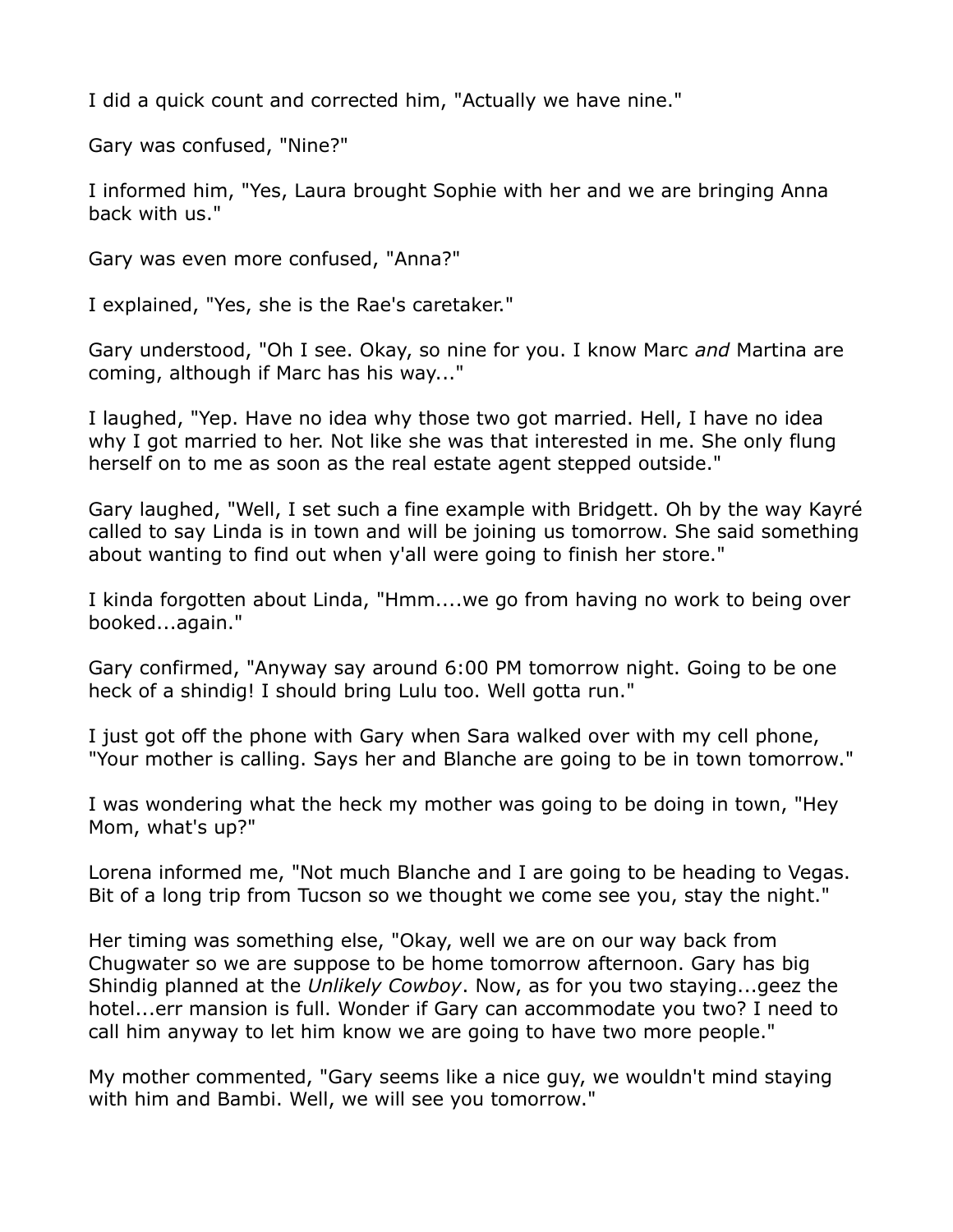I did a quick count and corrected him, "Actually we have nine."

Gary was confused, "Nine?"

I informed him, "Yes, Laura brought Sophie with her and we are bringing Anna back with us."

Gary was even more confused, "Anna?"

I explained, "Yes, she is the Rae's caretaker."

Gary understood, "Oh I see. Okay, so nine for you. I know Marc *and* Martina are coming, although if Marc has his way..."

I laughed, "Yep. Have no idea why those two got married. Hell, I have no idea why I got married to her. Not like she was that interested in me. She only flung herself on to me as soon as the real estate agent stepped outside."

Gary laughed, "Well, I set such a fine example with Bridgett. Oh by the way Kayré called to say Linda is in town and will be joining us tomorrow. She said something about wanting to find out when y'all were going to finish her store."

I kinda forgotten about Linda, "Hmm....we go from having no work to being over booked...again."

Gary confirmed, "Anyway say around 6:00 PM tomorrow night. Going to be one heck of a shindig! I should bring Lulu too. Well gotta run."

I just got off the phone with Gary when Sara walked over with my cell phone, "Your mother is calling. Says her and Blanche are going to be in town tomorrow."

I was wondering what the heck my mother was going to be doing in town, "Hey Mom, what's up?"

Lorena informed me, "Not much Blanche and I are going to be heading to Vegas. Bit of a long trip from Tucson so we thought we come see you, stay the night."

Her timing was something else, "Okay, well we are on our way back from Chugwater so we are suppose to be home tomorrow afternoon. Gary has big Shindig planned at the *Unlikely Cowboy*. Now, as for you two staying...geez the hotel...err mansion is full. Wonder if Gary can accommodate you two? I need to call him anyway to let him know we are going to have two more people."

My mother commented, "Gary seems like a nice guy, we wouldn't mind staying with him and Bambi. Well, we will see you tomorrow."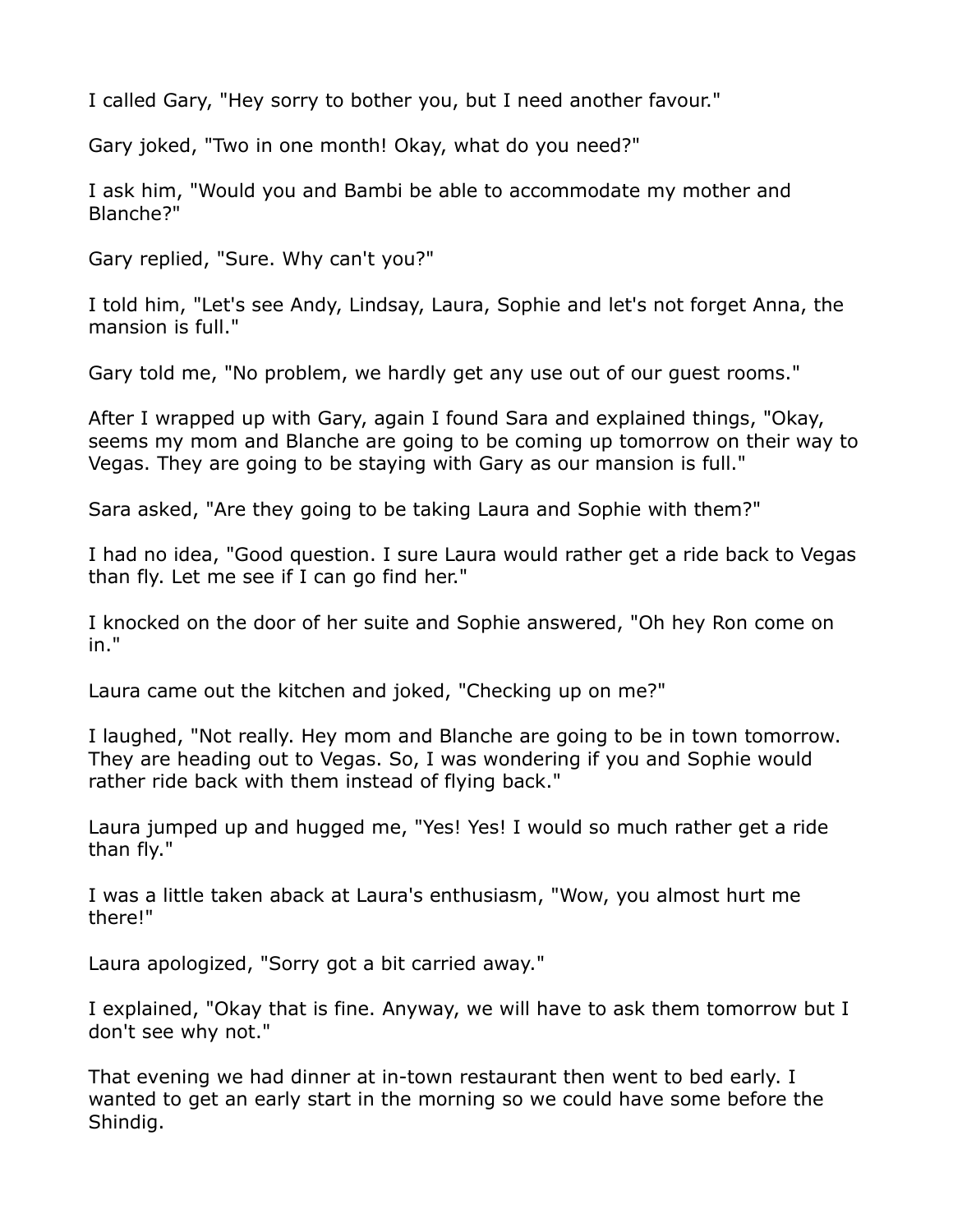I called Gary, "Hey sorry to bother you, but I need another favour."

Gary joked, "Two in one month! Okay, what do you need?"

I ask him, "Would you and Bambi be able to accommodate my mother and Blanche?"

Gary replied, "Sure. Why can't you?"

I told him, "Let's see Andy, Lindsay, Laura, Sophie and let's not forget Anna, the mansion is full."

Gary told me, "No problem, we hardly get any use out of our guest rooms."

After I wrapped up with Gary, again I found Sara and explained things, "Okay, seems my mom and Blanche are going to be coming up tomorrow on their way to Vegas. They are going to be staying with Gary as our mansion is full."

Sara asked, "Are they going to be taking Laura and Sophie with them?"

I had no idea, "Good question. I sure Laura would rather get a ride back to Vegas than fly. Let me see if I can go find her."

I knocked on the door of her suite and Sophie answered, "Oh hey Ron come on in."

Laura came out the kitchen and joked, "Checking up on me?"

I laughed, "Not really. Hey mom and Blanche are going to be in town tomorrow. They are heading out to Vegas. So, I was wondering if you and Sophie would rather ride back with them instead of flying back."

Laura jumped up and hugged me, "Yes! Yes! I would so much rather get a ride than fly."

I was a little taken aback at Laura's enthusiasm, "Wow, you almost hurt me there!"

Laura apologized, "Sorry got a bit carried away."

I explained, "Okay that is fine. Anyway, we will have to ask them tomorrow but I don't see why not."

That evening we had dinner at in-town restaurant then went to bed early. I wanted to get an early start in the morning so we could have some before the Shindig.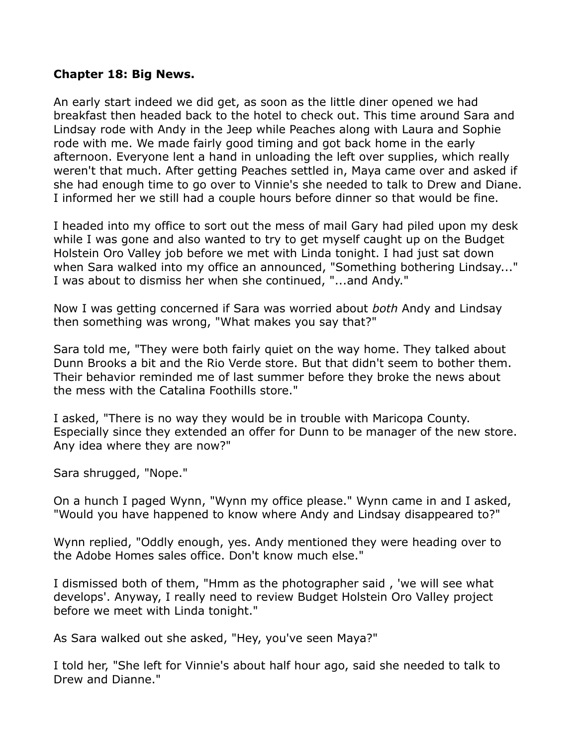**Chapter 18: Big News.**

An early start indeed we did get, as soon as the little diner opened we had breakfast then headed back to the hotel to check out. This time around Sara and Lindsay rode with Andy in the Jeep while Peaches along with Laura and Sophie rode with me. We made fairly good timing and got back home in the early afternoon. Everyone lent a hand in unloading the left over supplies, which really weren't that much. After getting Peaches settled in, Maya came over and asked if she had enough time to go over to Vinnie's she needed to talk to Drew and Diane. I informed her we still had a couple hours before dinner so that would be fine.

I headed into my office to sort out the mess of mail Gary had piled upon my desk while I was gone and also wanted to try to get myself caught up on the Budget Holstein Oro Valley job before we met with Linda tonight. I had just sat down when Sara walked into my office an announced, "Something bothering Lindsay..." I was about to dismiss her when she continued, "...and Andy."

Now I was getting concerned if Sara was worried about *both* Andy and Lindsay then something was wrong, "What makes you say that?"

Sara told me, "They were both fairly quiet on the way home. They talked about Dunn Brooks a bit and the Rio Verde store. But that didn't seem to bother them. Their behavior reminded me of last summer before they broke the news about the mess with the Catalina Foothills store."

I asked, "There is no way they would be in trouble with Maricopa County. Especially since they extended an offer for Dunn to be manager of the new store. Any idea where they are now?"

Sara shrugged, "Nope."

On a hunch I paged Wynn, "Wynn my office please." Wynn came in and I asked, "Would you have happened to know where Andy and Lindsay disappeared to?"

Wynn replied, "Oddly enough, yes. Andy mentioned they were heading over to the Adobe Homes sales office. Don't know much else."

I dismissed both of them, "Hmm as the photographer said , 'we will see what develops'. Anyway, I really need to review Budget Holstein Oro Valley project before we meet with Linda tonight."

As Sara walked out she asked, "Hey, you've seen Maya?"

I told her, "She left for Vinnie's about half hour ago, said she needed to talk to Drew and Dianne."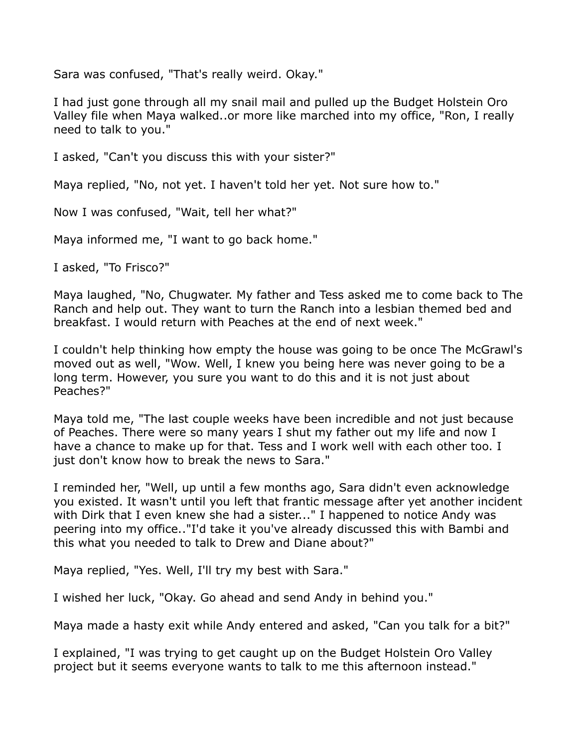Sara was confused, "That's really weird. Okay."

I had just gone through all my snail mail and pulled up the Budget Holstein Oro Valley file when Maya walked..or more like marched into my office, "Ron, I really need to talk to you."

I asked, "Can't you discuss this with your sister?"

Maya replied, "No, not yet. I haven't told her yet. Not sure how to."

Now I was confused, "Wait, tell her what?"

Maya informed me, "I want to go back home."

I asked, "To Frisco?"

Maya laughed, "No, Chugwater. My father and Tess asked me to come back to The Ranch and help out. They want to turn the Ranch into a lesbian themed bed and breakfast. I would return with Peaches at the end of next week."

I couldn't help thinking how empty the house was going to be once The McGrawl's moved out as well, "Wow. Well, I knew you being here was never going to be a long term. However, you sure you want to do this and it is not just about Peaches?"

Maya told me, "The last couple weeks have been incredible and not just because of Peaches. There were so many years I shut my father out my life and now I have a chance to make up for that. Tess and I work well with each other too. I just don't know how to break the news to Sara."

I reminded her, "Well, up until a few months ago, Sara didn't even acknowledge you existed. It wasn't until you left that frantic message after yet another incident with Dirk that I even knew she had a sister..." I happened to notice Andy was peering into my office.."I'd take it you've already discussed this with Bambi and this what you needed to talk to Drew and Diane about?"

Maya replied, "Yes. Well, I'll try my best with Sara."

I wished her luck, "Okay. Go ahead and send Andy in behind you."

Maya made a hasty exit while Andy entered and asked, "Can you talk for a bit?"

I explained, "I was trying to get caught up on the Budget Holstein Oro Valley project but it seems everyone wants to talk to me this afternoon instead."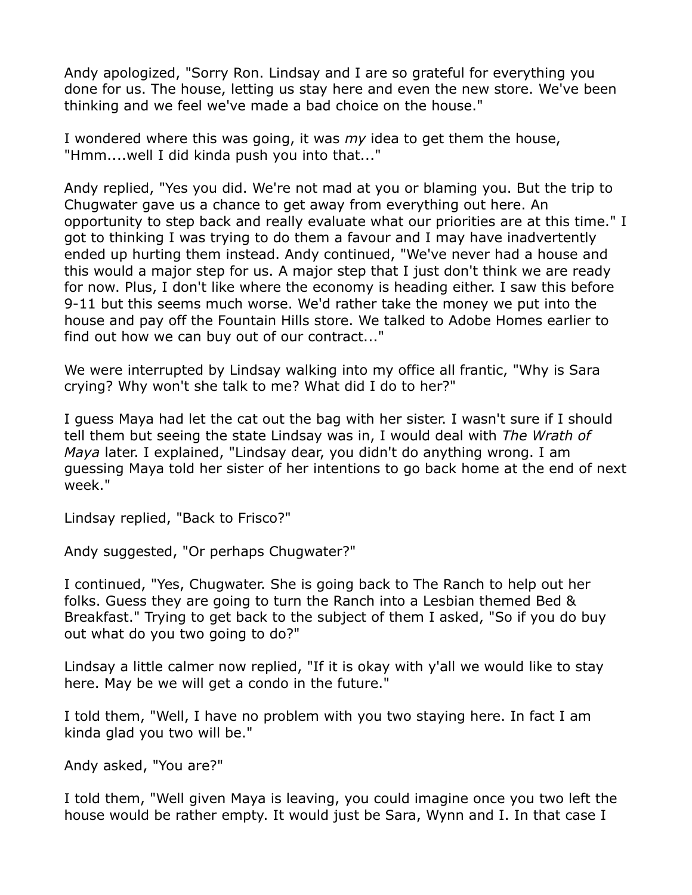Andy apologized, "Sorry Ron. Lindsay and I are so grateful for everything you done for us. The house, letting us stay here and even the new store. We've been thinking and we feel we've made a bad choice on the house."

I wondered where this was going, it was *my* idea to get them the house, "Hmm....well I did kinda push you into that..."

Andy replied, "Yes you did. We're not mad at you or blaming you. But the trip to Chugwater gave us a chance to get away from everything out here. An opportunity to step back and really evaluate what our priorities are at this time." I got to thinking I was trying to do them a favour and I may have inadvertently ended up hurting them instead. Andy continued, "We've never had a house and this would a major step for us. A major step that I just don't think we are ready for now. Plus, I don't like where the economy is heading either. I saw this before 9-11 but this seems much worse. We'd rather take the money we put into the house and pay off the Fountain Hills store. We talked to Adobe Homes earlier to find out how we can buy out of our contract..."

We were interrupted by Lindsay walking into my office all frantic, "Why is Sara crying? Why won't she talk to me? What did I do to her?"

I guess Maya had let the cat out the bag with her sister. I wasn't sure if I should tell them but seeing the state Lindsay was in, I would deal with *The Wrath of Maya* later. I explained, "Lindsay dear, you didn't do anything wrong. I am guessing Maya told her sister of her intentions to go back home at the end of next week."

Lindsay replied, "Back to Frisco?"

Andy suggested, "Or perhaps Chugwater?"

I continued, "Yes, Chugwater. She is going back to The Ranch to help out her folks. Guess they are going to turn the Ranch into a Lesbian themed Bed & Breakfast." Trying to get back to the subject of them I asked, "So if you do buy out what do you two going to do?"

Lindsay a little calmer now replied, "If it is okay with y'all we would like to stay here. May be we will get a condo in the future."

I told them, "Well, I have no problem with you two staying here. In fact I am kinda glad you two will be."

Andy asked, "You are?"

I told them, "Well given Maya is leaving, you could imagine once you two left the house would be rather empty. It would just be Sara, Wynn and I. In that case I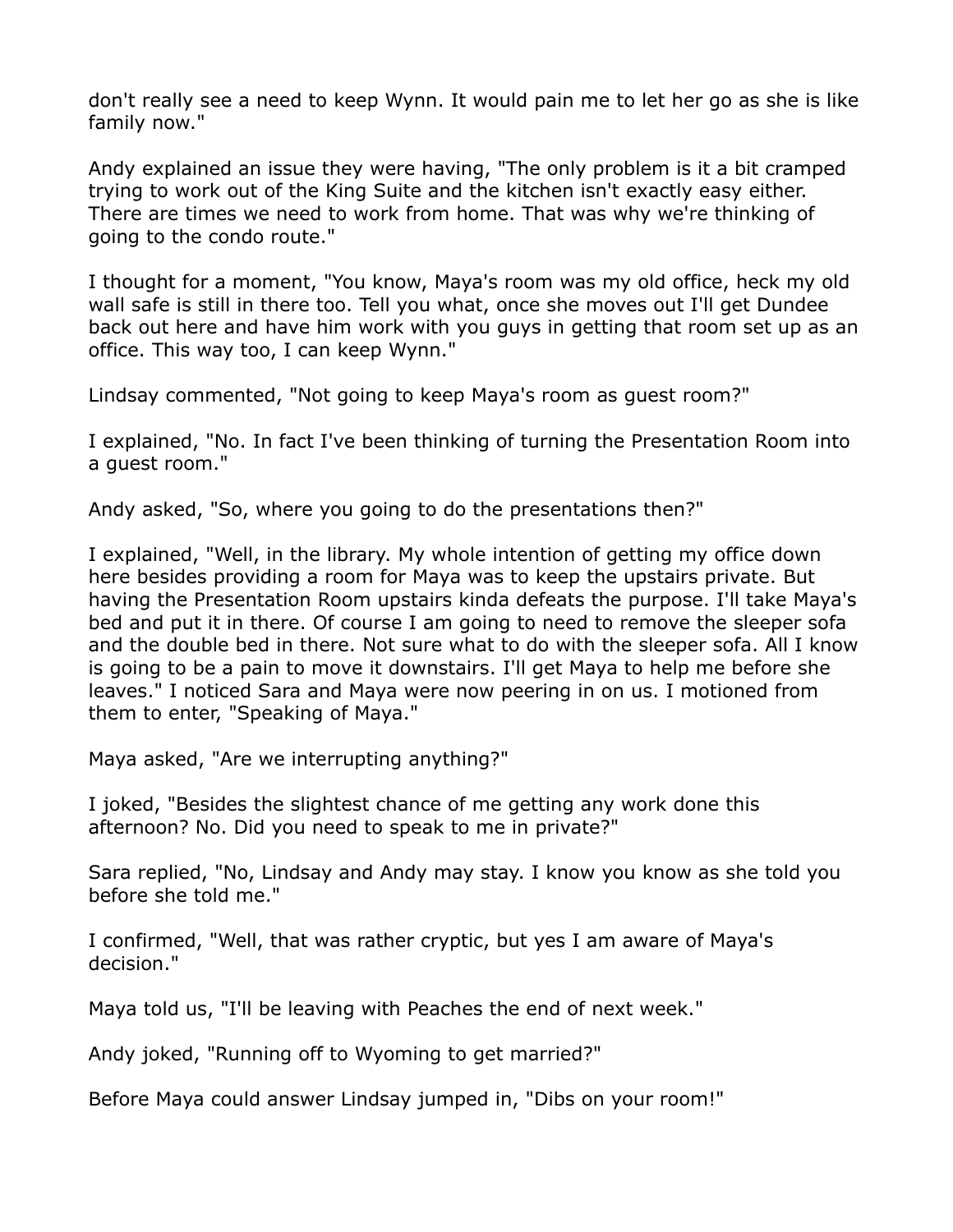don't really see a need to keep Wynn. It would pain me to let her go as she is like family now."

Andy explained an issue they were having, "The only problem is it a bit cramped trying to work out of the King Suite and the kitchen isn't exactly easy either. There are times we need to work from home. That was why we're thinking of going to the condo route."

I thought for a moment, "You know, Maya's room was my old office, heck my old wall safe is still in there too. Tell you what, once she moves out I'll get Dundee back out here and have him work with you guys in getting that room set up as an office. This way too, I can keep Wynn."

Lindsay commented, "Not going to keep Maya's room as guest room?"

I explained, "No. In fact I've been thinking of turning the Presentation Room into a guest room."

Andy asked, "So, where you going to do the presentations then?"

I explained, "Well, in the library. My whole intention of getting my office down here besides providing a room for Maya was to keep the upstairs private. But having the Presentation Room upstairs kinda defeats the purpose. I'll take Maya's bed and put it in there. Of course I am going to need to remove the sleeper sofa and the double bed in there. Not sure what to do with the sleeper sofa. All I know is going to be a pain to move it downstairs. I'll get Maya to help me before she leaves." I noticed Sara and Maya were now peering in on us. I motioned from them to enter, "Speaking of Maya."

Maya asked, "Are we interrupting anything?"

I joked, "Besides the slightest chance of me getting any work done this afternoon? No. Did you need to speak to me in private?"

Sara replied, "No, Lindsay and Andy may stay. I know you know as she told you before she told me."

I confirmed, "Well, that was rather cryptic, but yes I am aware of Maya's decision."

Maya told us, "I'll be leaving with Peaches the end of next week."

Andy joked, "Running off to Wyoming to get married?"

Before Maya could answer Lindsay jumped in, "Dibs on your room!"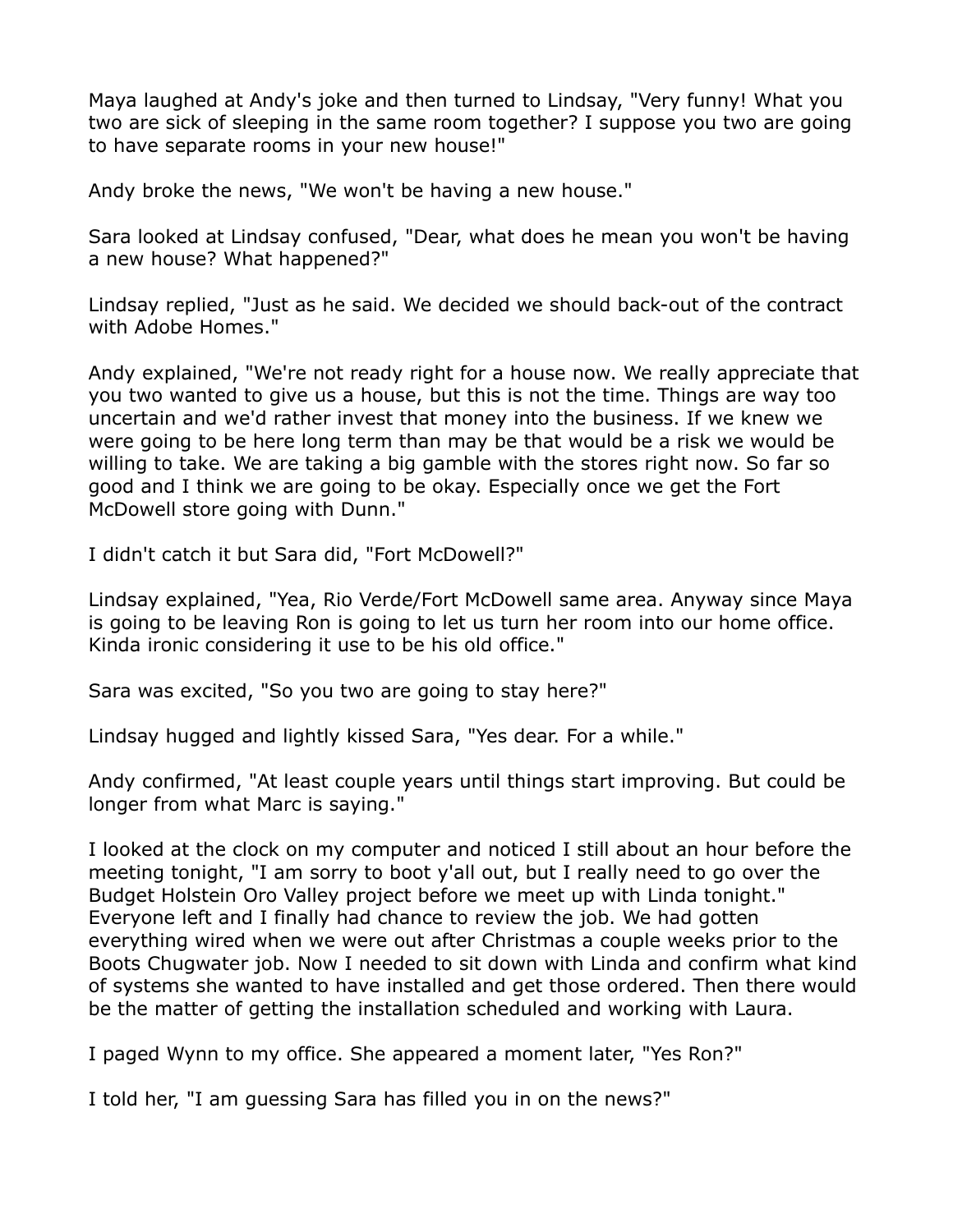Maya laughed at Andy's joke and then turned to Lindsay, "Very funny! What you two are sick of sleeping in the same room together? I suppose you two are going to have separate rooms in your new house!"

Andy broke the news, "We won't be having a new house."

Sara looked at Lindsay confused, "Dear, what does he mean you won't be having a new house? What happened?"

Lindsay replied, "Just as he said. We decided we should back-out of the contract with Adobe Homes."

Andy explained, "We're not ready right for a house now. We really appreciate that you two wanted to give us a house, but this is not the time. Things are way too uncertain and we'd rather invest that money into the business. If we knew we were going to be here long term than may be that would be a risk we would be willing to take. We are taking a big gamble with the stores right now. So far so good and I think we are going to be okay. Especially once we get the Fort McDowell store going with Dunn."

I didn't catch it but Sara did, "Fort McDowell?"

Lindsay explained, "Yea, Rio Verde/Fort McDowell same area. Anyway since Maya is going to be leaving Ron is going to let us turn her room into our home office. Kinda ironic considering it use to be his old office."

Sara was excited, "So you two are going to stay here?"

Lindsay hugged and lightly kissed Sara, "Yes dear. For a while."

Andy confirmed, "At least couple years until things start improving. But could be longer from what Marc is saying."

I looked at the clock on my computer and noticed I still about an hour before the meeting tonight, "I am sorry to boot y'all out, but I really need to go over the Budget Holstein Oro Valley project before we meet up with Linda tonight." Everyone left and I finally had chance to review the job. We had gotten everything wired when we were out after Christmas a couple weeks prior to the Boots Chugwater job. Now I needed to sit down with Linda and confirm what kind of systems she wanted to have installed and get those ordered. Then there would be the matter of getting the installation scheduled and working with Laura.

I paged Wynn to my office. She appeared a moment later, "Yes Ron?"

I told her, "I am guessing Sara has filled you in on the news?"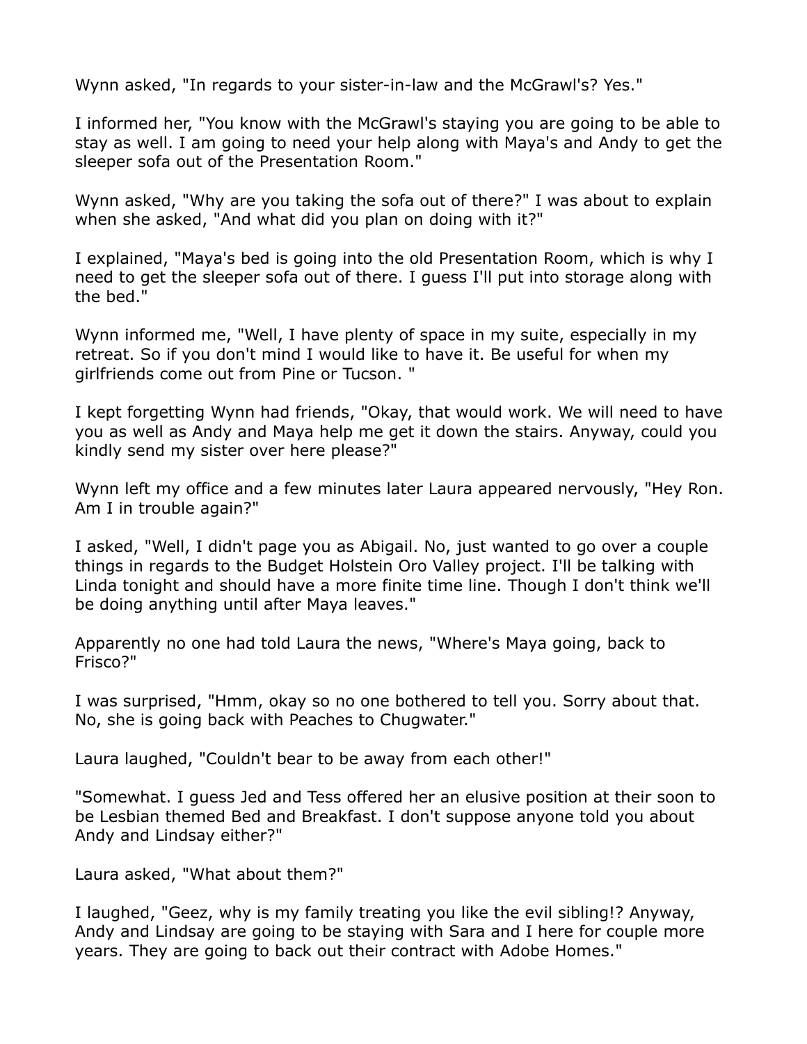Wynn asked, "In regards to your sister-in-law and the McGrawl's? Yes."

I informed her, "You know with the McGrawl's staying you are going to be able to stay as well. I am going to need your help along with Maya's and Andy to get the sleeper sofa out of the Presentation Room."

Wynn asked, "Why are you taking the sofa out of there?" I was about to explain when she asked, "And what did you plan on doing with it?"

I explained, "Maya's bed is going into the old Presentation Room, which is why I need to get the sleeper sofa out of there. I guess I'll put into storage along with the bed."

Wynn informed me, "Well, I have plenty of space in my suite, especially in my retreat. So if you don't mind I would like to have it. Be useful for when my girlfriends come out from Pine or Tucson. "

I kept forgetting Wynn had friends, "Okay, that would work. We will need to have you as well as Andy and Maya help me get it down the stairs. Anyway, could you kindly send my sister over here please?"

Wynn left my office and a few minutes later Laura appeared nervously, "Hey Ron. Am I in trouble again?"

I asked, "Well, I didn't page you as Abigail. No, just wanted to go over a couple things in regards to the Budget Holstein Oro Valley project. I'll be talking with Linda tonight and should have a more finite time line. Though I don't think we'll be doing anything until after Maya leaves."

Apparently no one had told Laura the news, "Where's Maya going, back to Frisco?"

I was surprised, "Hmm, okay so no one bothered to tell you. Sorry about that. No, she is going back with Peaches to Chugwater."

Laura laughed, "Couldn't bear to be away from each other!"

"Somewhat. I guess Jed and Tess offered her an elusive position at their soon to be Lesbian themed Bed and Breakfast. I don't suppose anyone told you about Andy and Lindsay either?"

Laura asked, "What about them?"

I laughed, "Geez, why is my family treating you like the evil sibling!? Anyway, Andy and Lindsay are going to be staying with Sara and I here for couple more years. They are going to back out their contract with Adobe Homes."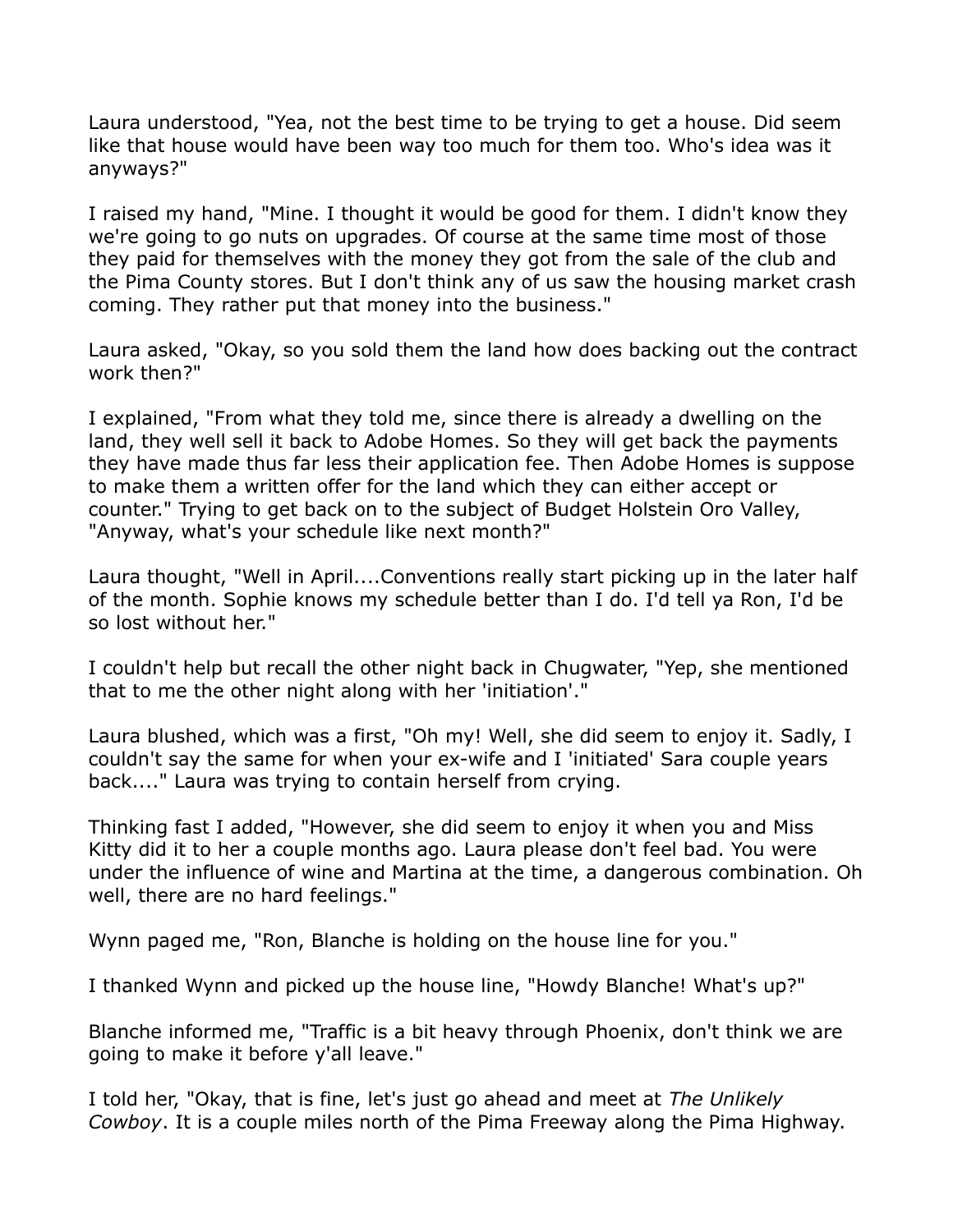Laura understood, "Yea, not the best time to be trying to get a house. Did seem like that house would have been way too much for them too. Who's idea was it anyways?"

I raised my hand, "Mine. I thought it would be good for them. I didn't know they we're going to go nuts on upgrades. Of course at the same time most of those they paid for themselves with the money they got from the sale of the club and the Pima County stores. But I don't think any of us saw the housing market crash coming. They rather put that money into the business."

Laura asked, "Okay, so you sold them the land how does backing out the contract work then?"

I explained, "From what they told me, since there is already a dwelling on the land, they well sell it back to Adobe Homes. So they will get back the payments they have made thus far less their application fee. Then Adobe Homes is suppose to make them a written offer for the land which they can either accept or counter." Trying to get back on to the subject of Budget Holstein Oro Valley, "Anyway, what's your schedule like next month?"

Laura thought, "Well in April....Conventions really start picking up in the later half of the month. Sophie knows my schedule better than I do. I'd tell ya Ron, I'd be so lost without her."

I couldn't help but recall the other night back in Chugwater, "Yep, she mentioned that to me the other night along with her 'initiation'."

Laura blushed, which was a first, "Oh my! Well, she did seem to enjoy it. Sadly, I couldn't say the same for when your ex-wife and I 'initiated' Sara couple years back...." Laura was trying to contain herself from crying.

Thinking fast I added, "However, she did seem to enjoy it when you and Miss Kitty did it to her a couple months ago. Laura please don't feel bad. You were under the influence of wine and Martina at the time, a dangerous combination. Oh well, there are no hard feelings."

Wynn paged me, "Ron, Blanche is holding on the house line for you."

I thanked Wynn and picked up the house line, "Howdy Blanche! What's up?"

Blanche informed me, "Traffic is a bit heavy through Phoenix, don't think we are going to make it before y'all leave."

I told her, "Okay, that is fine, let's just go ahead and meet at *The Unlikely Cowboy*. It is a couple miles north of the Pima Freeway along the Pima Highway.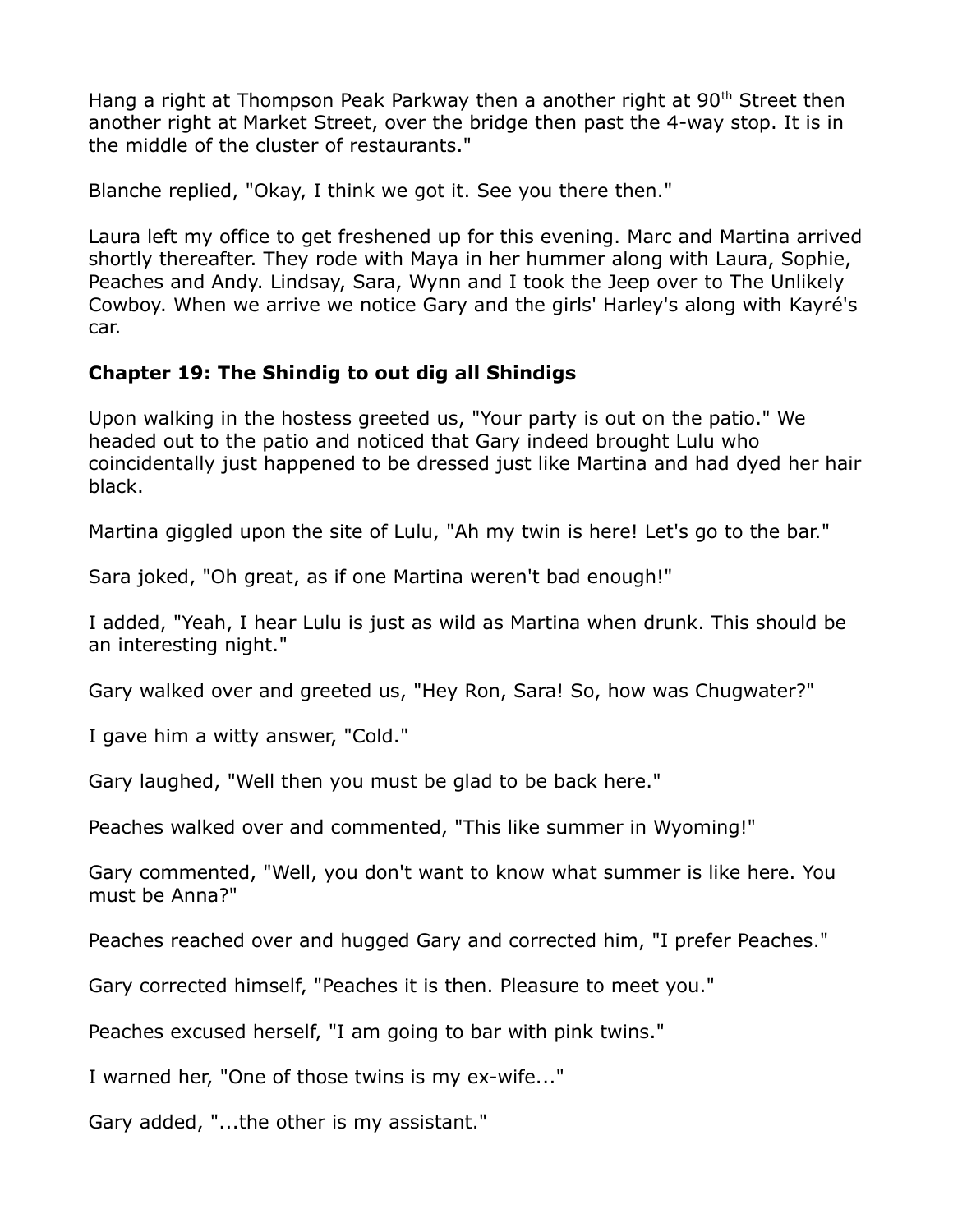Hang a right at Thompson Peak Parkway then a another right at 90th Street then another right at Market Street, over the bridge then past the 4-way stop. It is in the middle of the cluster of restaurants."

Blanche replied, "Okay, I think we got it. See you there then."

Laura left my office to get freshened up for this evening. Marc and Martina arrived shortly thereafter. They rode with Maya in her hummer along with Laura, Sophie, Peaches and Andy. Lindsay, Sara, Wynn and I took the Jeep over to The Unlikely Cowboy. When we arrive we notice Gary and the girls' Harley's along with Kayré's car.

### Chapter 19: The Shindig to out dig all Shindigs

Upon walking in the hostess greeted us, "Your party is out on the patio." We headed out to the patio and noticed that Gary indeed brought Lulu who coincidentally just happened to be dressed just like Martina and had dyed her hair black.

Martina giggled upon the site of Lulu, "Ah my twin is here! Let's go to the bar."

Sara joked, "Oh great, as if one Martina weren't bad enough!"

I added, "Yeah, I hear Lulu is just as wild as Martina when drunk. This should be an interesting night."

Gary walked over and greeted us, "Hey Ron, Sara! So, how was Chugwater?"

I gave him a witty answer, "Cold."

Gary laughed, "Well then you must be glad to be back here."

Peaches walked over and commented, "This like summer in Wyoming!"

Gary commented, "Well, you don't want to know what summer is like here. You must be Anna?"

Peaches reached over and hugged Gary and corrected him, "I prefer Peaches."

Gary corrected himself, "Peaches it is then. Pleasure to meet you."

Peaches excused herself, "I am going to bar with pink twins."

I warned her, "One of those twins is my ex-wife..."

Gary added, "...the other is my assistant."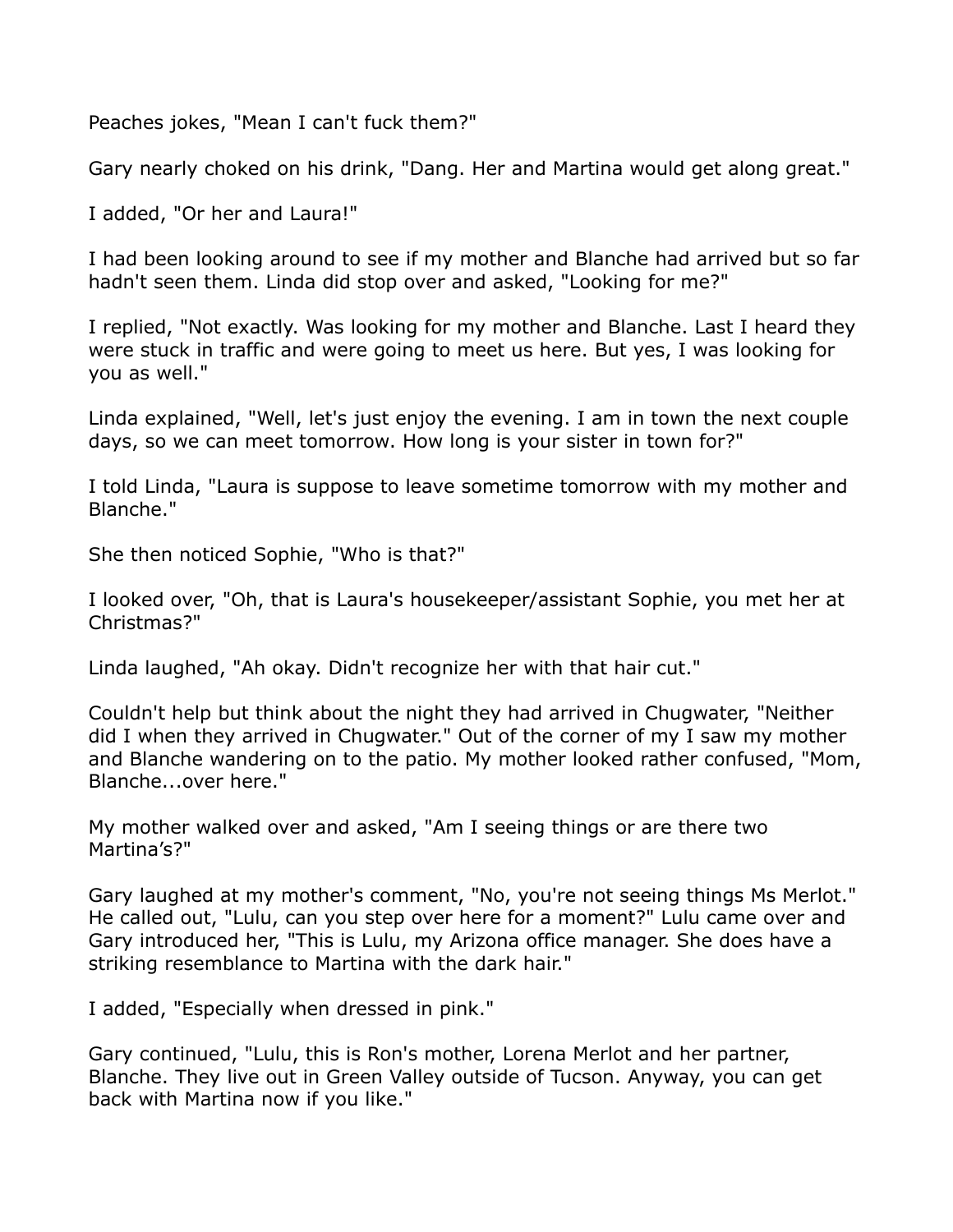Peaches jokes, "Mean I can't fuck them?"

Gary nearly choked on his drink, "Dang. Her and Martina would get along great."

I added, "Or her and Laura!"

I had been looking around to see if my mother and Blanche had arrived but so far hadn't seen them. Linda did stop over and asked, "Looking for me?"

I replied, "Not exactly. Was looking for my mother and Blanche. Last I heard they were stuck in traffic and were going to meet us here. But yes, I was looking for you as well."

Linda explained, "Well, let's just enjoy the evening. I am in town the next couple days, so we can meet tomorrow. How long is your sister in town for?"

I told Linda, "Laura is suppose to leave sometime tomorrow with my mother and Blanche."

She then noticed Sophie, "Who is that?"

I looked over, "Oh, that is Laura's housekeeper/assistant Sophie, you met her at Christmas?"

Linda laughed, "Ah okay. Didn't recognize her with that hair cut."

Couldn't help but think about the night they had arrived in Chugwater, "Neither did I when they arrived in Chugwater." Out of the corner of my I saw my mother and Blanche wandering on to the patio. My mother looked rather confused, "Mom, Blanche...over here."

My mother walked over and asked, "Am I seeing things or are there two Martina's?"

Gary laughed at my mother's comment, "No, you're not seeing things Ms Merlot." He called out, "Lulu, can you step over here for a moment?" Lulu came over and Gary introduced her, "This is Lulu, my Arizona office manager. She does have a striking resemblance to Martina with the dark hair."

I added, "Especially when dressed in pink."

Gary continued, "Lulu, this is Ron's mother, Lorena Merlot and her partner, Blanche. They live out in Green Valley outside of Tucson. Anyway, you can get back with Martina now if you like."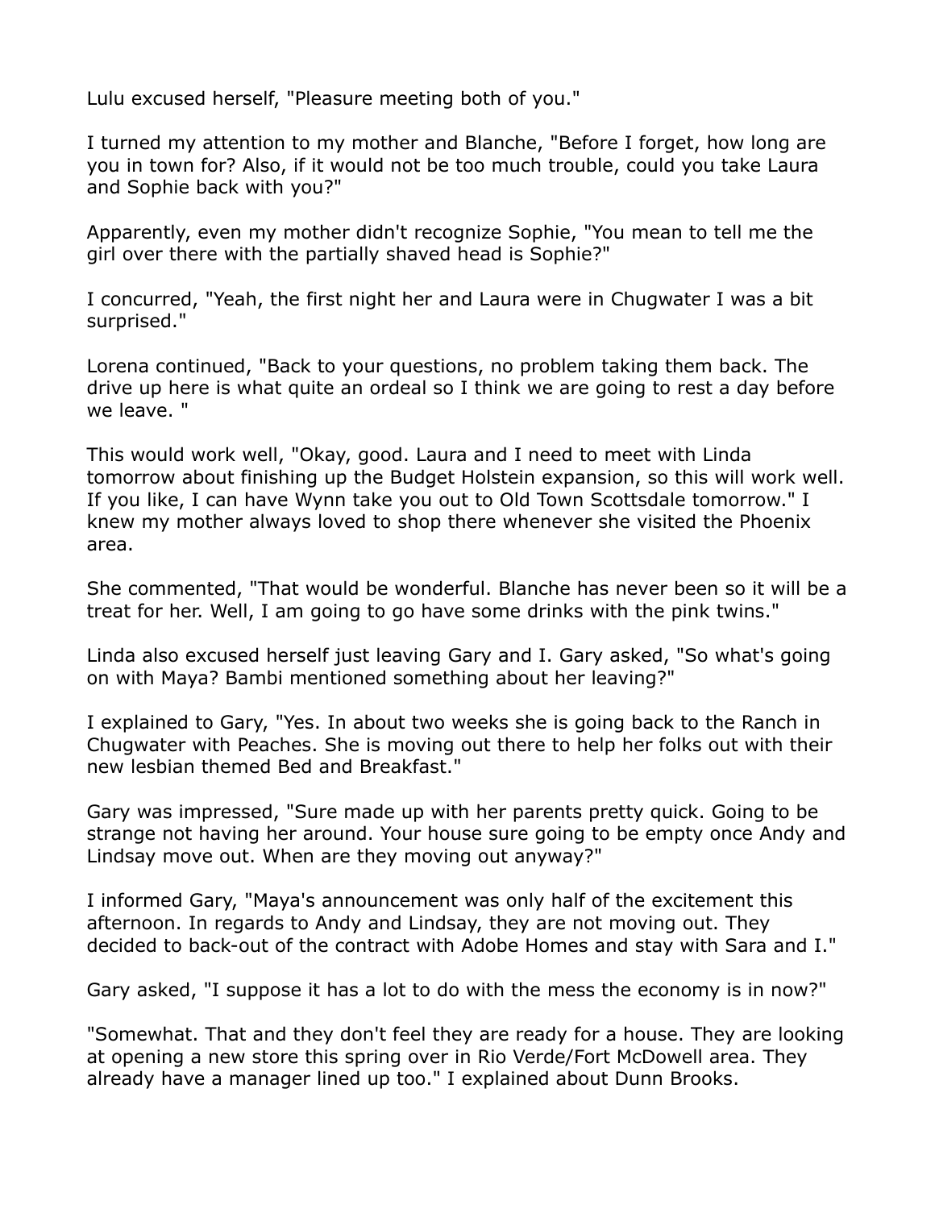Lulu excused herself, "Pleasure meeting both of you."

I turned my attention to my mother and Blanche, "Before I forget, how long are you in town for? Also, if it would not be too much trouble, could you take Laura and Sophie back with you?"

Apparently, even my mother didn't recognize Sophie, "You mean to tell me the girl over there with the partially shaved head is Sophie?"

I concurred, "Yeah, the first night her and Laura were in Chugwater I was a bit surprised."

Lorena continued, "Back to your questions, no problem taking them back. The drive up here is what quite an ordeal so I think we are going to rest a day before we leave. "

This would work well, "Okay, good. Laura and I need to meet with Linda tomorrow about finishing up the Budget Holstein expansion, so this will work well. If you like, I can have Wynn take you out to Old Town Scottsdale tomorrow." I knew my mother always loved to shop there whenever she visited the Phoenix area.

She commented, "That would be wonderful. Blanche has never been so it will be a treat for her. Well, I am going to go have some drinks with the pink twins."

Linda also excused herself just leaving Gary and I. Gary asked, "So what's going on with Maya? Bambi mentioned something about her leaving?"

I explained to Gary, "Yes. In about two weeks she is going back to the Ranch in Chugwater with Peaches. She is moving out there to help her folks out with their new lesbian themed Bed and Breakfast."

Gary was impressed, "Sure made up with her parents pretty quick. Going to be strange not having her around. Your house sure going to be empty once Andy and Lindsay move out. When are they moving out anyway?"

I informed Gary, "Maya's announcement was only half of the excitement this afternoon. In regards to Andy and Lindsay, they are not moving out. They decided to back-out of the contract with Adobe Homes and stay with Sara and I."

Gary asked, "I suppose it has a lot to do with the mess the economy is in now?"

"Somewhat. That and they don't feel they are ready for a house. They are looking at opening a new store this spring over in Rio Verde/Fort McDowell area. They already have a manager lined up too." I explained about Dunn Brooks.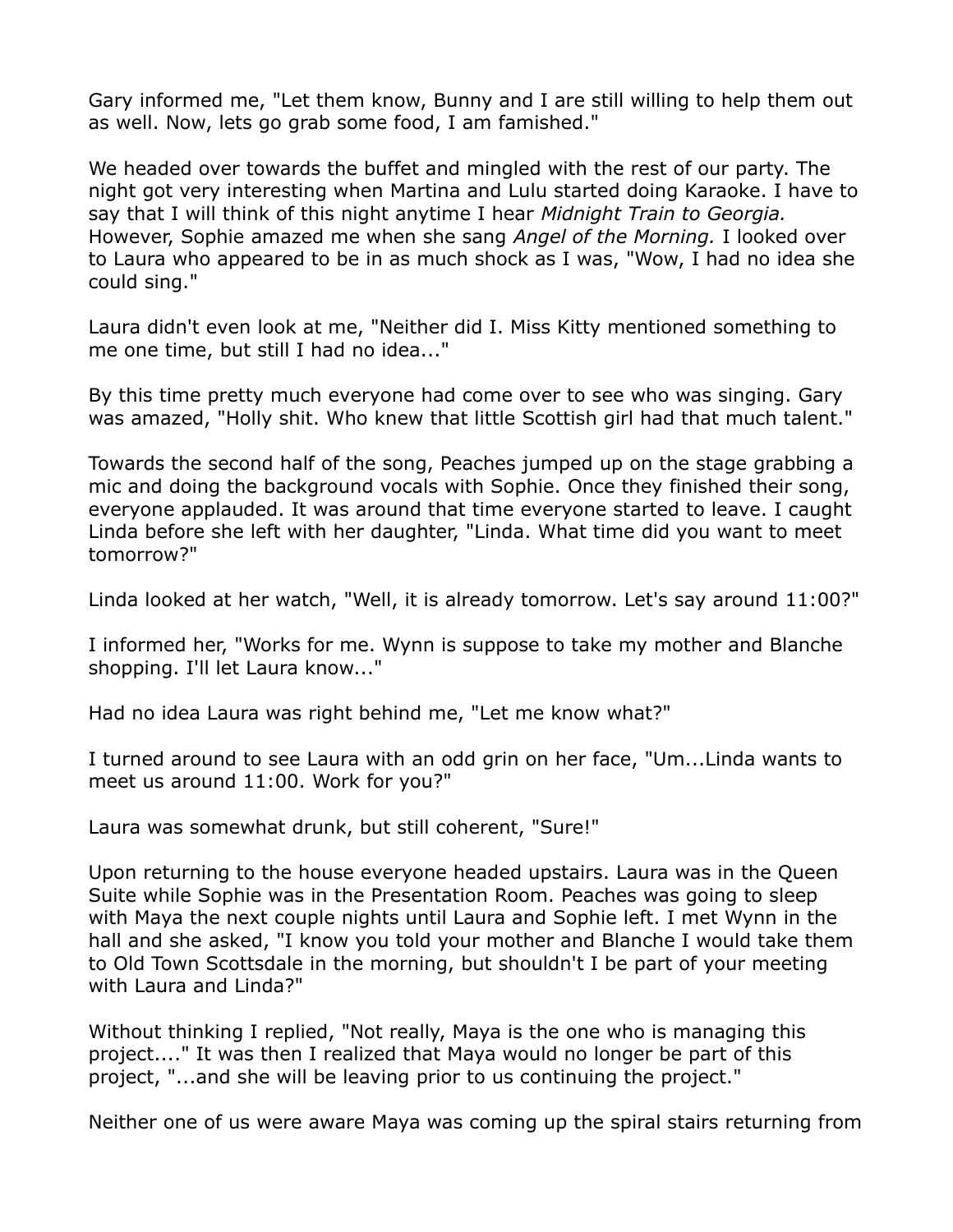Gary informed me, "Let them know, Bunny and I are still willing to help them out as well. Now, lets go grab some food, I am famished."

We headed over towards the buffet and mingled with the rest of our party. The night got very interesting when Martina and Lulu started doing Karaoke. I have to say that I will think of this night anytime I hear *Midnight Train to Georgia.* However, Sophie amazed me when she sang *Angel of the Morning.* I looked over to Laura who appeared to be in as much shock as I was, "Wow, I had no idea she could sing."

Laura didn't even look at me, "Neither did I. Miss Kitty mentioned something to me one time, but still I had no idea..."

By this time pretty much everyone had come over to see who was singing. Gary was amazed, "Holly shit. Who knew that little Scottish girl had that much talent."

Towards the second half of the song, Peaches jumped up on the stage grabbing a mic and doing the background vocals with Sophie. Once they finished their song, everyone applauded. It was around that time everyone started to leave. I caught Linda before she left with her daughter, "Linda. What time did you want to meet tomorrow?"

Linda looked at her watch, "Well, it is already tomorrow. Let's say around 11:00?"

I informed her, "Works for me. Wynn is suppose to take my mother and Blanche shopping. I'll let Laura know..."

Had no idea Laura was right behind me, "Let me know what?"

I turned around to see Laura with an odd grin on her face, "Um...Linda wants to meet us around 11:00. Work for you?"

Laura was somewhat drunk, but still coherent, "Sure!"

Upon returning to the house everyone headed upstairs. Laura was in the Queen Suite while Sophie was in the Presentation Room. Peaches was going to sleep with Maya the next couple nights until Laura and Sophie left. I met Wynn in the hall and she asked, "I know you told your mother and Blanche I would take them to Old Town Scottsdale in the morning, but shouldn't I be part of your meeting with Laura and Linda?"

Without thinking I replied, "Not really, Maya is the one who is managing this project...." It was then I realized that Maya would no longer be part of this project, "...and she will be leaving prior to us continuing the project."

Neither one of us were aware Maya was coming up the spiral stairs returning from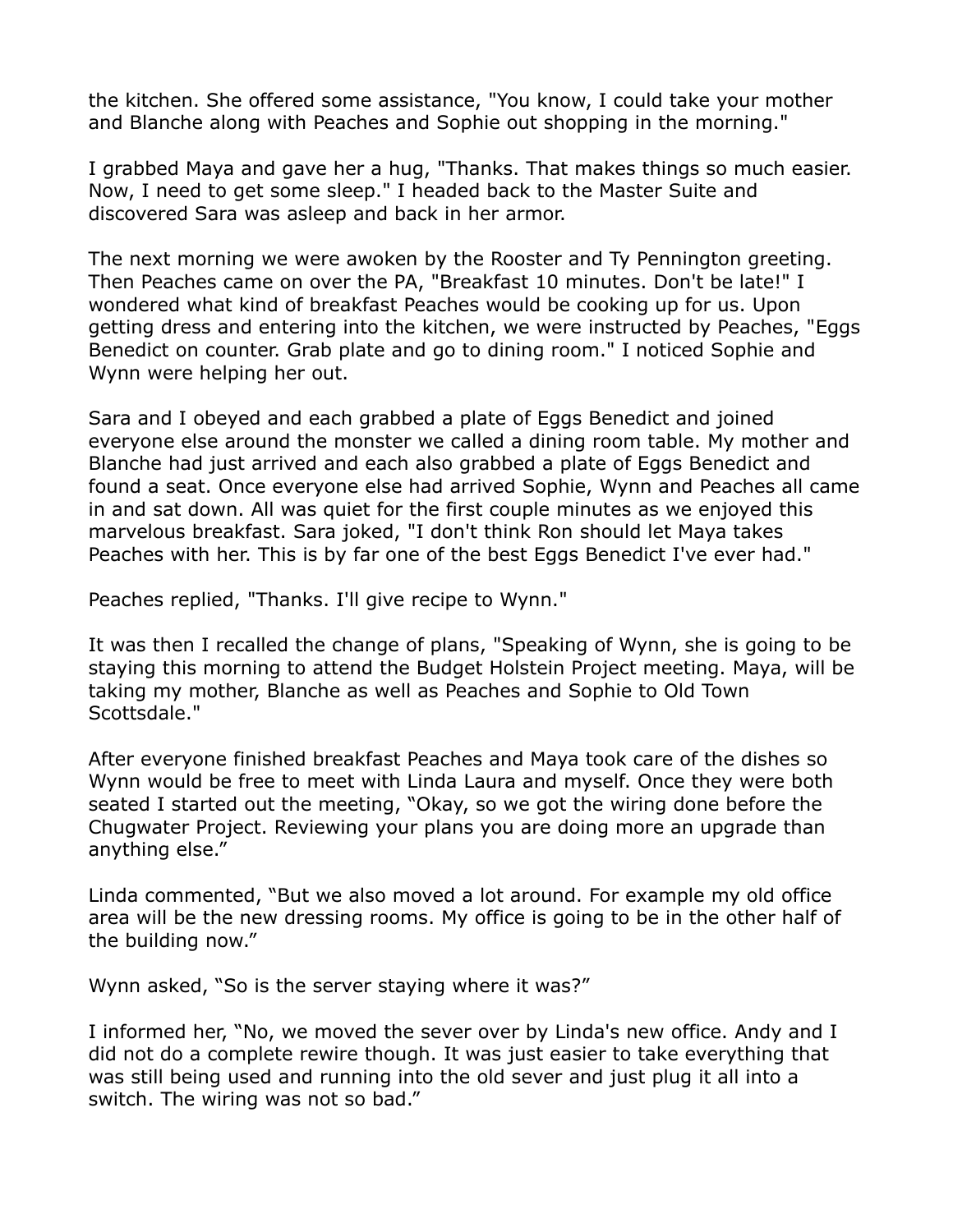the kitchen. She offered some assistance, "You know, I could take your mother and Blanche along with Peaches and Sophie out shopping in the morning."

I grabbed Maya and gave her a hug, "Thanks. That makes things so much easier. Now, I need to get some sleep." I headed back to the Master Suite and discovered Sara was asleep and back in her armor.

The next morning we were awoken by the Rooster and Ty Pennington greeting. Then Peaches came on over the PA, "Breakfast 10 minutes. Don't be late!" I wondered what kind of breakfast Peaches would be cooking up for us. Upon getting dress and entering into the kitchen, we were instructed by Peaches, "Eggs Benedict on counter. Grab plate and go to dining room." I noticed Sophie and Wynn were helping her out.

Sara and I obeyed and each grabbed a plate of Eggs Benedict and joined everyone else around the monster we called a dining room table. My mother and Blanche had just arrived and each also grabbed a plate of Eggs Benedict and found a seat. Once everyone else had arrived Sophie, Wynn and Peaches all came in and sat down. All was quiet for the first couple minutes as we enjoyed this marvelous breakfast. Sara joked, "I don't think Ron should let Maya takes Peaches with her. This is by far one of the best Eggs Benedict I've ever had."

Peaches replied, "Thanks. I'll give recipe to Wynn."

It was then I recalled the change of plans, "Speaking of Wynn, she is going to be staying this morning to attend the Budget Holstein Project meeting. Maya, will be taking my mother, Blanche as well as Peaches and Sophie to Old Town Scottsdale."

After everyone finished breakfast Peaches and Maya took care of the dishes so Wynn would be free to meet with Linda Laura and myself. Once they were both seated I started out the meeting, "Okay, so we got the wiring done before the Chugwater Project. Reviewing your plans you are doing more an upgrade than anything else."

Linda commented, "But we also moved a lot around. For example my old office area will be the new dressing rooms. My office is going to be in the other half of the building now."

Wynn asked, "So is the server staying where it was?"

I informed her, "No, we moved the sever over by Linda's new office. Andy and I did not do a complete rewire though. It was just easier to take everything that was still being used and running into the old sever and just plug it all into a switch. The wiring was not so bad."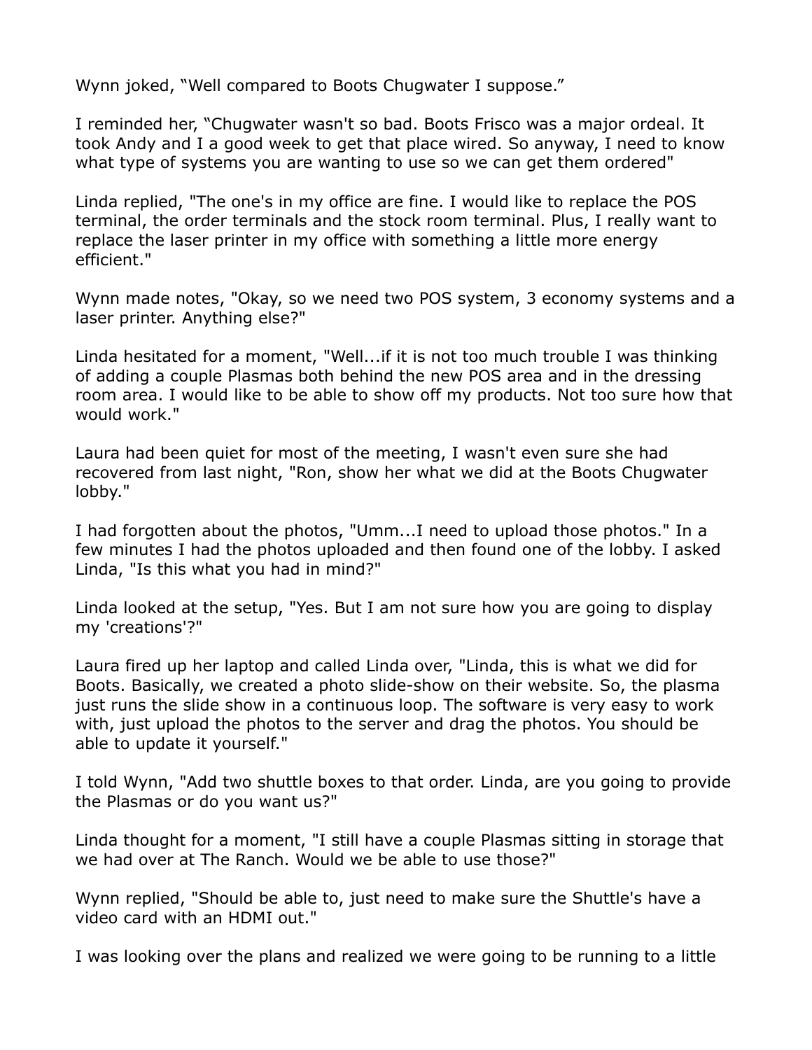Wynn joked, “Well compared to Boots Chugwater I suppose.”

I reminded her, “Chugwater wasn't so bad. Boots Frisco was a major ordeal. It took Andy and I a good week to get that place wired. So anyway, I need to know what type of systems you are wanting to use so we can get them ordered"

Linda replied, "The one's in my office are fine. I would like to replace the POS terminal, the order terminals and the stock room terminal. Plus, I really want to replace the laser printer in my office with something a little more energy efficient."

Wynn made notes, "Okay, so we need two POS system, 3 economy systems and a laser printer. Anything else?"

Linda hesitated for a moment, "Well...if it is not too much trouble I was thinking of adding a couple Plasmas both behind the new POS area and in the dressing room area. I would like to be able to show off my products. Not too sure how that would work."

Laura had been quiet for most of the meeting, I wasn't even sure she had recovered from last night, "Ron, show her what we did at the Boots Chugwater lobby."

I had forgotten about the photos, "Umm...I need to upload those photos." In a few minutes I had the photos uploaded and then found one of the lobby. I asked Linda, "Is this what you had in mind?"

Linda looked at the setup, "Yes. But I am not sure how you are going to display my 'creations'?"

Laura fired up her laptop and called Linda over, "Linda, this is what we did for Boots. Basically, we created a photo slide-show on their website. So, the plasma just runs the slide show in a continuous loop. The software is very easy to work with, just upload the photos to the server and drag the photos. You should be able to update it yourself."

I told Wynn, "Add two shuttle boxes to that order. Linda, are you going to provide the Plasmas or do you want us?"

Linda thought for a moment, "I still have a couple Plasmas sitting in storage that we had over at The Ranch. Would we be able to use those?"

Wynn replied, "Should be able to, just need to make sure the Shuttle's have a video card with an HDMI out."

I was looking over the plans and realized we were going to be running to a little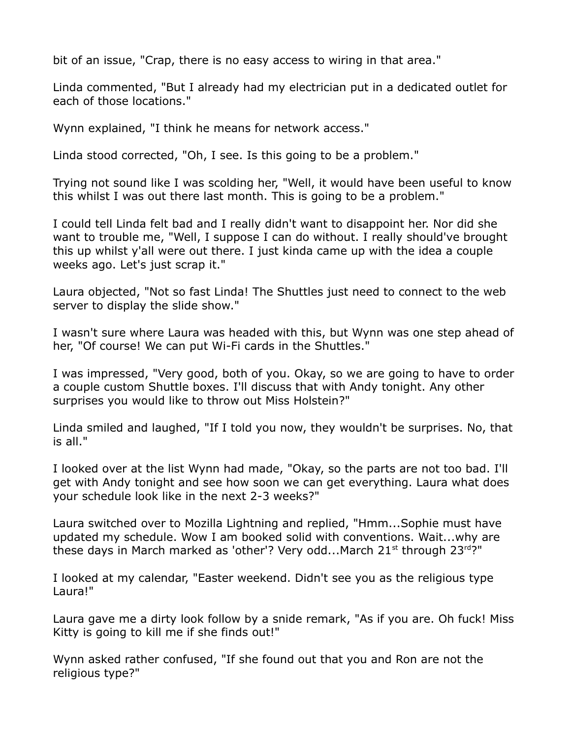bit of an issue, "Crap, there is no easy access to wiring in that area."

Linda commented, "But I already had my electrician put in a dedicated outlet for each of those locations."

Wynn explained, "I think he means for network access."

Linda stood corrected, "Oh, I see. Is this going to be a problem."

Trying not sound like I was scolding her, "Well, it would have been useful to know this whilst I was out there last month. This is going to be a problem."

I could tell Linda felt bad and I really didn't want to disappoint her. Nor did she want to trouble me, "Well, I suppose I can do without. I really should've brought this up whilst y'all were out there. I just kinda came up with the idea a couple weeks ago. Let's just scrap it."

Laura objected, "Not so fast Linda! The Shuttles just need to connect to the web server to display the slide show."

I wasn't sure where Laura was headed with this, but Wynn was one step ahead of her, "Of course! We can put Wi-Fi cards in the Shuttles."

I was impressed, "Very good, both of you. Okay, so we are going to have to order a couple custom Shuttle boxes. I'll discuss that with Andy tonight. Any other surprises you would like to throw out Miss Holstein?"

Linda smiled and laughed, "If I told you now, they wouldn't be surprises. No, that is all."

I looked over at the list Wynn had made, "Okay, so the parts are not too bad. I'll get with Andy tonight and see how soon we can get everything. Laura what does your schedule look like in the next 2-3 weeks?"

Laura switched over to Mozilla Lightning and replied, "Hmm...Sophie must have updated my schedule. Wow I am booked solid with conventions. Wait...why are these days in March marked as 'other'? Very odd...March 21st through 23rd?"

I looked at my calendar, "Easter weekend. Didn't see you as the religious type Laura!"

Laura gave me a dirty look follow by a snide remark, "As if you are. Oh fuck! Miss Kitty is going to kill me if she finds out!"

Wynn asked rather confused, "If she found out that you and Ron are not the religious type?"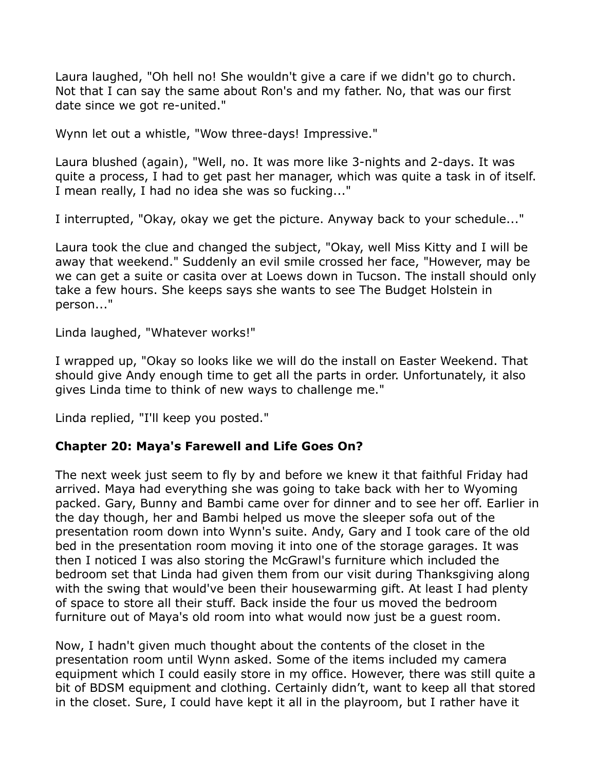Laura laughed, "Oh hell no! She wouldn't give a care if we didn't go to church. Not that I can say the same about Ron's and my father. No, that was our first date since we got re-united."

Wynn let out a whistle, "Wow three-days! Impressive."

Laura blushed (again), "Well, no. It was more like 3-nights and 2-days. It was quite a process, I had to get past her manager, which was quite a task in of itself. I mean really, I had no idea she was so fucking..."

I interrupted, "Okay, okay we get the picture. Anyway back to your schedule..."

Laura took the clue and changed the subject, "Okay, well Miss Kitty and I will be away that weekend." Suddenly an evil smile crossed her face, "However, may be we can get a suite or casita over at Loews down in Tucson. The install should only take a few hours. She keeps says she wants to see The Budget Holstein in person..."

Linda laughed, "Whatever works!"

I wrapped up, "Okay so looks like we will do the install on Easter Weekend. That should give Andy enough time to get all the parts in order. Unfortunately, it also gives Linda time to think of new ways to challenge me."

Linda replied, "I'll keep you posted."

### Chapter 20: Maya's Farewell and Life Goes On?

The next week just seem to fly by and before we knew it that faithful Friday had arrived. Maya had everything she was going to take back with her to Wyoming packed. Gary, Bunny and Bambi came over for dinner and to see her off. Earlier in the day though, her and Bambi helped us move the sleeper sofa out of the presentation room down into Wynn's suite. Andy, Gary and I took care of the old bed in the presentation room moving it into one of the storage garages. It was then I noticed I was also storing the McGrawl's furniture which included the bedroom set that Linda had given them from our visit during Thanksgiving along with the swing that would've been their housewarming gift. At least I had plenty of space to store all their stuff. Back inside the four us moved the bedroom furniture out of Maya's old room into what would now just be a guest room.

Now, I hadn't given much thought about the contents of the closet in the presentation room until Wynn asked. Some of the items included my camera equipment which I could easily store in my office. However, there was still quite a bit of BDSM equipment and clothing. Certainly didn't, want to keep all that stored in the closet. Sure, I could have kept it all in the playroom, but I rather have it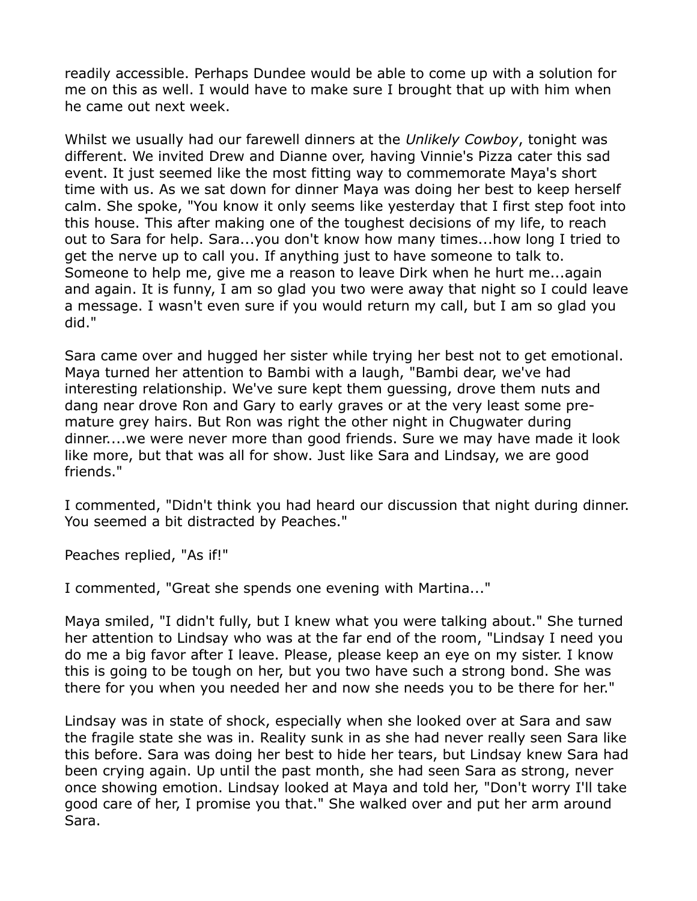readily accessible. Perhaps Dundee would be able to come up with a solution for me on this as well. I would have to make sure I brought that up with him when he came out next week.

Whilst we usually had our farewell dinners at the *Unlikely Cowboy*, tonight was different. We invited Drew and Dianne over, having Vinnie's Pizza cater this sad event. It just seemed like the most fitting way to commemorate Maya's short time with us. As we sat down for dinner Maya was doing her best to keep herself calm. She spoke, "You know it only seems like yesterday that I first step foot into this house. This after making one of the toughest decisions of my life, to reach out to Sara for help. Sara...you don't know how many times...how long I tried to get the nerve up to call you. If anything just to have someone to talk to. Someone to help me, give me a reason to leave Dirk when he hurt me...again and again. It is funny, I am so glad you two were away that night so I could leave a message. I wasn't even sure if you would return my call, but I am so glad you did."

Sara came over and hugged her sister while trying her best not to get emotional. Maya turned her attention to Bambi with a laugh, "Bambi dear, we've had interesting relationship. We've sure kept them guessing, drove them nuts and dang near drove Ron and Gary to early graves or at the very least some pre-mature grey hairs. But Ron was right the other night in Chugwater during dinner....we were never more than good friends. Sure we may have made it look like more, but that was all for show. Just like Sara and Lindsay, we are good friends."

I commented, "Didn't think you had heard our discussion that night during dinner. You seemed a bit distracted by Peaches."

Peaches replied, "As if!"

I commented, "Great she spends one evening with Martina..."

Maya smiled, "I didn't fully, but I knew what you were talking about." She turned her attention to Lindsay who was at the far end of the room, "Lindsay I need you do me a big favor after I leave. Please, please keep an eye on my sister. I know this is going to be tough on her, but you two have such a strong bond. She was there for you when you needed her and now she needs you to be there for her."

Lindsay was in state of shock, especially when she looked over at Sara and saw the fragile state she was in. Reality sunk in as she had never really seen Sara like this before. Sara was doing her best to hide her tears, but Lindsay knew Sara had been crying again. Up until the past month, she had seen Sara as strong, never once showing emotion. Lindsay looked at Maya and told her, "Don't worry I'll take good care of her, I promise you that." She walked over and put her arm around Sara.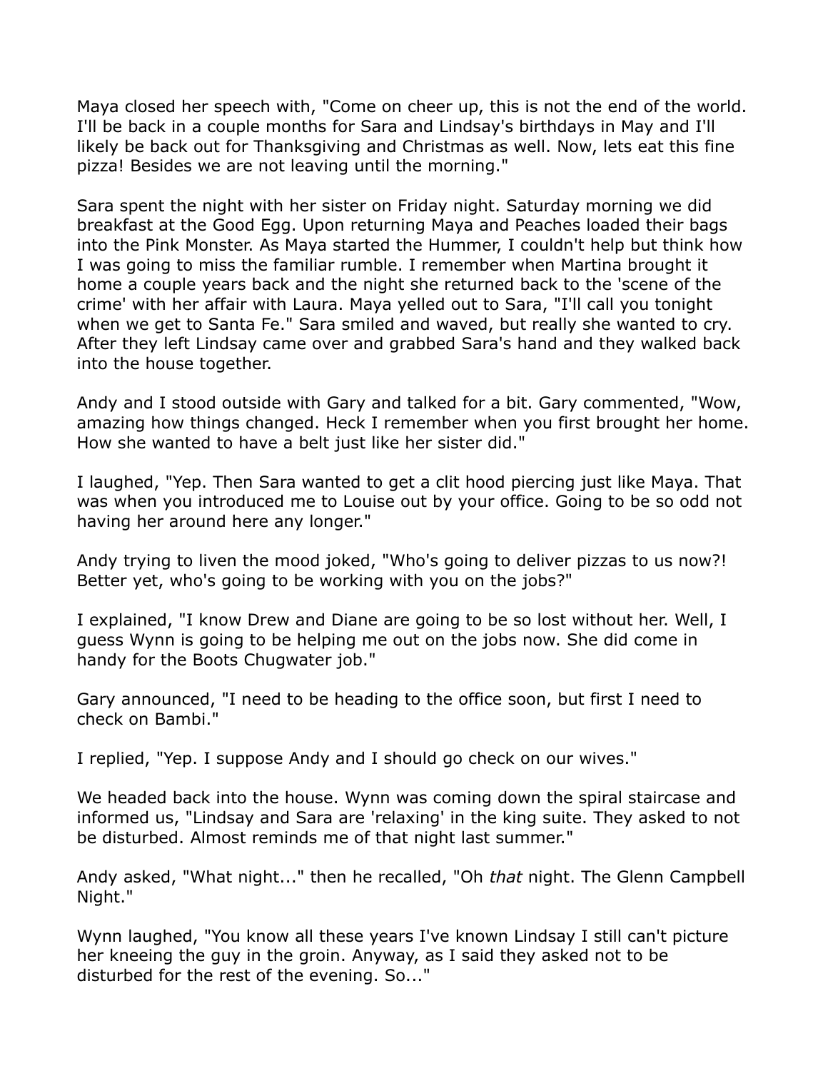Maya closed her speech with, "Come on cheer up, this is not the end of the world. I'll be back in a couple months for Sara and Lindsay's birthdays in May and I'll likely be back out for Thanksgiving and Christmas as well. Now, lets eat this fine pizza! Besides we are not leaving until the morning."

Sara spent the night with her sister on Friday night. Saturday morning we did breakfast at the Good Egg. Upon returning Maya and Peaches loaded their bags into the Pink Monster. As Maya started the Hummer, I couldn't help but think how I was going to miss the familiar rumble. I remember when Martina brought it home a couple years back and the night she returned back to the 'scene of the crime' with her affair with Laura. Maya yelled out to Sara, "I'll call you tonight when we get to Santa Fe." Sara smiled and waved, but really she wanted to cry. After they left Lindsay came over and grabbed Sara's hand and they walked back into the house together.

Andy and I stood outside with Gary and talked for a bit. Gary commented, "Wow, amazing how things changed. Heck I remember when you first brought her home. How she wanted to have a belt just like her sister did."

I laughed, "Yep. Then Sara wanted to get a clit hood piercing just like Maya. That was when you introduced me to Louise out by your office. Going to be so odd not having her around here any longer."

Andy trying to liven the mood joked, "Who's going to deliver pizzas to us now?! Better yet, who's going to be working with you on the jobs?"

I explained, "I know Drew and Diane are going to be so lost without her. Well, I guess Wynn is going to be helping me out on the jobs now. She did come in handy for the Boots Chugwater job."

Gary announced, "I need to be heading to the office soon, but first I need to check on Bambi."

I replied, "Yep. I suppose Andy and I should go check on our wives."

We headed back into the house. Wynn was coming down the spiral staircase and informed us, "Lindsay and Sara are 'relaxing' in the king suite. They asked to not be disturbed. Almost reminds me of that night last summer."

Andy asked, "What night..." then he recalled, "Oh *that* night. The Glenn Campbell Night."

Wynn laughed, "You know all these years I've known Lindsay I still can't picture her kneeing the guy in the groin. Anyway, as I said they asked not to be disturbed for the rest of the evening. So..."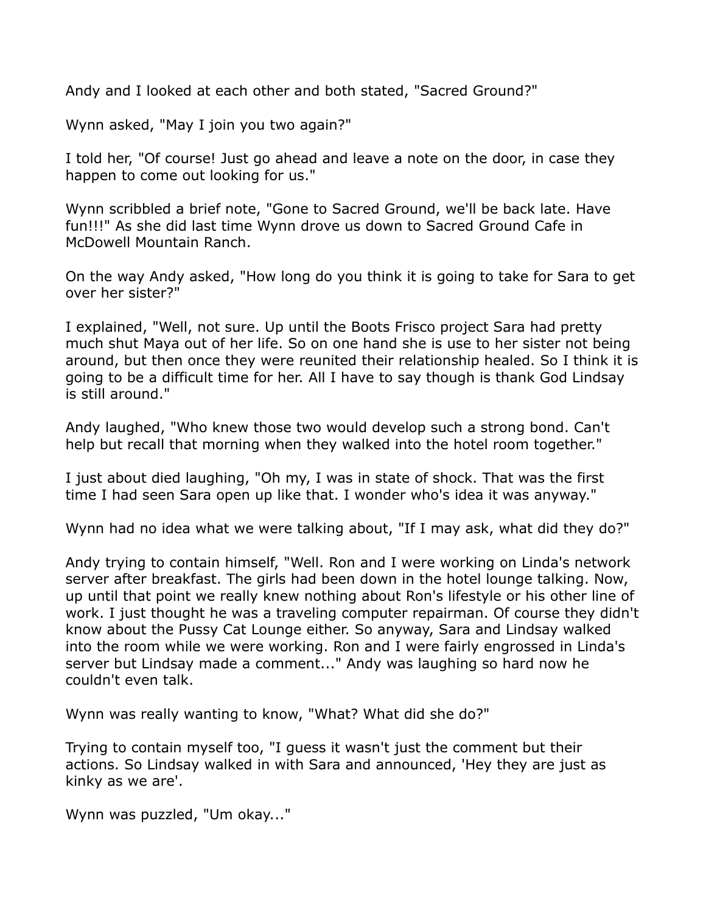Andy and I looked at each other and both stated, "Sacred Ground?"

Wynn asked, "May I join you two again?"

I told her, "Of course! Just go ahead and leave a note on the door, in case they happen to come out looking for us."

Wynn scribbled a brief note, "Gone to Sacred Ground, we'll be back late. Have fun!!!" As she did last time Wynn drove us down to Sacred Ground Cafe in McDowell Mountain Ranch.

On the way Andy asked, "How long do you think it is going to take for Sara to get over her sister?"

I explained, "Well, not sure. Up until the Boots Frisco project Sara had pretty much shut Maya out of her life. So on one hand she is use to her sister not being around, but then once they were reunited their relationship healed. So I think it is going to be a difficult time for her. All I have to say though is thank God Lindsay is still around."

Andy laughed, "Who knew those two would develop such a strong bond. Can't help but recall that morning when they walked into the hotel room together."

I just about died laughing, "Oh my, I was in state of shock. That was the first time I had seen Sara open up like that. I wonder who's idea it was anyway."

Wynn had no idea what we were talking about, "If I may ask, what did they do?"

Andy trying to contain himself, "Well. Ron and I were working on Linda's network server after breakfast. The girls had been down in the hotel lounge talking. Now, up until that point we really knew nothing about Ron's lifestyle or his other line of work. I just thought he was a traveling computer repairman. Of course they didn't know about the Pussy Cat Lounge either. So anyway, Sara and Lindsay walked into the room while we were working. Ron and I were fairly engrossed in Linda's server but Lindsay made a comment..." Andy was laughing so hard now he couldn't even talk.

Wynn was really wanting to know, "What? What did she do?"

Trying to contain myself too, "I guess it wasn't just the comment but their actions. So Lindsay walked in with Sara and announced, 'Hey they are just as kinky as we are'.

Wynn was puzzled, "Um okay..."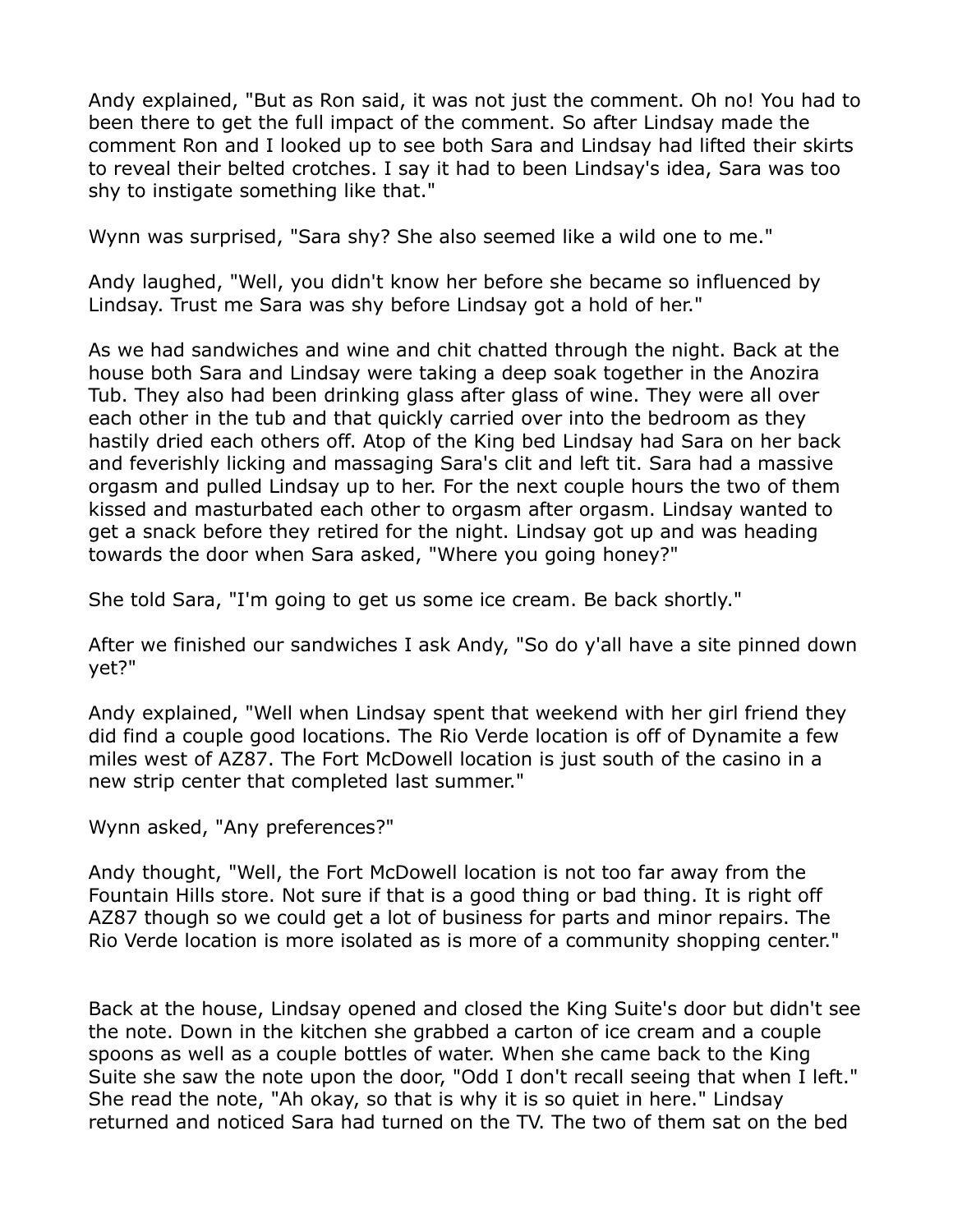Andy explained, "But as Ron said, it was not just the comment. Oh no! You had to been there to get the full impact of the comment. So after Lindsay made the comment Ron and I looked up to see both Sara and Lindsay had lifted their skirts to reveal their belted crotches. I say it had to been Lindsay's idea, Sara was too shy to instigate something like that."

Wynn was surprised, "Sara shy? She also seemed like a wild one to me."

Andy laughed, "Well, you didn't know her before she became so influenced by Lindsay. Trust me Sara was shy before Lindsay got a hold of her."

As we had sandwiches and wine and chit chatted through the night. Back at the house both Sara and Lindsay were taking a deep soak together in the Anozira Tub. They also had been drinking glass after glass of wine. They were all over each other in the tub and that quickly carried over into the bedroom as they hastily dried each others off. Atop of the King bed Lindsay had Sara on her back and feverishly licking and massaging Sara's clit and left tit. Sara had a massive orgasm and pulled Lindsay up to her. For the next couple hours the two of them kissed and masturbated each other to orgasm after orgasm. Lindsay wanted to get a snack before they retired for the night. Lindsay got up and was heading towards the door when Sara asked, "Where you going honey?"

She told Sara, "I'm going to get us some ice cream. Be back shortly."

After we finished our sandwiches I ask Andy, "So do y'all have a site pinned down yet?"

Andy explained, "Well when Lindsay spent that weekend with her girl friend they did find a couple good locations. The Rio Verde location is off of Dynamite a few miles west of AZ87. The Fort McDowell location is just south of the casino in a new strip center that completed last summer."

Wynn asked, "Any preferences?"

Andy thought, "Well, the Fort McDowell location is not too far away from the Fountain Hills store. Not sure if that is a good thing or bad thing. It is right off AZ87 though so we could get a lot of business for parts and minor repairs. The Rio Verde location is more isolated as is more of a community shopping center."

Back at the house, Lindsay opened and closed the King Suite's door but didn't see the note. Down in the kitchen she grabbed a carton of ice cream and a couple spoons as well as a couple bottles of water. When she came back to the King Suite she saw the note upon the door, "Odd I don't recall seeing that when I left." She read the note, "Ah okay, so that is why it is so quiet in here." Lindsay returned and noticed Sara had turned on the TV. The two of them sat on the bed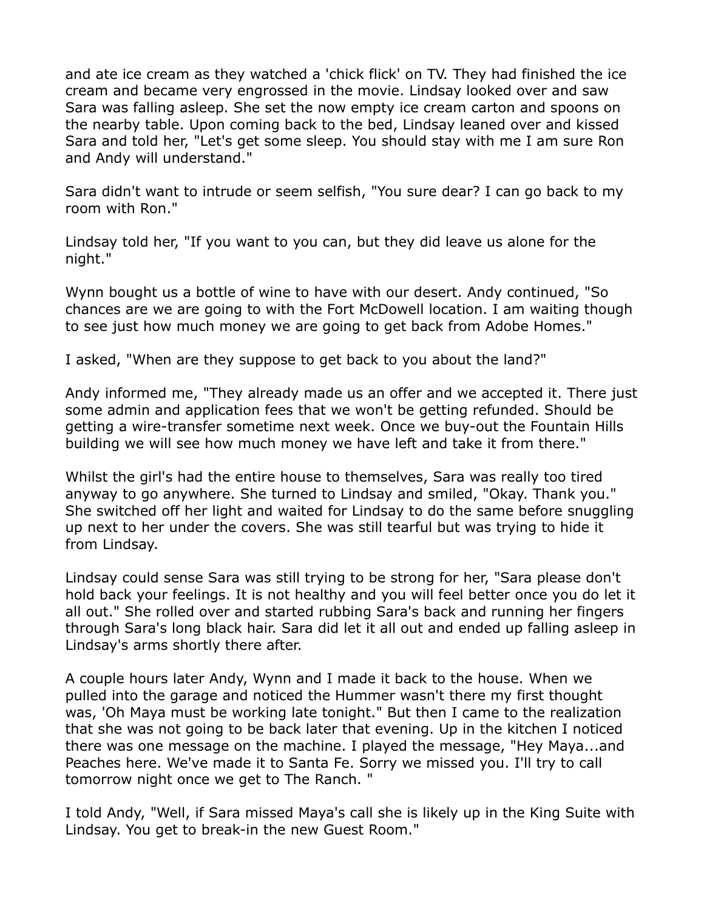and ate ice cream as they watched a 'chick flick' on TV. They had finished the ice cream and became very engrossed in the movie. Lindsay looked over and saw Sara was falling asleep. She set the now empty ice cream carton and spoons on the nearby table. Upon coming back to the bed, Lindsay leaned over and kissed Sara and told her, "Let's get some sleep. You should stay with me I am sure Ron and Andy will understand."

Sara didn't want to intrude or seem selfish, "You sure dear? I can go back to my room with Ron."

Lindsay told her, "If you want to you can, but they did leave us alone for the night."

Wynn bought us a bottle of wine to have with our desert. Andy continued, "So chances are we are going to with the Fort McDowell location. I am waiting though to see just how much money we are going to get back from Adobe Homes."

I asked, "When are they suppose to get back to you about the land?"

Andy informed me, "They already made us an offer and we accepted it. There just some admin and application fees that we won't be getting refunded. Should be getting a wire-transfer sometime next week. Once we buy-out the Fountain Hills building we will see how much money we have left and take it from there."

Whilst the girl's had the entire house to themselves, Sara was really too tired anyway to go anywhere. She turned to Lindsay and smiled, "Okay. Thank you." She switched off her light and waited for Lindsay to do the same before snuggling up next to her under the covers. She was still tearful but was trying to hide it from Lindsay.

Lindsay could sense Sara was still trying to be strong for her, "Sara please don't hold back your feelings. It is not healthy and you will feel better once you do let it all out." She rolled over and started rubbing Sara's back and running her fingers through Sara's long black hair. Sara did let it all out and ended up falling asleep in Lindsay's arms shortly there after.

A couple hours later Andy, Wynn and I made it back to the house. When we pulled into the garage and noticed the Hummer wasn't there my first thought was, 'Oh Maya must be working late tonight." But then I came to the realization that she was not going to be back later that evening. Up in the kitchen I noticed there was one message on the machine. I played the message, "Hey Maya...and Peaches here. We've made it to Santa Fe. Sorry we missed you. I'll try to call tomorrow night once we get to The Ranch. "

I told Andy, "Well, if Sara missed Maya's call she is likely up in the King Suite with Lindsay. You get to break-in the new Guest Room."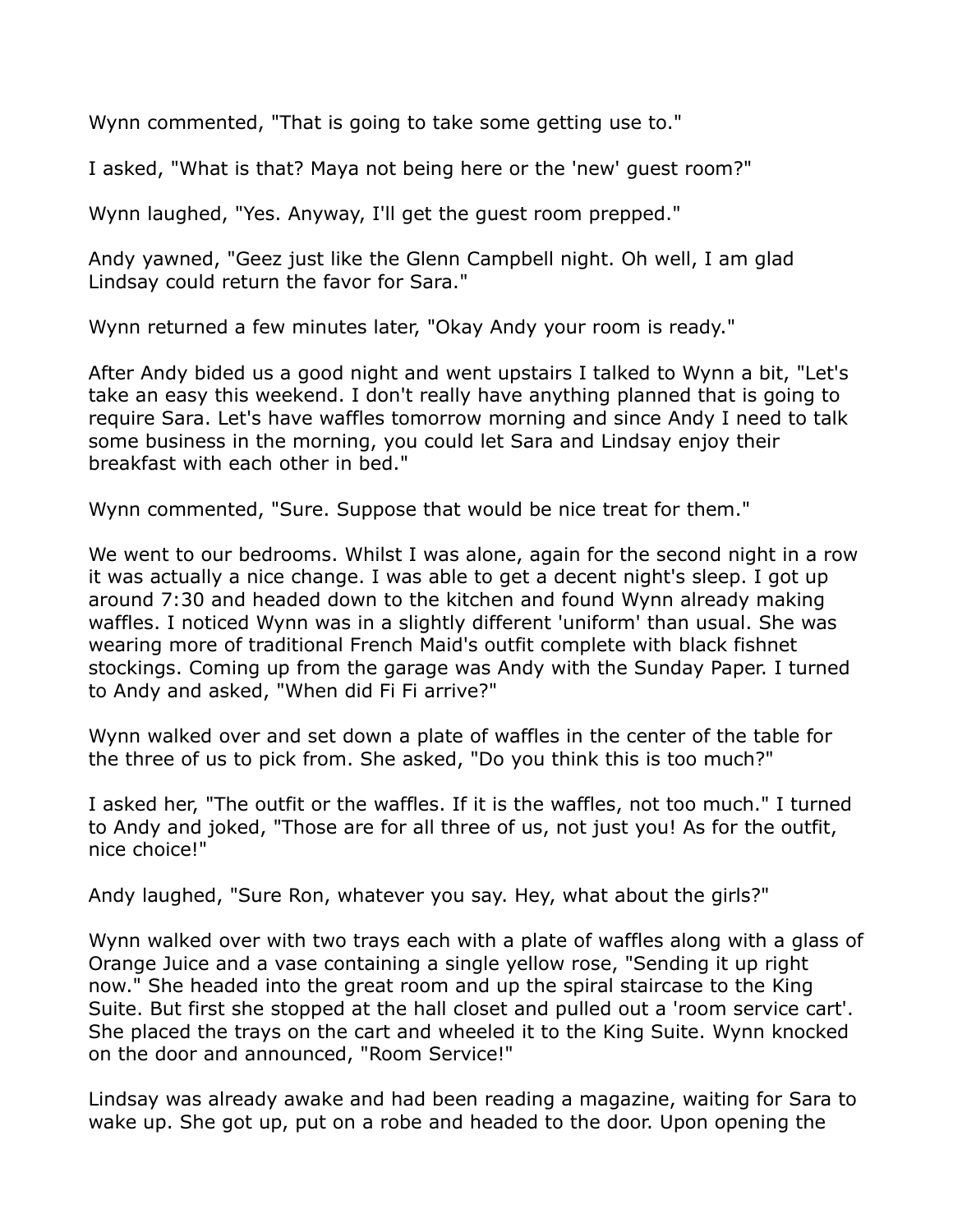Wynn commented, "That is going to take some getting use to."

I asked, "What is that? Maya not being here or the 'new' guest room?"

Wynn laughed, "Yes. Anyway, I'll get the guest room prepped."

Andy yawned, "Geez just like the Glenn Campbell night. Oh well, I am glad Lindsay could return the favor for Sara."

Wynn returned a few minutes later, "Okay Andy your room is ready."

After Andy bided us a good night and went upstairs I talked to Wynn a bit, "Let's take an easy this weekend. I don't really have anything planned that is going to require Sara. Let's have waffles tomorrow morning and since Andy I need to talk some business in the morning, you could let Sara and Lindsay enjoy their breakfast with each other in bed."

Wynn commented, "Sure. Suppose that would be nice treat for them."

We went to our bedrooms. Whilst I was alone, again for the second night in a row it was actually a nice change. I was able to get a decent night's sleep. I got up around 7:30 and headed down to the kitchen and found Wynn already making waffles. I noticed Wynn was in a slightly different 'uniform' than usual. She was wearing more of traditional French Maid's outfit complete with black fishnet stockings. Coming up from the garage was Andy with the Sunday Paper. I turned to Andy and asked, "When did Fi Fi arrive?"

Wynn walked over and set down a plate of waffles in the center of the table for the three of us to pick from. She asked, "Do you think this is too much?"

I asked her, "The outfit or the waffles. If it is the waffles, not too much." I turned to Andy and joked, "Those are for all three of us, not just you! As for the outfit, nice choice!"

Andy laughed, "Sure Ron, whatever you say. Hey, what about the girls?"

Wynn walked over with two trays each with a plate of waffles along with a glass of Orange Juice and a vase containing a single yellow rose, "Sending it up right now." She headed into the great room and up the spiral staircase to the King Suite. But first she stopped at the hall closet and pulled out a 'room service cart'. She placed the trays on the cart and wheeled it to the King Suite. Wynn knocked on the door and announced, "Room Service!"

Lindsay was already awake and had been reading a magazine, waiting for Sara to wake up. She got up, put on a robe and headed to the door. Upon opening the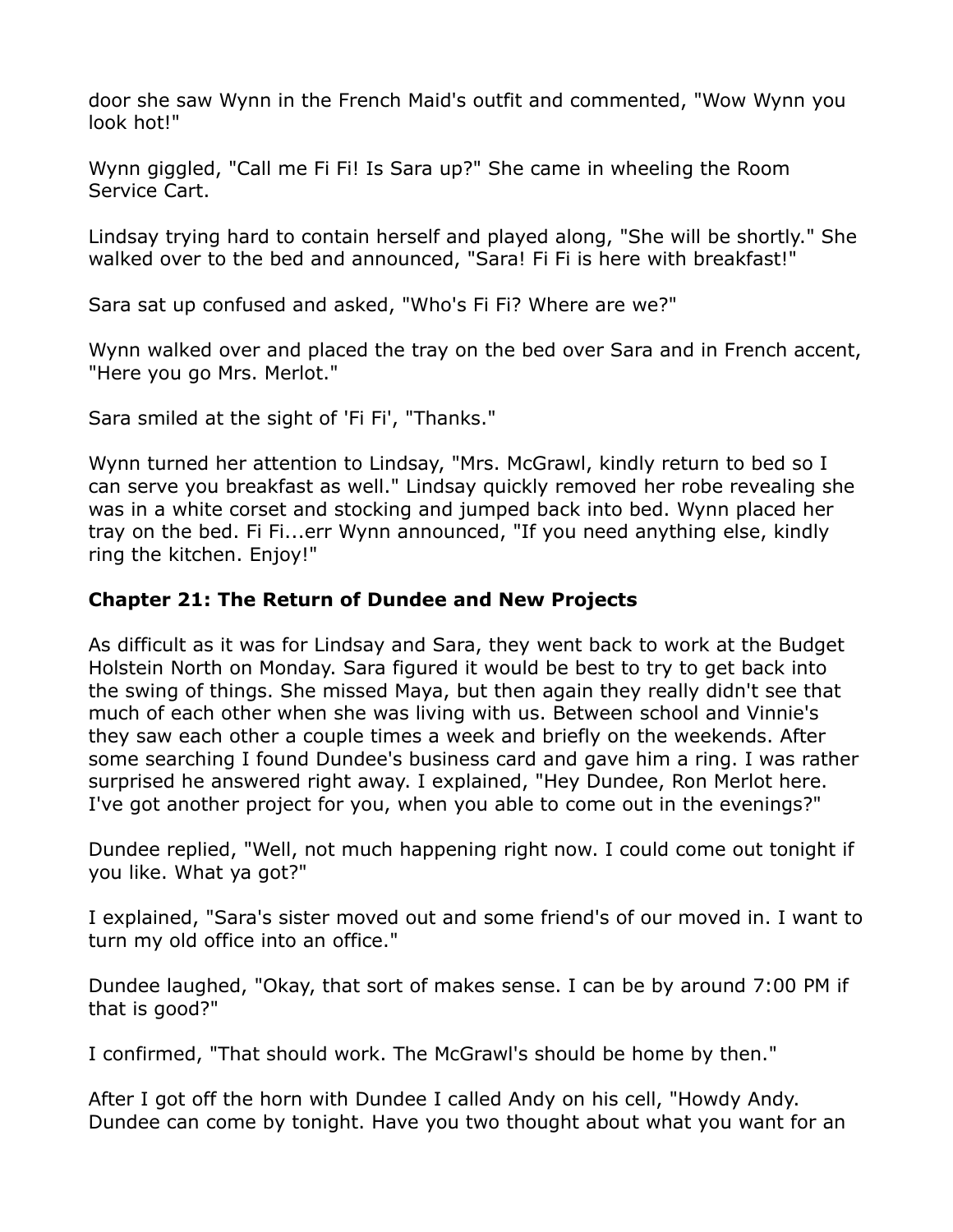door she saw Wynn in the French Maid's outfit and commented, "Wow Wynn you look hot!"

Wynn giggled, "Call me Fi Fi! Is Sara up?" She came in wheeling the Room Service Cart.

Lindsay trying hard to contain herself and played along, "She will be shortly." She walked over to the bed and announced, "Sara! Fi Fi is here with breakfast!"

Sara sat up confused and asked, "Who's Fi Fi? Where are we?"

Wynn walked over and placed the tray on the bed over Sara and in French accent, "Here you go Mrs. Merlot."

Sara smiled at the sight of 'Fi Fi', "Thanks."

Wynn turned her attention to Lindsay, "Mrs. McGrawl, kindly return to bed so I can serve you breakfast as well." Lindsay quickly removed her robe revealing she was in a white corset and stocking and jumped back into bed. Wynn placed her tray on the bed. Fi Fi...err Wynn announced, "If you need anything else, kindly ring the kitchen. Enjoy!"

### Chapter 21: The Return of Dundee and New Projects

As difficult as it was for Lindsay and Sara, they went back to work at the Budget Holstein North on Monday. Sara figured it would be best to try to get back into the swing of things. She missed Maya, but then again they really didn't see that much of each other when she was living with us. Between school and Vinnie's they saw each other a couple times a week and briefly on the weekends. After some searching I found Dundee's business card and gave him a ring. I was rather surprised he answered right away. I explained, "Hey Dundee, Ron Merlot here. I've got another project for you, when you able to come out in the evenings?"

Dundee replied, "Well, not much happening right now. I could come out tonight if you like. What ya got?"

I explained, "Sara's sister moved out and some friend's of our moved in. I want to turn my old office into an office."

Dundee laughed, "Okay, that sort of makes sense. I can be by around 7:00 PM if that is good?"

I confirmed, "That should work. The McGrawl's should be home by then."

After I got off the horn with Dundee I called Andy on his cell, "Howdy Andy. Dundee can come by tonight. Have you two thought about what you want for an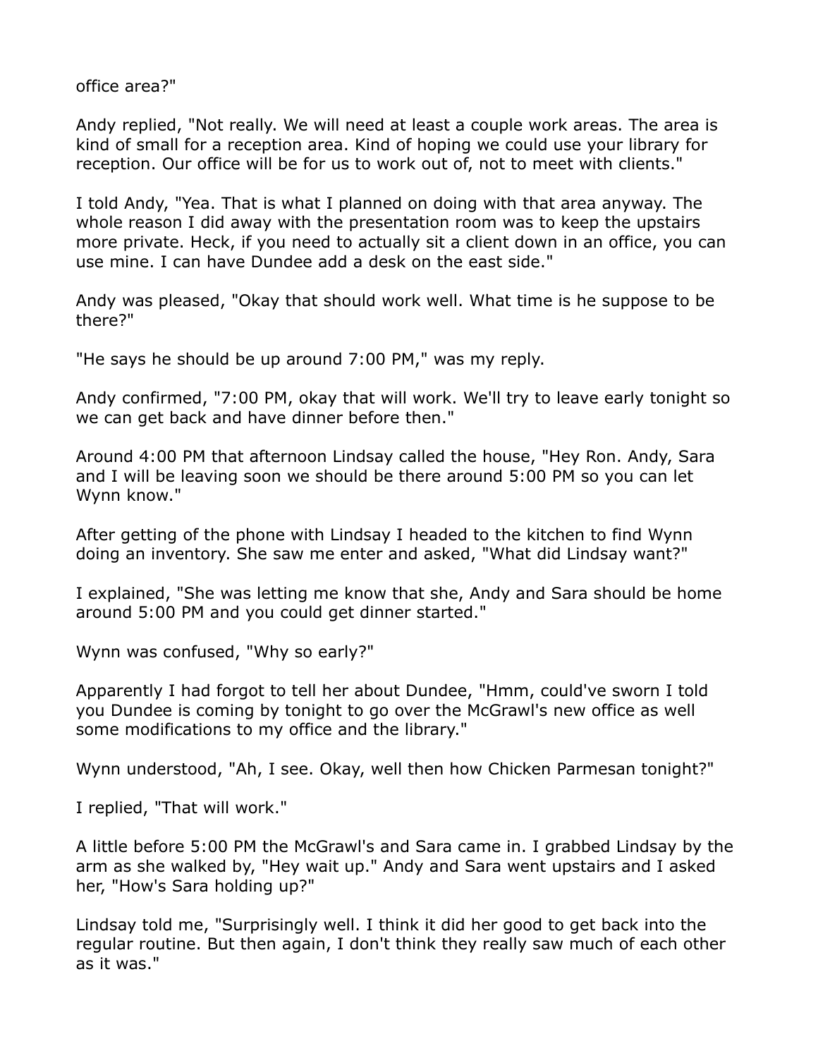office area?"

Andy replied, "Not really. We will need at least a couple work areas. The area is kind of small for a reception area. Kind of hoping we could use your library for reception. Our office will be for us to work out of, not to meet with clients."

I told Andy, "Yea. That is what I planned on doing with that area anyway. The whole reason I did away with the presentation room was to keep the upstairs more private. Heck, if you need to actually sit a client down in an office, you can use mine. I can have Dundee add a desk on the east side."

Andy was pleased, "Okay that should work well. What time is he suppose to be there?"

"He says he should be up around 7:00 PM," was my reply.

Andy confirmed, "7:00 PM, okay that will work. We'll try to leave early tonight so we can get back and have dinner before then."

Around 4:00 PM that afternoon Lindsay called the house, "Hey Ron. Andy, Sara and I will be leaving soon we should be there around 5:00 PM so you can let Wynn know."

After getting of the phone with Lindsay I headed to the kitchen to find Wynn doing an inventory. She saw me enter and asked, "What did Lindsay want?"

I explained, "She was letting me know that she, Andy and Sara should be home around 5:00 PM and you could get dinner started."

Wynn was confused, "Why so early?"

Apparently I had forgot to tell her about Dundee, "Hmm, could've sworn I told you Dundee is coming by tonight to go over the McGrawl's new office as well some modifications to my office and the library."

Wynn understood, "Ah, I see. Okay, well then how Chicken Parmesan tonight?"

I replied, "That will work."

A little before 5:00 PM the McGrawl's and Sara came in. I grabbed Lindsay by the arm as she walked by, "Hey wait up." Andy and Sara went upstairs and I asked her, "How's Sara holding up?"

Lindsay told me, "Surprisingly well. I think it did her good to get back into the regular routine. But then again, I don't think they really saw much of each other as it was."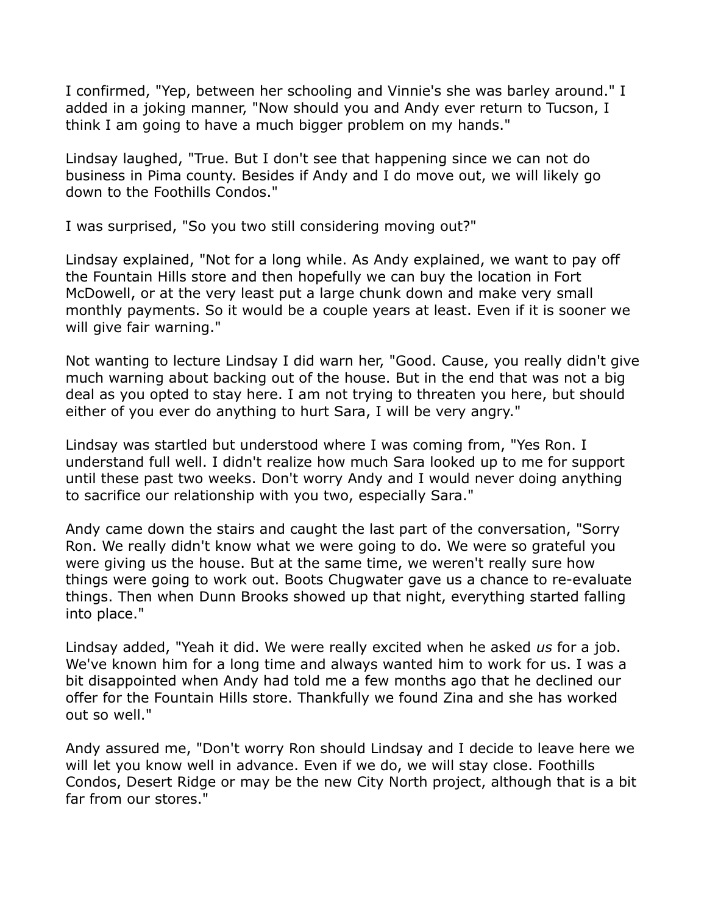I confirmed, "Yep, between her schooling and Vinnie's she was barley around." I added in a joking manner, "Now should you and Andy ever return to Tucson, I think I am going to have a much bigger problem on my hands."

Lindsay laughed, "True. But I don't see that happening since we can not do business in Pima county. Besides if Andy and I do move out, we will likely go down to the Foothills Condos."

I was surprised, "So you two still considering moving out?"

Lindsay explained, "Not for a long while. As Andy explained, we want to pay off the Fountain Hills store and then hopefully we can buy the location in Fort McDowell, or at the very least put a large chunk down and make very small monthly payments. So it would be a couple years at least. Even if it is sooner we will give fair warning."

Not wanting to lecture Lindsay I did warn her, "Good. Cause, you really didn't give much warning about backing out of the house. But in the end that was not a big deal as you opted to stay here. I am not trying to threaten you here, but should either of you ever do anything to hurt Sara, I will be very angry."

Lindsay was startled but understood where I was coming from, "Yes Ron. I understand full well. I didn't realize how much Sara looked up to me for support until these past two weeks. Don't worry Andy and I would never doing anything to sacrifice our relationship with you two, especially Sara."

Andy came down the stairs and caught the last part of the conversation, "Sorry Ron. We really didn't know what we were going to do. We were so grateful you were giving us the house. But at the same time, we weren't really sure how things were going to work out. Boots Chugwater gave us a chance to re-evaluate things. Then when Dunn Brooks showed up that night, everything started falling into place."

Lindsay added, "Yeah it did. We were really excited when he asked *us* for a job. We've known him for a long time and always wanted him to work for us. I was a bit disappointed when Andy had told me a few months ago that he declined our offer for the Fountain Hills store. Thankfully we found Zina and she has worked out so well."

Andy assured me, "Don't worry Ron should Lindsay and I decide to leave here we will let you know well in advance. Even if we do, we will stay close. Foothills Condos, Desert Ridge or may be the new City North project, although that is a bit far from our stores."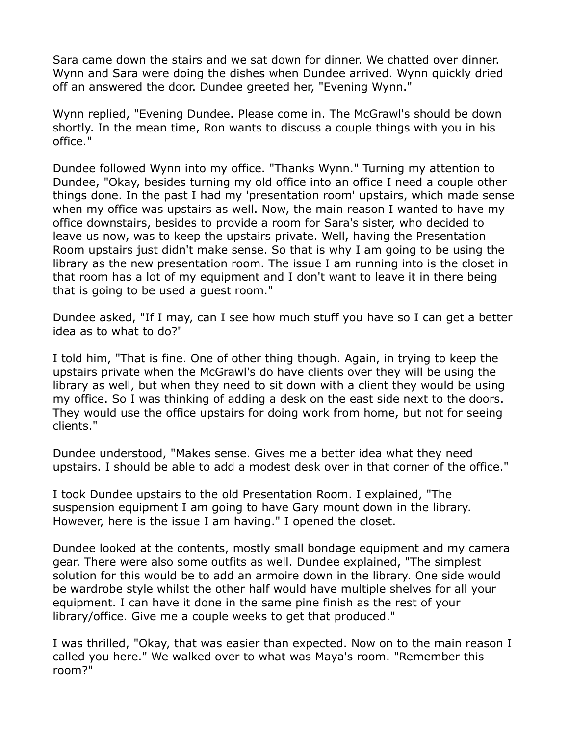Sara came down the stairs and we sat down for dinner. We chatted over dinner. Wynn and Sara were doing the dishes when Dundee arrived. Wynn quickly dried off an answered the door. Dundee greeted her, "Evening Wynn."

Wynn replied, "Evening Dundee. Please come in. The McGrawl's should be down shortly. In the mean time, Ron wants to discuss a couple things with you in his office."

Dundee followed Wynn into my office. "Thanks Wynn." Turning my attention to Dundee, "Okay, besides turning my old office into an office I need a couple other things done. In the past I had my 'presentation room' upstairs, which made sense when my office was upstairs as well. Now, the main reason I wanted to have my office downstairs, besides to provide a room for Sara's sister, who decided to leave us now, was to keep the upstairs private. Well, having the Presentation Room upstairs just didn't make sense. So that is why I am going to be using the library as the new presentation room. The issue I am running into is the closet in that room has a lot of my equipment and I don't want to leave it in there being that is going to be used a guest room."

Dundee asked, "If I may, can I see how much stuff you have so I can get a better idea as to what to do?"

I told him, "That is fine. One of other thing though. Again, in trying to keep the upstairs private when the McGrawl's do have clients over they will be using the library as well, but when they need to sit down with a client they would be using my office. So I was thinking of adding a desk on the east side next to the doors. They would use the office upstairs for doing work from home, but not for seeing clients."

Dundee understood, "Makes sense. Gives me a better idea what they need upstairs. I should be able to add a modest desk over in that corner of the office."

I took Dundee upstairs to the old Presentation Room. I explained, "The suspension equipment I am going to have Gary mount down in the library. However, here is the issue I am having." I opened the closet.

Dundee looked at the contents, mostly small bondage equipment and my camera gear. There were also some outfits as well. Dundee explained, "The simplest solution for this would be to add an armoire down in the library. One side would be wardrobe style whilst the other half would have multiple shelves for all your equipment. I can have it done in the same pine finish as the rest of your library/office. Give me a couple weeks to get that produced."

I was thrilled, "Okay, that was easier than expected. Now on to the main reason I called you here." We walked over to what was Maya's room. "Remember this room?"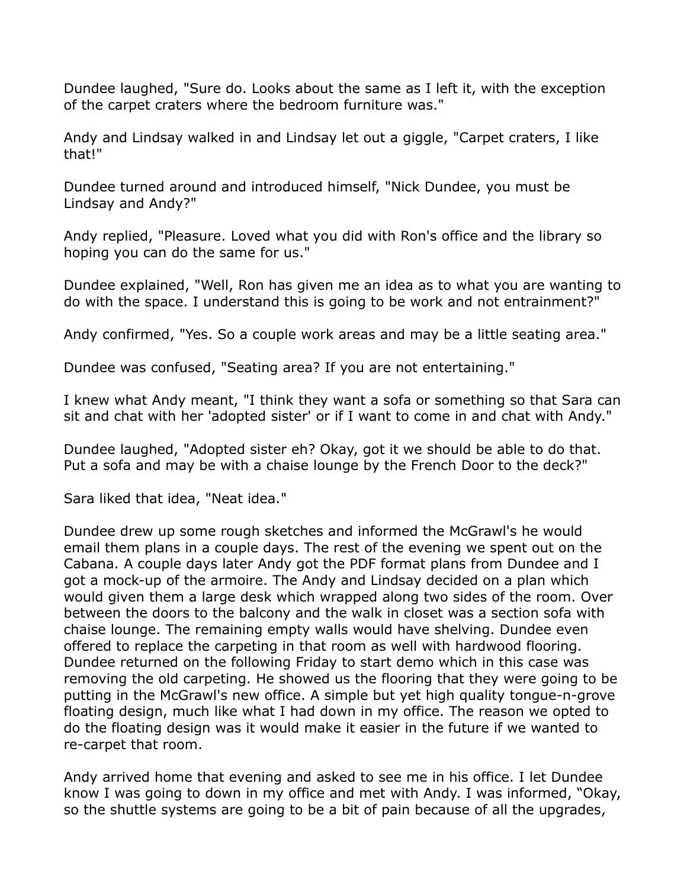Dundee laughed, "Sure do. Looks about the same as I left it, with the exception of the carpet craters where the bedroom furniture was."

Andy and Lindsay walked in and Lindsay let out a giggle, "Carpet craters, I like that!"

Dundee turned around and introduced himself, "Nick Dundee, you must be Lindsay and Andy?"

Andy replied, "Pleasure. Loved what you did with Ron's office and the library so hoping you can do the same for us."

Dundee explained, "Well, Ron has given me an idea as to what you are wanting to do with the space. I understand this is going to be work and not entrainment?"

Andy confirmed, "Yes. So a couple work areas and may be a little seating area."

Dundee was confused, "Seating area? If you are not entertaining."

I knew what Andy meant, "I think they want a sofa or something so that Sara can sit and chat with her 'adopted sister' or if I want to come in and chat with Andy."

Dundee laughed, "Adopted sister eh? Okay, got it we should be able to do that. Put a sofa and may be with a chaise lounge by the French Door to the deck?"

Sara liked that idea, "Neat idea."

Dundee drew up some rough sketches and informed the McGrawl's he would email them plans in a couple days. The rest of the evening we spent out on the Cabana. A couple days later Andy got the PDF format plans from Dundee and I got a mock-up of the armoire. The Andy and Lindsay decided on a plan which would given them a large desk which wrapped along two sides of the room. Over between the doors to the balcony and the walk in closet was a section sofa with chaise lounge. The remaining empty walls would have shelving. Dundee even offered to replace the carpeting in that room as well with hardwood flooring. Dundee returned on the following Friday to start demo which in this case was removing the old carpeting. He showed us the flooring that they were going to be putting in the McGrawl's new office. A simple but yet high quality tongue-n-grove floating design, much like what I had down in my office. The reason we opted to do the floating design was it would make it easier in the future if we wanted to re-carpet that room.

Andy arrived home that evening and asked to see me in his office. I let Dundee know I was going to down in my office and met with Andy. I was informed, "Okay, so the shuttle systems are going to be a bit of pain because of all the upgrades,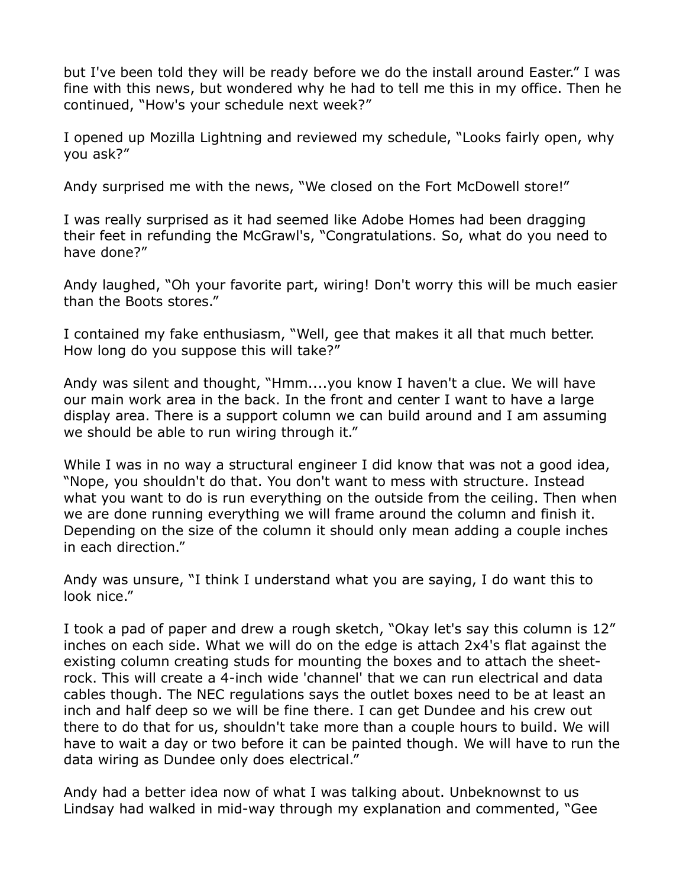but I've been told they will be ready before we do the install around Easter." I was fine with this news, but wondered why he had to tell me this in my office. Then he continued, "How's your schedule next week?"

I opened up Mozilla Lightning and reviewed my schedule, "Looks fairly open, why you ask?"

Andy surprised me with the news, "We closed on the Fort McDowell store!"

I was really surprised as it had seemed like Adobe Homes had been dragging their feet in refunding the McGrawl's, "Congratulations. So, what do you need to have done?"

Andy laughed, "Oh your favorite part, wiring! Don't worry this will be much easier than the Boots stores."

I contained my fake enthusiasm, "Well, gee that makes it all that much better. How long do you suppose this will take?"

Andy was silent and thought, "Hmm....you know I haven't a clue. We will have our main work area in the back. In the front and center I want to have a large display area. There is a support column we can build around and I am assuming we should be able to run wiring through it."

While I was in no way a structural engineer I did know that was not a good idea, "Nope, you shouldn't do that. You don't want to mess with structure. Instead what you want to do is run everything on the outside from the ceiling. Then when we are done running everything we will frame around the column and finish it. Depending on the size of the column it should only mean adding a couple inches in each direction."

Andy was unsure, "I think I understand what you are saying, I do want this to look nice."

I took a pad of paper and drew a rough sketch, "Okay let's say this column is 12" inches on each side. What we will do on the edge is attach 2x4's flat against the existing column creating studs for mounting the boxes and to attach the sheet-rock. This will create a 4-inch wide 'channel' that we can run electrical and data cables though. The NEC regulations says the outlet boxes need to be at least an inch and half deep so we will be fine there. I can get Dundee and his crew out there to do that for us, shouldn't take more than a couple hours to build. We will have to wait a day or two before it can be painted though. We will have to run the data wiring as Dundee only does electrical."

Andy had a better idea now of what I was talking about. Unbeknownst to us Lindsay had walked in mid-way through my explanation and commented, "Gee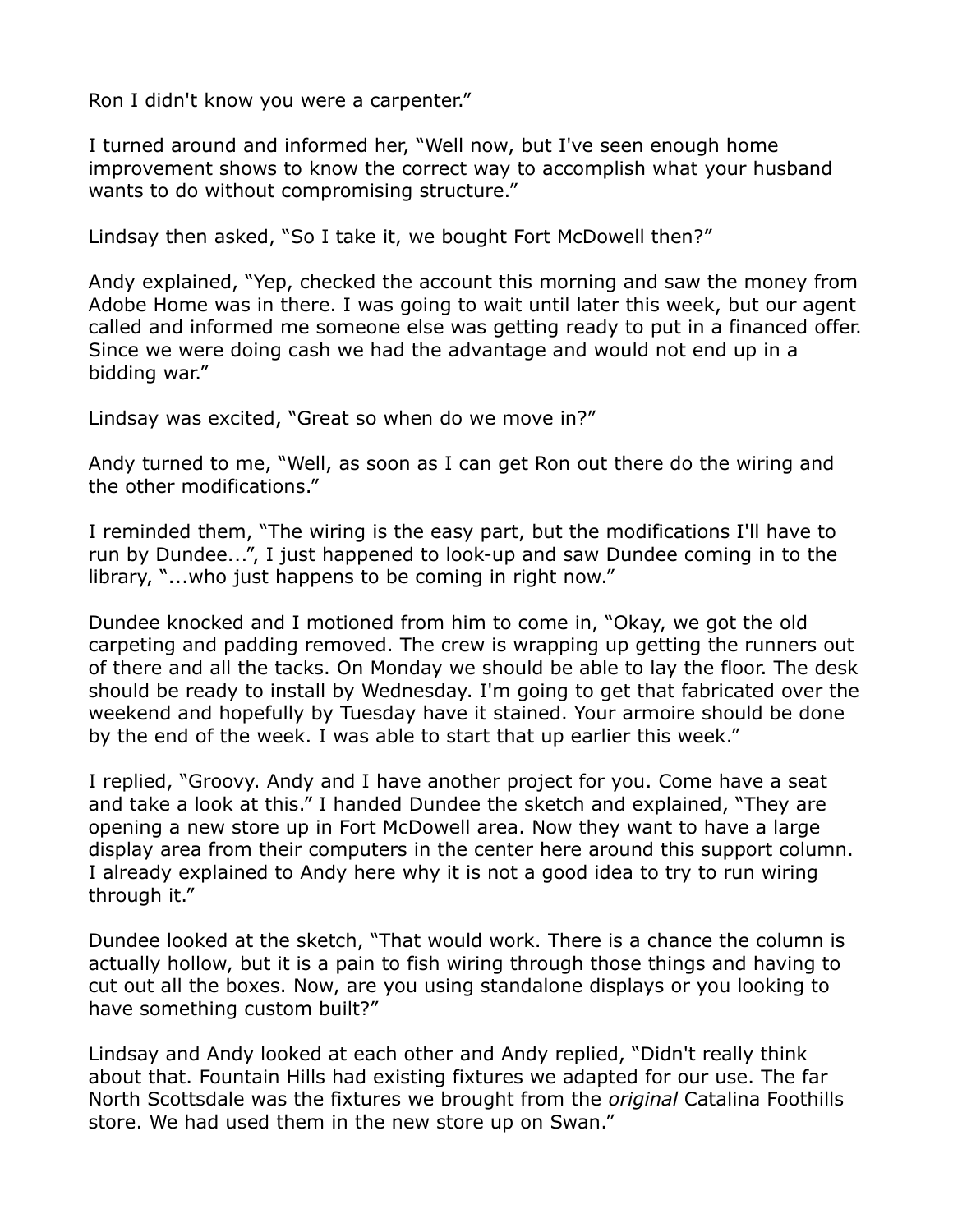Ron I didn't know you were a carpenter."

I turned around and informed her, "Well now, but I've seen enough home improvement shows to know the correct way to accomplish what your husband wants to do without compromising structure."

Lindsay then asked, "So I take it, we bought Fort McDowell then?"

Andy explained, "Yep, checked the account this morning and saw the money from Adobe Home was in there. I was going to wait until later this week, but our agent called and informed me someone else was getting ready to put in a financed offer. Since we were doing cash we had the advantage and would not end up in a bidding war."

Lindsay was excited, "Great so when do we move in?"

Andy turned to me, "Well, as soon as I can get Ron out there do the wiring and the other modifications."

I reminded them, "The wiring is the easy part, but the modifications I'll have to run by Dundee...", I just happened to look-up and saw Dundee coming in to the library, "...who just happens to be coming in right now."

Dundee knocked and I motioned from him to come in, "Okay, we got the old carpeting and padding removed. The crew is wrapping up getting the runners out of there and all the tacks. On Monday we should be able to lay the floor. The desk should be ready to install by Wednesday. I'm going to get that fabricated over the weekend and hopefully by Tuesday have it stained. Your armoire should be done by the end of the week. I was able to start that up earlier this week."

I replied, "Groovy. Andy and I have another project for you. Come have a seat and take a look at this." I handed Dundee the sketch and explained, "They are opening a new store up in Fort McDowell area. Now they want to have a large display area from their computers in the center here around this support column. I already explained to Andy here why it is not a good idea to try to run wiring through it."

Dundee looked at the sketch, "That would work. There is a chance the column is actually hollow, but it is a pain to fish wiring through those things and having to cut out all the boxes. Now, are you using standalone displays or you looking to have something custom built?"

Lindsay and Andy looked at each other and Andy replied, "Didn't really think about that. Fountain Hills had existing fixtures we adapted for our use. The far North Scottsdale was the fixtures we brought from the *original* Catalina Foothills store. We had used them in the new store up on Swan."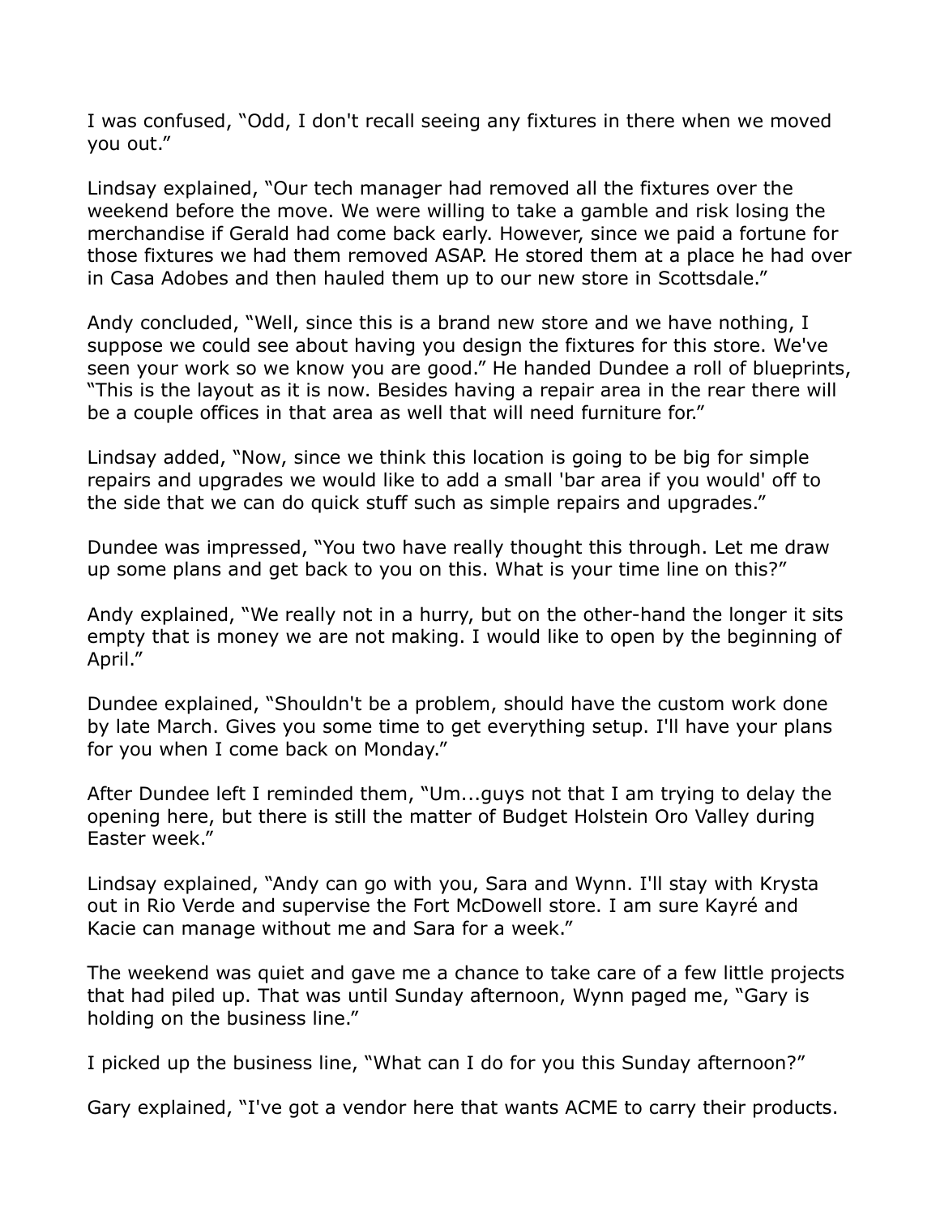I was confused, "Odd, I don't recall seeing any fixtures in there when we moved you out."

Lindsay explained, "Our tech manager had removed all the fixtures over the weekend before the move. We were willing to take a gamble and risk losing the merchandise if Gerald had come back early. However, since we paid a fortune for those fixtures we had them removed ASAP. He stored them at a place he had over in Casa Adobes and then hauled them up to our new store in Scottsdale."

Andy concluded, "Well, since this is a brand new store and we have nothing, I suppose we could see about having you design the fixtures for this store. We've seen your work so we know you are good." He handed Dundee a roll of blueprints, "This is the layout as it is now. Besides having a repair area in the rear there will be a couple offices in that area as well that will need furniture for."

Lindsay added, "Now, since we think this location is going to be big for simple repairs and upgrades we would like to add a small 'bar area if you would' off to the side that we can do quick stuff such as simple repairs and upgrades."

Dundee was impressed, "You two have really thought this through. Let me draw up some plans and get back to you on this. What is your time line on this?"

Andy explained, "We really not in a hurry, but on the other-hand the longer it sits empty that is money we are not making. I would like to open by the beginning of April."

Dundee explained, "Shouldn't be a problem, should have the custom work done by late March. Gives you some time to get everything setup. I'll have your plans for you when I come back on Monday."

After Dundee left I reminded them, "Um...guys not that I am trying to delay the opening here, but there is still the matter of Budget Holstein Oro Valley during Easter week."

Lindsay explained, "Andy can go with you, Sara and Wynn. I'll stay with Krysta out in Rio Verde and supervise the Fort McDowell store. I am sure Kayré and Kacie can manage without me and Sara for a week."

The weekend was quiet and gave me a chance to take care of a few little projects that had piled up. That was until Sunday afternoon, Wynn paged me, "Gary is holding on the business line."

I picked up the business line, "What can I do for you this Sunday afternoon?"

Gary explained, "I've got a vendor here that wants ACME to carry their products.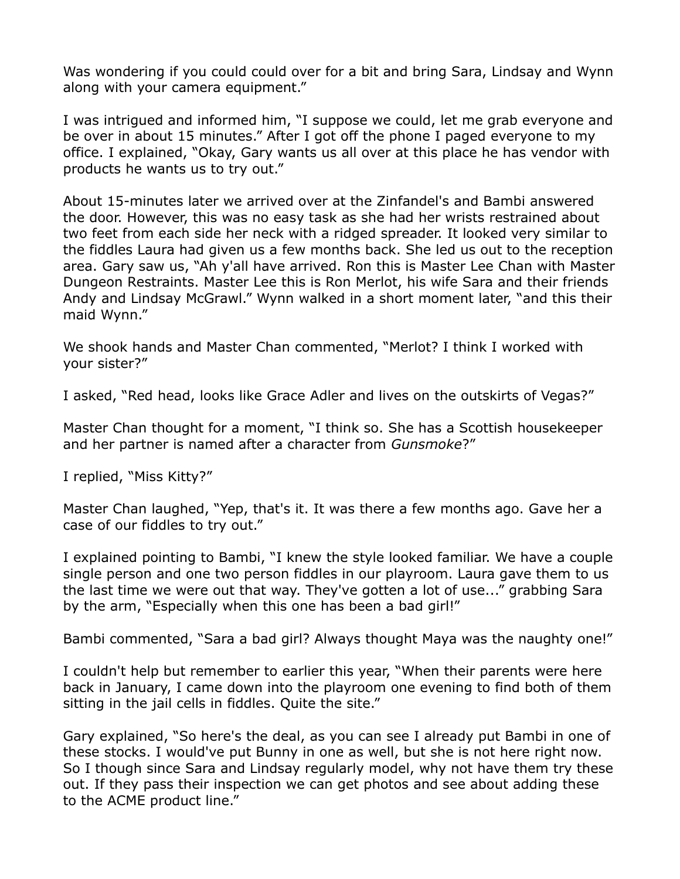Was wondering if you could could over for a bit and bring Sara, Lindsay and Wynn along with your camera equipment."

I was intrigued and informed him, "I suppose we could, let me grab everyone and be over in about 15 minutes." After I got off the phone I paged everyone to my office. I explained, "Okay, Gary wants us all over at this place he has vendor with products he wants us to try out."

About 15-minutes later we arrived over at the Zinfandel's and Bambi answered the door. However, this was no easy task as she had her wrists restrained about two feet from each side her neck with a ridged spreader. It looked very similar to the fiddles Laura had given us a few months back. She led us out to the reception area. Gary saw us, "Ah y'all have arrived. Ron this is Master Lee Chan with Master Dungeon Restraints. Master Lee this is Ron Merlot, his wife Sara and their friends Andy and Lindsay McGrawl." Wynn walked in a short moment later, "and this their maid Wynn."

We shook hands and Master Chan commented, "Merlot? I think I worked with your sister?"

I asked, "Red head, looks like Grace Adler and lives on the outskirts of Vegas?"

Master Chan thought for a moment, "I think so. She has a Scottish housekeeper and her partner is named after a character from *Gunsmoke*?"

I replied, "Miss Kitty?"

Master Chan laughed, "Yep, that's it. It was there a few months ago. Gave her a case of our fiddles to try out."

I explained pointing to Bambi, "I knew the style looked familiar. We have a couple single person and one two person fiddles in our playroom. Laura gave them to us the last time we were out that way. They've gotten a lot of use..." grabbing Sara by the arm, "Especially when this one has been a bad girl!"

Bambi commented, "Sara a bad girl? Always thought Maya was the naughty one!"

I couldn't help but remember to earlier this year, "When their parents were here back in January, I came down into the playroom one evening to find both of them sitting in the jail cells in fiddles. Quite the site."

Gary explained, "So here's the deal, as you can see I already put Bambi in one of these stocks. I would've put Bunny in one as well, but she is not here right now. So I though since Sara and Lindsay regularly model, why not have them try these out. If they pass their inspection we can get photos and see about adding these to the ACME product line."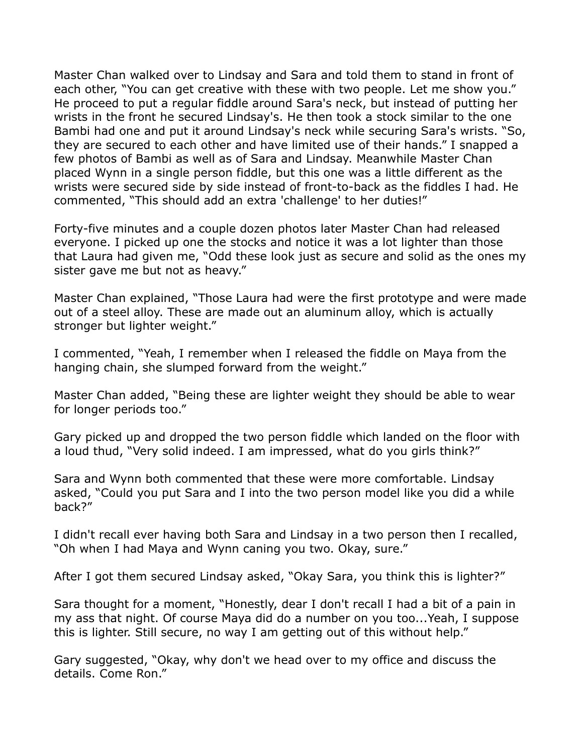Master Chan walked over to Lindsay and Sara and told them to stand in front of each other, "You can get creative with these with two people. Let me show you." He proceed to put a regular fiddle around Sara's neck, but instead of putting her wrists in the front he secured Lindsay's. He then took a stock similar to the one Bambi had one and put it around Lindsay's neck while securing Sara's wrists. "So, they are secured to each other and have limited use of their hands." I snapped a few photos of Bambi as well as of Sara and Lindsay. Meanwhile Master Chan placed Wynn in a single person fiddle, but this one was a little different as the wrists were secured side by side instead of front-to-back as the fiddles I had. He commented, "This should add an extra 'challenge' to her duties!"

Forty-five minutes and a couple dozen photos later Master Chan had released everyone. I picked up one the stocks and notice it was a lot lighter than those that Laura had given me, "Odd these look just as secure and solid as the ones my sister gave me but not as heavy."

Master Chan explained, "Those Laura had were the first prototype and were made out of a steel alloy. These are made out an aluminum alloy, which is actually stronger but lighter weight."

I commented, "Yeah, I remember when I released the fiddle on Maya from the hanging chain, she slumped forward from the weight."

Master Chan added, "Being these are lighter weight they should be able to wear for longer periods too."

Gary picked up and dropped the two person fiddle which landed on the floor with a loud thud, "Very solid indeed. I am impressed, what do you girls think?"

Sara and Wynn both commented that these were more comfortable. Lindsay asked, "Could you put Sara and I into the two person model like you did a while back?"

I didn't recall ever having both Sara and Lindsay in a two person then I recalled, "Oh when I had Maya and Wynn caning you two. Okay, sure."

After I got them secured Lindsay asked, "Okay Sara, you think this is lighter?"

Sara thought for a moment, "Honestly, dear I don't recall I had a bit of a pain in my ass that night. Of course Maya did do a number on you too...Yeah, I suppose this is lighter. Still secure, no way I am getting out of this without help."

Gary suggested, "Okay, why don't we head over to my office and discuss the details. Come Ron."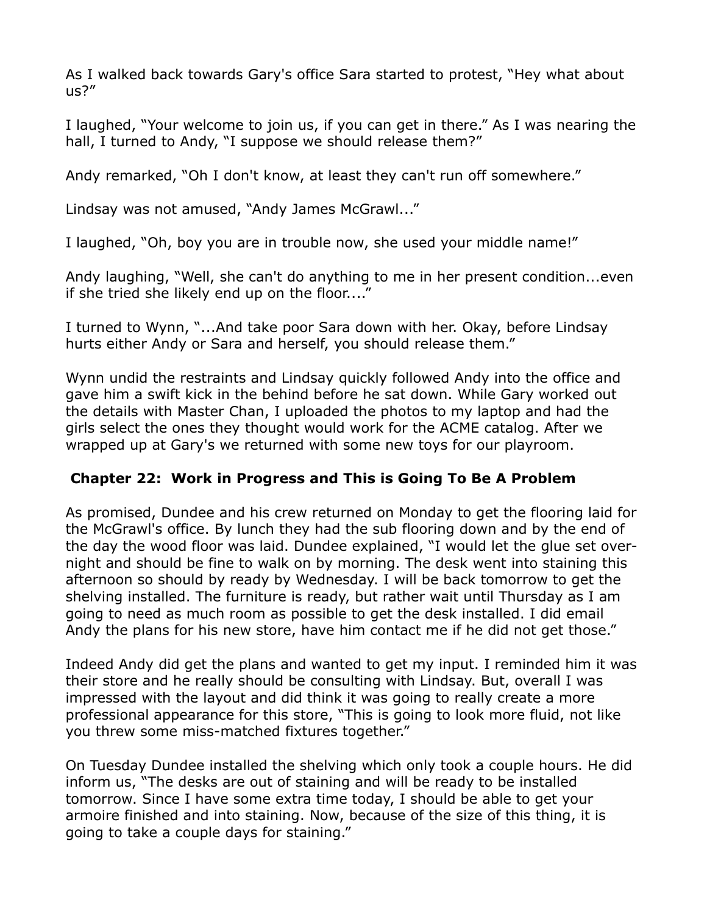As I walked back towards Gary's office Sara started to protest, "Hey what about us?"

I laughed, "Your welcome to join us, if you can get in there." As I was nearing the hall, I turned to Andy, "I suppose we should release them?"

Andy remarked, "Oh I don't know, at least they can't run off somewhere."

Lindsay was not amused, "Andy James McGrawl..."

I laughed, "Oh, boy you are in trouble now, she used your middle name!"

Andy laughing, "Well, she can't do anything to me in her present condition...even if she tried she likely end up on the floor...."

I turned to Wynn, "...And take poor Sara down with her. Okay, before Lindsay hurts either Andy or Sara and herself, you should release them."

Wynn undid the restraints and Lindsay quickly followed Andy into the office and gave him a swift kick in the behind before he sat down. While Gary worked out the details with Master Chan, I uploaded the photos to my laptop and had the girls select the ones they thought would work for the ACME catalog. After we wrapped up at Gary's we returned with some new toys for our playroom.

## Chapter 22: Work in Progress and This is Going To Be A Problem

As promised, Dundee and his crew returned on Monday to get the flooring laid for the McGrawl's office. By lunch they had the sub flooring down and by the end of the day the wood floor was laid. Dundee explained, "I would let the glue set over-night and should be fine to walk on by morning. The desk went into staining this afternoon so should by ready by Wednesday. I will be back tomorrow to get the shelving installed. The furniture is ready, but rather wait until Thursday as I am going to need as much room as possible to get the desk installed. I did email Andy the plans for his new store, have him contact me if he did not get those."

Indeed Andy did get the plans and wanted to get my input. I reminded him it was their store and he really should be consulting with Lindsay. But, overall I was impressed with the layout and did think it was going to really create a more professional appearance for this store, "This is going to look more fluid, not like you threw some miss-matched fixtures together."

On Tuesday Dundee installed the shelving which only took a couple hours. He did inform us, "The desks are out of staining and will be ready to be installed tomorrow. Since I have some extra time today, I should be able to get your armoire finished and into staining. Now, because of the size of this thing, it is going to take a couple days for staining."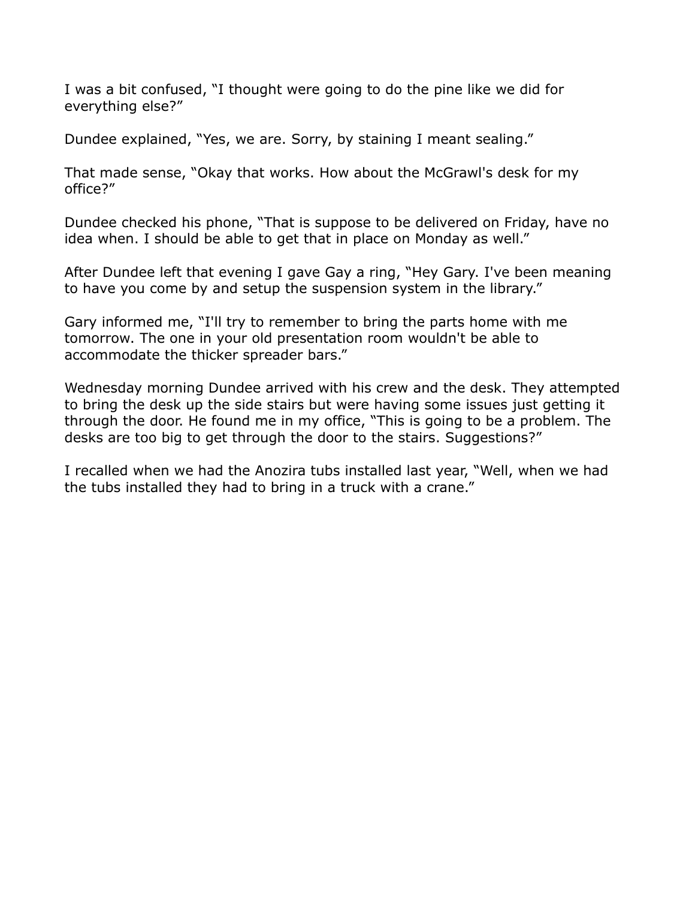I was a bit confused, "I thought were going to do the pine like we did for everything else?"

Dundee explained, "Yes, we are. Sorry, by staining I meant sealing."

That made sense, "Okay that works. How about the McGrawl's desk for my office?"

Dundee checked his phone, "That is suppose to be delivered on Friday, have no idea when. I should be able to get that in place on Monday as well."

After Dundee left that evening I gave Gay a ring, "Hey Gary. I've been meaning to have you come by and setup the suspension system in the library."

Gary informed me, "I'll try to remember to bring the parts home with me tomorrow. The one in your old presentation room wouldn't be able to accommodate the thicker spreader bars."

Wednesday morning Dundee arrived with his crew and the desk. They attempted to bring the desk up the side stairs but were having some issues just getting it through the door. He found me in my office, "This is going to be a problem. The desks are too big to get through the door to the stairs. Suggestions?"

I recalled when we had the Anozira tubs installed last year, "Well, when we had the tubs installed they had to bring in a truck with a crane."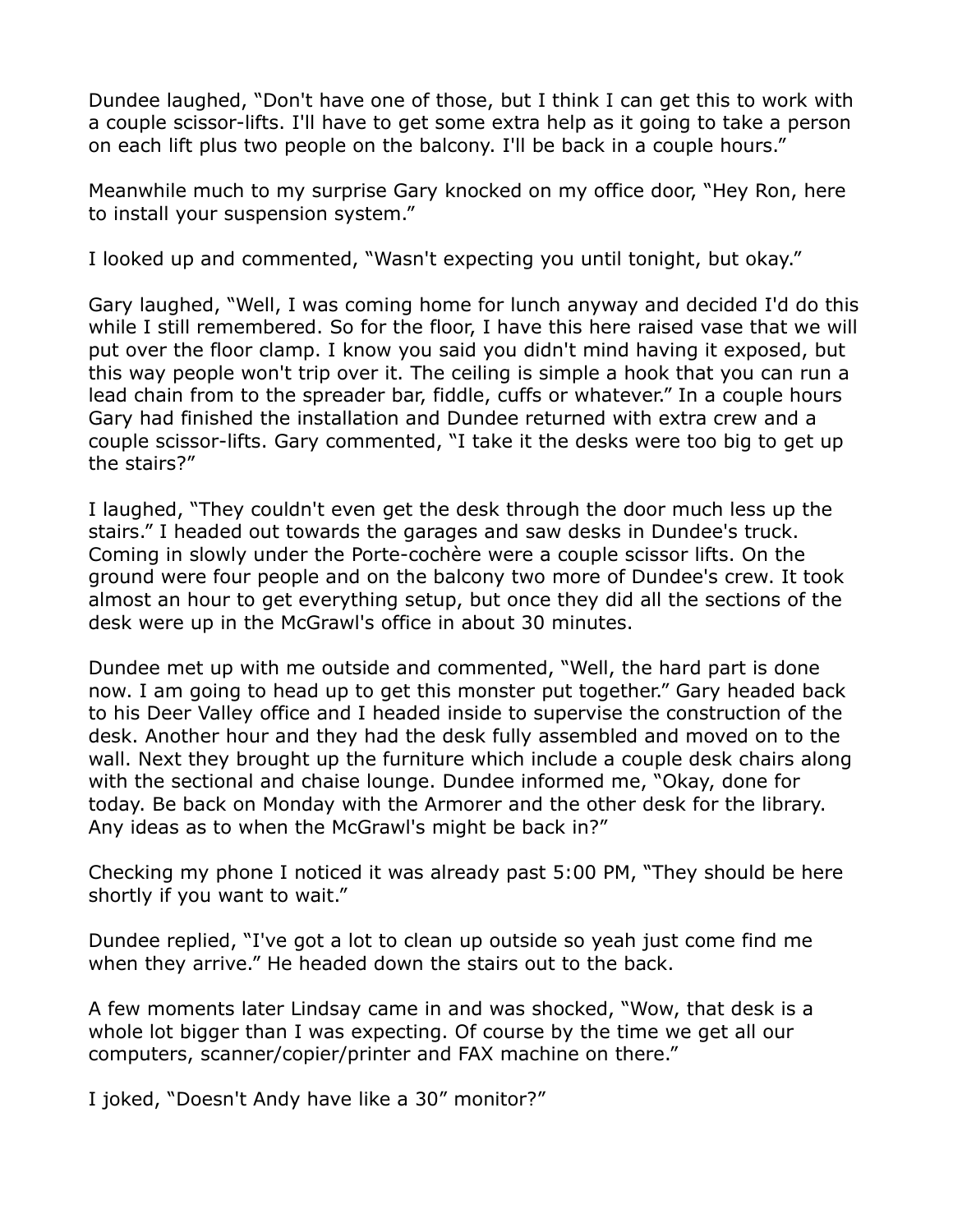Dundee laughed, "Don't have one of those, but I think I can get this to work with a couple scissor-lifts. I'll have to get some extra help as it going to take a person on each lift plus two people on the balcony. I'll be back in a couple hours."

Meanwhile much to my surprise Gary knocked on my office door, "Hey Ron, here to install your suspension system."

I looked up and commented, "Wasn't expecting you until tonight, but okay."

Gary laughed, "Well, I was coming home for lunch anyway and decided I'd do this while I still remembered. So for the floor, I have this here raised vase that we will put over the floor clamp. I know you said you didn't mind having it exposed, but this way people won't trip over it. The ceiling is simple a hook that you can run a lead chain from to the spreader bar, fiddle, cuffs or whatever." In a couple hours Gary had finished the installation and Dundee returned with extra crew and a couple scissor-lifts. Gary commented, "I take it the desks were too big to get up the stairs?"

I laughed, "They couldn't even get the desk through the door much less up the stairs." I headed out towards the garages and saw desks in Dundee's truck. Coming in slowly under the Porte-cochère were a couple scissor lifts. On the ground were four people and on the balcony two more of Dundee's crew. It took almost an hour to get everything setup, but once they did all the sections of the desk were up in the McGrawl's office in about 30 minutes.

Dundee met up with me outside and commented, "Well, the hard part is done now. I am going to head up to get this monster put together." Gary headed back to his Deer Valley office and I headed inside to supervise the construction of the desk. Another hour and they had the desk fully assembled and moved on to the wall. Next they brought up the furniture which include a couple desk chairs along with the sectional and chaise lounge. Dundee informed me, "Okay, done for today. Be back on Monday with the Armorer and the other desk for the library. Any ideas as to when the McGrawl's might be back in?"

Checking my phone I noticed it was already past 5:00 PM, "They should be here shortly if you want to wait."

Dundee replied, "I've got a lot to clean up outside so yeah just come find me when they arrive." He headed down the stairs out to the back.

A few moments later Lindsay came in and was shocked, "Wow, that desk is a whole lot bigger than I was expecting. Of course by the time we get all our computers, scanner/copier/printer and FAX machine on there."

I joked, "Doesn't Andy have like a 30" monitor?"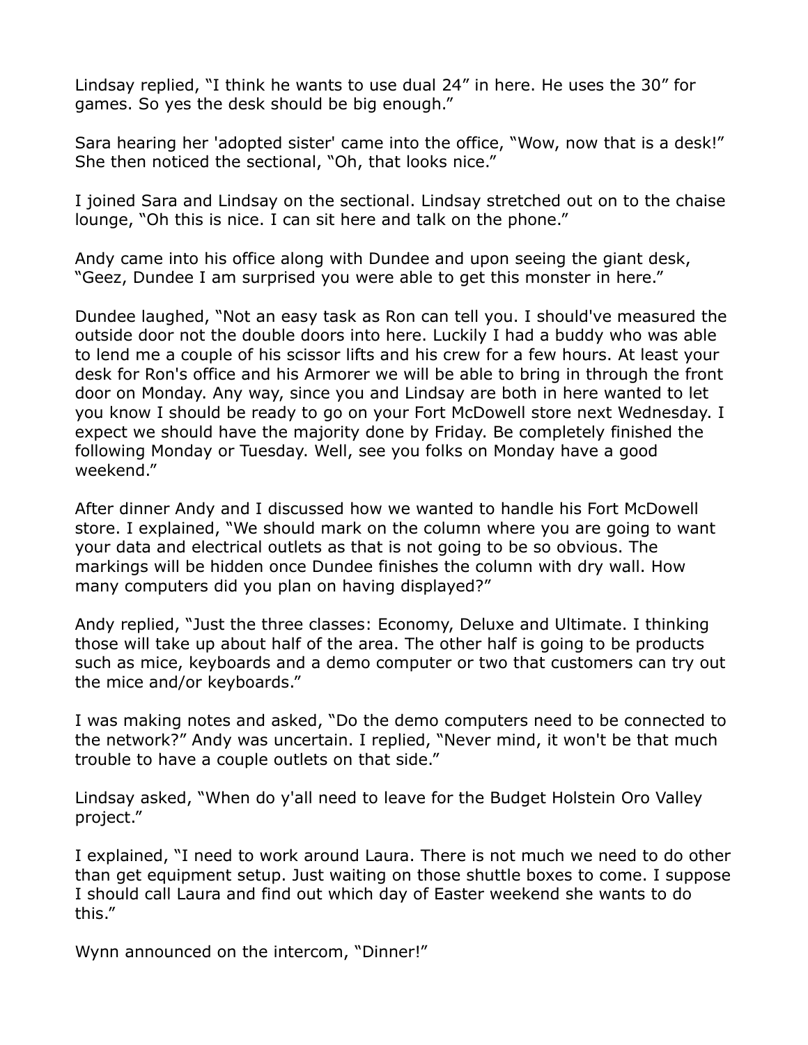Lindsay replied, “I think he wants to use dual 24” in here. He uses the 30” for games. So yes the desk should be big enough.”

Sara hearing her 'adopted sister' came into the office, “Wow, now that is a desk!” She then noticed the sectional, “Oh, that looks nice.”

I joined Sara and Lindsay on the sectional. Lindsay stretched out on to the chaise lounge, “Oh this is nice. I can sit here and talk on the phone.”

Andy came into his office along with Dundee and upon seeing the giant desk, “Geez, Dundee I am surprised you were able to get this monster in here.”

Dundee laughed, “Not an easy task as Ron can tell you. I should've measured the outside door not the double doors into here. Luckily I had a buddy who was able to lend me a couple of his scissor lifts and his crew for a few hours. At least your desk for Ron's office and his Armorer we will be able to bring in through the front door on Monday. Any way, since you and Lindsay are both in here wanted to let you know I should be ready to go on your Fort McDowell store next Wednesday. I expect we should have the majority done by Friday. Be completely finished the following Monday or Tuesday. Well, see you folks on Monday have a good weekend.”

After dinner Andy and I discussed how we wanted to handle his Fort McDowell store. I explained, “We should mark on the column where you are going to want your data and electrical outlets as that is not going to be so obvious. The markings will be hidden once Dundee finishes the column with dry wall. How many computers did you plan on having displayed?”

Andy replied, “Just the three classes: Economy, Deluxe and Ultimate. I thinking those will take up about half of the area. The other half is going to be products such as mice, keyboards and a demo computer or two that customers can try out the mice and/or keyboards.”

I was making notes and asked, “Do the demo computers need to be connected to the network?” Andy was uncertain. I replied, “Never mind, it won't be that much trouble to have a couple outlets on that side.”

Lindsay asked, “When do y'all need to leave for the Budget Holstein Oro Valley project.”

I explained, “I need to work around Laura. There is not much we need to do other than get equipment setup. Just waiting on those shuttle boxes to come. I suppose I should call Laura and find out which day of Easter weekend she wants to do this.”

Wynn announced on the intercom, “Dinner!”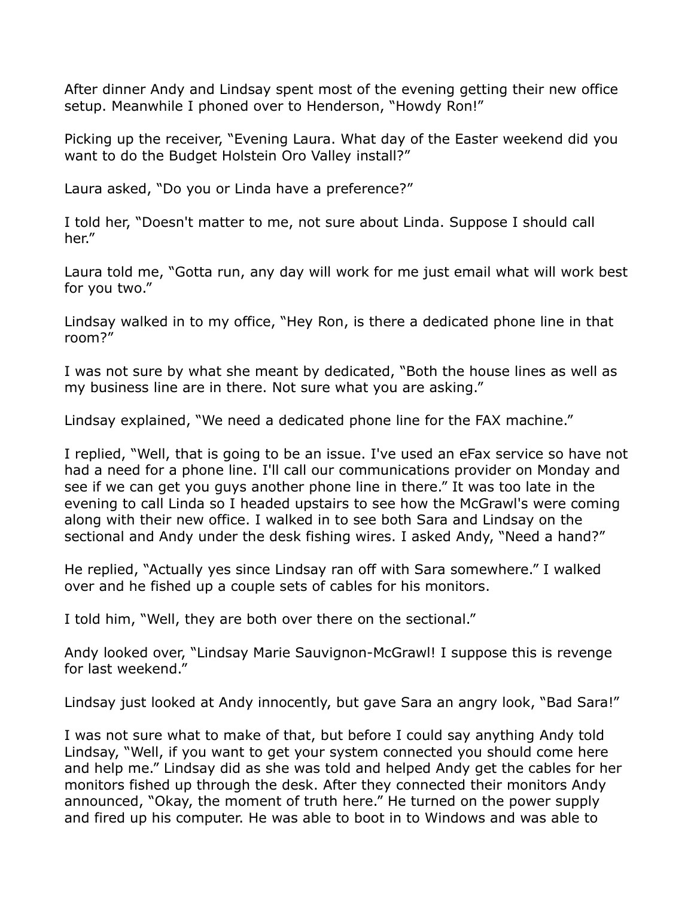After dinner Andy and Lindsay spent most of the evening getting their new office setup. Meanwhile I phoned over to Henderson, “Howdy Ron!”

Picking up the receiver, “Evening Laura. What day of the Easter weekend did you want to do the Budget Holstein Oro Valley install?”

Laura asked, “Do you or Linda have a preference?”

I told her, “Doesn't matter to me, not sure about Linda. Suppose I should call her.”

Laura told me, “Gotta run, any day will work for me just email what will work best for you two.”

Lindsay walked in to my office, “Hey Ron, is there a dedicated phone line in that room?”

I was not sure by what she meant by dedicated, “Both the house lines as well as my business line are in there. Not sure what you are asking.”

Lindsay explained, “We need a dedicated phone line for the FAX machine.”

I replied, “Well, that is going to be an issue. I've used an eFax service so have not had a need for a phone line. I'll call our communications provider on Monday and see if we can get you guys another phone line in there.” It was too late in the evening to call Linda so I headed upstairs to see how the McGrawl's were coming along with their new office. I walked in to see both Sara and Lindsay on the sectional and Andy under the desk fishing wires. I asked Andy, “Need a hand?”

He replied, “Actually yes since Lindsay ran off with Sara somewhere.” I walked over and he fished up a couple sets of cables for his monitors.

I told him, “Well, they are both over there on the sectional.”

Andy looked over, “Lindsay Marie Sauvignon-McGrawl! I suppose this is revenge for last weekend.”

Lindsay just looked at Andy innocently, but gave Sara an angry look, “Bad Sara!”

I was not sure what to make of that, but before I could say anything Andy told Lindsay, “Well, if you want to get your system connected you should come here and help me.” Lindsay did as she was told and helped Andy get the cables for her monitors fished up through the desk. After they connected their monitors Andy announced, “Okay, the moment of truth here.” He turned on the power supply and fired up his computer. He was able to boot in to Windows and was able to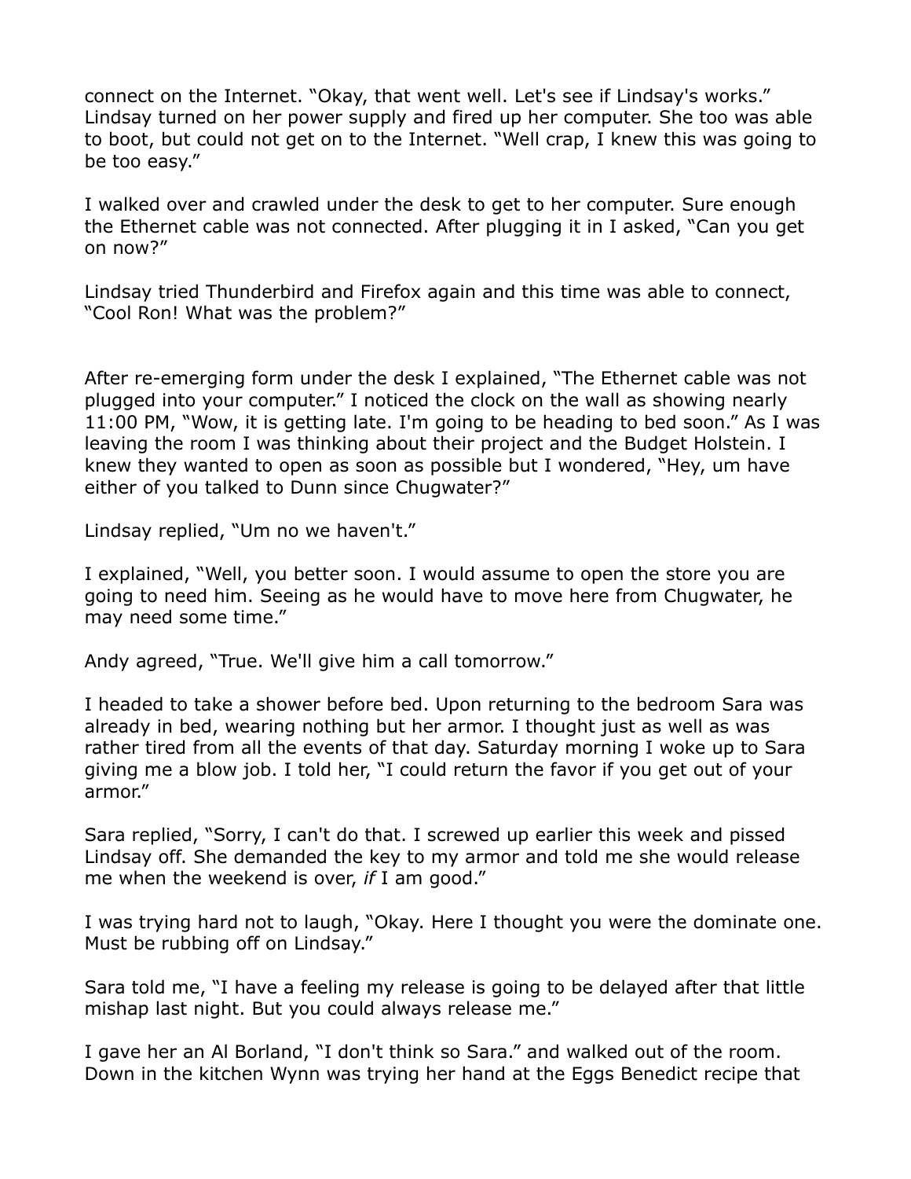connect on the Internet. "Okay, that went well. Let's see if Lindsay's works." Lindsay turned on her power supply and fired up her computer. She too was able to boot, but could not get on to the Internet. "Well crap, I knew this was going to be too easy."

I walked over and crawled under the desk to get to her computer. Sure enough the Ethernet cable was not connected. After plugging it in I asked, "Can you get on now?"

Lindsay tried Thunderbird and Firefox again and this time was able to connect, "Cool Ron! What was the problem?"

After re-emerging form under the desk I explained, "The Ethernet cable was not plugged into your computer." I noticed the clock on the wall as showing nearly 11:00 PM, "Wow, it is getting late. I'm going to be heading to bed soon." As I was leaving the room I was thinking about their project and the Budget Holstein. I knew they wanted to open as soon as possible but I wondered, "Hey, um have either of you talked to Dunn since Chugwater?"

Lindsay replied, "Um no we haven't."

I explained, "Well, you better soon. I would assume to open the store you are going to need him. Seeing as he would have to move here from Chugwater, he may need some time."

Andy agreed, "True. We'll give him a call tomorrow."

I headed to take a shower before bed. Upon returning to the bedroom Sara was already in bed, wearing nothing but her armor. I thought just as well as was rather tired from all the events of that day. Saturday morning I woke up to Sara giving me a blow job. I told her, "I could return the favor if you get out of your armor."

Sara replied, "Sorry, I can't do that. I screwed up earlier this week and pissed Lindsay off. She demanded the key to my armor and told me she would release me when the weekend is over, *if* I am good."

I was trying hard not to laugh, "Okay. Here I thought you were the dominate one. Must be rubbing off on Lindsay."

Sara told me, "I have a feeling my release is going to be delayed after that little mishap last night. But you could always release me."

I gave her an Al Borland, "I don't think so Sara." and walked out of the room. Down in the kitchen Wynn was trying her hand at the Eggs Benedict recipe that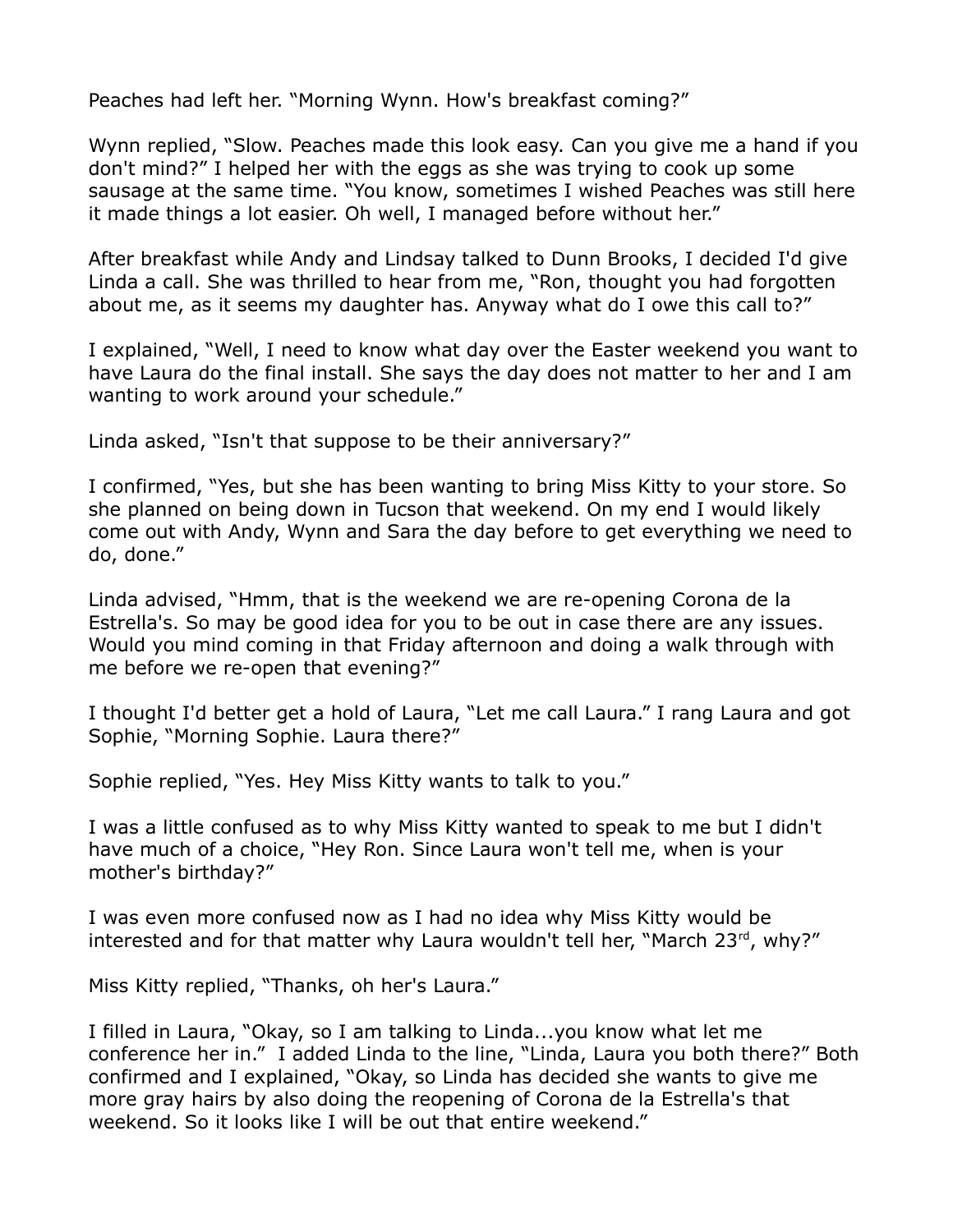Peaches had left her. “Morning Wynn. How's breakfast coming?”

Wynn replied, “Slow. Peaches made this look easy. Can you give me a hand if you don't mind?” I helped her with the eggs as she was trying to cook up some sausage at the same time. “You know, sometimes I wished Peaches was still here it made things a lot easier. Oh well, I managed before without her.”

After breakfast while Andy and Lindsay talked to Dunn Brooks, I decided I'd give Linda a call. She was thrilled to hear from me, “Ron, thought you had forgotten about me, as it seems my daughter has. Anyway what do I owe this call to?”

I explained, “Well, I need to know what day over the Easter weekend you want to have Laura do the final install. She says the day does not matter to her and I am wanting to work around your schedule.”

Linda asked, “Isn't that suppose to be their anniversary?”

I confirmed, “Yes, but she has been wanting to bring Miss Kitty to your store. So she planned on being down in Tucson that weekend. On my end I would likely come out with Andy, Wynn and Sara the day before to get everything we need to do, done.”

Linda advised, “Hmm, that is the weekend we are re-opening Corona de la Estrella's. So may be good idea for you to be out in case there are any issues. Would you mind coming in that Friday afternoon and doing a walk through with me before we re-open that evening?”

I thought I'd better get a hold of Laura, “Let me call Laura.” I rang Laura and got Sophie, “Morning Sophie. Laura there?”

Sophie replied, “Yes. Hey Miss Kitty wants to talk to you.”

I was a little confused as to why Miss Kitty wanted to speak to me but I didn't have much of a choice, “Hey Ron. Since Laura won't tell me, when is your mother's birthday?”

I was even more confused now as I had no idea why Miss Kitty would be interested and for that matter why Laura wouldn't tell her, “March 23rd, why?”

Miss Kitty replied, “Thanks, oh her's Laura.”

I filled in Laura, “Okay, so I am talking to Linda...you know what let me conference her in.” I added Linda to the line, “Linda, Laura you both there?” Both confirmed and I explained, “Okay, so Linda has decided she wants to give me more gray hairs by also doing the reopening of Corona de la Estrella's that weekend. So it looks like I will be out that entire weekend.”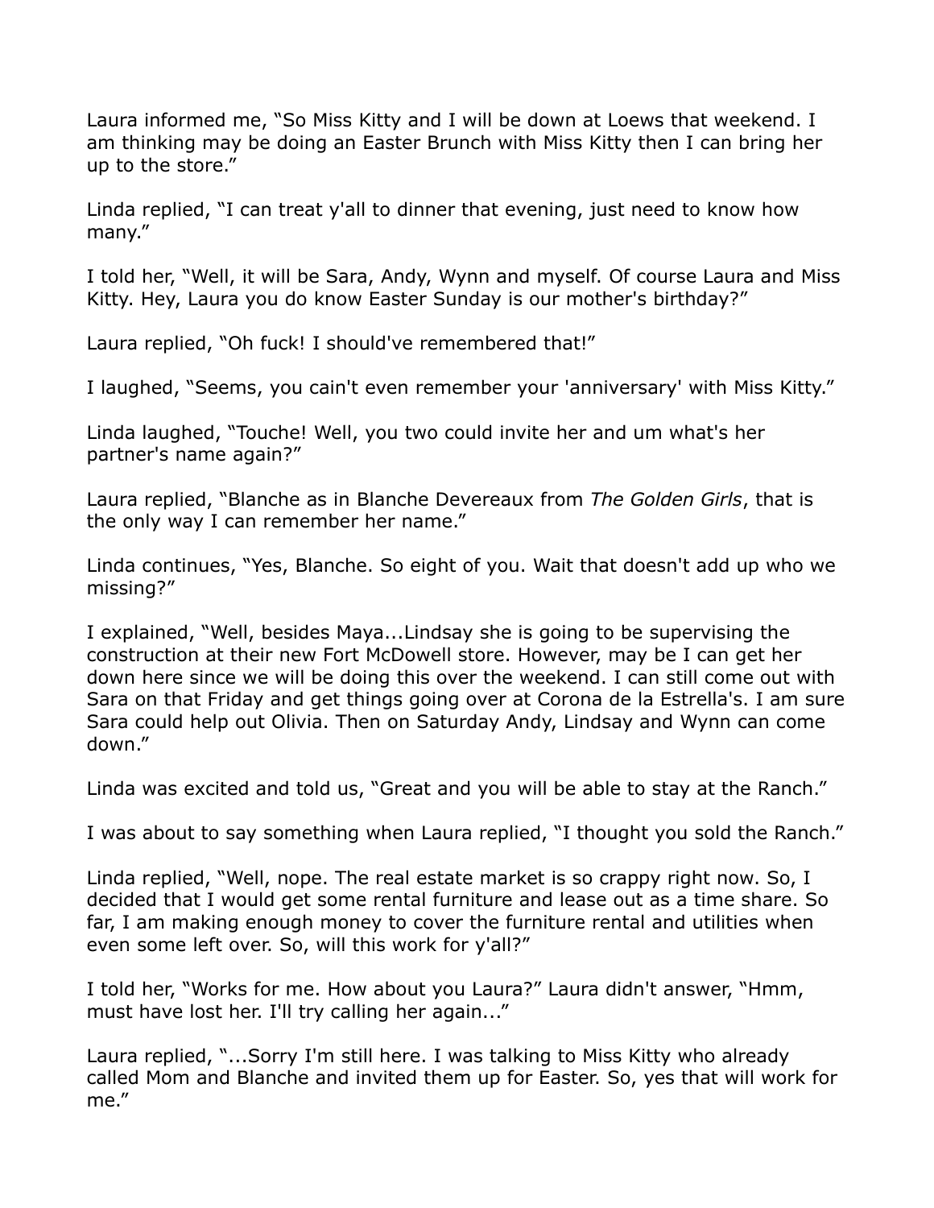Laura informed me, “So Miss Kitty and I will be down at Loews that weekend. I am thinking may be doing an Easter Brunch with Miss Kitty then I can bring her up to the store.”

Linda replied, “I can treat y'all to dinner that evening, just need to know how many.”

I told her, “Well, it will be Sara, Andy, Wynn and myself. Of course Laura and Miss Kitty. Hey, Laura you do know Easter Sunday is our mother's birthday?”

Laura replied, “Oh fuck! I should've remembered that!”

I laughed, “Seems, you cain't even remember your 'anniversary' with Miss Kitty.”

Linda laughed, “Touche! Well, you two could invite her and um what's her partner's name again?”

Laura replied, “Blanche as in Blanche Devereaux from *The Golden Girls*, that is the only way I can remember her name.”

Linda continues, “Yes, Blanche. So eight of you. Wait that doesn't add up who we missing?”

I explained, “Well, besides Maya...Lindsay she is going to be supervising the construction at their new Fort McDowell store. However, may be I can get her down here since we will be doing this over the weekend. I can still come out with Sara on that Friday and get things going over at Corona de la Estrella's. I am sure Sara could help out Olivia. Then on Saturday Andy, Lindsay and Wynn can come down.”

Linda was excited and told us, “Great and you will be able to stay at the Ranch.”

I was about to say something when Laura replied, “I thought you sold the Ranch.”

Linda replied, “Well, nope. The real estate market is so crappy right now. So, I decided that I would get some rental furniture and lease out as a time share. So far, I am making enough money to cover the furniture rental and utilities when even some left over. So, will this work for y'all?”

I told her, “Works for me. How about you Laura?” Laura didn't answer, “Hmm, must have lost her. I'll try calling her again...”

Laura replied, “...Sorry I'm still here. I was talking to Miss Kitty who already called Mom and Blanche and invited them up for Easter. So, yes that will work for me.”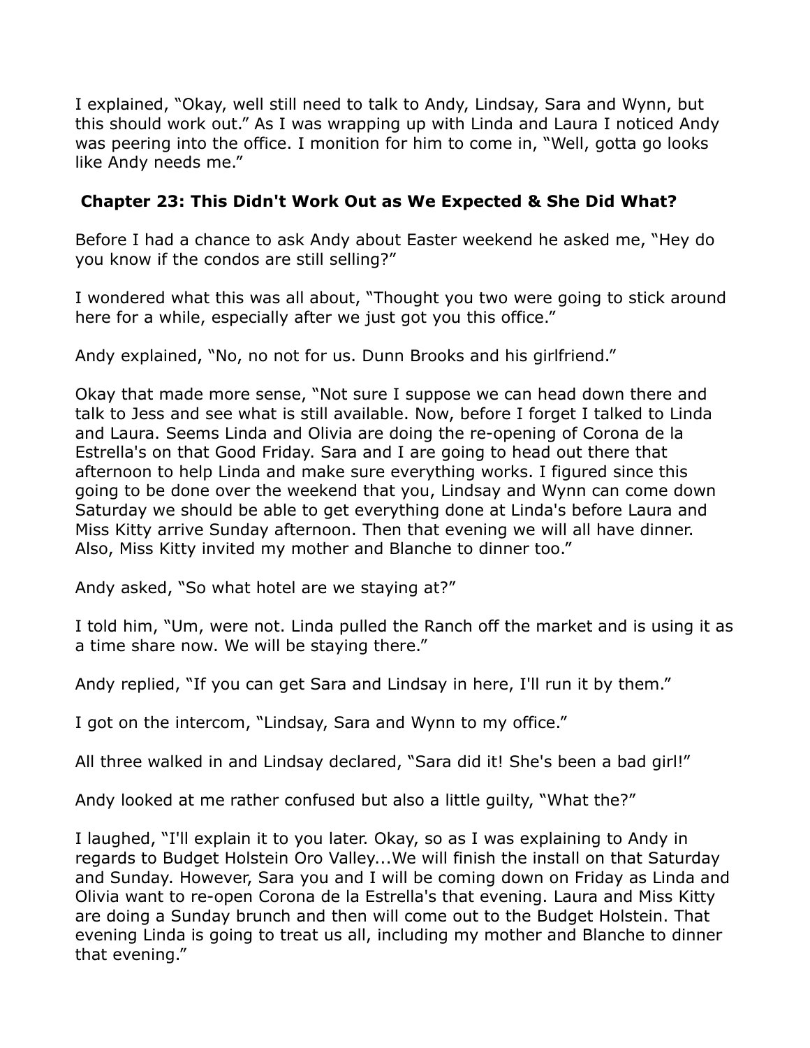I explained, “Okay, well still need to talk to Andy, Lindsay, Sara and Wynn, but this should work out.” As I was wrapping up with Linda and Laura I noticed Andy was peering into the office. I monition for him to come in, “Well, gotta go looks like Andy needs me.”

### Chapter 23: This Didn't Work Out as We Expected & She Did What?

Before I had a chance to ask Andy about Easter weekend he asked me, “Hey do you know if the condos are still selling?”

I wondered what this was all about, “Thought you two were going to stick around here for a while, especially after we just got you this office.”

Andy explained, “No, no not for us. Dunn Brooks and his girlfriend.”

Okay that made more sense, “Not sure I suppose we can head down there and talk to Jess and see what is still available. Now, before I forget I talked to Linda and Laura. Seems Linda and Olivia are doing the re-opening of Corona de la Estrella's on that Good Friday. Sara and I are going to head out there that afternoon to help Linda and make sure everything works. I figured since this going to be done over the weekend that you, Lindsay and Wynn can come down Saturday we should be able to get everything done at Linda's before Laura and Miss Kitty arrive Sunday afternoon. Then that evening we will all have dinner. Also, Miss Kitty invited my mother and Blanche to dinner too.”

Andy asked, “So what hotel are we staying at?”

I told him, “Um, were not. Linda pulled the Ranch off the market and is using it as a time share now. We will be staying there.”

Andy replied, “If you can get Sara and Lindsay in here, I'll run it by them.”

I got on the intercom, “Lindsay, Sara and Wynn to my office.”

All three walked in and Lindsay declared, “Sara did it! She's been a bad girl!”

Andy looked at me rather confused but also a little guilty, “What the?”

I laughed, “I'll explain it to you later. Okay, so as I was explaining to Andy in regards to Budget Holstein Oro Valley...We will finish the install on that Saturday and Sunday. However, Sara you and I will be coming down on Friday as Linda and Olivia want to re-open Corona de la Estrella's that evening. Laura and Miss Kitty are doing a Sunday brunch and then will come out to the Budget Holstein. That evening Linda is going to treat us all, including my mother and Blanche to dinner that evening.”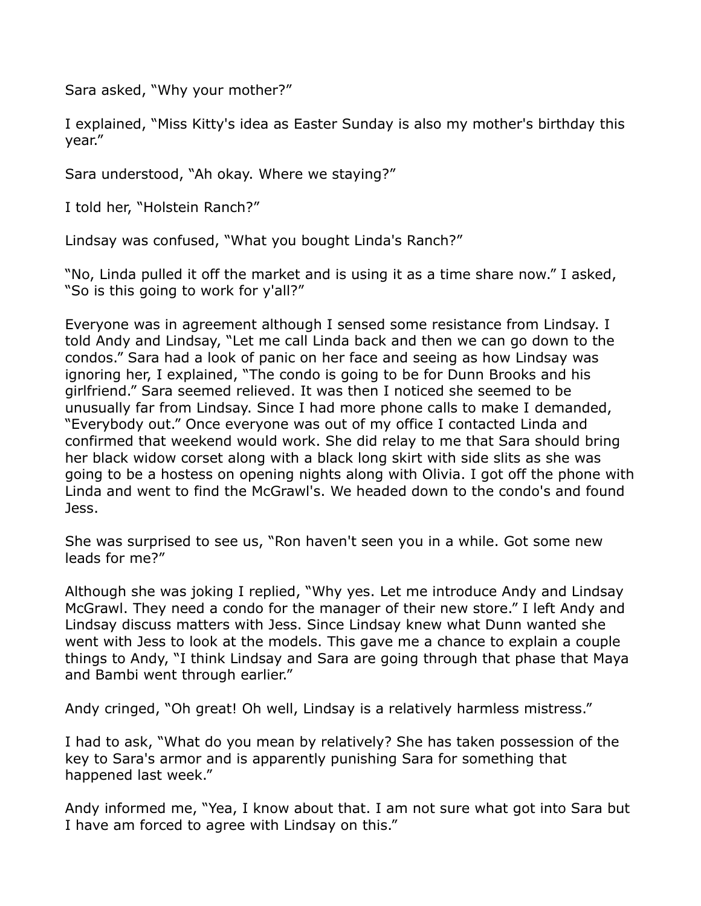Sara asked, “Why your mother?”

I explained, “Miss Kitty's idea as Easter Sunday is also my mother's birthday this year.”

Sara understood, “Ah okay. Where we staying?”

I told her, “Holstein Ranch?”

Lindsay was confused, “What you bought Linda's Ranch?”

“No, Linda pulled it off the market and is using it as a time share now.” I asked, “So is this going to work for y'all?”

Everyone was in agreement although I sensed some resistance from Lindsay. I told Andy and Lindsay, “Let me call Linda back and then we can go down to the condos.” Sara had a look of panic on her face and seeing as how Lindsay was ignoring her, I explained, “The condo is going to be for Dunn Brooks and his girlfriend.” Sara seemed relieved. It was then I noticed she seemed to be unusually far from Lindsay. Since I had more phone calls to make I demanded, “Everybody out.” Once everyone was out of my office I contacted Linda and confirmed that weekend would work. She did relay to me that Sara should bring her black widow corset along with a black long skirt with side slits as she was going to be a hostess on opening nights along with Olivia. I got off the phone with Linda and went to find the McGrawl's. We headed down to the condo's and found Jess.

She was surprised to see us, “Ron haven't seen you in a while. Got some new leads for me?”

Although she was joking I replied, “Why yes. Let me introduce Andy and Lindsay McGrawl. They need a condo for the manager of their new store.” I left Andy and Lindsay discuss matters with Jess. Since Lindsay knew what Dunn wanted she went with Jess to look at the models. This gave me a chance to explain a couple things to Andy, “I think Lindsay and Sara are going through that phase that Maya and Bambi went through earlier.”

Andy cringed, “Oh great! Oh well, Lindsay is a relatively harmless mistress.”

I had to ask, “What do you mean by relatively? She has taken possession of the key to Sara's armor and is apparently punishing Sara for something that happened last week.”

Andy informed me, “Yea, I know about that. I am not sure what got into Sara but I have am forced to agree with Lindsay on this.”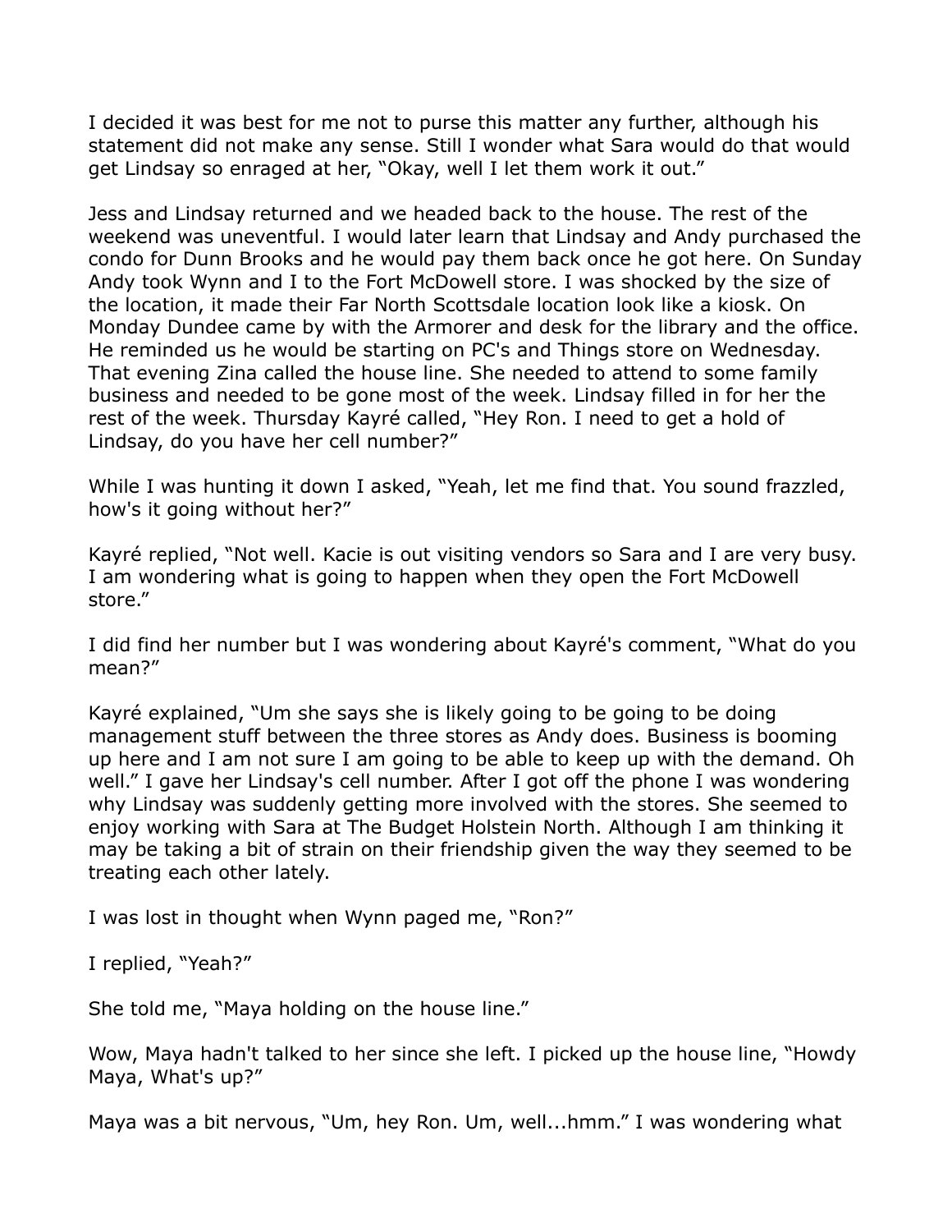I decided it was best for me not to purse this matter any further, although his statement did not make any sense. Still I wonder what Sara would do that would get Lindsay so enraged at her, “Okay, well I let them work it out.”

Jess and Lindsay returned and we headed back to the house. The rest of the weekend was uneventful. I would later learn that Lindsay and Andy purchased the condo for Dunn Brooks and he would pay them back once he got here. On Sunday Andy took Wynn and I to the Fort McDowell store. I was shocked by the size of the location, it made their Far North Scottsdale location look like a kiosk. On Monday Dundee came by with the Armorer and desk for the library and the office. He reminded us he would be starting on PC's and Things store on Wednesday. That evening Zina called the house line. She needed to attend to some family business and needed to be gone most of the week. Lindsay filled in for her the rest of the week. Thursday Kayré called, “Hey Ron. I need to get a hold of Lindsay, do you have her cell number?”

While I was hunting it down I asked, “Yeah, let me find that. You sound frazzled, how's it going without her?”

Kayré replied, “Not well. Kacie is out visiting vendors so Sara and I are very busy. I am wondering what is going to happen when they open the Fort McDowell store.”

I did find her number but I was wondering about Kayré's comment, “What do you mean?”

Kayré explained, “Um she says she is likely going to be going to be doing management stuff between the three stores as Andy does. Business is booming up here and I am not sure I am going to be able to keep up with the demand. Oh well.” I gave her Lindsay's cell number. After I got off the phone I was wondering why Lindsay was suddenly getting more involved with the stores. She seemed to enjoy working with Sara at The Budget Holstein North. Although I am thinking it may be taking a bit of strain on their friendship given the way they seemed to be treating each other lately.

I was lost in thought when Wynn paged me, “Ron?”

I replied, “Yeah?”

She told me, “Maya holding on the house line.”

Wow, Maya hadn't talked to her since she left. I picked up the house line, “Howdy Maya, What's up?”

Maya was a bit nervous, “Um, hey Ron. Um, well...hmm.” I was wondering what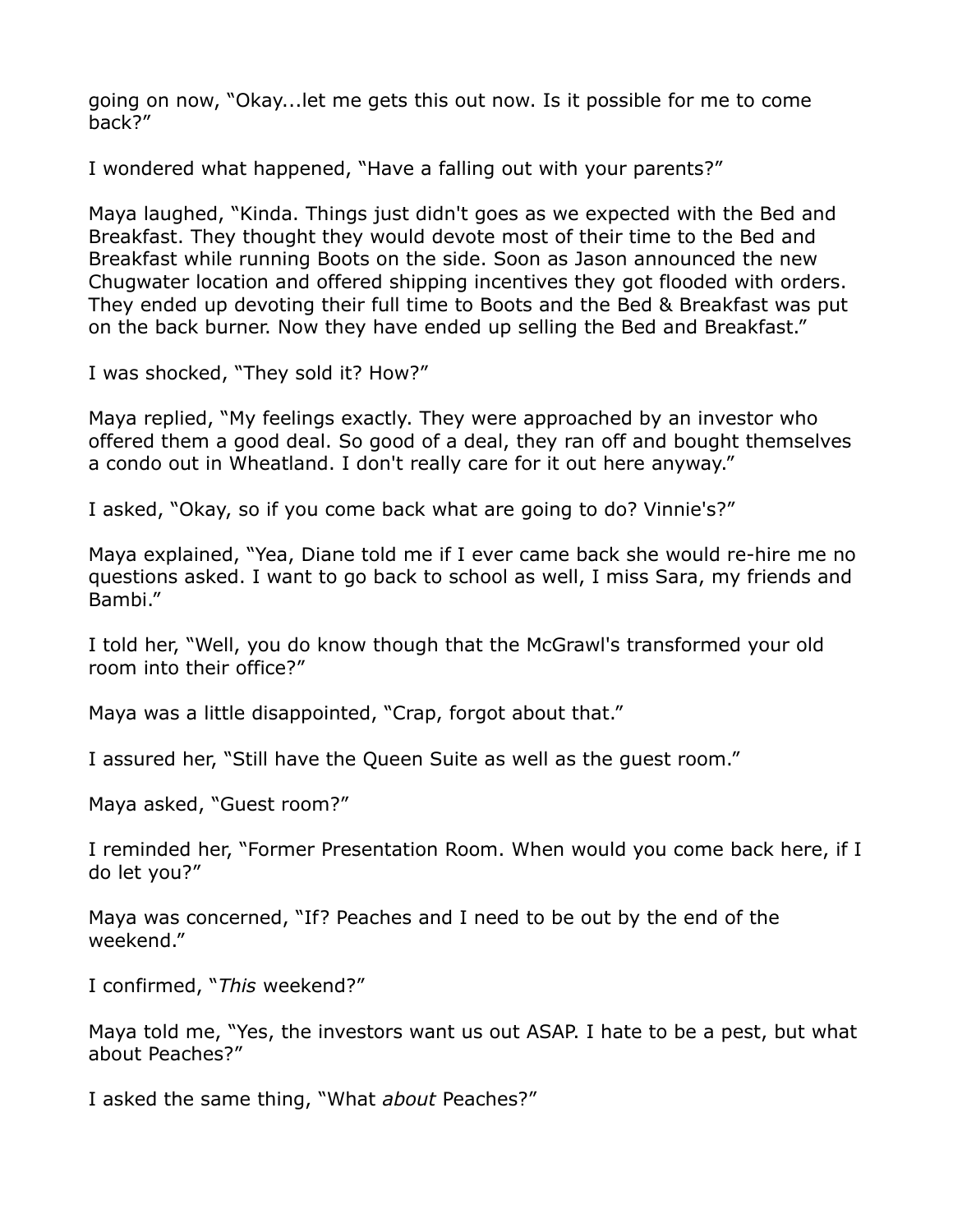going on now, "Okay...let me gets this out now. Is it possible for me to come back?"

I wondered what happened, "Have a falling out with your parents?"

Maya laughed, "Kinda. Things just didn't goes as we expected with the Bed and Breakfast. They thought they would devote most of their time to the Bed and Breakfast while running Boots on the side. Soon as Jason announced the new Chugwater location and offered shipping incentives they got flooded with orders. They ended up devoting their full time to Boots and the Bed & Breakfast was put on the back burner. Now they have ended up selling the Bed and Breakfast."

I was shocked, "They sold it? How?"

Maya replied, "My feelings exactly. They were approached by an investor who offered them a good deal. So good of a deal, they ran off and bought themselves a condo out in Wheatland. I don't really care for it out here anyway."

I asked, "Okay, so if you come back what are going to do? Vinnie's?"

Maya explained, "Yea, Diane told me if I ever came back she would re-hire me no questions asked. I want to go back to school as well, I miss Sara, my friends and Bambi."

I told her, "Well, you do know though that the McGrawl's transformed your old room into their office?"

Maya was a little disappointed, "Crap, forgot about that."

I assured her, "Still have the Queen Suite as well as the guest room."

Maya asked, "Guest room?"

I reminded her, "Former Presentation Room. When would you come back here, if I do let you?"

Maya was concerned, "If? Peaches and I need to be out by the end of the weekend."

I confirmed, "*This* weekend?"

Maya told me, "Yes, the investors want us out ASAP. I hate to be a pest, but what about Peaches?"

I asked the same thing, "What *about* Peaches?"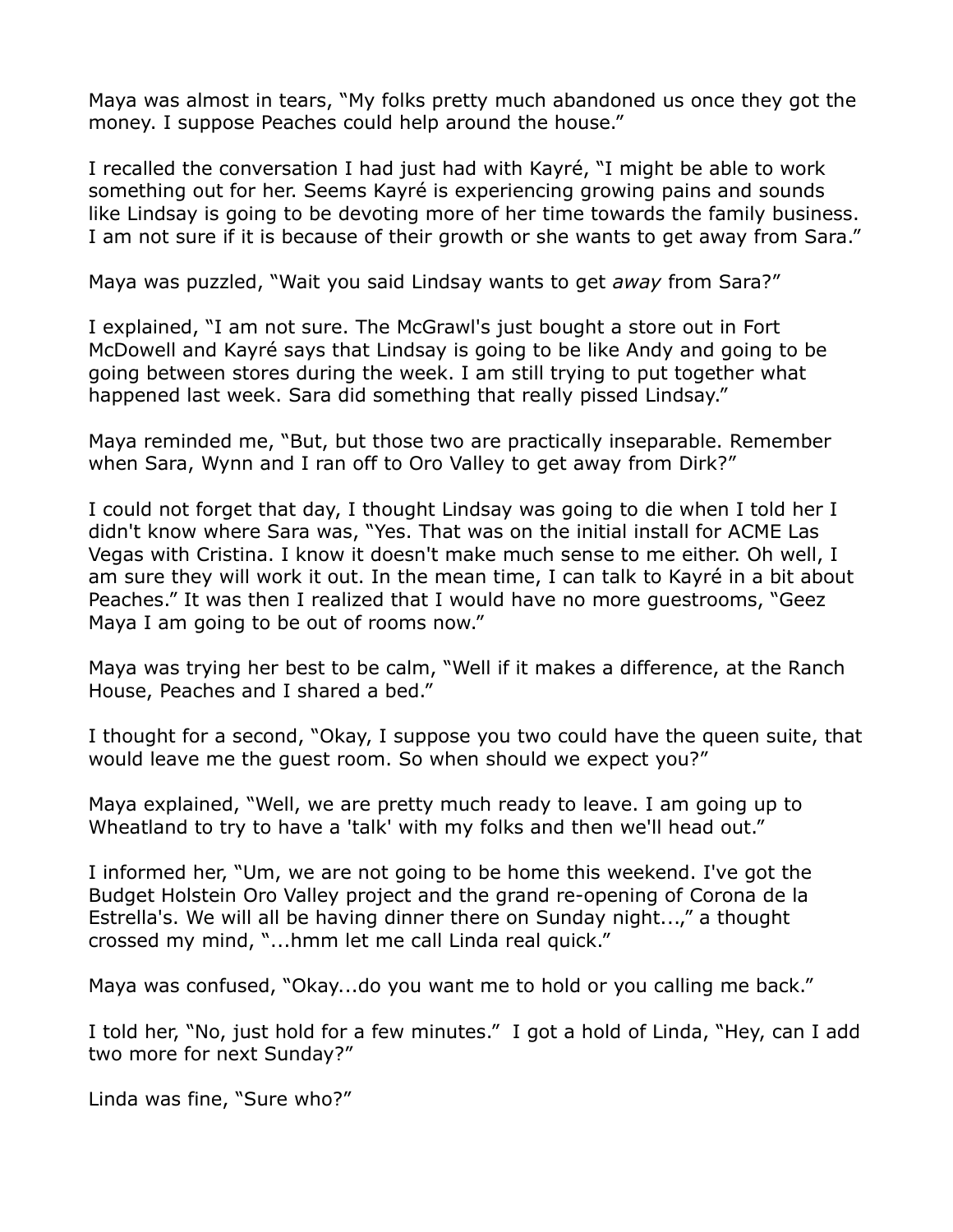Maya was almost in tears, "My folks pretty much abandoned us once they got the money. I suppose Peaches could help around the house."

I recalled the conversation I had just had with Kayré, "I might be able to work something out for her. Seems Kayré is experiencing growing pains and sounds like Lindsay is going to be devoting more of her time towards the family business. I am not sure if it is because of their growth or she wants to get away from Sara."

Maya was puzzled, "Wait you said Lindsay wants to get *away* from Sara?"

I explained, "I am not sure. The McGrawl's just bought a store out in Fort McDowell and Kayré says that Lindsay is going to be like Andy and going to be going between stores during the week. I am still trying to put together what happened last week. Sara did something that really pissed Lindsay."

Maya reminded me, "But, but those two are practically inseparable. Remember when Sara, Wynn and I ran off to Oro Valley to get away from Dirk?"

I could not forget that day, I thought Lindsay was going to die when I told her I didn't know where Sara was, "Yes. That was on the initial install for ACME Las Vegas with Cristina. I know it doesn't make much sense to me either. Oh well, I am sure they will work it out. In the mean time, I can talk to Kayré in a bit about Peaches." It was then I realized that I would have no more guestrooms, "Geez Maya I am going to be out of rooms now."

Maya was trying her best to be calm, "Well if it makes a difference, at the Ranch House, Peaches and I shared a bed."

I thought for a second, "Okay, I suppose you two could have the queen suite, that would leave me the guest room. So when should we expect you?"

Maya explained, "Well, we are pretty much ready to leave. I am going up to Wheatland to try to have a 'talk' with my folks and then we'll head out."

I informed her, "Um, we are not going to be home this weekend. I've got the Budget Holstein Oro Valley project and the grand re-opening of Corona de la Estrella's. We will all be having dinner there on Sunday night...," a thought crossed my mind, "...hmm let me call Linda real quick."

Maya was confused, "Okay...do you want me to hold or you calling me back."

I told her, "No, just hold for a few minutes." I got a hold of Linda, "Hey, can I add two more for next Sunday?"

Linda was fine, "Sure who?"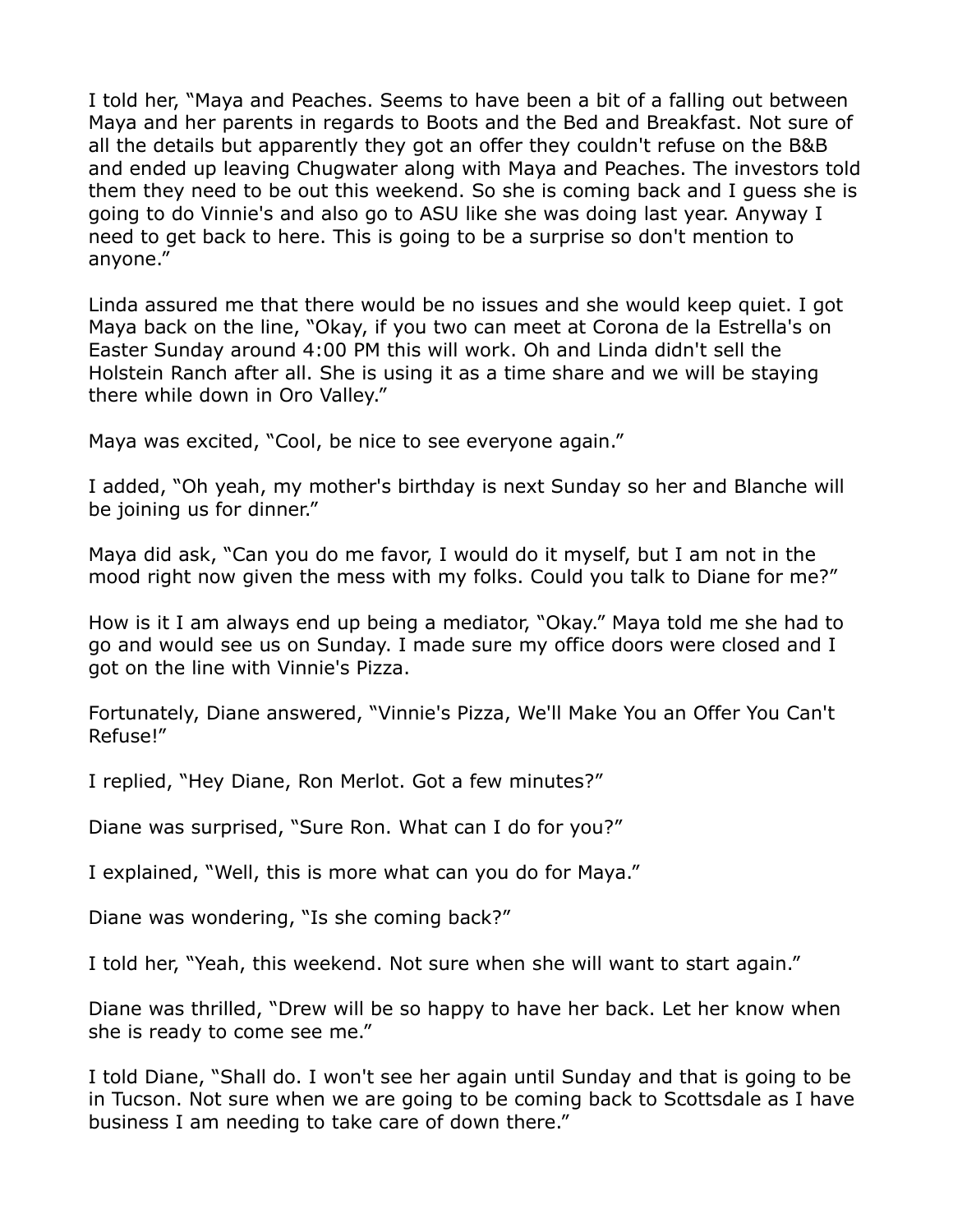I told her, "Maya and Peaches. Seems to have been a bit of a falling out between Maya and her parents in regards to Boots and the Bed and Breakfast. Not sure of all the details but apparently they got an offer they couldn't refuse on the B&B and ended up leaving Chugwater along with Maya and Peaches. The investors told them they need to be out this weekend. So she is coming back and I guess she is going to do Vinnie's and also go to ASU like she was doing last year. Anyway I need to get back to here. This is going to be a surprise so don't mention to anyone."

Linda assured me that there would be no issues and she would keep quiet. I got Maya back on the line, "Okay, if you two can meet at Corona de la Estrella's on Easter Sunday around 4:00 PM this will work. Oh and Linda didn't sell the Holstein Ranch after all. She is using it as a time share and we will be staying there while down in Oro Valley."

Maya was excited, "Cool, be nice to see everyone again."

I added, "Oh yeah, my mother's birthday is next Sunday so her and Blanche will be joining us for dinner."

Maya did ask, "Can you do me favor, I would do it myself, but I am not in the mood right now given the mess with my folks. Could you talk to Diane for me?"

How is it I am always end up being a mediator, "Okay." Maya told me she had to go and would see us on Sunday. I made sure my office doors were closed and I got on the line with Vinnie's Pizza.

Fortunately, Diane answered, "Vinnie's Pizza, We'll Make You an Offer You Can't Refuse!"

I replied, "Hey Diane, Ron Merlot. Got a few minutes?"

Diane was surprised, "Sure Ron. What can I do for you?"

I explained, "Well, this is more what can you do for Maya."

Diane was wondering, "Is she coming back?"

I told her, "Yeah, this weekend. Not sure when she will want to start again."

Diane was thrilled, "Drew will be so happy to have her back. Let her know when she is ready to come see me."

I told Diane, "Shall do. I won't see her again until Sunday and that is going to be in Tucson. Not sure when we are going to be coming back to Scottsdale as I have business I am needing to take care of down there."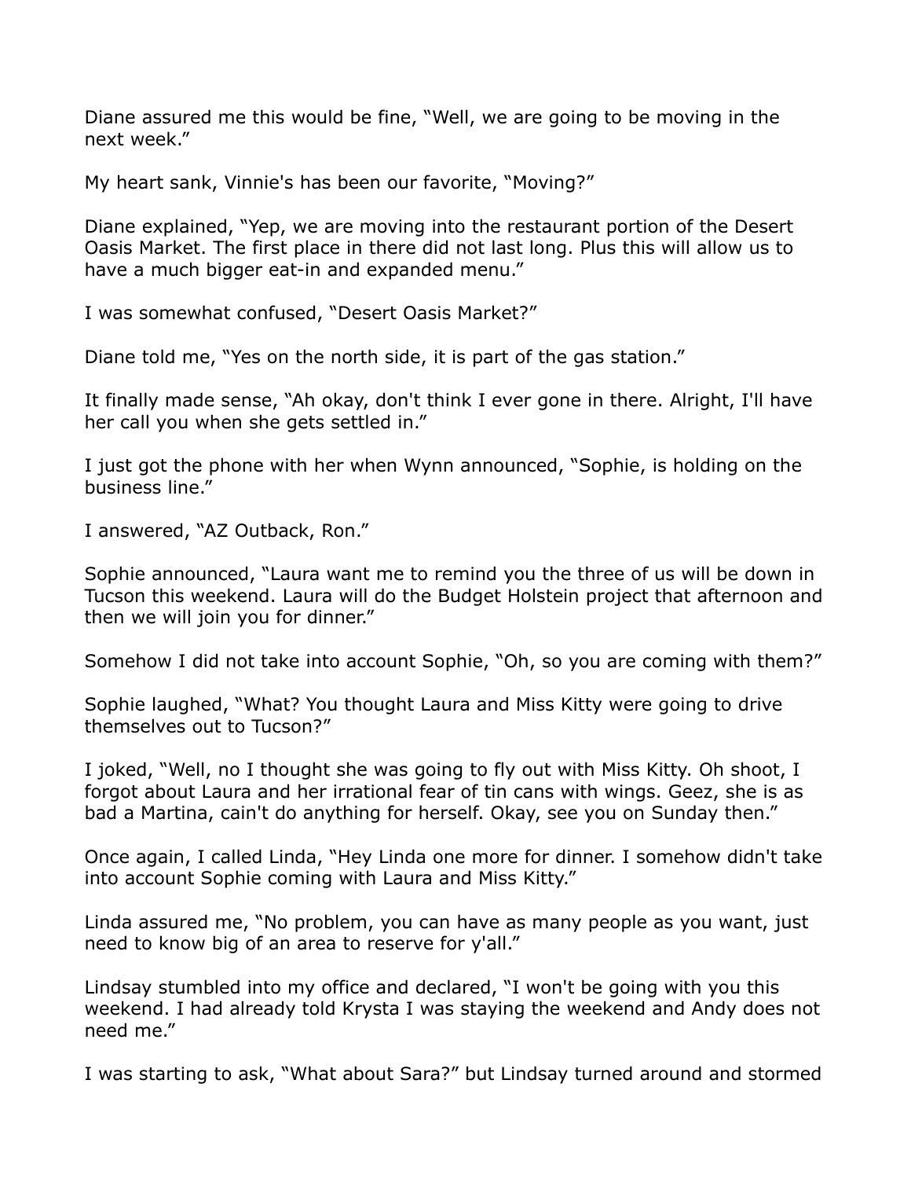Diane assured me this would be fine, “Well, we are going to be moving in the next week.”

My heart sank, Vinnie's has been our favorite, “Moving?”

Diane explained, “Yep, we are moving into the restaurant portion of the Desert Oasis Market. The first place in there did not last long. Plus this will allow us to have a much bigger eat-in and expanded menu.”

I was somewhat confused, “Desert Oasis Market?”

Diane told me, “Yes on the north side, it is part of the gas station.”

It finally made sense, “Ah okay, don't think I ever gone in there. Alright, I'll have her call you when she gets settled in.”

I just got the phone with her when Wynn announced, “Sophie, is holding on the business line.”

I answered, “AZ Outback, Ron.”

Sophie announced, “Laura want me to remind you the three of us will be down in Tucson this weekend. Laura will do the Budget Holstein project that afternoon and then we will join you for dinner.”

Somehow I did not take into account Sophie, “Oh, so you are coming with them?”

Sophie laughed, “What? You thought Laura and Miss Kitty were going to drive themselves out to Tucson?”

I joked, “Well, no I thought she was going to fly out with Miss Kitty. Oh shoot, I forgot about Laura and her irrational fear of tin cans with wings. Geez, she is as bad a Martina, cain't do anything for herself. Okay, see you on Sunday then.”

Once again, I called Linda, “Hey Linda one more for dinner. I somehow didn't take into account Sophie coming with Laura and Miss Kitty.”

Linda assured me, “No problem, you can have as many people as you want, just need to know big of an area to reserve for y'all.”

Lindsay stumbled into my office and declared, “I won't be going with you this weekend. I had already told Krysta I was staying the weekend and Andy does not need me.”

I was starting to ask, “What about Sara?” but Lindsay turned around and stormed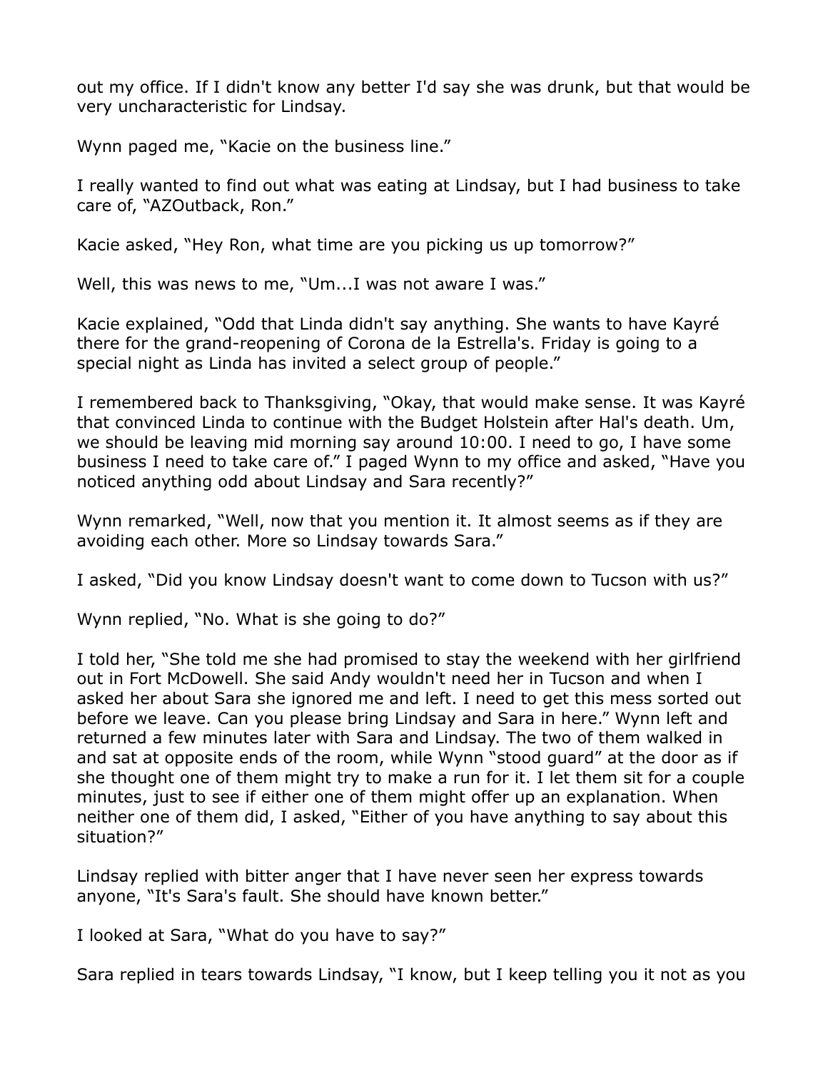out my office. If I didn't know any better I'd say she was drunk, but that would be very uncharacteristic for Lindsay.

Wynn paged me, "Kacie on the business line."

I really wanted to find out what was eating at Lindsay, but I had business to take care of, "AZOutback, Ron."

Kacie asked, "Hey Ron, what time are you picking us up tomorrow?"

Well, this was news to me, "Um...I was not aware I was."

Kacie explained, "Odd that Linda didn't say anything. She wants to have Kayré there for the grand-reopening of Corona de la Estrella's. Friday is going to a special night as Linda has invited a select group of people."

I remembered back to Thanksgiving, "Okay, that would make sense. It was Kayré that convinced Linda to continue with the Budget Holstein after Hal's death. Um, we should be leaving mid morning say around 10:00. I need to go, I have some business I need to take care of." I paged Wynn to my office and asked, "Have you noticed anything odd about Lindsay and Sara recently?"

Wynn remarked, "Well, now that you mention it. It almost seems as if they are avoiding each other. More so Lindsay towards Sara."

I asked, "Did you know Lindsay doesn't want to come down to Tucson with us?"

Wynn replied, "No. What is she going to do?"

I told her, "She told me she had promised to stay the weekend with her girlfriend out in Fort McDowell. She said Andy wouldn't need her in Tucson and when I asked her about Sara she ignored me and left. I need to get this mess sorted out before we leave. Can you please bring Lindsay and Sara in here." Wynn left and returned a few minutes later with Sara and Lindsay. The two of them walked in and sat at opposite ends of the room, while Wynn "stood guard" at the door as if she thought one of them might try to make a run for it. I let them sit for a couple minutes, just to see if either one of them might offer up an explanation. When neither one of them did, I asked, "Either of you have anything to say about this situation?"

Lindsay replied with bitter anger that I have never seen her express towards anyone, "It's Sara's fault. She should have known better."

I looked at Sara, "What do you have to say?"

Sara replied in tears towards Lindsay, "I know, but I keep telling you it not as you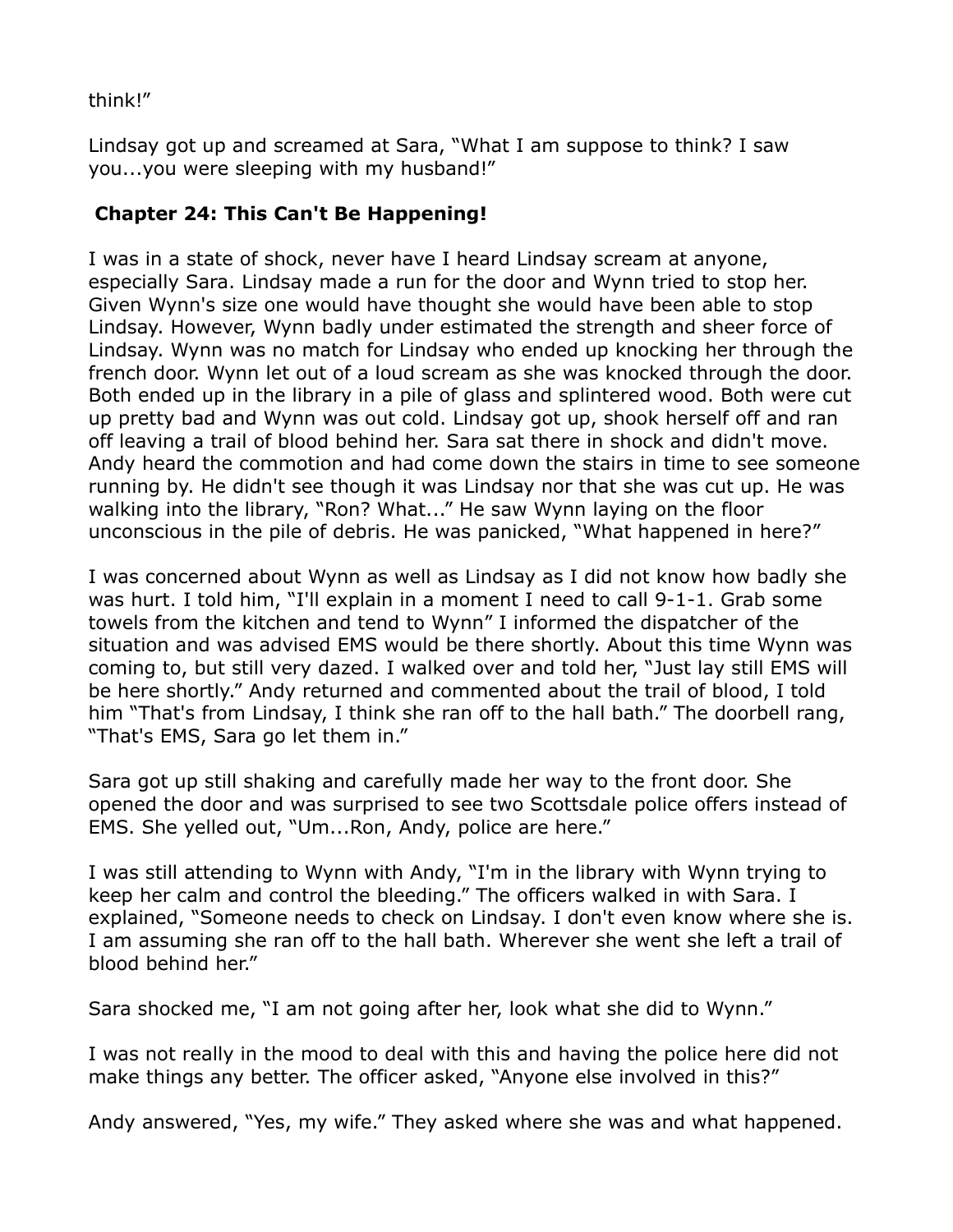think!"

Lindsay got up and screamed at Sara, "What I am suppose to think? I saw you...you were sleeping with my husband!"

## Chapter 24: This Can't Be Happening!

I was in a state of shock, never have I heard Lindsay scream at anyone, especially Sara. Lindsay made a run for the door and Wynn tried to stop her. Given Wynn's size one would have thought she would have been able to stop Lindsay. However, Wynn badly under estimated the strength and sheer force of Lindsay. Wynn was no match for Lindsay who ended up knocking her through the french door. Wynn let out of a loud scream as she was knocked through the door. Both ended up in the library in a pile of glass and splintered wood. Both were cut up pretty bad and Wynn was out cold. Lindsay got up, shook herself off and ran off leaving a trail of blood behind her. Sara sat there in shock and didn't move. Andy heard the commotion and had come down the stairs in time to see someone running by. He didn't see though it was Lindsay nor that she was cut up. He was walking into the library, "Ron? What..." He saw Wynn laying on the floor unconscious in the pile of debris. He was panicked, "What happened in here?"

I was concerned about Wynn as well as Lindsay as I did not know how badly she was hurt. I told him, "I'll explain in a moment I need to call 9-1-1. Grab some towels from the kitchen and tend to Wynn" I informed the dispatcher of the situation and was advised EMS would be there shortly. About this time Wynn was coming to, but still very dazed. I walked over and told her, "Just lay still EMS will be here shortly." Andy returned and commented about the trail of blood, I told him "That's from Lindsay, I think she ran off to the hall bath." The doorbell rang, "That's EMS, Sara go let them in."

Sara got up still shaking and carefully made her way to the front door. She opened the door and was surprised to see two Scottsdale police offers instead of EMS. She yelled out, "Um...Ron, Andy, police are here."

I was still attending to Wynn with Andy, "I'm in the library with Wynn trying to keep her calm and control the bleeding." The officers walked in with Sara. I explained, "Someone needs to check on Lindsay. I don't even know where she is. I am assuming she ran off to the hall bath. Wherever she went she left a trail of blood behind her."

Sara shocked me, "I am not going after her, look what she did to Wynn."

I was not really in the mood to deal with this and having the police here did not make things any better. The officer asked, "Anyone else involved in this?"

Andy answered, "Yes, my wife." They asked where she was and what happened.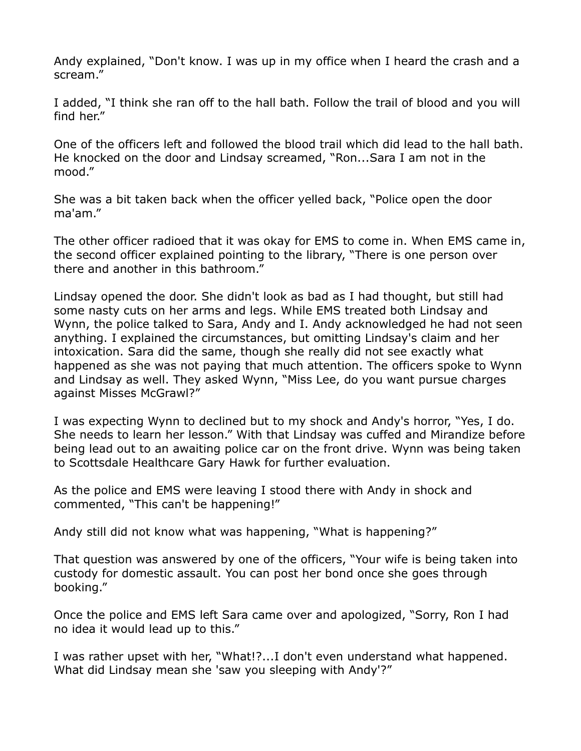Andy explained, “Don't know. I was up in my office when I heard the crash and a scream.”

I added, “I think she ran off to the hall bath. Follow the trail of blood and you will find her.”

One of the officers left and followed the blood trail which did lead to the hall bath. He knocked on the door and Lindsay screamed, “Ron...Sara I am not in the mood.”

She was a bit taken back when the officer yelled back, “Police open the door ma'am.”

The other officer radioed that it was okay for EMS to come in. When EMS came in, the second officer explained pointing to the library, “There is one person over there and another in this bathroom.”

Lindsay opened the door. She didn't look as bad as I had thought, but still had some nasty cuts on her arms and legs. While EMS treated both Lindsay and Wynn, the police talked to Sara, Andy and I. Andy acknowledged he had not seen anything. I explained the circumstances, but omitting Lindsay's claim and her intoxication. Sara did the same, though she really did not see exactly what happened as she was not paying that much attention. The officers spoke to Wynn and Lindsay as well. They asked Wynn, “Miss Lee, do you want pursue charges against Misses McGrawl?”

I was expecting Wynn to declined but to my shock and Andy's horror, “Yes, I do. She needs to learn her lesson.” With that Lindsay was cuffed and Mirandize before being lead out to an awaiting police car on the front drive. Wynn was being taken to Scottsdale Healthcare Gary Hawk for further evaluation.

As the police and EMS were leaving I stood there with Andy in shock and commented, “This can't be happening!”

Andy still did not know what was happening, “What is happening?”

That question was answered by one of the officers, “Your wife is being taken into custody for domestic assault. You can post her bond once she goes through booking.”

Once the police and EMS left Sara came over and apologized, “Sorry, Ron I had no idea it would lead up to this.”

I was rather upset with her, “What!?...I don't even understand what happened. What did Lindsay mean she 'saw you sleeping with Andy'?”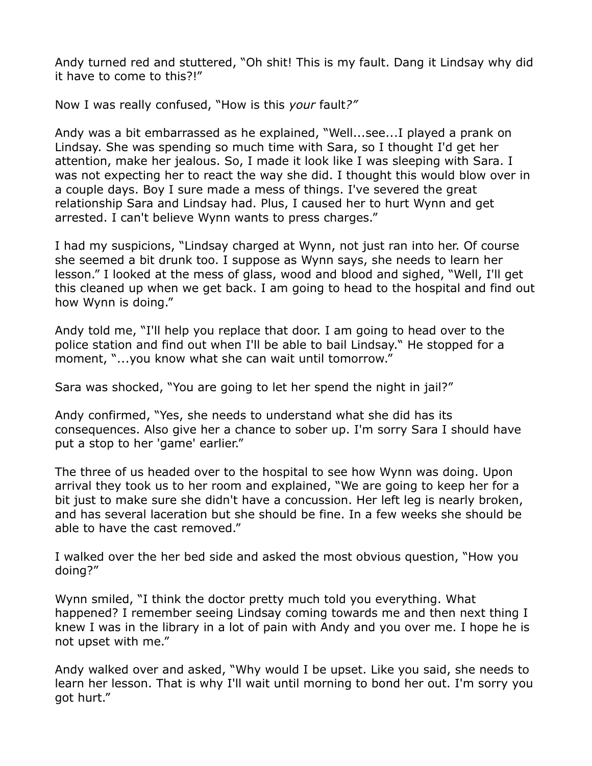Andy turned red and stuttered, "Oh shit! This is my fault. Dang it Lindsay why did it have to come to this?!"

Now I was really confused, "How is this *your* fault*?"*

Andy was a bit embarrassed as he explained, "Well...see...I played a prank on Lindsay. She was spending so much time with Sara, so I thought I'd get her attention, make her jealous. So, I made it look like I was sleeping with Sara. I was not expecting her to react the way she did. I thought this would blow over in a couple days. Boy I sure made a mess of things. I've severed the great relationship Sara and Lindsay had. Plus, I caused her to hurt Wynn and get arrested. I can't believe Wynn wants to press charges."

I had my suspicions, "Lindsay charged at Wynn, not just ran into her. Of course she seemed a bit drunk too. I suppose as Wynn says, she needs to learn her lesson." I looked at the mess of glass, wood and blood and sighed, "Well, I'll get this cleaned up when we get back. I am going to head to the hospital and find out how Wynn is doing."

Andy told me, "I'll help you replace that door. I am going to head over to the police station and find out when I'll be able to bail Lindsay." He stopped for a moment, "...you know what she can wait until tomorrow."

Sara was shocked, "You are going to let her spend the night in jail?"

Andy confirmed, "Yes, she needs to understand what she did has its consequences. Also give her a chance to sober up. I'm sorry Sara I should have put a stop to her 'game' earlier."

The three of us headed over to the hospital to see how Wynn was doing. Upon arrival they took us to her room and explained, "We are going to keep her for a bit just to make sure she didn't have a concussion. Her left leg is nearly broken, and has several laceration but she should be fine. In a few weeks she should be able to have the cast removed."

I walked over the her bed side and asked the most obvious question, "How you doing?"

Wynn smiled, "I think the doctor pretty much told you everything. What happened? I remember seeing Lindsay coming towards me and then next thing I knew I was in the library in a lot of pain with Andy and you over me. I hope he is not upset with me."

Andy walked over and asked, "Why would I be upset. Like you said, she needs to learn her lesson. That is why I'll wait until morning to bond her out. I'm sorry you got hurt."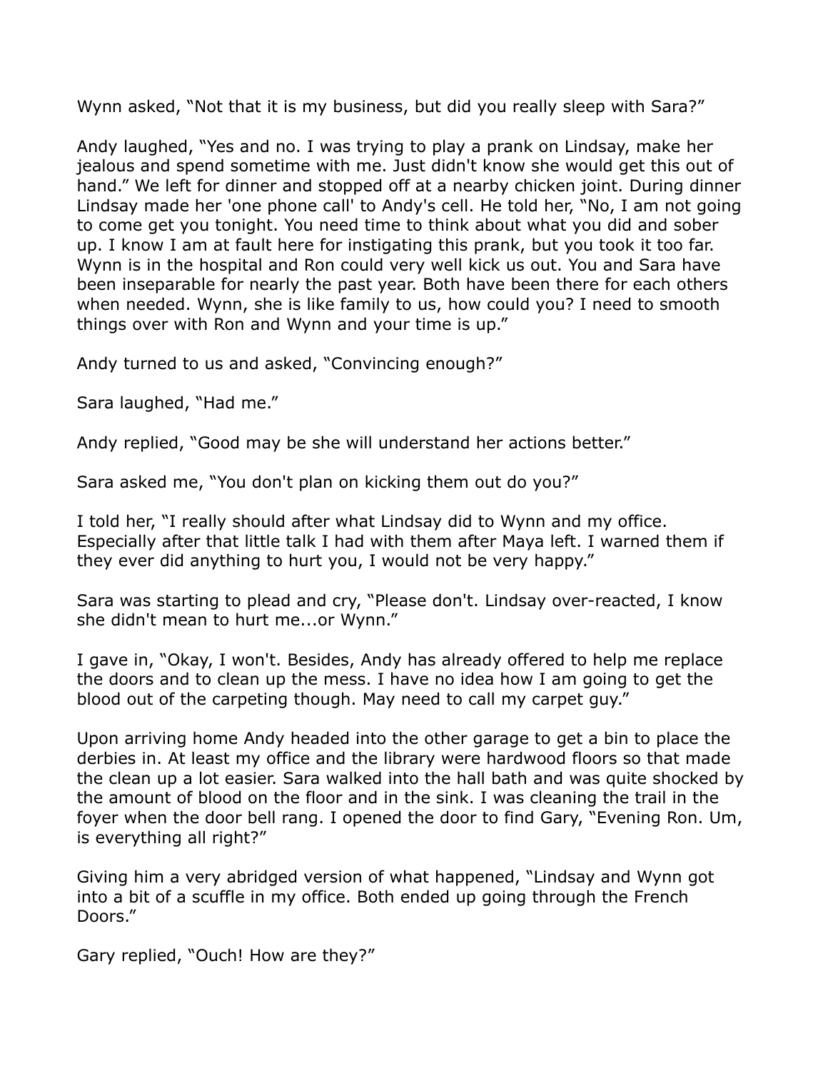Wynn asked, “Not that it is my business, but did you really sleep with Sara?”

Andy laughed, “Yes and no. I was trying to play a prank on Lindsay, make her jealous and spend sometime with me. Just didn't know she would get this out of hand.” We left for dinner and stopped off at a nearby chicken joint. During dinner Lindsay made her 'one phone call' to Andy's cell. He told her, “No, I am not going to come get you tonight. You need time to think about what you did and sober up. I know I am at fault here for instigating this prank, but you took it too far. Wynn is in the hospital and Ron could very well kick us out. You and Sara have been inseparable for nearly the past year. Both have been there for each others when needed. Wynn, she is like family to us, how could you? I need to smooth things over with Ron and Wynn and your time is up.”

Andy turned to us and asked, “Convincing enough?”

Sara laughed, “Had me.”

Andy replied, “Good may be she will understand her actions better.”

Sara asked me, “You don't plan on kicking them out do you?”

I told her, “I really should after what Lindsay did to Wynn and my office. Especially after that little talk I had with them after Maya left. I warned them if they ever did anything to hurt you, I would not be very happy.”

Sara was starting to plead and cry, “Please don't. Lindsay over-reacted, I know she didn't mean to hurt me...or Wynn.”

I gave in, “Okay, I won't. Besides, Andy has already offered to help me replace the doors and to clean up the mess. I have no idea how I am going to get the blood out of the carpeting though. May need to call my carpet guy.”

Upon arriving home Andy headed into the other garage to get a bin to place the derbies in. At least my office and the library were hardwood floors so that made the clean up a lot easier. Sara walked into the hall bath and was quite shocked by the amount of blood on the floor and in the sink. I was cleaning the trail in the foyer when the door bell rang. I opened the door to find Gary, “Evening Ron. Um, is everything all right?”

Giving him a very abridged version of what happened, “Lindsay and Wynn got into a bit of a scuffle in my office. Both ended up going through the French Doors.”

Gary replied, “Ouch! How are they?”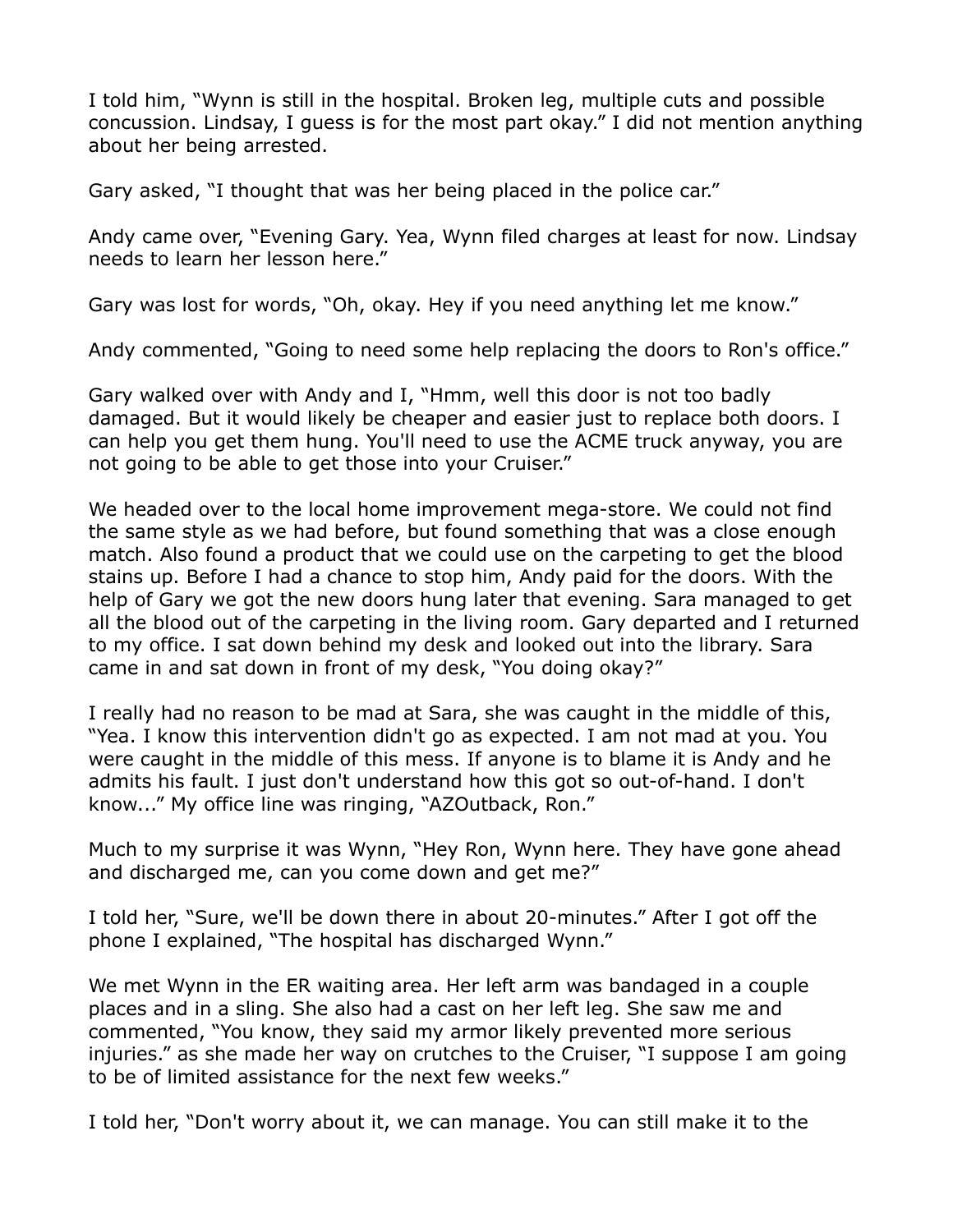I told him, “Wynn is still in the hospital. Broken leg, multiple cuts and possible concussion. Lindsay, I guess is for the most part okay.” I did not mention anything about her being arrested.

Gary asked, “I thought that was her being placed in the police car.”

Andy came over, “Evening Gary. Yea, Wynn filed charges at least for now. Lindsay needs to learn her lesson here.”

Gary was lost for words, “Oh, okay. Hey if you need anything let me know.”

Andy commented, “Going to need some help replacing the doors to Ron's office.”

Gary walked over with Andy and I, “Hmm, well this door is not too badly damaged. But it would likely be cheaper and easier just to replace both doors. I can help you get them hung. You'll need to use the ACME truck anyway, you are not going to be able to get those into your Cruiser.”

We headed over to the local home improvement mega-store. We could not find the same style as we had before, but found something that was a close enough match. Also found a product that we could use on the carpeting to get the blood stains up. Before I had a chance to stop him, Andy paid for the doors. With the help of Gary we got the new doors hung later that evening. Sara managed to get all the blood out of the carpeting in the living room. Gary departed and I returned to my office. I sat down behind my desk and looked out into the library. Sara came in and sat down in front of my desk, “You doing okay?”

I really had no reason to be mad at Sara, she was caught in the middle of this, “Yea. I know this intervention didn't go as expected. I am not mad at you. You were caught in the middle of this mess. If anyone is to blame it is Andy and he admits his fault. I just don't understand how this got so out-of-hand. I don't know...” My office line was ringing, “AZOutback, Ron.”

Much to my surprise it was Wynn, “Hey Ron, Wynn here. They have gone ahead and discharged me, can you come down and get me?”

I told her, “Sure, we'll be down there in about 20-minutes.” After I got off the phone I explained, “The hospital has discharged Wynn.”

We met Wynn in the ER waiting area. Her left arm was bandaged in a couple places and in a sling. She also had a cast on her left leg. She saw me and commented, “You know, they said my armor likely prevented more serious injuries.” as she made her way on crutches to the Cruiser, “I suppose I am going to be of limited assistance for the next few weeks.”

I told her, “Don't worry about it, we can manage. You can still make it to the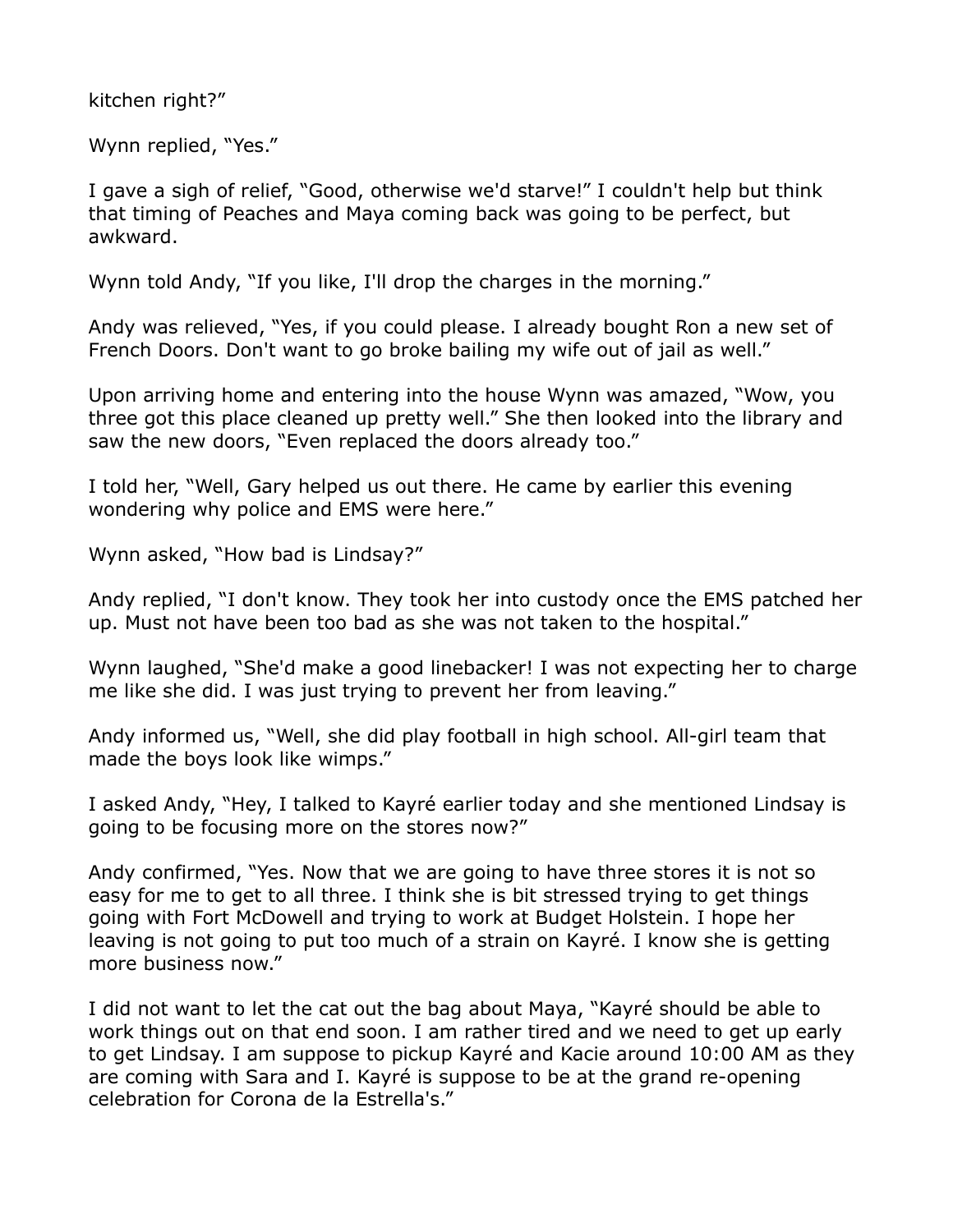kitchen right?"

Wynn replied, "Yes."

I gave a sigh of relief, "Good, otherwise we'd starve!" I couldn't help but think that timing of Peaches and Maya coming back was going to be perfect, but awkward.

Wynn told Andy, "If you like, I'll drop the charges in the morning."

Andy was relieved, "Yes, if you could please. I already bought Ron a new set of French Doors. Don't want to go broke bailing my wife out of jail as well."

Upon arriving home and entering into the house Wynn was amazed, "Wow, you three got this place cleaned up pretty well." She then looked into the library and saw the new doors, "Even replaced the doors already too."

I told her, "Well, Gary helped us out there. He came by earlier this evening wondering why police and EMS were here."

Wynn asked, "How bad is Lindsay?"

Andy replied, "I don't know. They took her into custody once the EMS patched her up. Must not have been too bad as she was not taken to the hospital."

Wynn laughed, "She'd make a good linebacker! I was not expecting her to charge me like she did. I was just trying to prevent her from leaving."

Andy informed us, "Well, she did play football in high school. All-girl team that made the boys look like wimps."

I asked Andy, "Hey, I talked to Kayré earlier today and she mentioned Lindsay is going to be focusing more on the stores now?"

Andy confirmed, "Yes. Now that we are going to have three stores it is not so easy for me to get to all three. I think she is bit stressed trying to get things going with Fort McDowell and trying to work at Budget Holstein. I hope her leaving is not going to put too much of a strain on Kayré. I know she is getting more business now."

I did not want to let the cat out the bag about Maya, "Kayré should be able to work things out on that end soon. I am rather tired and we need to get up early to get Lindsay. I am suppose to pickup Kayré and Kacie around 10:00 AM as they are coming with Sara and I. Kayré is suppose to be at the grand re-opening celebration for Corona de la Estrella's."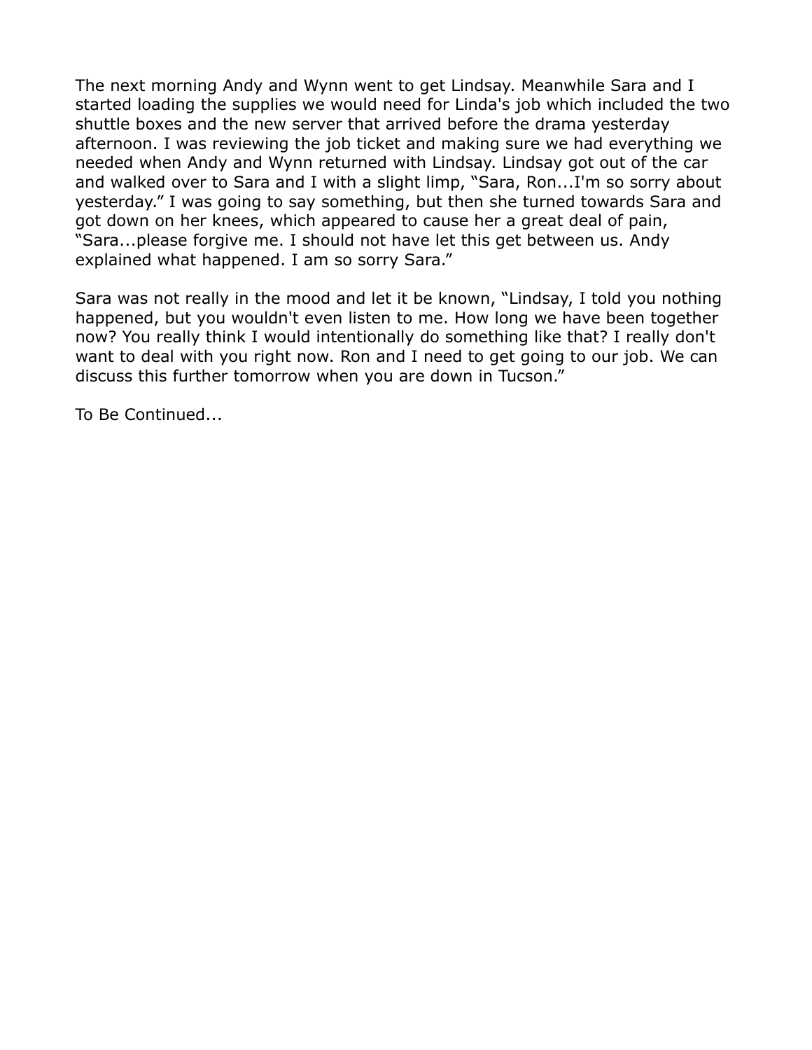The next morning Andy and Wynn went to get Lindsay. Meanwhile Sara and I started loading the supplies we would need for Linda's job which included the two shuttle boxes and the new server that arrived before the drama yesterday afternoon. I was reviewing the job ticket and making sure we had everything we needed when Andy and Wynn returned with Lindsay. Lindsay got out of the car and walked over to Sara and I with a slight limp, "Sara, Ron...I'm so sorry about yesterday." I was going to say something, but then she turned towards Sara and got down on her knees, which appeared to cause her a great deal of pain, "Sara...please forgive me. I should not have let this get between us. Andy explained what happened. I am so sorry Sara."

Sara was not really in the mood and let it be known, "Lindsay, I told you nothing happened, but you wouldn't even listen to me. How long we have been together now? You really think I would intentionally do something like that? I really don't want to deal with you right now. Ron and I need to get going to our job. We can discuss this further tomorrow when you are down in Tucson."

To Be Continued...